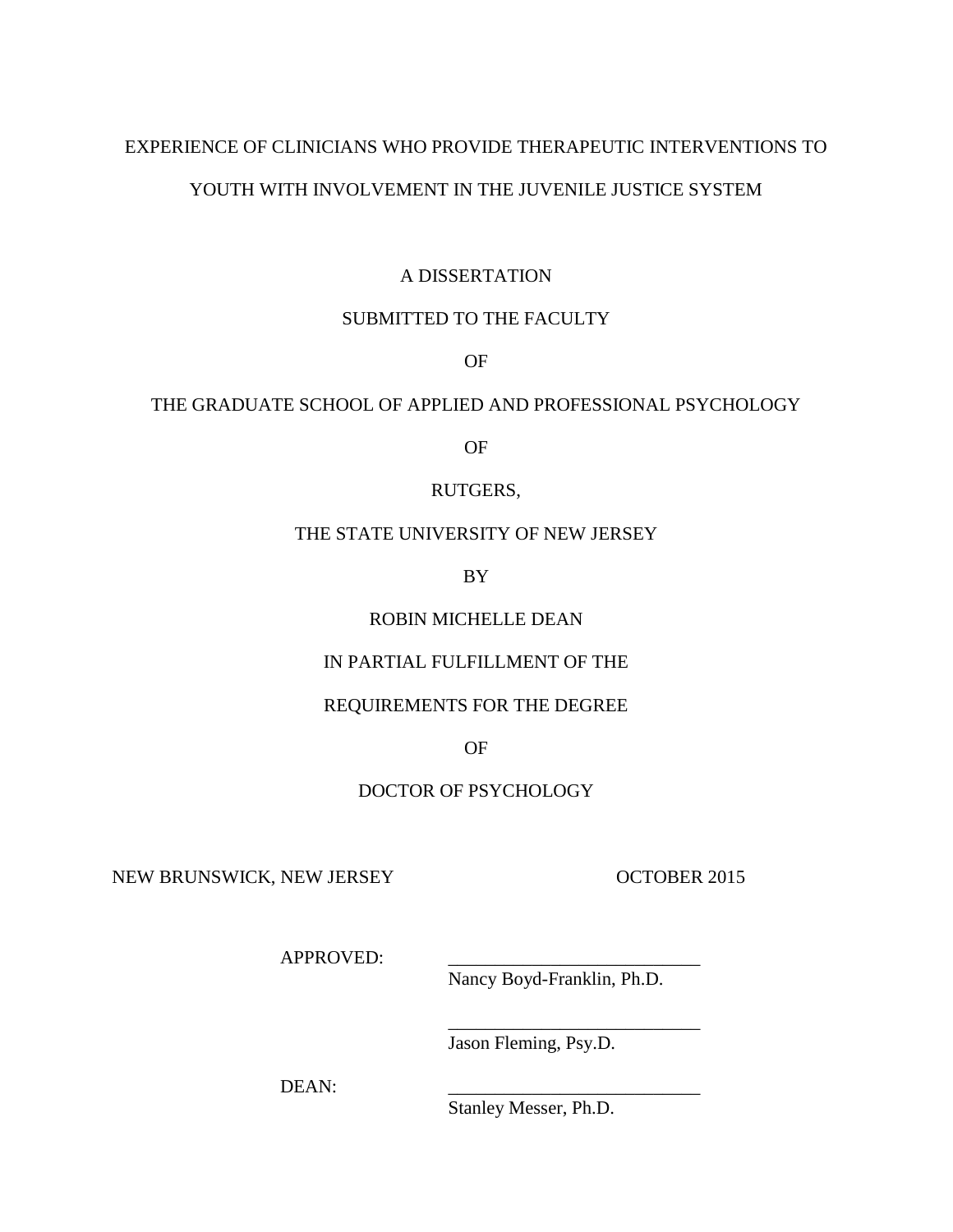# EXPERIENCE OF CLINICIANS WHO PROVIDE THERAPEUTIC INTERVENTIONS TO YOUTH WITH INVOLVEMENT IN THE JUVENILE JUSTICE SYSTEM

A DISSERTATION

SUBMITTED TO THE FACULTY

OF

THE GRADUATE SCHOOL OF APPLIED AND PROFESSIONAL PSYCHOLOGY

OF

RUTGERS,

THE STATE UNIVERSITY OF NEW JERSEY

BY

ROBIN MICHELLE DEAN

IN PARTIAL FULFILLMENT OF THE

REQUIREMENTS FOR THE DEGREE

OF

DOCTOR OF PSYCHOLOGY

NEW BRUNSWICK, NEW JERSEY OCTOBER 2015

APPROVED: ___________________________
Nancy Boyd-Franklin, Ph.D.

___________________________
Jason Fleming, Psy.D.

DEAN: ___________________________
Stanley Messer, Ph.D.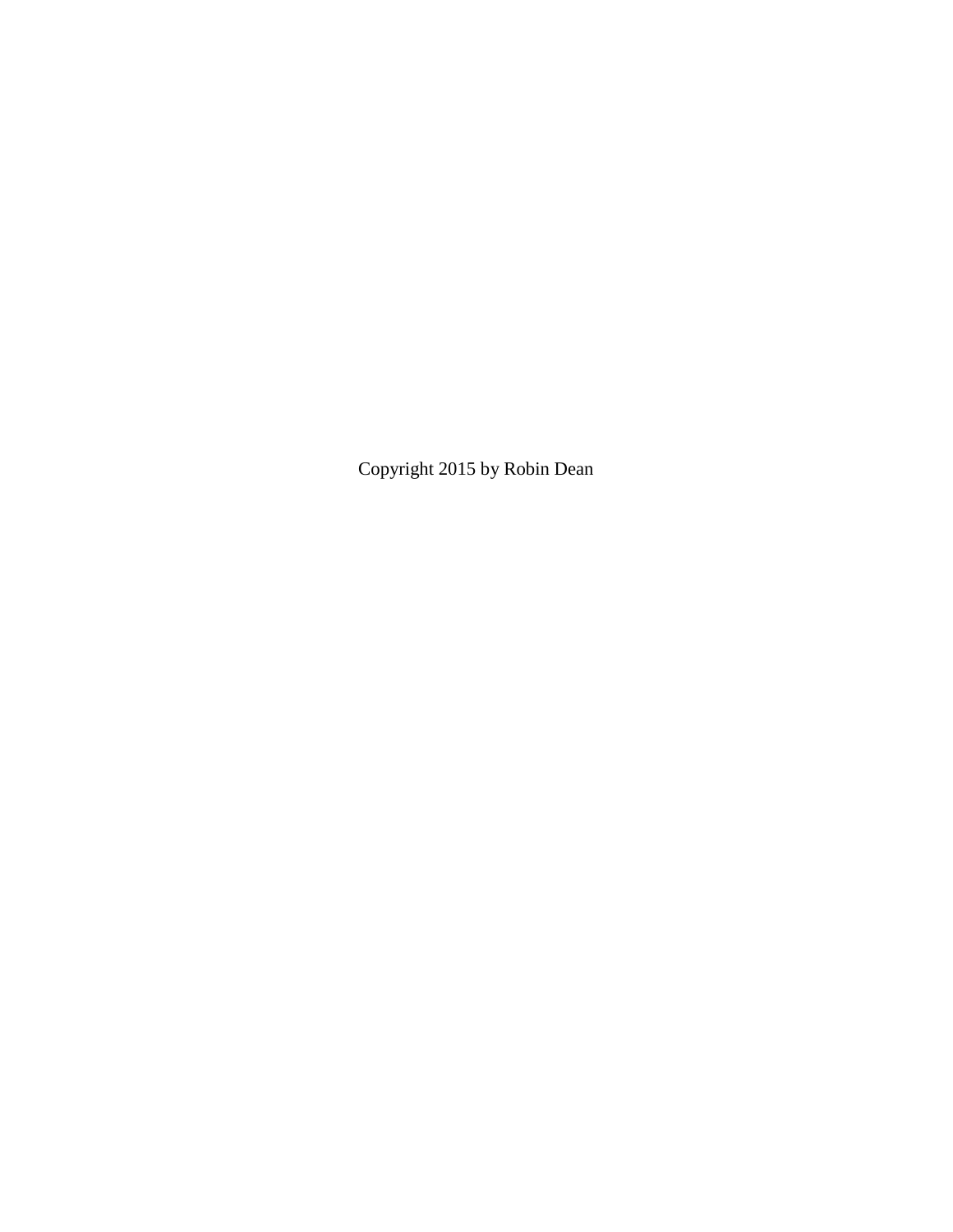Copyright 2015 by Robin Dean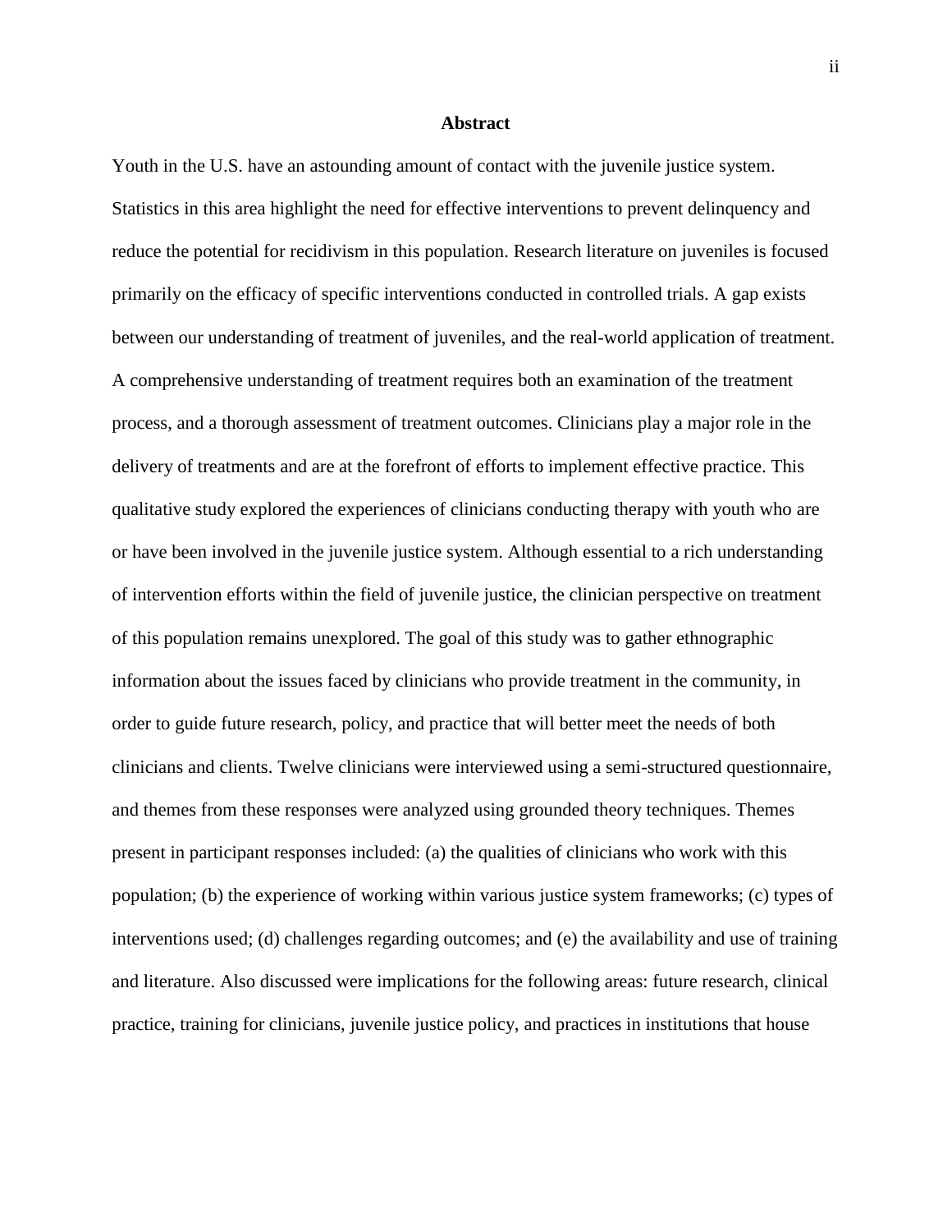**Abstract**

Youth in the U.S. have an astounding amount of contact with the juvenile justice system. Statistics in this area highlight the need for effective interventions to prevent delinquency and reduce the potential for recidivism in this population. Research literature on juveniles is focused primarily on the efficacy of specific interventions conducted in controlled trials. A gap exists between our understanding of treatment of juveniles, and the real-world application of treatment. A comprehensive understanding of treatment requires both an examination of the treatment process, and a thorough assessment of treatment outcomes. Clinicians play a major role in the delivery of treatments and are at the forefront of efforts to implement effective practice. This qualitative study explored the experiences of clinicians conducting therapy with youth who are or have been involved in the juvenile justice system. Although essential to a rich understanding of intervention efforts within the field of juvenile justice, the clinician perspective on treatment of this population remains unexplored. The goal of this study was to gather ethnographic information about the issues faced by clinicians who provide treatment in the community, in order to guide future research, policy, and practice that will better meet the needs of both clinicians and clients. Twelve clinicians were interviewed using a semi-structured questionnaire, and themes from these responses were analyzed using grounded theory techniques. Themes present in participant responses included: (a) the qualities of clinicians who work with this population; (b) the experience of working within various justice system frameworks; (c) types of interventions used; (d) challenges regarding outcomes; and (e) the availability and use of training and literature. Also discussed were implications for the following areas: future research, clinical practice, training for clinicians, juvenile justice policy, and practices in institutions that house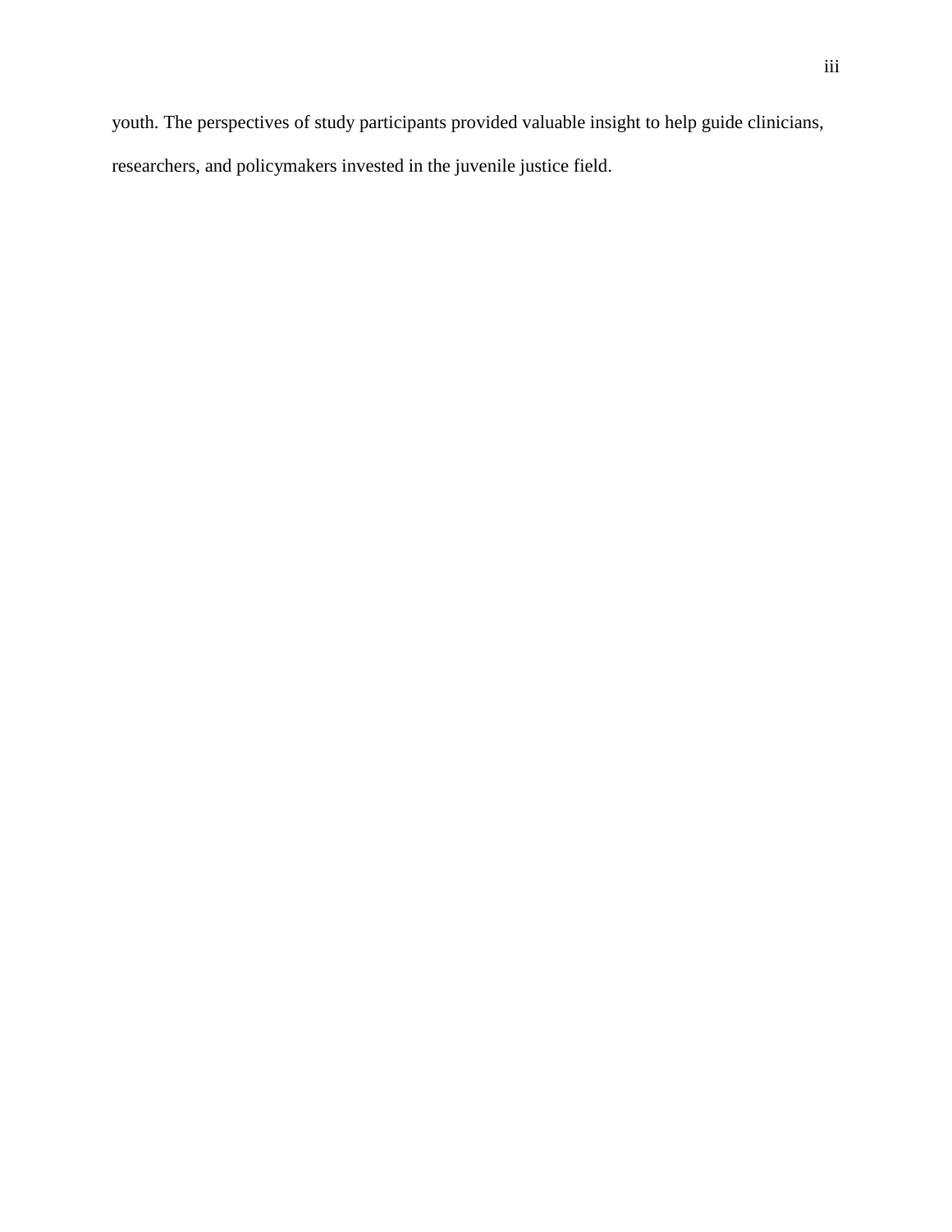youth. The perspectives of study participants provided valuable insight to help guide clinicians, researchers, and policymakers invested in the juvenile justice field.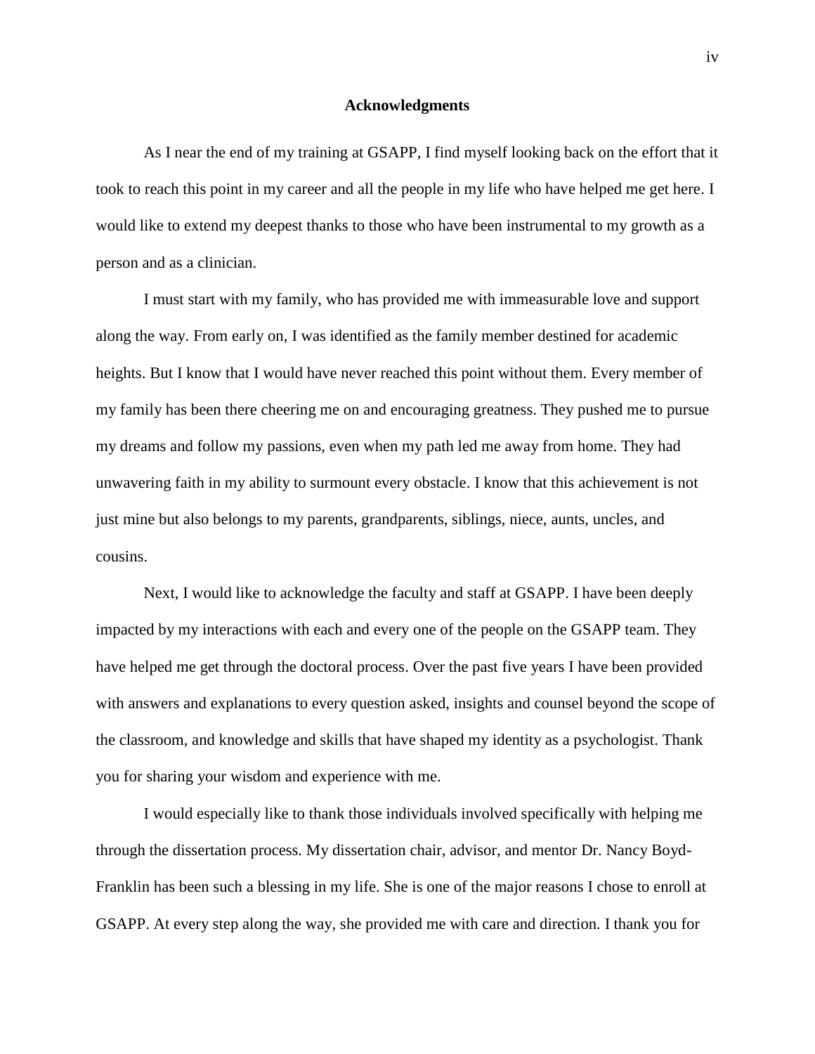## Acknowledgments

As I near the end of my training at GSAPP, I find myself looking back on the effort that it took to reach this point in my career and all the people in my life who have helped me get here. I would like to extend my deepest thanks to those who have been instrumental to my growth as a person and as a clinician.

I must start with my family, who has provided me with immeasurable love and support along the way. From early on, I was identified as the family member destined for academic heights. But I know that I would have never reached this point without them. Every member of my family has been there cheering me on and encouraging greatness. They pushed me to pursue my dreams and follow my passions, even when my path led me away from home. They had unwavering faith in my ability to surmount every obstacle. I know that this achievement is not just mine but also belongs to my parents, grandparents, siblings, niece, aunts, uncles, and cousins.

Next, I would like to acknowledge the faculty and staff at GSAPP. I have been deeply impacted by my interactions with each and every one of the people on the GSAPP team. They have helped me get through the doctoral process. Over the past five years I have been provided with answers and explanations to every question asked, insights and counsel beyond the scope of the classroom, and knowledge and skills that have shaped my identity as a psychologist. Thank you for sharing your wisdom and experience with me.

I would especially like to thank those individuals involved specifically with helping me through the dissertation process. My dissertation chair, advisor, and mentor Dr. Nancy Boyd-Franklin has been such a blessing in my life. She is one of the major reasons I chose to enroll at GSAPP. At every step along the way, she provided me with care and direction. I thank you for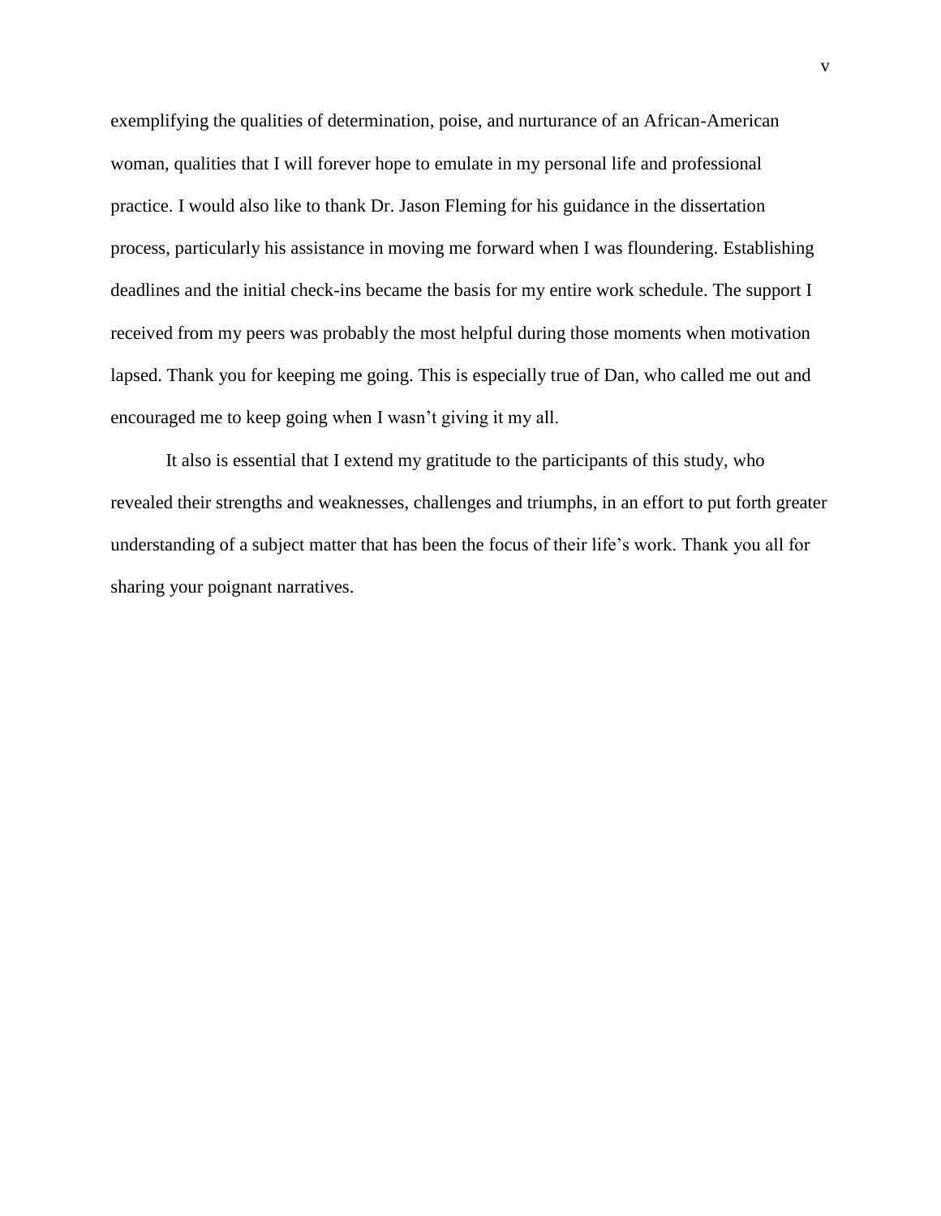exemplifying the qualities of determination, poise, and nurturance of an African-American woman, qualities that I will forever hope to emulate in my personal life and professional practice. I would also like to thank Dr. Jason Fleming for his guidance in the dissertation process, particularly his assistance in moving me forward when I was floundering. Establishing deadlines and the initial check-ins became the basis for my entire work schedule. The support I received from my peers was probably the most helpful during those moments when motivation lapsed. Thank you for keeping me going. This is especially true of Dan, who called me out and encouraged me to keep going when I wasn't giving it my all.

It also is essential that I extend my gratitude to the participants of this study, who revealed their strengths and weaknesses, challenges and triumphs, in an effort to put forth greater understanding of a subject matter that has been the focus of their life's work. Thank you all for sharing your poignant narratives.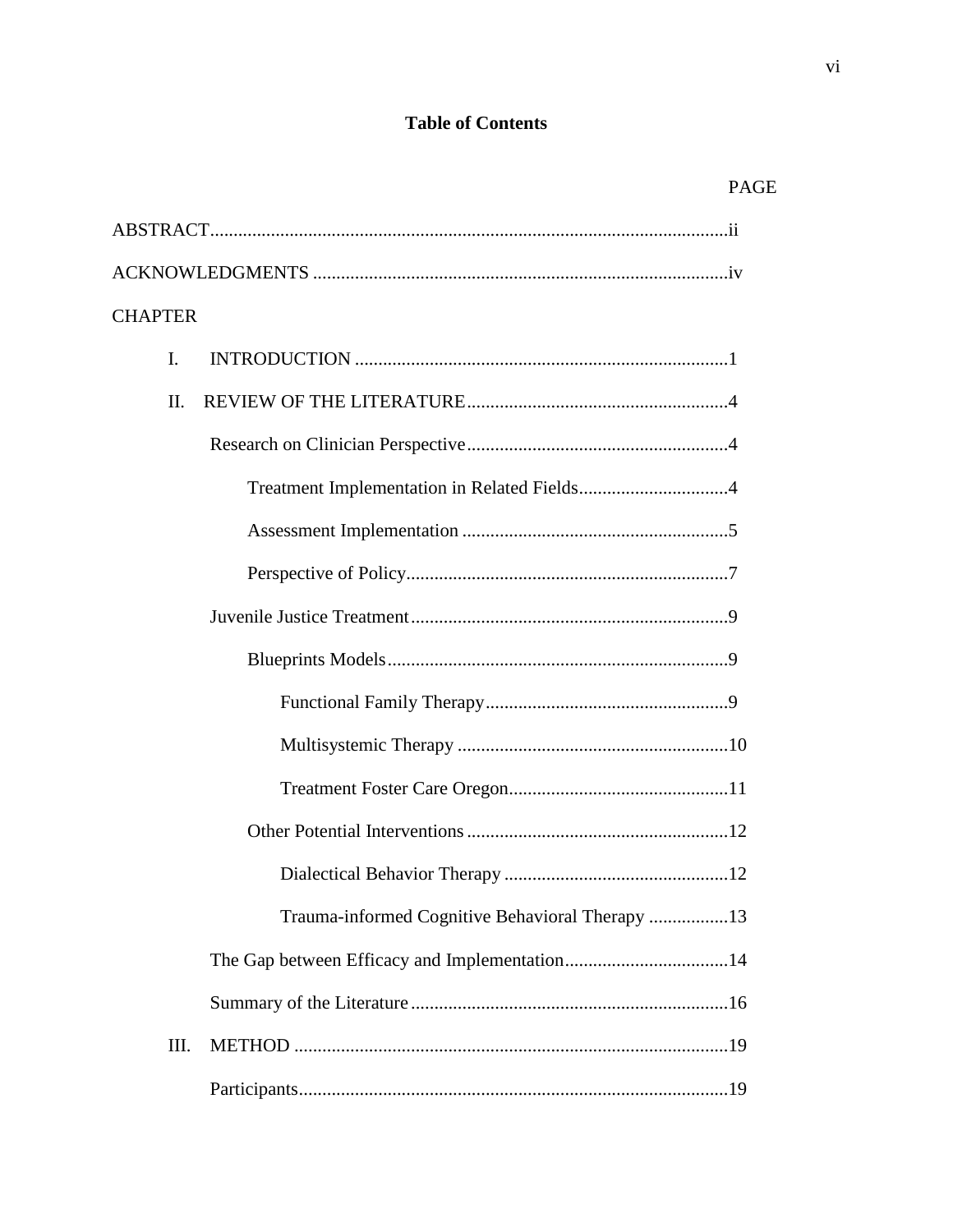# Table of Contents

| | PAGE |
|---|---|
| ABSTRACT | ii |
| ACKNOWLEDGMENTS | iv |
| CHAPTER | |
| I. INTRODUCTION | 1 |
| II. REVIEW OF THE LITERATURE | 4 |
| Research on Clinician Perspective | 4 |
| Treatment Implementation in Related Fields | 4 |
| Assessment Implementation | 5 |
| Perspective of Policy | 7 |
| Juvenile Justice Treatment | 9 |
| Blueprints Models | 9 |
| Functional Family Therapy | 9 |
| Multisystemic Therapy | 10 |
| Treatment Foster Care Oregon | 11 |
| Other Potential Interventions | 12 |
| Dialectical Behavior Therapy | 12 |
| Trauma-informed Cognitive Behavioral Therapy | 13 |
| The Gap between Efficacy and Implementation | 14 |
| Summary of the Literature | 16 |
| III. METHOD | 19 |
| Participants | 19 |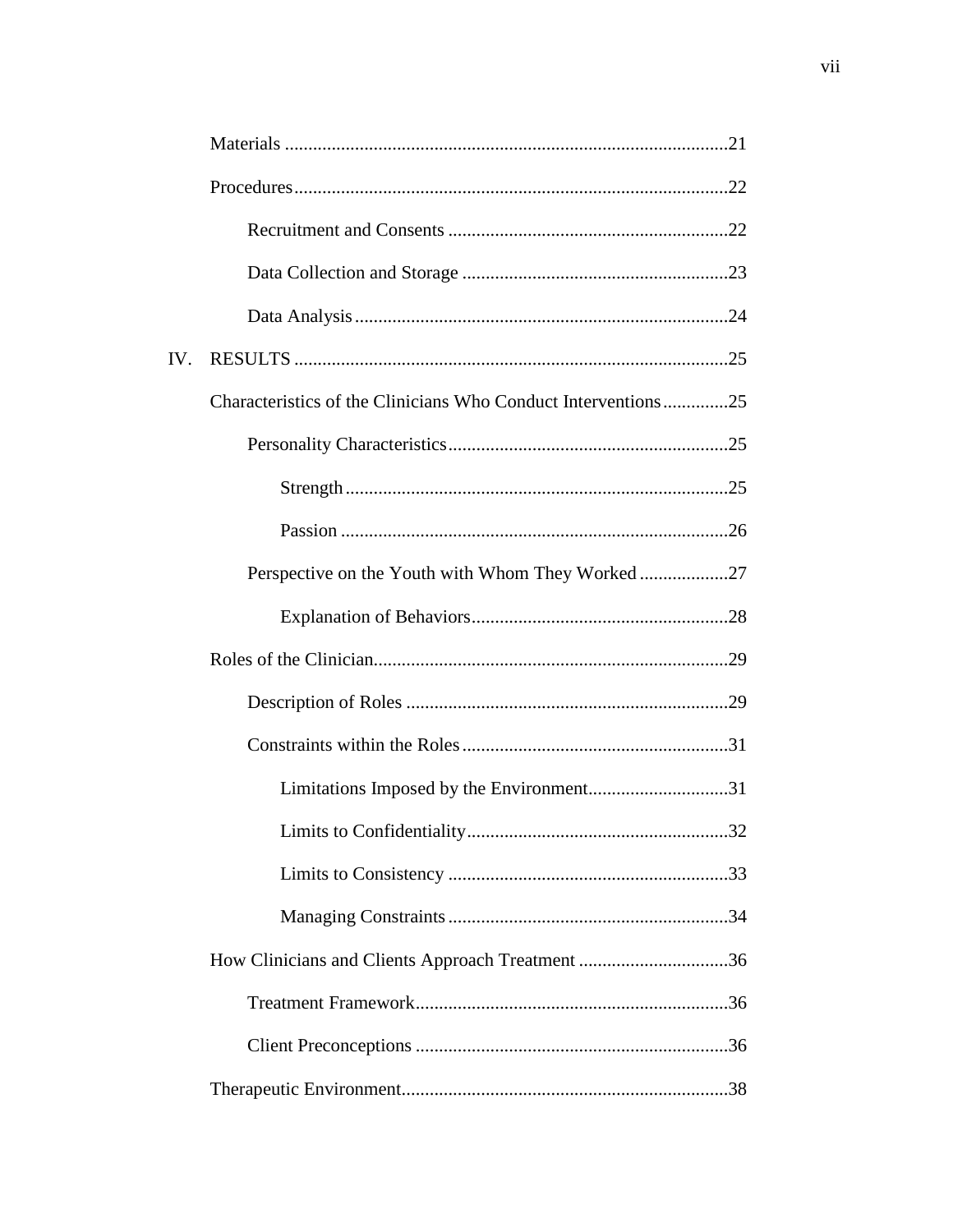- Materials ..............................................................................................21
- Procedures............................................................................................22
  - Recruitment and Consents ............................................................22
  - Data Collection and Storage .........................................................23
  - Data Analysis ...............................................................................24

IV. RESULTS ............................................................................................25

- Characteristics of the Clinicians Who Conduct Interventions ..............25
  - Personality Characteristics............................................................25
    - Strength .................................................................................25
    - Passion ..................................................................................26
  - Perspective on the Youth with Whom They Worked ...................27
    - Explanation of Behaviors.......................................................28
- Roles of the Clinician...........................................................................29
  - Description of Roles ....................................................................29
  - Constraints within the Roles .........................................................31
    - Limitations Imposed by the Environment..............................31
    - Limits to Confidentiality........................................................32
    - Limits to Consistency ............................................................33
    - Managing Constraints ............................................................34
- How Clinicians and Clients Approach Treatment ................................36
  - Treatment Framework...................................................................36
  - Client Preconceptions ..................................................................36
- Therapeutic Environment.....................................................................38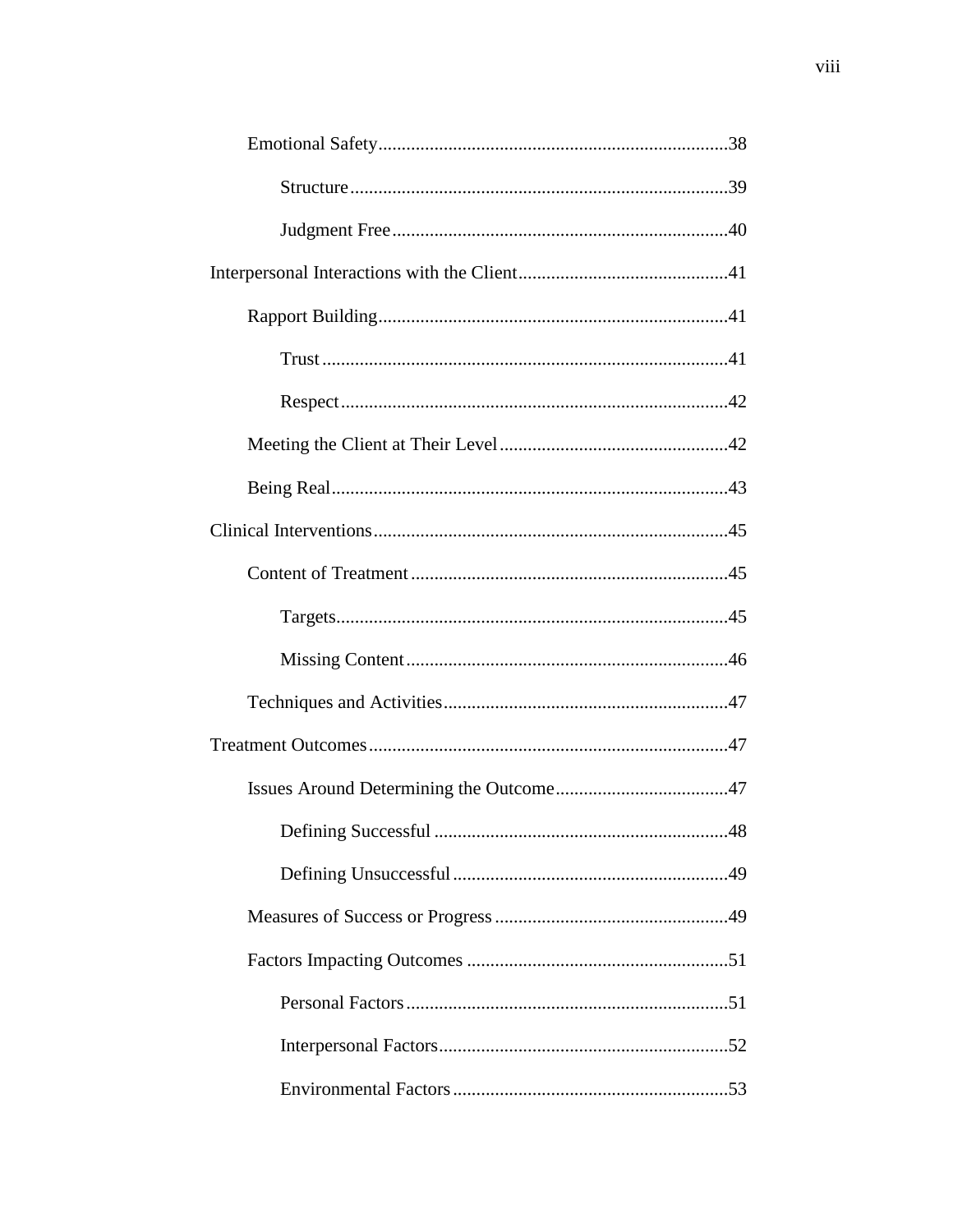Emotional Safety..........................................................................38

Structure................................................................................39

Judgment Free.......................................................................40

Interpersonal Interactions with the Client............................................41

Rapport Building..........................................................................41

Trust......................................................................................41

Respect..................................................................................42

Meeting the Client at Their Level................................................42

Being Real....................................................................................43

Clinical Interventions...........................................................................45

Content of Treatment...................................................................45

Targets...................................................................................45

Missing Content....................................................................46

Techniques and Activities............................................................47

Treatment Outcomes............................................................................47

Issues Around Determining the Outcome.....................................47

Defining Successful ..............................................................48

Defining Unsuccessful..........................................................49

Measures of Success or Progress.................................................49

Factors Impacting Outcomes .......................................................51

Personal Factors....................................................................51

Interpersonal Factors.............................................................52

Environmental Factors..........................................................53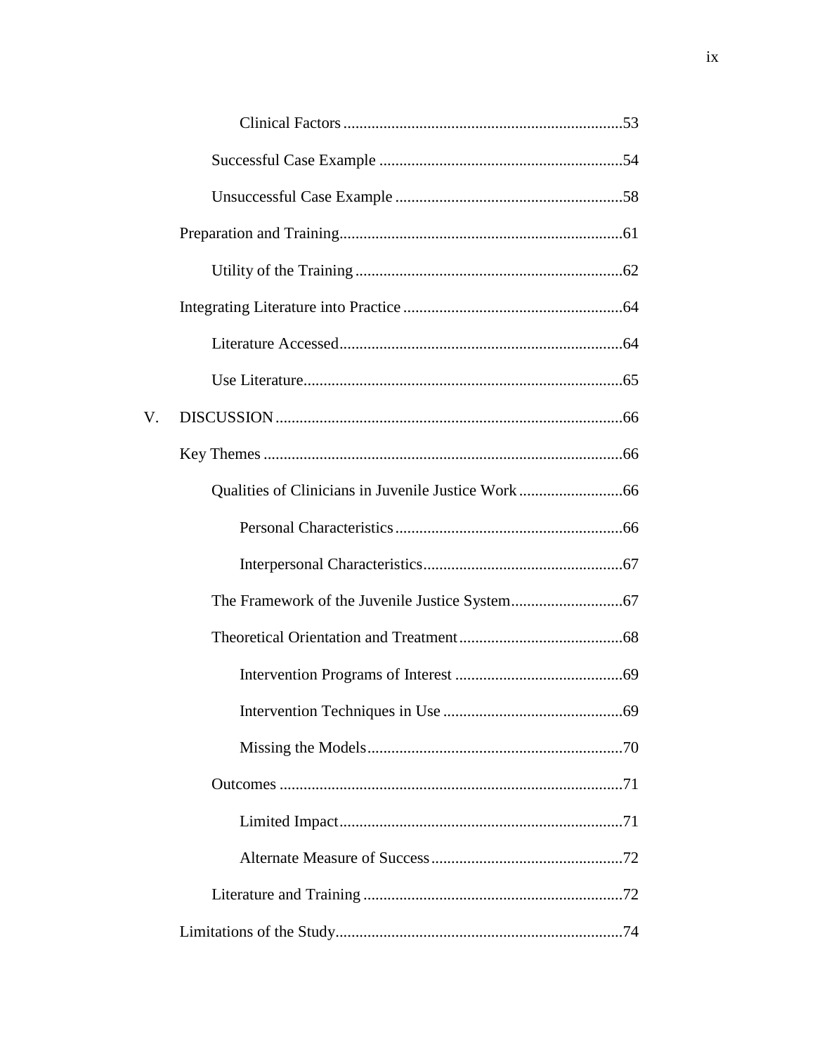Clinical Factors ....................................................................53

Successful Case Example ............................................................54

Unsuccessful Case Example .........................................................58

Preparation and Training.......................................................................61

Utility of the Training ...................................................................62

Integrating Literature into Practice .......................................................64

Literature Accessed.......................................................................64

Use Literature................................................................................65

V. DISCUSSION.......................................................................................66

Key Themes ..........................................................................................66

Qualities of Clinicians in Juvenile Justice Work ..........................66

Personal Characteristics .........................................................66

Interpersonal Characteristics..................................................67

The Framework of the Juvenile Justice System............................67

Theoretical Orientation and Treatment.........................................68

Intervention Programs of Interest ..........................................69

Intervention Techniques in Use .............................................69

Missing the Models................................................................70

Outcomes ......................................................................................71

Limited Impact.......................................................................71

Alternate Measure of Success................................................72

Literature and Training .................................................................72

Limitations of the Study........................................................................74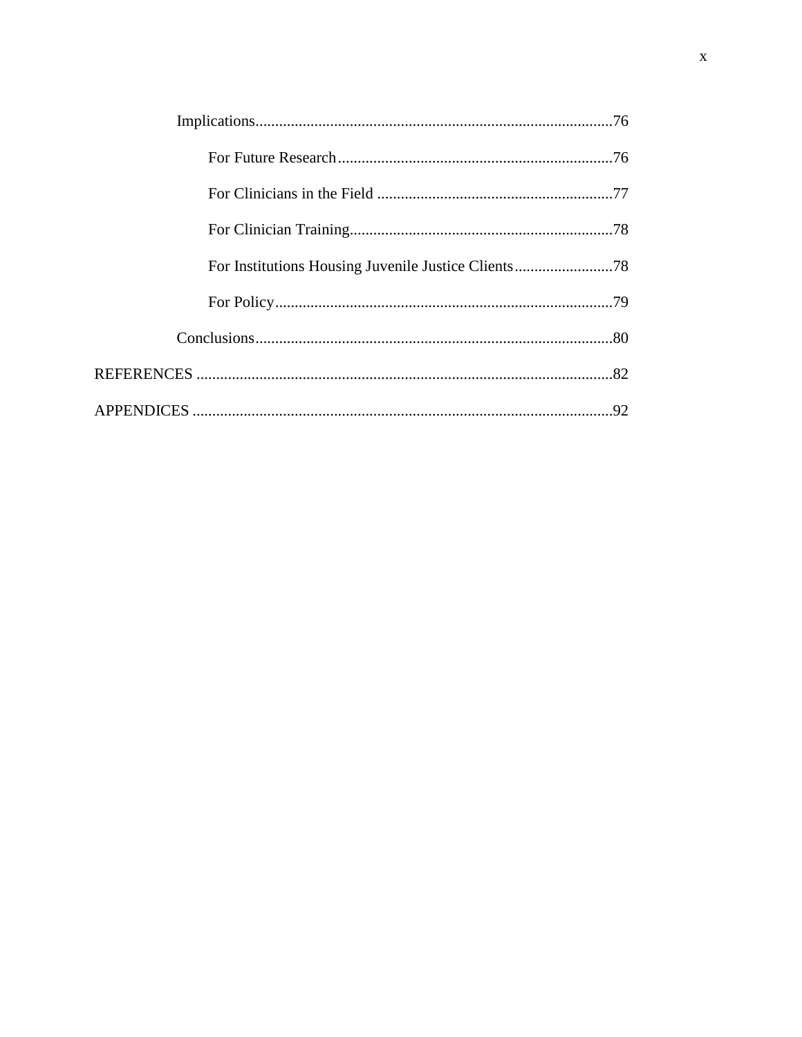Implications....................................................................................76

For Future Research......................................................................76

For Clinicians in the Field .............................................................77

For Clinician Training...................................................................78

For Institutions Housing Juvenile Justice Clients.........................78

For Policy......................................................................................79

Conclusions...................................................................................80

REFERENCES ...........................................................................................82

APPENDICES ...........................................................................................92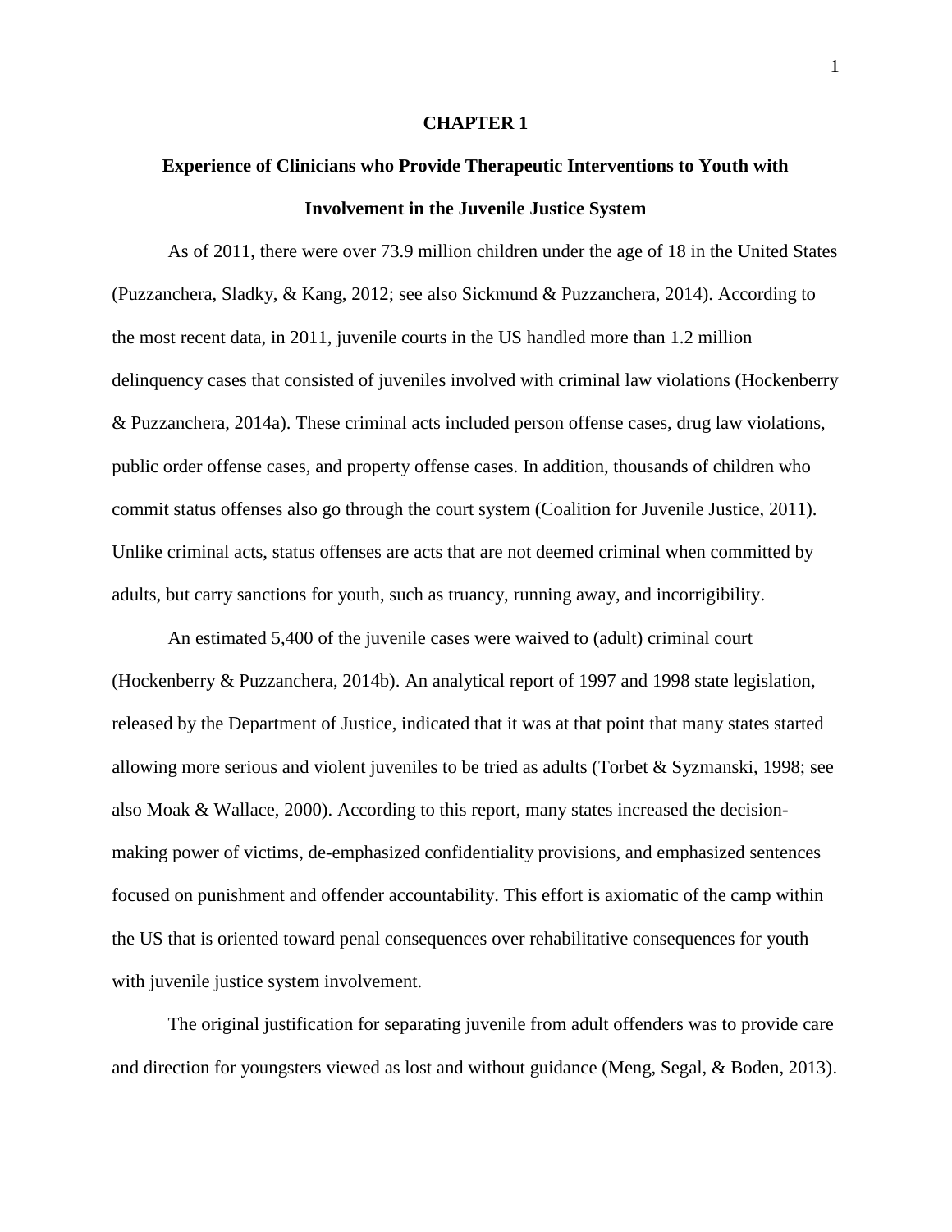# CHAPTER 1

## Experience of Clinicians who Provide Therapeutic Interventions to Youth with Involvement in the Juvenile Justice System

As of 2011, there were over 73.9 million children under the age of 18 in the United States (Puzzanchera, Sladky, & Kang, 2012; see also Sickmund & Puzzanchera, 2014). According to the most recent data, in 2011, juvenile courts in the US handled more than 1.2 million delinquency cases that consisted of juveniles involved with criminal law violations (Hockenberry & Puzzanchera, 2014a). These criminal acts included person offense cases, drug law violations, public order offense cases, and property offense cases. In addition, thousands of children who commit status offenses also go through the court system (Coalition for Juvenile Justice, 2011). Unlike criminal acts, status offenses are acts that are not deemed criminal when committed by adults, but carry sanctions for youth, such as truancy, running away, and incorrigibility.

An estimated 5,400 of the juvenile cases were waived to (adult) criminal court (Hockenberry & Puzzanchera, 2014b). An analytical report of 1997 and 1998 state legislation, released by the Department of Justice, indicated that it was at that point that many states started allowing more serious and violent juveniles to be tried as adults (Torbet & Syzmanski, 1998; see also Moak & Wallace, 2000). According to this report, many states increased the decision-making power of victims, de-emphasized confidentiality provisions, and emphasized sentences focused on punishment and offender accountability. This effort is axiomatic of the camp within the US that is oriented toward penal consequences over rehabilitative consequences for youth with juvenile justice system involvement.

The original justification for separating juvenile from adult offenders was to provide care and direction for youngsters viewed as lost and without guidance (Meng, Segal, & Boden, 2013).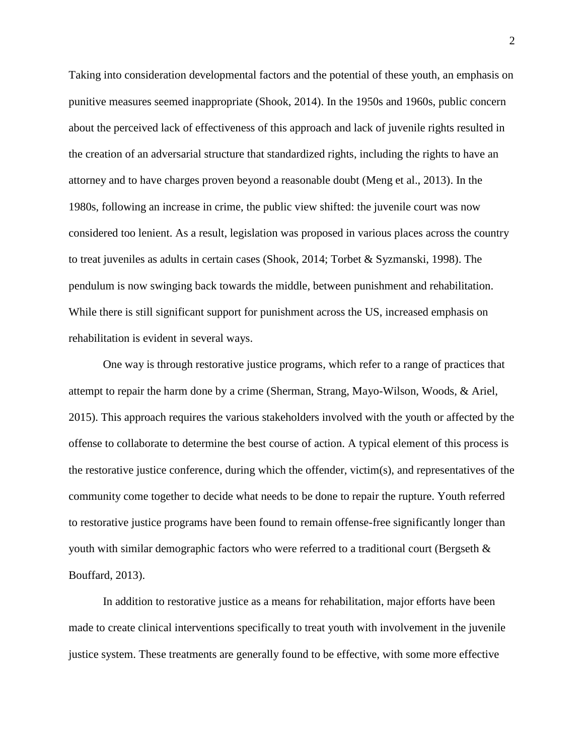Taking into consideration developmental factors and the potential of these youth, an emphasis on punitive measures seemed inappropriate (Shook, 2014). In the 1950s and 1960s, public concern about the perceived lack of effectiveness of this approach and lack of juvenile rights resulted in the creation of an adversarial structure that standardized rights, including the rights to have an attorney and to have charges proven beyond a reasonable doubt (Meng et al., 2013). In the 1980s, following an increase in crime, the public view shifted: the juvenile court was now considered too lenient. As a result, legislation was proposed in various places across the country to treat juveniles as adults in certain cases (Shook, 2014; Torbet & Syzmanski, 1998). The pendulum is now swinging back towards the middle, between punishment and rehabilitation. While there is still significant support for punishment across the US, increased emphasis on rehabilitation is evident in several ways.

One way is through restorative justice programs, which refer to a range of practices that attempt to repair the harm done by a crime (Sherman, Strang, Mayo-Wilson, Woods, & Ariel, 2015). This approach requires the various stakeholders involved with the youth or affected by the offense to collaborate to determine the best course of action. A typical element of this process is the restorative justice conference, during which the offender, victim(s), and representatives of the community come together to decide what needs to be done to repair the rupture. Youth referred to restorative justice programs have been found to remain offense-free significantly longer than youth with similar demographic factors who were referred to a traditional court (Bergseth & Bouffard, 2013).

In addition to restorative justice as a means for rehabilitation, major efforts have been made to create clinical interventions specifically to treat youth with involvement in the juvenile justice system. These treatments are generally found to be effective, with some more effective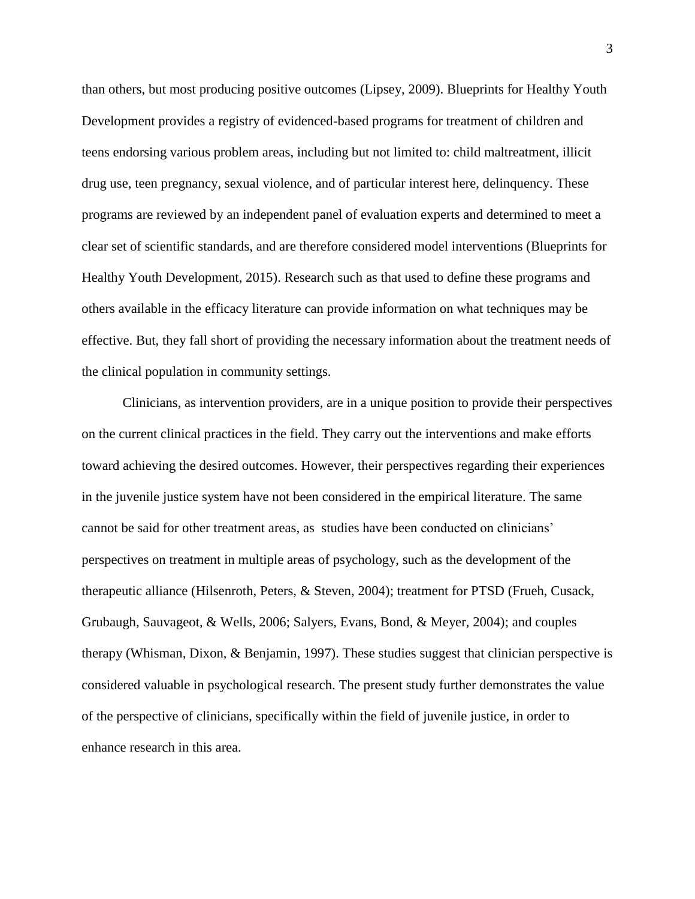than others, but most producing positive outcomes (Lipsey, 2009). Blueprints for Healthy Youth Development provides a registry of evidenced-based programs for treatment of children and teens endorsing various problem areas, including but not limited to: child maltreatment, illicit drug use, teen pregnancy, sexual violence, and of particular interest here, delinquency. These programs are reviewed by an independent panel of evaluation experts and determined to meet a clear set of scientific standards, and are therefore considered model interventions (Blueprints for Healthy Youth Development, 2015). Research such as that used to define these programs and others available in the efficacy literature can provide information on what techniques may be effective. But, they fall short of providing the necessary information about the treatment needs of the clinical population in community settings.

Clinicians, as intervention providers, are in a unique position to provide their perspectives on the current clinical practices in the field. They carry out the interventions and make efforts toward achieving the desired outcomes. However, their perspectives regarding their experiences in the juvenile justice system have not been considered in the empirical literature. The same cannot be said for other treatment areas, as studies have been conducted on clinicians' perspectives on treatment in multiple areas of psychology, such as the development of the therapeutic alliance (Hilsenroth, Peters, & Steven, 2004); treatment for PTSD (Frueh, Cusack, Grubaugh, Sauvageot, & Wells, 2006; Salyers, Evans, Bond, & Meyer, 2004); and couples therapy (Whisman, Dixon, & Benjamin, 1997). These studies suggest that clinician perspective is considered valuable in psychological research. The present study further demonstrates the value of the perspective of clinicians, specifically within the field of juvenile justice, in order to enhance research in this area.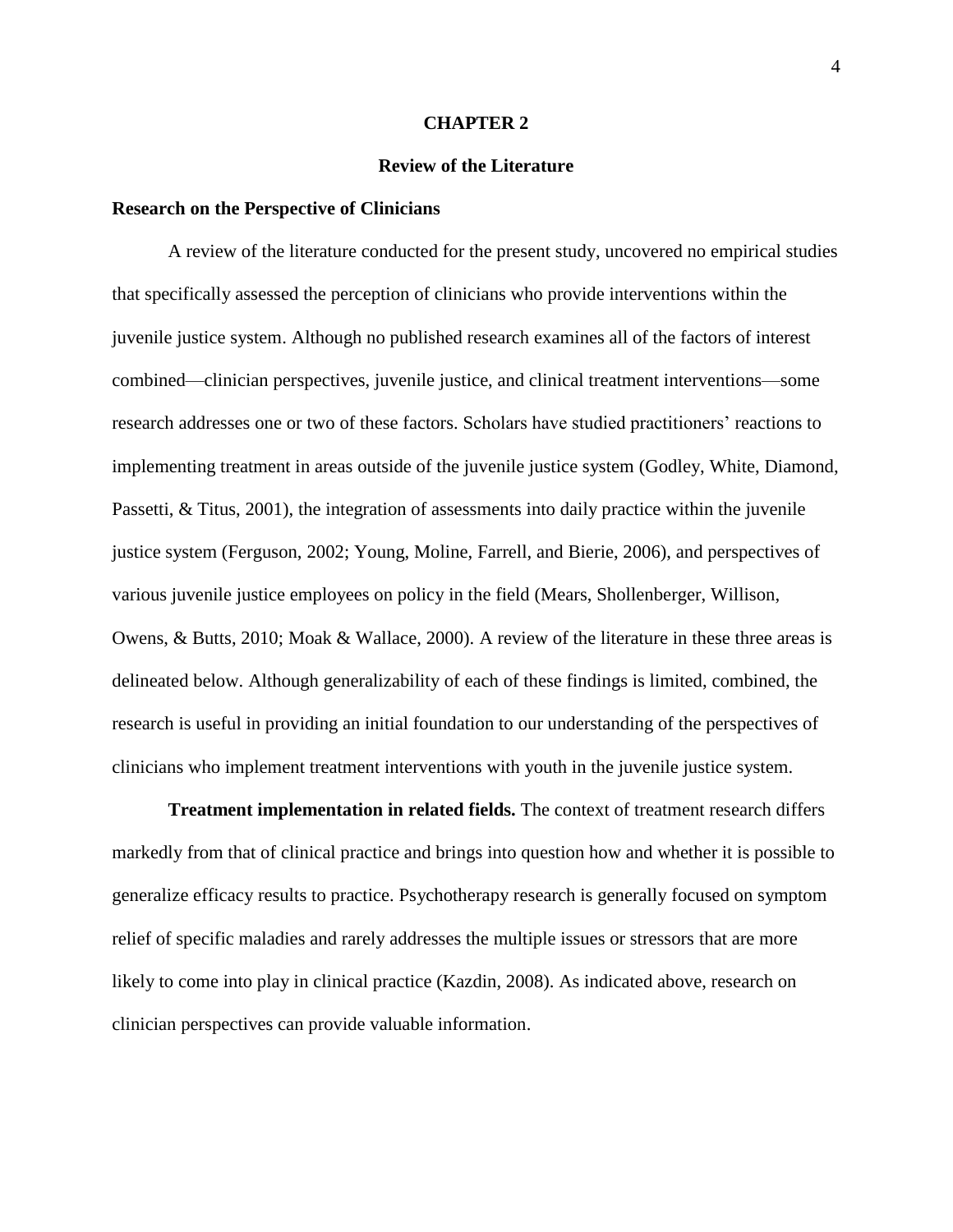# CHAPTER 2

## Review of the Literature

### Research on the Perspective of Clinicians

A review of the literature conducted for the present study, uncovered no empirical studies that specifically assessed the perception of clinicians who provide interventions within the juvenile justice system. Although no published research examines all of the factors of interest combined—clinician perspectives, juvenile justice, and clinical treatment interventions—some research addresses one or two of these factors. Scholars have studied practitioners' reactions to implementing treatment in areas outside of the juvenile justice system (Godley, White, Diamond, Passetti, & Titus, 2001), the integration of assessments into daily practice within the juvenile justice system (Ferguson, 2002; Young, Moline, Farrell, and Bierie, 2006), and perspectives of various juvenile justice employees on policy in the field (Mears, Shollenberger, Willison, Owens, & Butts, 2010; Moak & Wallace, 2000). A review of the literature in these three areas is delineated below. Although generalizability of each of these findings is limited, combined, the research is useful in providing an initial foundation to our understanding of the perspectives of clinicians who implement treatment interventions with youth in the juvenile justice system.

**Treatment implementation in related fields.** The context of treatment research differs markedly from that of clinical practice and brings into question how and whether it is possible to generalize efficacy results to practice. Psychotherapy research is generally focused on symptom relief of specific maladies and rarely addresses the multiple issues or stressors that are more likely to come into play in clinical practice (Kazdin, 2008). As indicated above, research on clinician perspectives can provide valuable information.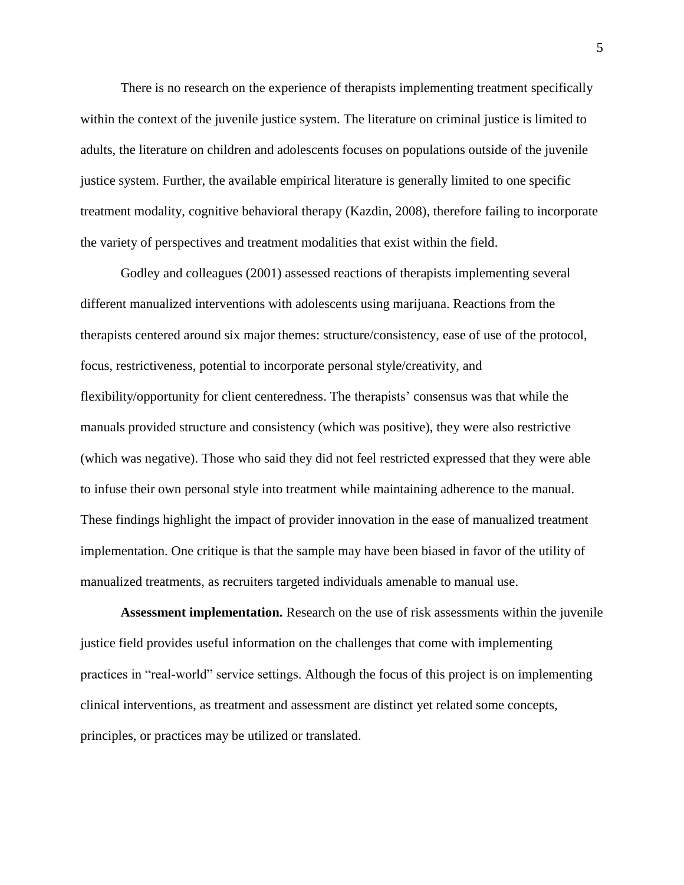There is no research on the experience of therapists implementing treatment specifically within the context of the juvenile justice system. The literature on criminal justice is limited to adults, the literature on children and adolescents focuses on populations outside of the juvenile justice system. Further, the available empirical literature is generally limited to one specific treatment modality, cognitive behavioral therapy (Kazdin, 2008), therefore failing to incorporate the variety of perspectives and treatment modalities that exist within the field.

Godley and colleagues (2001) assessed reactions of therapists implementing several different manualized interventions with adolescents using marijuana. Reactions from the therapists centered around six major themes: structure/consistency, ease of use of the protocol, focus, restrictiveness, potential to incorporate personal style/creativity, and flexibility/opportunity for client centeredness. The therapists' consensus was that while the manuals provided structure and consistency (which was positive), they were also restrictive (which was negative). Those who said they did not feel restricted expressed that they were able to infuse their own personal style into treatment while maintaining adherence to the manual. These findings highlight the impact of provider innovation in the ease of manualized treatment implementation. One critique is that the sample may have been biased in favor of the utility of manualized treatments, as recruiters targeted individuals amenable to manual use.

**Assessment implementation.** Research on the use of risk assessments within the juvenile justice field provides useful information on the challenges that come with implementing practices in "real-world" service settings. Although the focus of this project is on implementing clinical interventions, as treatment and assessment are distinct yet related some concepts, principles, or practices may be utilized or translated.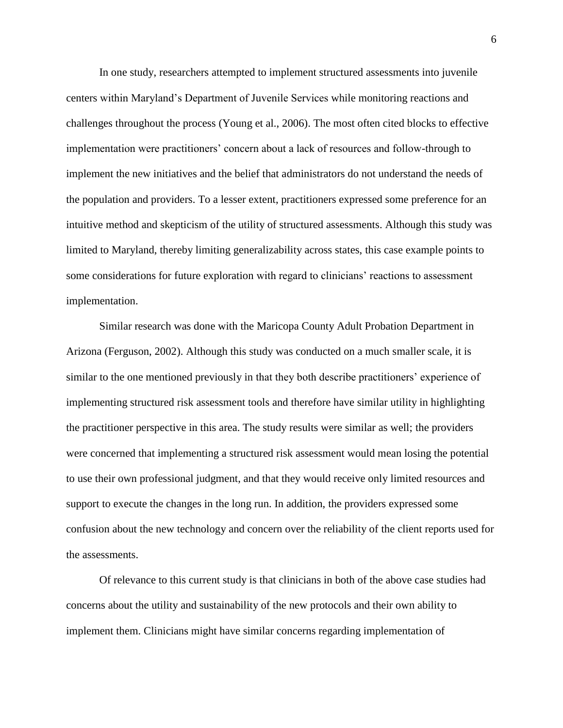In one study, researchers attempted to implement structured assessments into juvenile centers within Maryland's Department of Juvenile Services while monitoring reactions and challenges throughout the process (Young et al., 2006). The most often cited blocks to effective implementation were practitioners' concern about a lack of resources and follow-through to implement the new initiatives and the belief that administrators do not understand the needs of the population and providers. To a lesser extent, practitioners expressed some preference for an intuitive method and skepticism of the utility of structured assessments. Although this study was limited to Maryland, thereby limiting generalizability across states, this case example points to some considerations for future exploration with regard to clinicians' reactions to assessment implementation.

Similar research was done with the Maricopa County Adult Probation Department in Arizona (Ferguson, 2002). Although this study was conducted on a much smaller scale, it is similar to the one mentioned previously in that they both describe practitioners' experience of implementing structured risk assessment tools and therefore have similar utility in highlighting the practitioner perspective in this area. The study results were similar as well; the providers were concerned that implementing a structured risk assessment would mean losing the potential to use their own professional judgment, and that they would receive only limited resources and support to execute the changes in the long run. In addition, the providers expressed some confusion about the new technology and concern over the reliability of the client reports used for the assessments.

Of relevance to this current study is that clinicians in both of the above case studies had concerns about the utility and sustainability of the new protocols and their own ability to implement them. Clinicians might have similar concerns regarding implementation of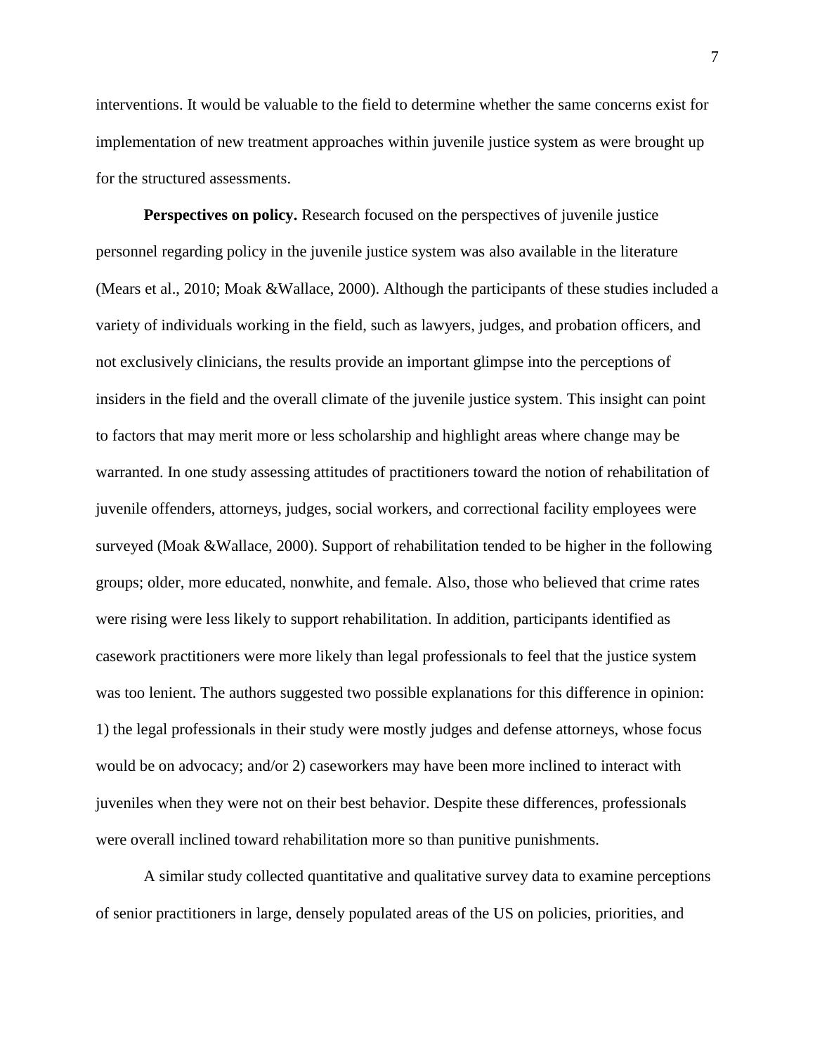interventions. It would be valuable to the field to determine whether the same concerns exist for implementation of new treatment approaches within juvenile justice system as were brought up for the structured assessments.

**Perspectives on policy.** Research focused on the perspectives of juvenile justice personnel regarding policy in the juvenile justice system was also available in the literature (Mears et al., 2010; Moak &Wallace, 2000). Although the participants of these studies included a variety of individuals working in the field, such as lawyers, judges, and probation officers, and not exclusively clinicians, the results provide an important glimpse into the perceptions of insiders in the field and the overall climate of the juvenile justice system. This insight can point to factors that may merit more or less scholarship and highlight areas where change may be warranted. In one study assessing attitudes of practitioners toward the notion of rehabilitation of juvenile offenders, attorneys, judges, social workers, and correctional facility employees were surveyed (Moak &Wallace, 2000). Support of rehabilitation tended to be higher in the following groups; older, more educated, nonwhite, and female. Also, those who believed that crime rates were rising were less likely to support rehabilitation. In addition, participants identified as casework practitioners were more likely than legal professionals to feel that the justice system was too lenient. The authors suggested two possible explanations for this difference in opinion: 1) the legal professionals in their study were mostly judges and defense attorneys, whose focus would be on advocacy; and/or 2) caseworkers may have been more inclined to interact with juveniles when they were not on their best behavior. Despite these differences, professionals were overall inclined toward rehabilitation more so than punitive punishments.

A similar study collected quantitative and qualitative survey data to examine perceptions of senior practitioners in large, densely populated areas of the US on policies, priorities, and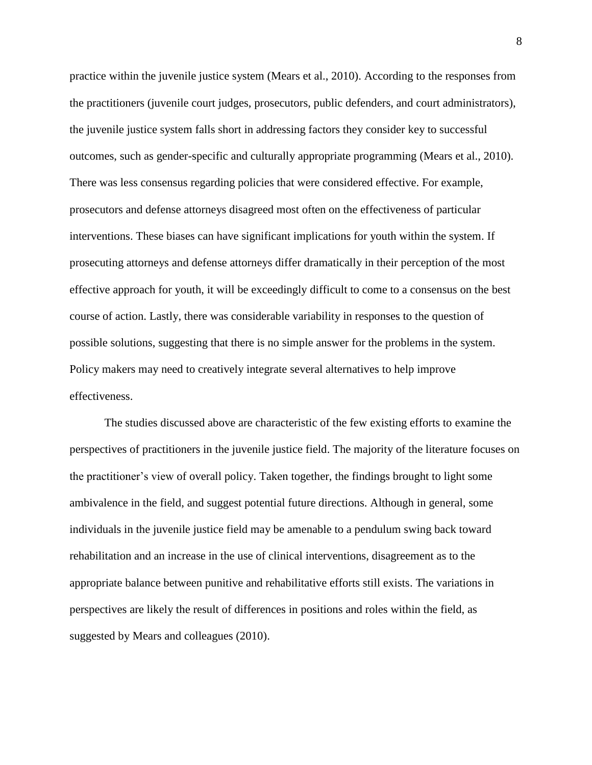practice within the juvenile justice system (Mears et al., 2010). According to the responses from the practitioners (juvenile court judges, prosecutors, public defenders, and court administrators), the juvenile justice system falls short in addressing factors they consider key to successful outcomes, such as gender-specific and culturally appropriate programming (Mears et al., 2010). There was less consensus regarding policies that were considered effective. For example, prosecutors and defense attorneys disagreed most often on the effectiveness of particular interventions. These biases can have significant implications for youth within the system. If prosecuting attorneys and defense attorneys differ dramatically in their perception of the most effective approach for youth, it will be exceedingly difficult to come to a consensus on the best course of action. Lastly, there was considerable variability in responses to the question of possible solutions, suggesting that there is no simple answer for the problems in the system. Policy makers may need to creatively integrate several alternatives to help improve effectiveness.

The studies discussed above are characteristic of the few existing efforts to examine the perspectives of practitioners in the juvenile justice field. The majority of the literature focuses on the practitioner's view of overall policy. Taken together, the findings brought to light some ambivalence in the field, and suggest potential future directions. Although in general, some individuals in the juvenile justice field may be amenable to a pendulum swing back toward rehabilitation and an increase in the use of clinical interventions, disagreement as to the appropriate balance between punitive and rehabilitative efforts still exists. The variations in perspectives are likely the result of differences in positions and roles within the field, as suggested by Mears and colleagues (2010).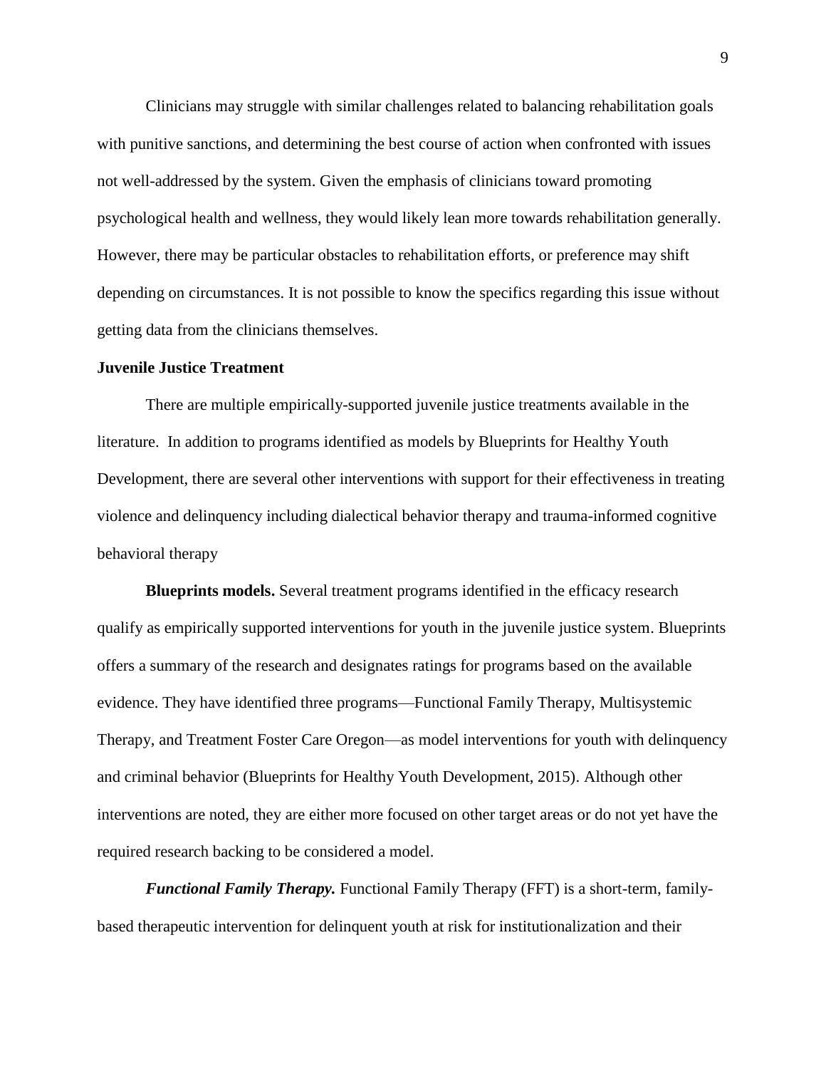Clinicians may struggle with similar challenges related to balancing rehabilitation goals with punitive sanctions, and determining the best course of action when confronted with issues not well-addressed by the system. Given the emphasis of clinicians toward promoting psychological health and wellness, they would likely lean more towards rehabilitation generally. However, there may be particular obstacles to rehabilitation efforts, or preference may shift depending on circumstances. It is not possible to know the specifics regarding this issue without getting data from the clinicians themselves.

## Juvenile Justice Treatment

There are multiple empirically-supported juvenile justice treatments available in the literature. In addition to programs identified as models by Blueprints for Healthy Youth Development, there are several other interventions with support for their effectiveness in treating violence and delinquency including dialectical behavior therapy and trauma-informed cognitive behavioral therapy

**Blueprints models.** Several treatment programs identified in the efficacy research qualify as empirically supported interventions for youth in the juvenile justice system. Blueprints offers a summary of the research and designates ratings for programs based on the available evidence. They have identified three programs—Functional Family Therapy, Multisystemic Therapy, and Treatment Foster Care Oregon—as model interventions for youth with delinquency and criminal behavior (Blueprints for Healthy Youth Development, 2015). Although other interventions are noted, they are either more focused on other target areas or do not yet have the required research backing to be considered a model.

***Functional Family Therapy.*** Functional Family Therapy (FFT) is a short-term, family-based therapeutic intervention for delinquent youth at risk for institutionalization and their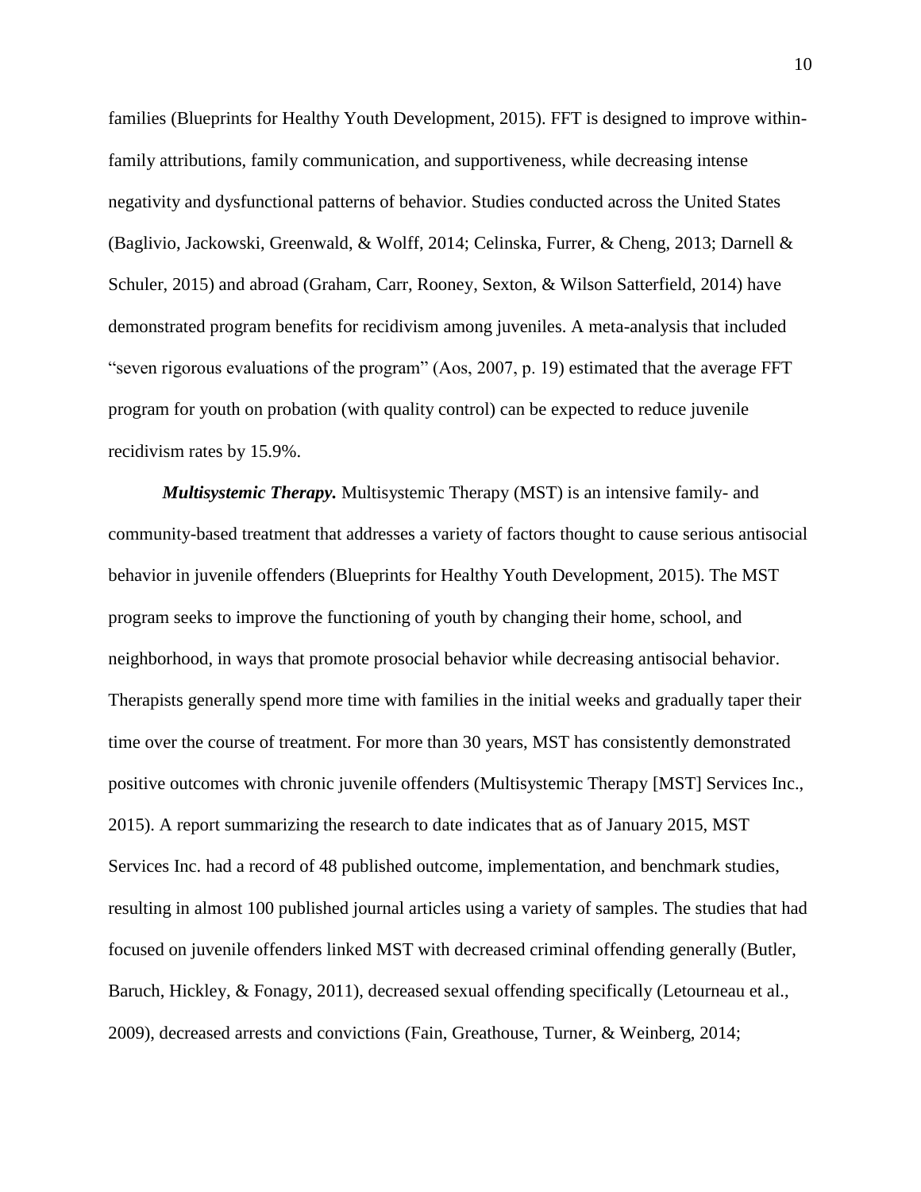families (Blueprints for Healthy Youth Development, 2015). FFT is designed to improve within-family attributions, family communication, and supportiveness, while decreasing intense negativity and dysfunctional patterns of behavior. Studies conducted across the United States (Baglivio, Jackowski, Greenwald, & Wolff, 2014; Celinska, Furrer, & Cheng, 2013; Darnell & Schuler, 2015) and abroad (Graham, Carr, Rooney, Sexton, & Wilson Satterfield, 2014) have demonstrated program benefits for recidivism among juveniles. A meta-analysis that included "seven rigorous evaluations of the program" (Aos, 2007, p. 19) estimated that the average FFT program for youth on probation (with quality control) can be expected to reduce juvenile recidivism rates by 15.9%.

***Multisystemic Therapy.*** Multisystemic Therapy (MST) is an intensive family- and community-based treatment that addresses a variety of factors thought to cause serious antisocial behavior in juvenile offenders (Blueprints for Healthy Youth Development, 2015). The MST program seeks to improve the functioning of youth by changing their home, school, and neighborhood, in ways that promote prosocial behavior while decreasing antisocial behavior. Therapists generally spend more time with families in the initial weeks and gradually taper their time over the course of treatment. For more than 30 years, MST has consistently demonstrated positive outcomes with chronic juvenile offenders (Multisystemic Therapy [MST] Services Inc., 2015). A report summarizing the research to date indicates that as of January 2015, MST Services Inc. had a record of 48 published outcome, implementation, and benchmark studies, resulting in almost 100 published journal articles using a variety of samples. The studies that had focused on juvenile offenders linked MST with decreased criminal offending generally (Butler, Baruch, Hickley, & Fonagy, 2011), decreased sexual offending specifically (Letourneau et al., 2009), decreased arrests and convictions (Fain, Greathouse, Turner, & Weinberg, 2014;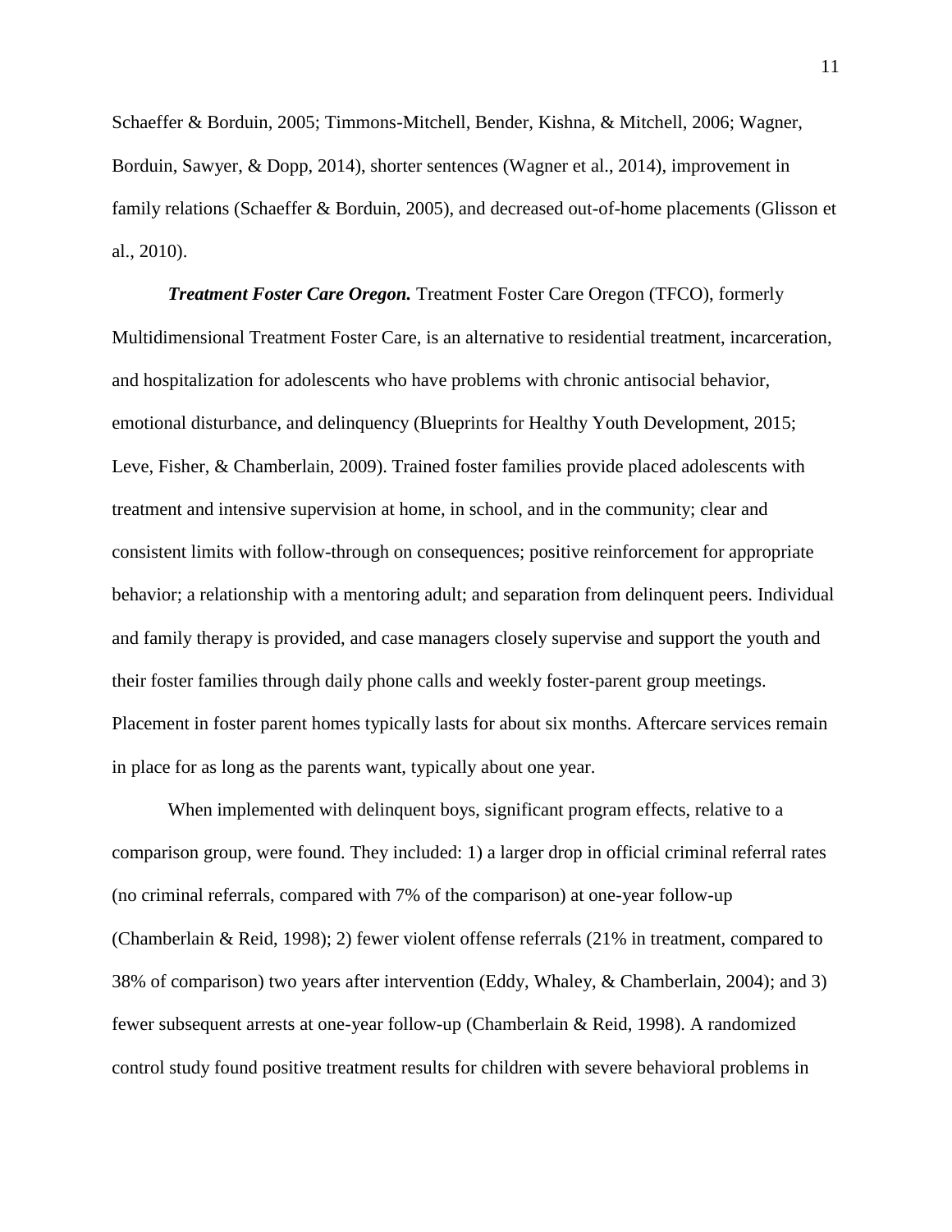Schaeffer & Borduin, 2005; Timmons-Mitchell, Bender, Kishna, & Mitchell, 2006; Wagner, Borduin, Sawyer, & Dopp, 2014), shorter sentences (Wagner et al., 2014), improvement in family relations (Schaeffer & Borduin, 2005), and decreased out-of-home placements (Glisson et al., 2010).

***Treatment Foster Care Oregon.*** Treatment Foster Care Oregon (TFCO), formerly Multidimensional Treatment Foster Care, is an alternative to residential treatment, incarceration, and hospitalization for adolescents who have problems with chronic antisocial behavior, emotional disturbance, and delinquency (Blueprints for Healthy Youth Development, 2015; Leve, Fisher, & Chamberlain, 2009). Trained foster families provide placed adolescents with treatment and intensive supervision at home, in school, and in the community; clear and consistent limits with follow-through on consequences; positive reinforcement for appropriate behavior; a relationship with a mentoring adult; and separation from delinquent peers. Individual and family therapy is provided, and case managers closely supervise and support the youth and their foster families through daily phone calls and weekly foster-parent group meetings. Placement in foster parent homes typically lasts for about six months. Aftercare services remain in place for as long as the parents want, typically about one year.

When implemented with delinquent boys, significant program effects, relative to a comparison group, were found. They included: 1) a larger drop in official criminal referral rates (no criminal referrals, compared with 7% of the comparison) at one-year follow-up (Chamberlain & Reid, 1998); 2) fewer violent offense referrals (21% in treatment, compared to 38% of comparison) two years after intervention (Eddy, Whaley, & Chamberlain, 2004); and 3) fewer subsequent arrests at one-year follow-up (Chamberlain & Reid, 1998). A randomized control study found positive treatment results for children with severe behavioral problems in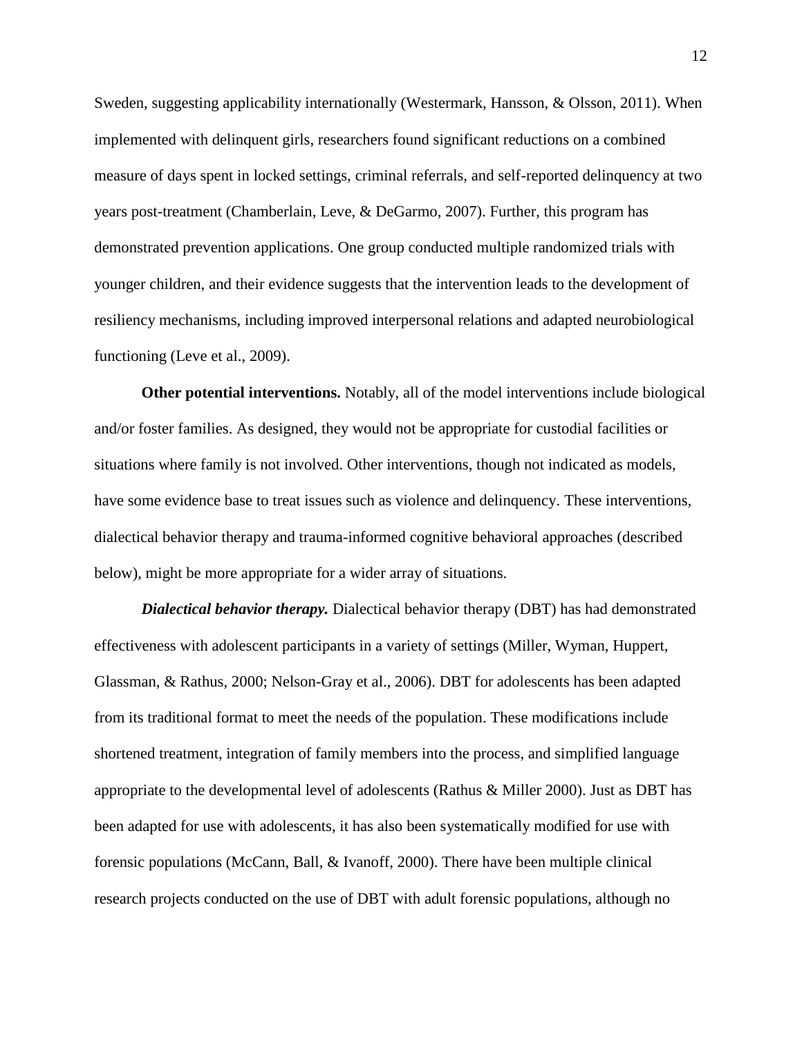Sweden, suggesting applicability internationally (Westermark, Hansson, & Olsson, 2011). When implemented with delinquent girls, researchers found significant reductions on a combined measure of days spent in locked settings, criminal referrals, and self-reported delinquency at two years post-treatment (Chamberlain, Leve, & DeGarmo, 2007). Further, this program has demonstrated prevention applications. One group conducted multiple randomized trials with younger children, and their evidence suggests that the intervention leads to the development of resiliency mechanisms, including improved interpersonal relations and adapted neurobiological functioning (Leve et al., 2009).

**Other potential interventions.** Notably, all of the model interventions include biological and/or foster families. As designed, they would not be appropriate for custodial facilities or situations where family is not involved. Other interventions, though not indicated as models, have some evidence base to treat issues such as violence and delinquency. These interventions, dialectical behavior therapy and trauma-informed cognitive behavioral approaches (described below), might be more appropriate for a wider array of situations.

***Dialectical behavior therapy.*** Dialectical behavior therapy (DBT) has had demonstrated effectiveness with adolescent participants in a variety of settings (Miller, Wyman, Huppert, Glassman, & Rathus, 2000; Nelson-Gray et al., 2006). DBT for adolescents has been adapted from its traditional format to meet the needs of the population. These modifications include shortened treatment, integration of family members into the process, and simplified language appropriate to the developmental level of adolescents (Rathus & Miller 2000). Just as DBT has been adapted for use with adolescents, it has also been systematically modified for use with forensic populations (McCann, Ball, & Ivanoff, 2000). There have been multiple clinical research projects conducted on the use of DBT with adult forensic populations, although no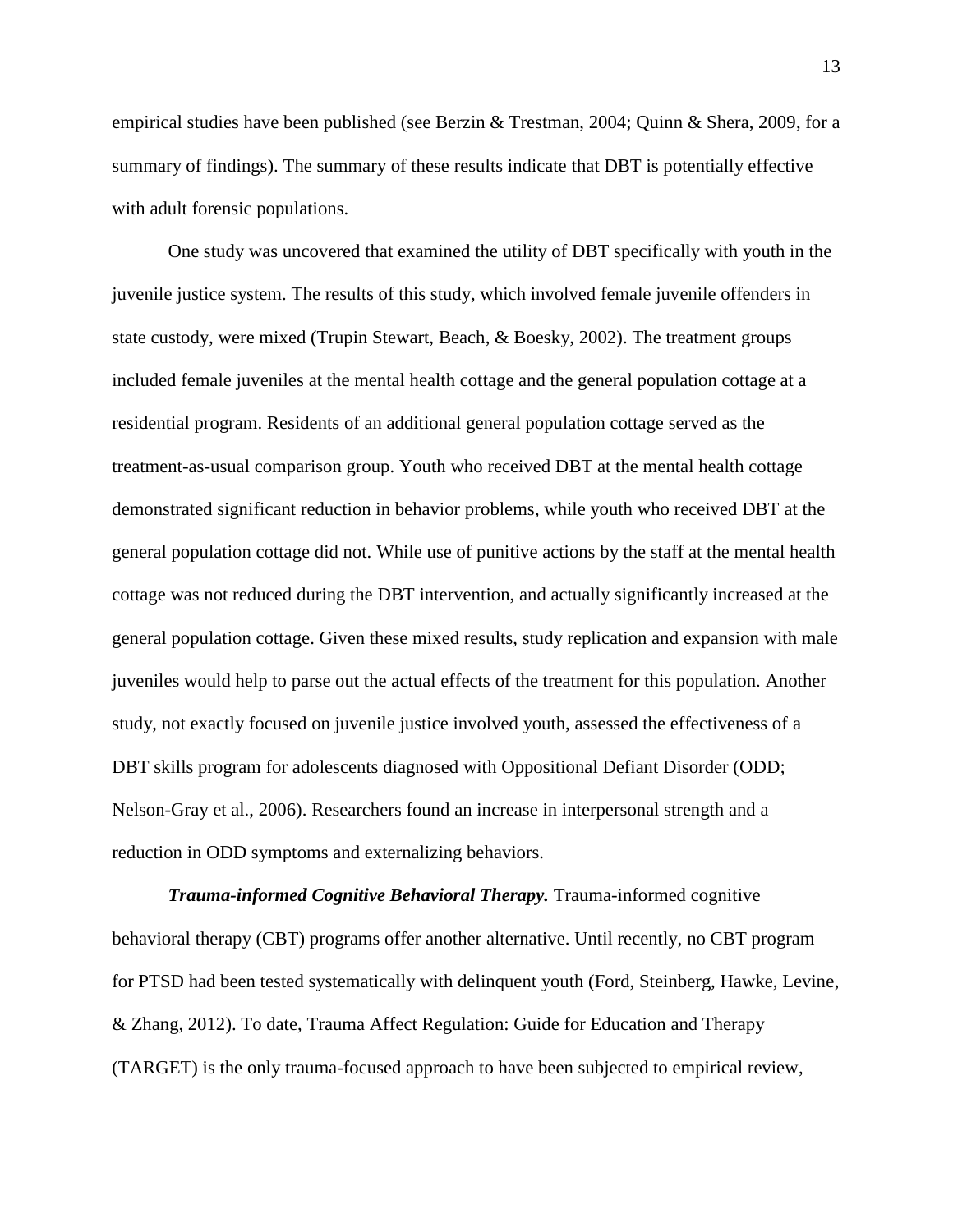empirical studies have been published (see Berzin & Trestman, 2004; Quinn & Shera, 2009, for a summary of findings). The summary of these results indicate that DBT is potentially effective with adult forensic populations.

One study was uncovered that examined the utility of DBT specifically with youth in the juvenile justice system. The results of this study, which involved female juvenile offenders in state custody, were mixed (Trupin Stewart, Beach, & Boesky, 2002). The treatment groups included female juveniles at the mental health cottage and the general population cottage at a residential program. Residents of an additional general population cottage served as the treatment-as-usual comparison group. Youth who received DBT at the mental health cottage demonstrated significant reduction in behavior problems, while youth who received DBT at the general population cottage did not. While use of punitive actions by the staff at the mental health cottage was not reduced during the DBT intervention, and actually significantly increased at the general population cottage. Given these mixed results, study replication and expansion with male juveniles would help to parse out the actual effects of the treatment for this population. Another study, not exactly focused on juvenile justice involved youth, assessed the effectiveness of a DBT skills program for adolescents diagnosed with Oppositional Defiant Disorder (ODD; Nelson-Gray et al., 2006). Researchers found an increase in interpersonal strength and a reduction in ODD symptoms and externalizing behaviors.

***Trauma-informed Cognitive Behavioral Therapy.*** Trauma-informed cognitive behavioral therapy (CBT) programs offer another alternative. Until recently, no CBT program for PTSD had been tested systematically with delinquent youth (Ford, Steinberg, Hawke, Levine, & Zhang, 2012). To date, Trauma Affect Regulation: Guide for Education and Therapy (TARGET) is the only trauma-focused approach to have been subjected to empirical review,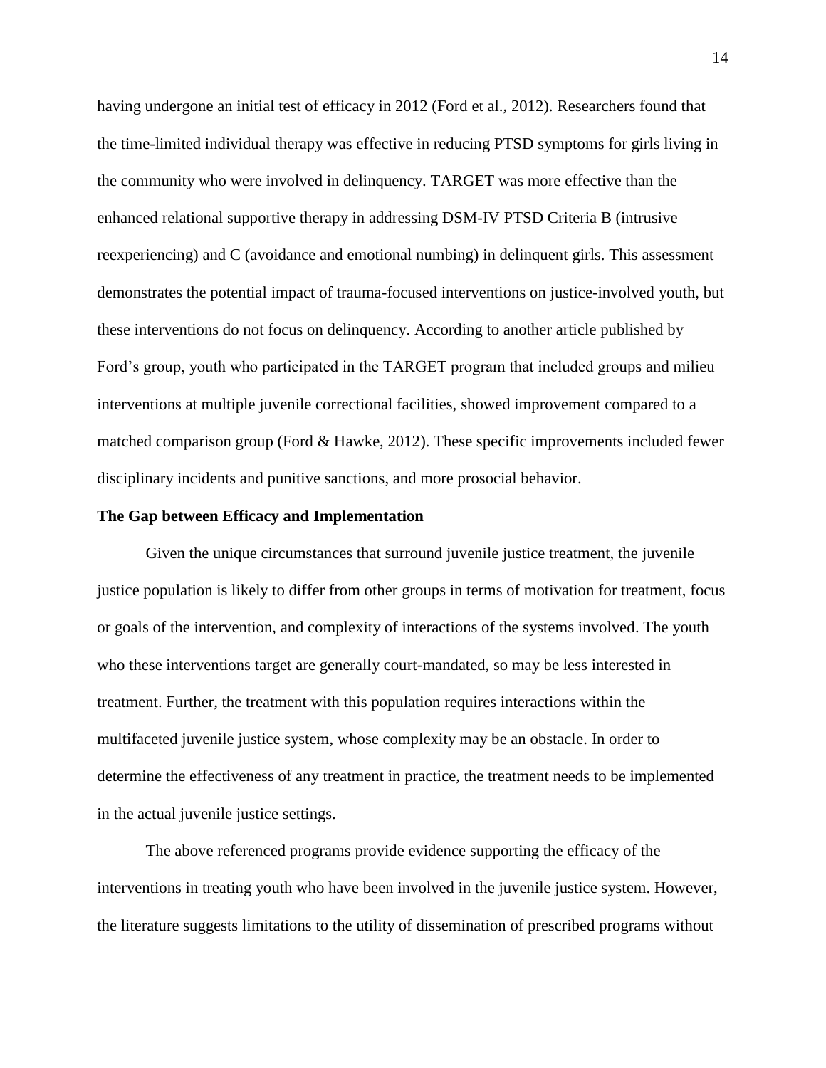having undergone an initial test of efficacy in 2012 (Ford et al., 2012). Researchers found that the time-limited individual therapy was effective in reducing PTSD symptoms for girls living in the community who were involved in delinquency. TARGET was more effective than the enhanced relational supportive therapy in addressing DSM-IV PTSD Criteria B (intrusive reexperiencing) and C (avoidance and emotional numbing) in delinquent girls. This assessment demonstrates the potential impact of trauma-focused interventions on justice-involved youth, but these interventions do not focus on delinquency. According to another article published by Ford's group, youth who participated in the TARGET program that included groups and milieu interventions at multiple juvenile correctional facilities, showed improvement compared to a matched comparison group (Ford & Hawke, 2012). These specific improvements included fewer disciplinary incidents and punitive sanctions, and more prosocial behavior.

**The Gap between Efficacy and Implementation**

Given the unique circumstances that surround juvenile justice treatment, the juvenile justice population is likely to differ from other groups in terms of motivation for treatment, focus or goals of the intervention, and complexity of interactions of the systems involved. The youth who these interventions target are generally court-mandated, so may be less interested in treatment. Further, the treatment with this population requires interactions within the multifaceted juvenile justice system, whose complexity may be an obstacle. In order to determine the effectiveness of any treatment in practice, the treatment needs to be implemented in the actual juvenile justice settings.

The above referenced programs provide evidence supporting the efficacy of the interventions in treating youth who have been involved in the juvenile justice system. However, the literature suggests limitations to the utility of dissemination of prescribed programs without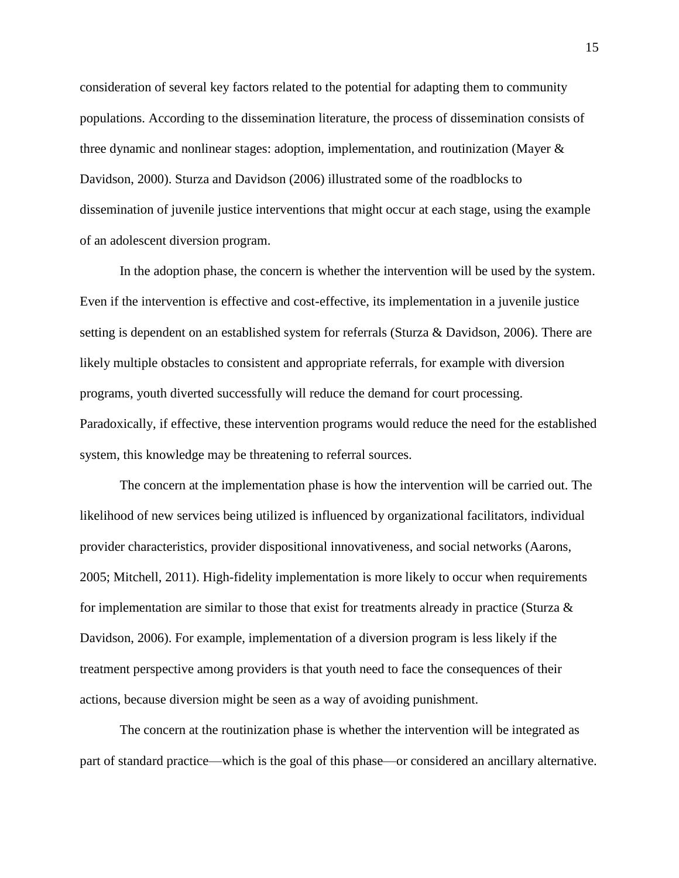consideration of several key factors related to the potential for adapting them to community populations. According to the dissemination literature, the process of dissemination consists of three dynamic and nonlinear stages: adoption, implementation, and routinization (Mayer & Davidson, 2000). Sturza and Davidson (2006) illustrated some of the roadblocks to dissemination of juvenile justice interventions that might occur at each stage, using the example of an adolescent diversion program.

In the adoption phase, the concern is whether the intervention will be used by the system. Even if the intervention is effective and cost-effective, its implementation in a juvenile justice setting is dependent on an established system for referrals (Sturza & Davidson, 2006). There are likely multiple obstacles to consistent and appropriate referrals, for example with diversion programs, youth diverted successfully will reduce the demand for court processing. Paradoxically, if effective, these intervention programs would reduce the need for the established system, this knowledge may be threatening to referral sources.

The concern at the implementation phase is how the intervention will be carried out. The likelihood of new services being utilized is influenced by organizational facilitators, individual provider characteristics, provider dispositional innovativeness, and social networks (Aarons, 2005; Mitchell, 2011). High-fidelity implementation is more likely to occur when requirements for implementation are similar to those that exist for treatments already in practice (Sturza & Davidson, 2006). For example, implementation of a diversion program is less likely if the treatment perspective among providers is that youth need to face the consequences of their actions, because diversion might be seen as a way of avoiding punishment.

The concern at the routinization phase is whether the intervention will be integrated as part of standard practice—which is the goal of this phase—or considered an ancillary alternative.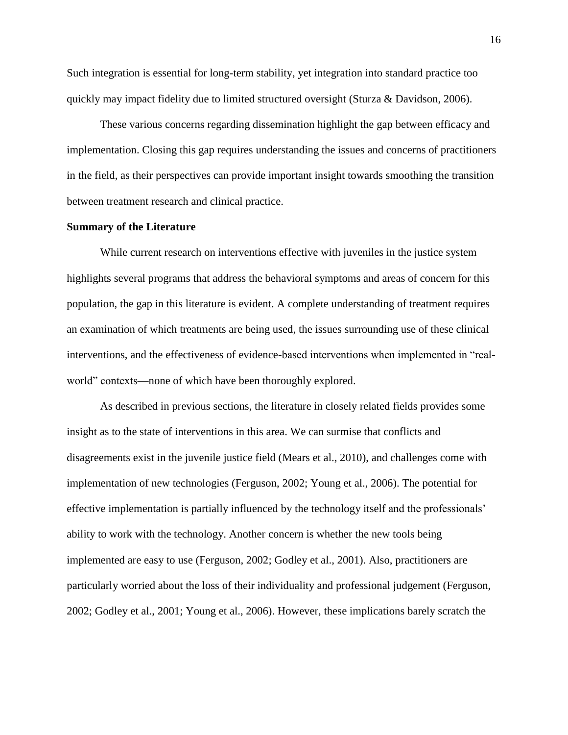Such integration is essential for long-term stability, yet integration into standard practice too quickly may impact fidelity due to limited structured oversight (Sturza & Davidson, 2006).

These various concerns regarding dissemination highlight the gap between efficacy and implementation. Closing this gap requires understanding the issues and concerns of practitioners in the field, as their perspectives can provide important insight towards smoothing the transition between treatment research and clinical practice.

**Summary of the Literature**

While current research on interventions effective with juveniles in the justice system highlights several programs that address the behavioral symptoms and areas of concern for this population, the gap in this literature is evident. A complete understanding of treatment requires an examination of which treatments are being used, the issues surrounding use of these clinical interventions, and the effectiveness of evidence-based interventions when implemented in "real-world" contexts—none of which have been thoroughly explored.

As described in previous sections, the literature in closely related fields provides some insight as to the state of interventions in this area. We can surmise that conflicts and disagreements exist in the juvenile justice field (Mears et al., 2010), and challenges come with implementation of new technologies (Ferguson, 2002; Young et al., 2006). The potential for effective implementation is partially influenced by the technology itself and the professionals' ability to work with the technology. Another concern is whether the new tools being implemented are easy to use (Ferguson, 2002; Godley et al., 2001). Also, practitioners are particularly worried about the loss of their individuality and professional judgement (Ferguson, 2002; Godley et al., 2001; Young et al., 2006). However, these implications barely scratch the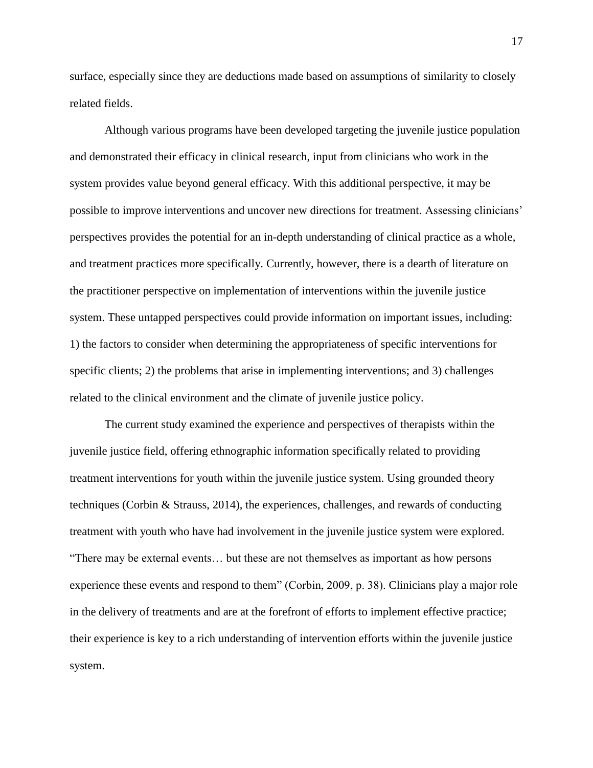surface, especially since they are deductions made based on assumptions of similarity to closely related fields.

Although various programs have been developed targeting the juvenile justice population and demonstrated their efficacy in clinical research, input from clinicians who work in the system provides value beyond general efficacy. With this additional perspective, it may be possible to improve interventions and uncover new directions for treatment. Assessing clinicians' perspectives provides the potential for an in-depth understanding of clinical practice as a whole, and treatment practices more specifically. Currently, however, there is a dearth of literature on the practitioner perspective on implementation of interventions within the juvenile justice system. These untapped perspectives could provide information on important issues, including: 1) the factors to consider when determining the appropriateness of specific interventions for specific clients; 2) the problems that arise in implementing interventions; and 3) challenges related to the clinical environment and the climate of juvenile justice policy.

The current study examined the experience and perspectives of therapists within the juvenile justice field, offering ethnographic information specifically related to providing treatment interventions for youth within the juvenile justice system. Using grounded theory techniques (Corbin & Strauss, 2014), the experiences, challenges, and rewards of conducting treatment with youth who have had involvement in the juvenile justice system were explored. "There may be external events… but these are not themselves as important as how persons experience these events and respond to them" (Corbin, 2009, p. 38). Clinicians play a major role in the delivery of treatments and are at the forefront of efforts to implement effective practice; their experience is key to a rich understanding of intervention efforts within the juvenile justice system.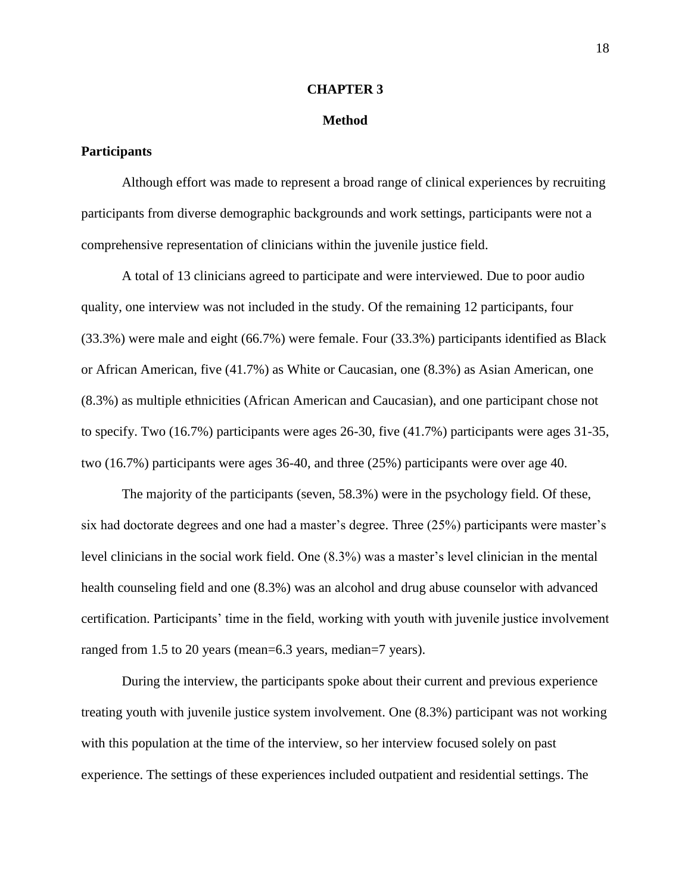# CHAPTER 3

## Method

### Participants

Although effort was made to represent a broad range of clinical experiences by recruiting participants from diverse demographic backgrounds and work settings, participants were not a comprehensive representation of clinicians within the juvenile justice field.

A total of 13 clinicians agreed to participate and were interviewed. Due to poor audio quality, one interview was not included in the study. Of the remaining 12 participants, four (33.3%) were male and eight (66.7%) were female. Four (33.3%) participants identified as Black or African American, five (41.7%) as White or Caucasian, one (8.3%) as Asian American, one (8.3%) as multiple ethnicities (African American and Caucasian), and one participant chose not to specify. Two (16.7%) participants were ages 26-30, five (41.7%) participants were ages 31-35, two (16.7%) participants were ages 36-40, and three (25%) participants were over age 40.

The majority of the participants (seven, 58.3%) were in the psychology field. Of these, six had doctorate degrees and one had a master's degree. Three (25%) participants were master's level clinicians in the social work field. One (8.3%) was a master's level clinician in the mental health counseling field and one (8.3%) was an alcohol and drug abuse counselor with advanced certification. Participants' time in the field, working with youth with juvenile justice involvement ranged from 1.5 to 20 years (mean=6.3 years, median=7 years).

During the interview, the participants spoke about their current and previous experience treating youth with juvenile justice system involvement. One (8.3%) participant was not working with this population at the time of the interview, so her interview focused solely on past experience. The settings of these experiences included outpatient and residential settings. The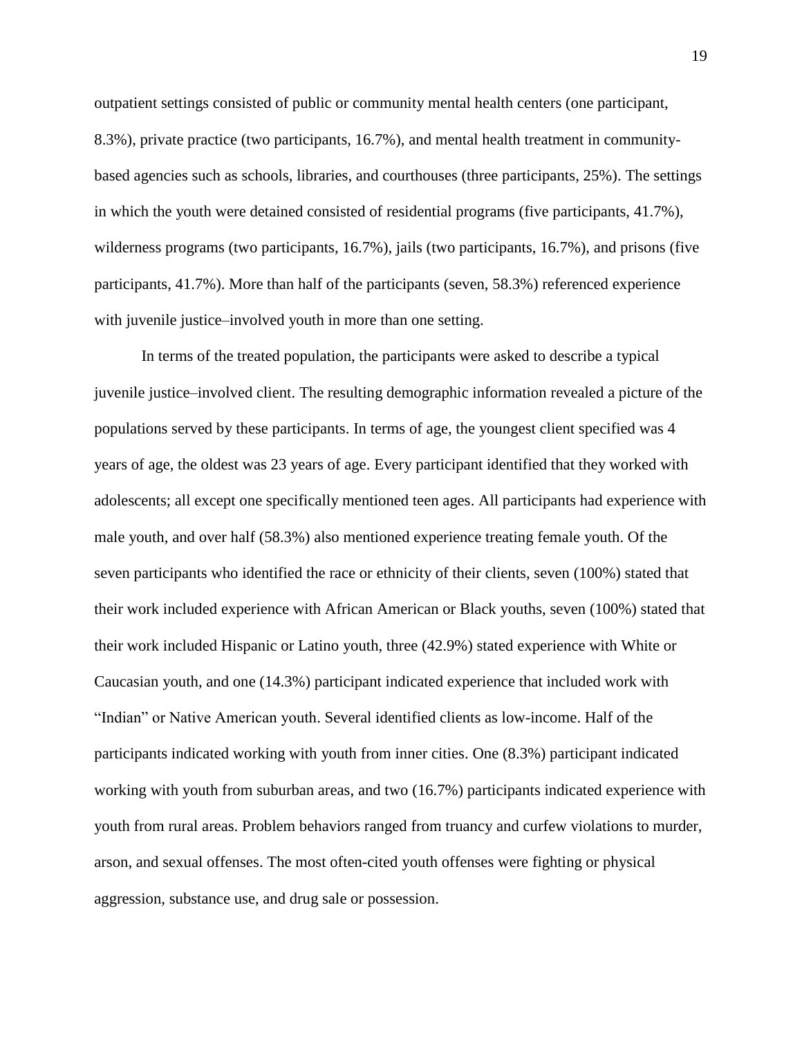outpatient settings consisted of public or community mental health centers (one participant, 8.3%), private practice (two participants, 16.7%), and mental health treatment in community-based agencies such as schools, libraries, and courthouses (three participants, 25%). The settings in which the youth were detained consisted of residential programs (five participants, 41.7%), wilderness programs (two participants, 16.7%), jails (two participants, 16.7%), and prisons (five participants, 41.7%). More than half of the participants (seven, 58.3%) referenced experience with juvenile justice–involved youth in more than one setting.

In terms of the treated population, the participants were asked to describe a typical juvenile justice–involved client. The resulting demographic information revealed a picture of the populations served by these participants. In terms of age, the youngest client specified was 4 years of age, the oldest was 23 years of age. Every participant identified that they worked with adolescents; all except one specifically mentioned teen ages. All participants had experience with male youth, and over half (58.3%) also mentioned experience treating female youth. Of the seven participants who identified the race or ethnicity of their clients, seven (100%) stated that their work included experience with African American or Black youths, seven (100%) stated that their work included Hispanic or Latino youth, three (42.9%) stated experience with White or Caucasian youth, and one (14.3%) participant indicated experience that included work with "Indian" or Native American youth. Several identified clients as low-income. Half of the participants indicated working with youth from inner cities. One (8.3%) participant indicated working with youth from suburban areas, and two (16.7%) participants indicated experience with youth from rural areas. Problem behaviors ranged from truancy and curfew violations to murder, arson, and sexual offenses. The most often-cited youth offenses were fighting or physical aggression, substance use, and drug sale or possession.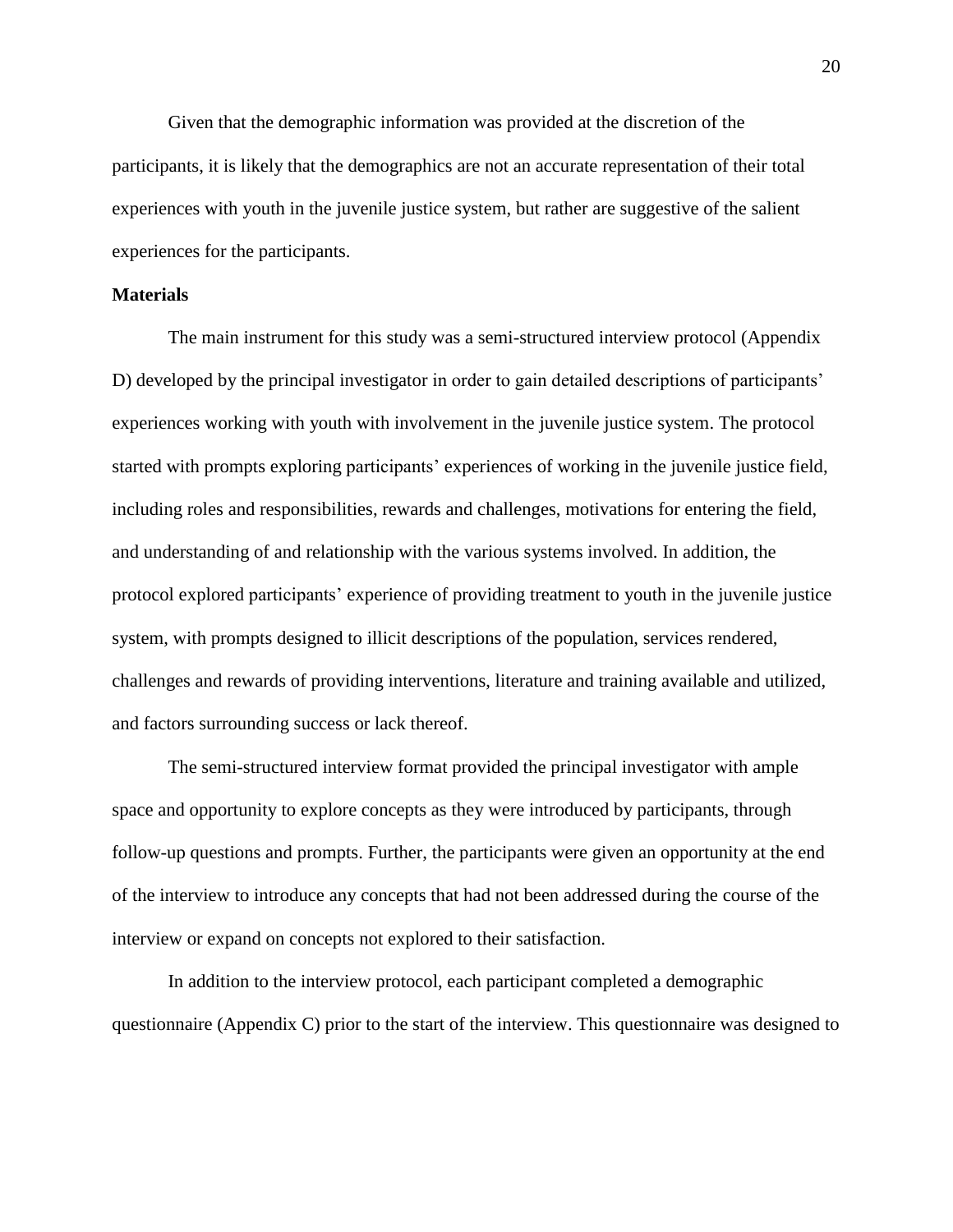Given that the demographic information was provided at the discretion of the participants, it is likely that the demographics are not an accurate representation of their total experiences with youth in the juvenile justice system, but rather are suggestive of the salient experiences for the participants.

**Materials**

The main instrument for this study was a semi-structured interview protocol (Appendix D) developed by the principal investigator in order to gain detailed descriptions of participants' experiences working with youth with involvement in the juvenile justice system. The protocol started with prompts exploring participants' experiences of working in the juvenile justice field, including roles and responsibilities, rewards and challenges, motivations for entering the field, and understanding of and relationship with the various systems involved. In addition, the protocol explored participants' experience of providing treatment to youth in the juvenile justice system, with prompts designed to illicit descriptions of the population, services rendered, challenges and rewards of providing interventions, literature and training available and utilized, and factors surrounding success or lack thereof.

The semi-structured interview format provided the principal investigator with ample space and opportunity to explore concepts as they were introduced by participants, through follow-up questions and prompts. Further, the participants were given an opportunity at the end of the interview to introduce any concepts that had not been addressed during the course of the interview or expand on concepts not explored to their satisfaction.

In addition to the interview protocol, each participant completed a demographic questionnaire (Appendix C) prior to the start of the interview. This questionnaire was designed to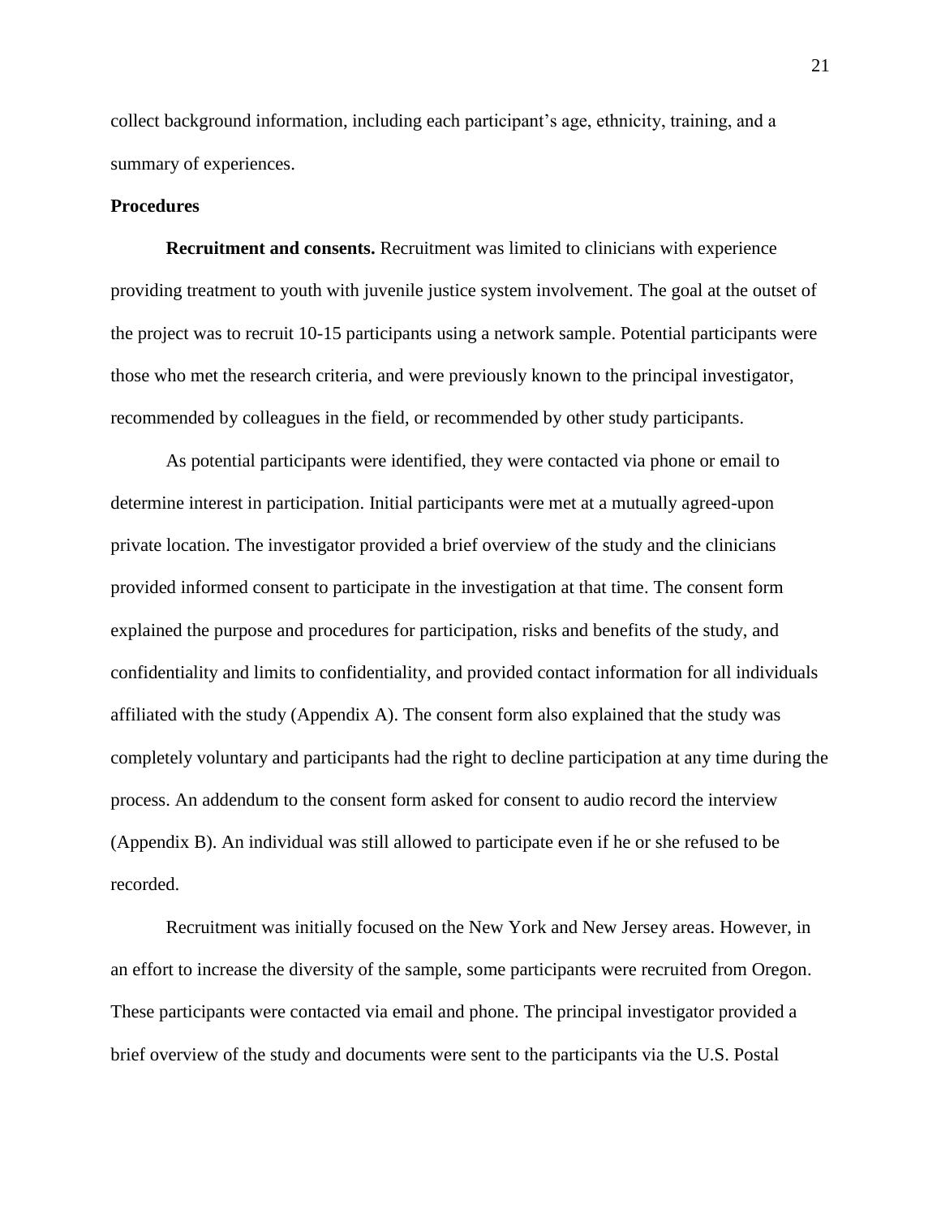collect background information, including each participant's age, ethnicity, training, and a summary of experiences.

## Procedures

**Recruitment and consents.** Recruitment was limited to clinicians with experience providing treatment to youth with juvenile justice system involvement. The goal at the outset of the project was to recruit 10-15 participants using a network sample. Potential participants were those who met the research criteria, and were previously known to the principal investigator, recommended by colleagues in the field, or recommended by other study participants.

As potential participants were identified, they were contacted via phone or email to determine interest in participation. Initial participants were met at a mutually agreed-upon private location. The investigator provided a brief overview of the study and the clinicians provided informed consent to participate in the investigation at that time. The consent form explained the purpose and procedures for participation, risks and benefits of the study, and confidentiality and limits to confidentiality, and provided contact information for all individuals affiliated with the study (Appendix A). The consent form also explained that the study was completely voluntary and participants had the right to decline participation at any time during the process. An addendum to the consent form asked for consent to audio record the interview (Appendix B). An individual was still allowed to participate even if he or she refused to be recorded.

Recruitment was initially focused on the New York and New Jersey areas. However, in an effort to increase the diversity of the sample, some participants were recruited from Oregon. These participants were contacted via email and phone. The principal investigator provided a brief overview of the study and documents were sent to the participants via the U.S. Postal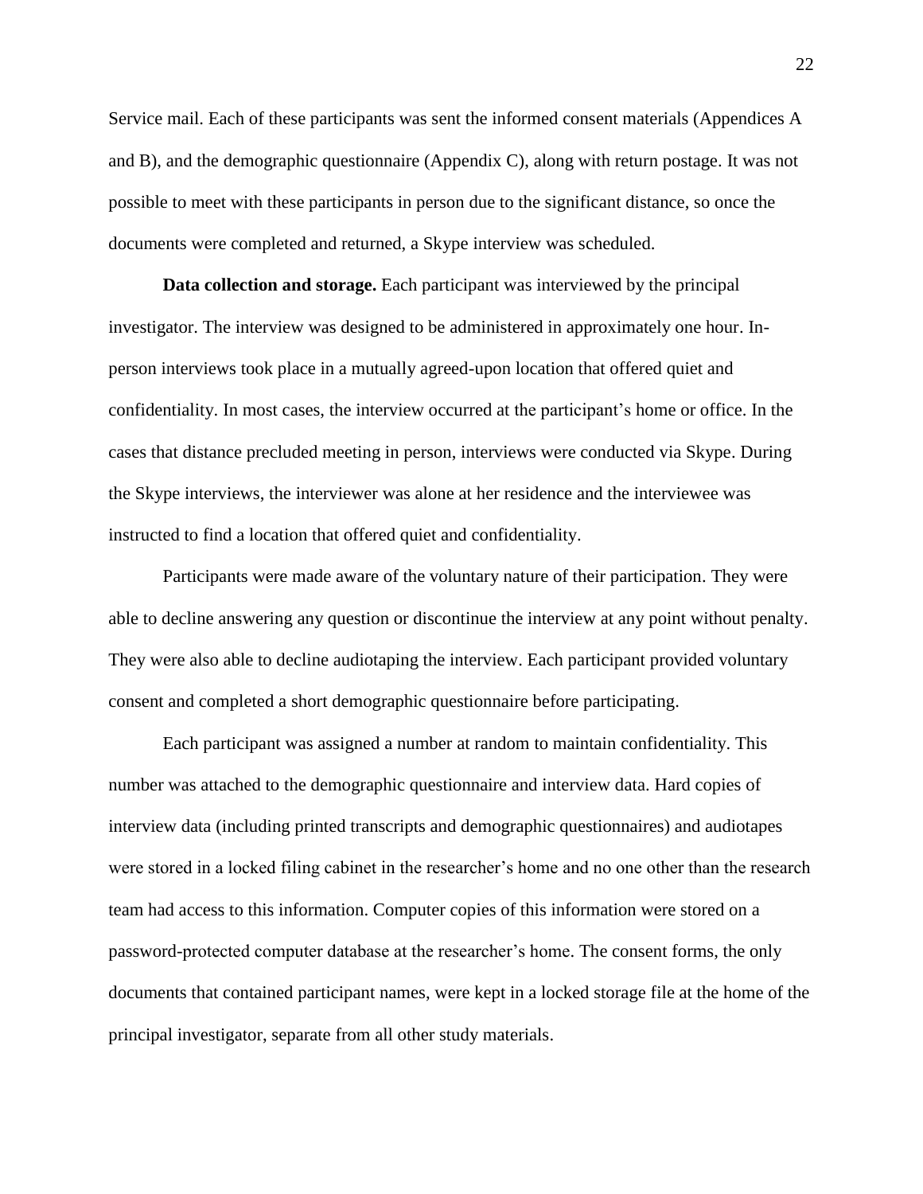Service mail. Each of these participants was sent the informed consent materials (Appendices A and B), and the demographic questionnaire (Appendix C), along with return postage. It was not possible to meet with these participants in person due to the significant distance, so once the documents were completed and returned, a Skype interview was scheduled.

**Data collection and storage.** Each participant was interviewed by the principal investigator. The interview was designed to be administered in approximately one hour. In-person interviews took place in a mutually agreed-upon location that offered quiet and confidentiality. In most cases, the interview occurred at the participant's home or office. In the cases that distance precluded meeting in person, interviews were conducted via Skype. During the Skype interviews, the interviewer was alone at her residence and the interviewee was instructed to find a location that offered quiet and confidentiality.

Participants were made aware of the voluntary nature of their participation. They were able to decline answering any question or discontinue the interview at any point without penalty. They were also able to decline audiotaping the interview. Each participant provided voluntary consent and completed a short demographic questionnaire before participating.

Each participant was assigned a number at random to maintain confidentiality. This number was attached to the demographic questionnaire and interview data. Hard copies of interview data (including printed transcripts and demographic questionnaires) and audiotapes were stored in a locked filing cabinet in the researcher's home and no one other than the research team had access to this information. Computer copies of this information were stored on a password-protected computer database at the researcher's home. The consent forms, the only documents that contained participant names, were kept in a locked storage file at the home of the principal investigator, separate from all other study materials.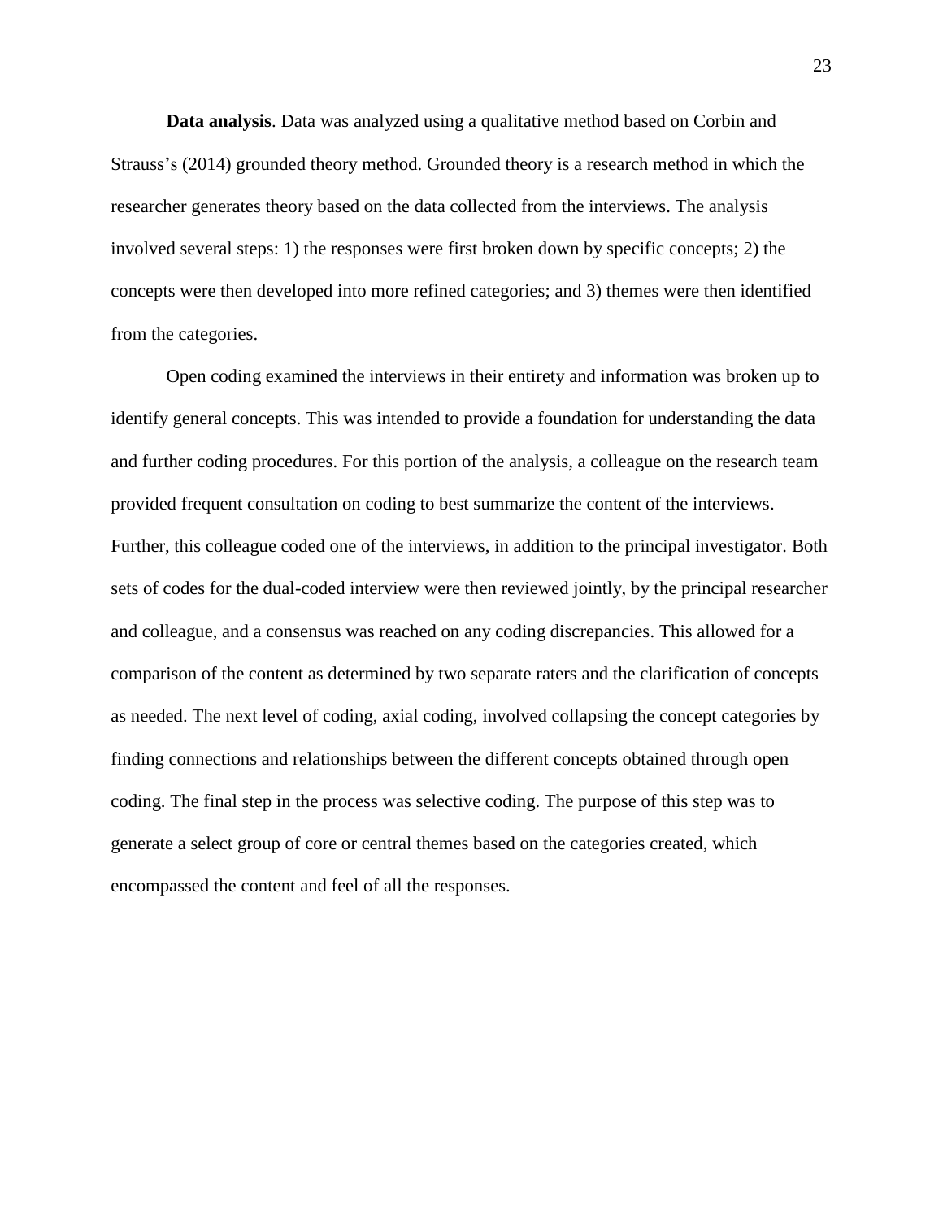**Data analysis**. Data was analyzed using a qualitative method based on Corbin and Strauss's (2014) grounded theory method. Grounded theory is a research method in which the researcher generates theory based on the data collected from the interviews. The analysis involved several steps: 1) the responses were first broken down by specific concepts; 2) the concepts were then developed into more refined categories; and 3) themes were then identified from the categories.

Open coding examined the interviews in their entirety and information was broken up to identify general concepts. This was intended to provide a foundation for understanding the data and further coding procedures. For this portion of the analysis, a colleague on the research team provided frequent consultation on coding to best summarize the content of the interviews. Further, this colleague coded one of the interviews, in addition to the principal investigator. Both sets of codes for the dual-coded interview were then reviewed jointly, by the principal researcher and colleague, and a consensus was reached on any coding discrepancies. This allowed for a comparison of the content as determined by two separate raters and the clarification of concepts as needed. The next level of coding, axial coding, involved collapsing the concept categories by finding connections and relationships between the different concepts obtained through open coding. The final step in the process was selective coding. The purpose of this step was to generate a select group of core or central themes based on the categories created, which encompassed the content and feel of all the responses.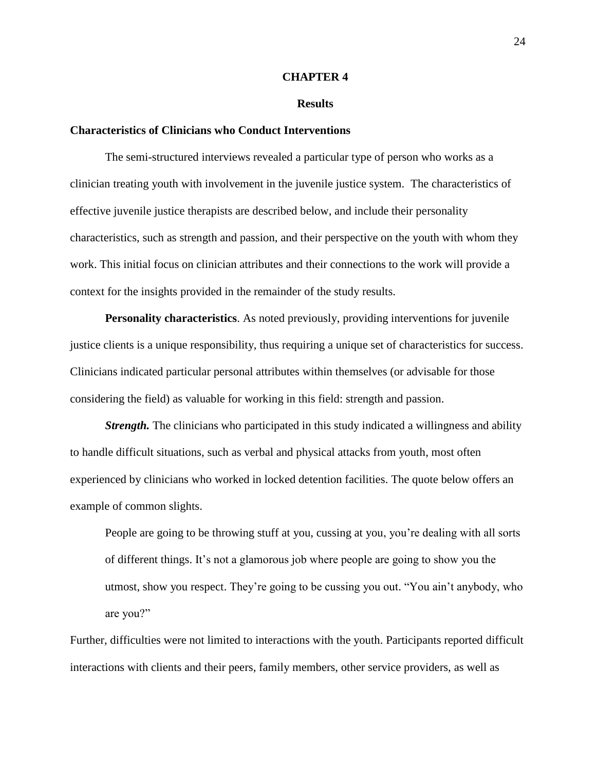# CHAPTER 4

## Results

### Characteristics of Clinicians who Conduct Interventions

The semi-structured interviews revealed a particular type of person who works as a clinician treating youth with involvement in the juvenile justice system. The characteristics of effective juvenile justice therapists are described below, and include their personality characteristics, such as strength and passion, and their perspective on the youth with whom they work. This initial focus on clinician attributes and their connections to the work will provide a context for the insights provided in the remainder of the study results.

**Personality characteristics**. As noted previously, providing interventions for juvenile justice clients is a unique responsibility, thus requiring a unique set of characteristics for success. Clinicians indicated particular personal attributes within themselves (or advisable for those considering the field) as valuable for working in this field: strength and passion.

***Strength.*** The clinicians who participated in this study indicated a willingness and ability to handle difficult situations, such as verbal and physical attacks from youth, most often experienced by clinicians who worked in locked detention facilities. The quote below offers an example of common slights.

> People are going to be throwing stuff at you, cussing at you, you're dealing with all sorts of different things. It's not a glamorous job where people are going to show you the utmost, show you respect. They're going to be cussing you out. "You ain't anybody, who are you?"

Further, difficulties were not limited to interactions with the youth. Participants reported difficult interactions with clients and their peers, family members, other service providers, as well as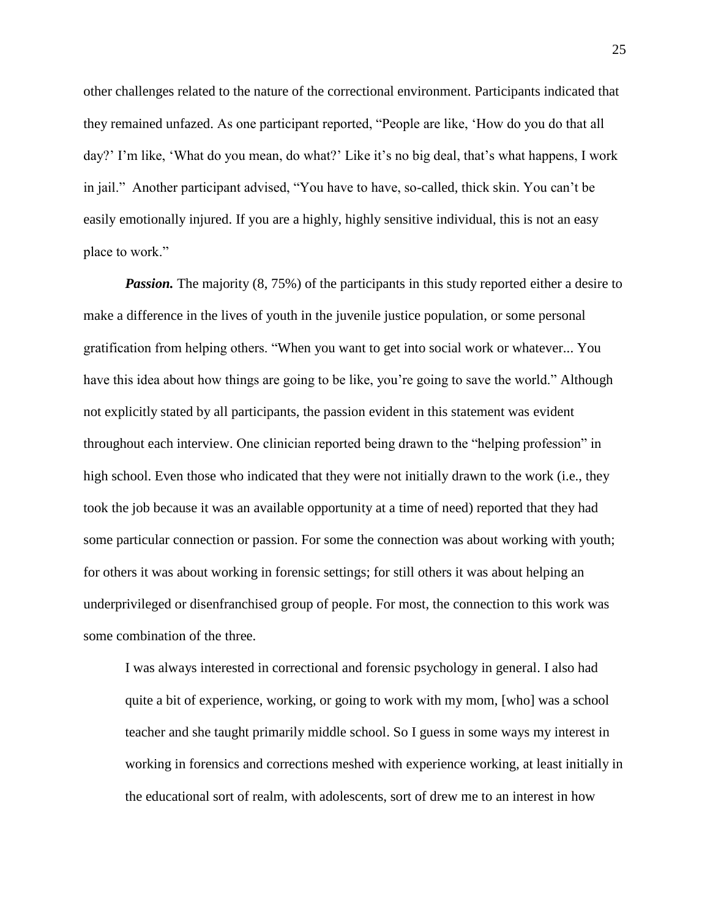other challenges related to the nature of the correctional environment. Participants indicated that they remained unfazed. As one participant reported, "People are like, 'How do you do that all day?' I'm like, 'What do you mean, do what?' Like it's no big deal, that's what happens, I work in jail." Another participant advised, "You have to have, so-called, thick skin. You can't be easily emotionally injured. If you are a highly, highly sensitive individual, this is not an easy place to work."

***Passion.*** The majority (8, 75%) of the participants in this study reported either a desire to make a difference in the lives of youth in the juvenile justice population, or some personal gratification from helping others. "When you want to get into social work or whatever... You have this idea about how things are going to be like, you're going to save the world." Although not explicitly stated by all participants, the passion evident in this statement was evident throughout each interview. One clinician reported being drawn to the "helping profession" in high school. Even those who indicated that they were not initially drawn to the work (i.e., they took the job because it was an available opportunity at a time of need) reported that they had some particular connection or passion. For some the connection was about working with youth; for others it was about working in forensic settings; for still others it was about helping an underprivileged or disenfranchised group of people. For most, the connection to this work was some combination of the three.

> I was always interested in correctional and forensic psychology in general. I also had quite a bit of experience, working, or going to work with my mom, [who] was a school teacher and she taught primarily middle school. So I guess in some ways my interest in working in forensics and corrections meshed with experience working, at least initially in the educational sort of realm, with adolescents, sort of drew me to an interest in how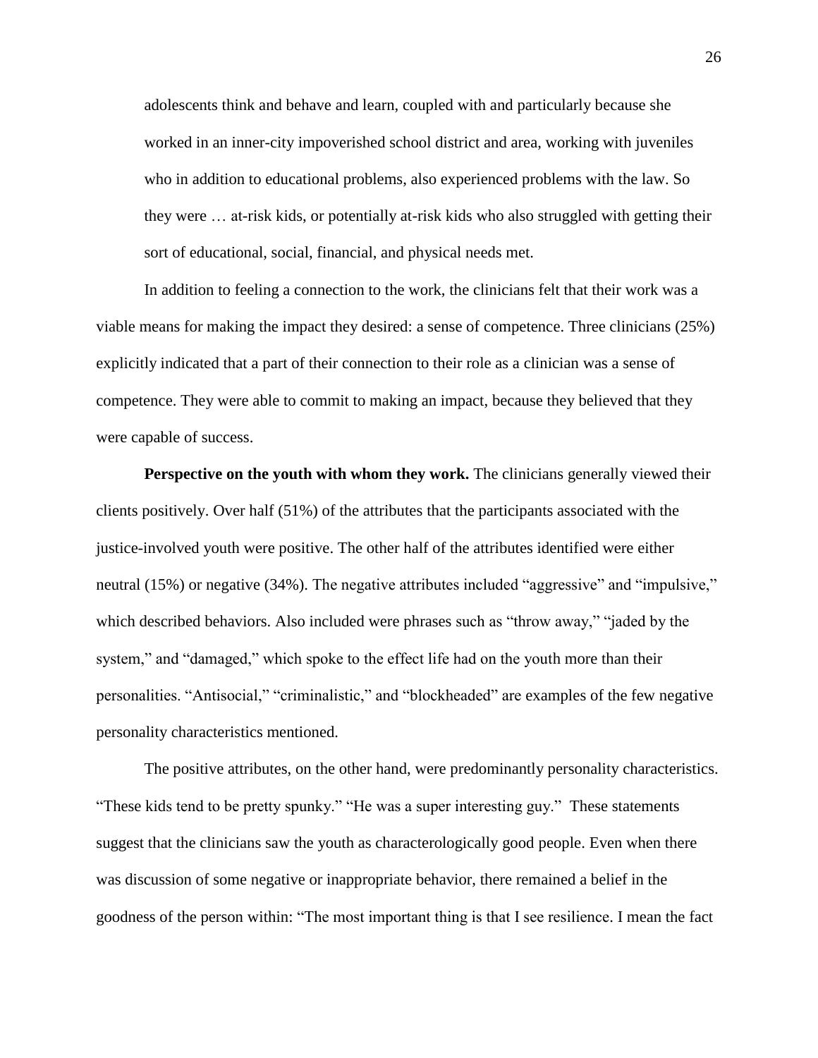adolescents think and behave and learn, coupled with and particularly because she worked in an inner-city impoverished school district and area, working with juveniles who in addition to educational problems, also experienced problems with the law. So they were … at-risk kids, or potentially at-risk kids who also struggled with getting their sort of educational, social, financial, and physical needs met.

In addition to feeling a connection to the work, the clinicians felt that their work was a viable means for making the impact they desired: a sense of competence. Three clinicians (25%) explicitly indicated that a part of their connection to their role as a clinician was a sense of competence. They were able to commit to making an impact, because they believed that they were capable of success.

**Perspective on the youth with whom they work.** The clinicians generally viewed their clients positively. Over half (51%) of the attributes that the participants associated with the justice-involved youth were positive. The other half of the attributes identified were either neutral (15%) or negative (34%). The negative attributes included "aggressive" and "impulsive," which described behaviors. Also included were phrases such as "throw away," "jaded by the system," and "damaged," which spoke to the effect life had on the youth more than their personalities. "Antisocial," "criminalistic," and "blockheaded" are examples of the few negative personality characteristics mentioned.

The positive attributes, on the other hand, were predominantly personality characteristics. "These kids tend to be pretty spunky." "He was a super interesting guy." These statements suggest that the clinicians saw the youth as characterologically good people. Even when there was discussion of some negative or inappropriate behavior, there remained a belief in the goodness of the person within: "The most important thing is that I see resilience. I mean the fact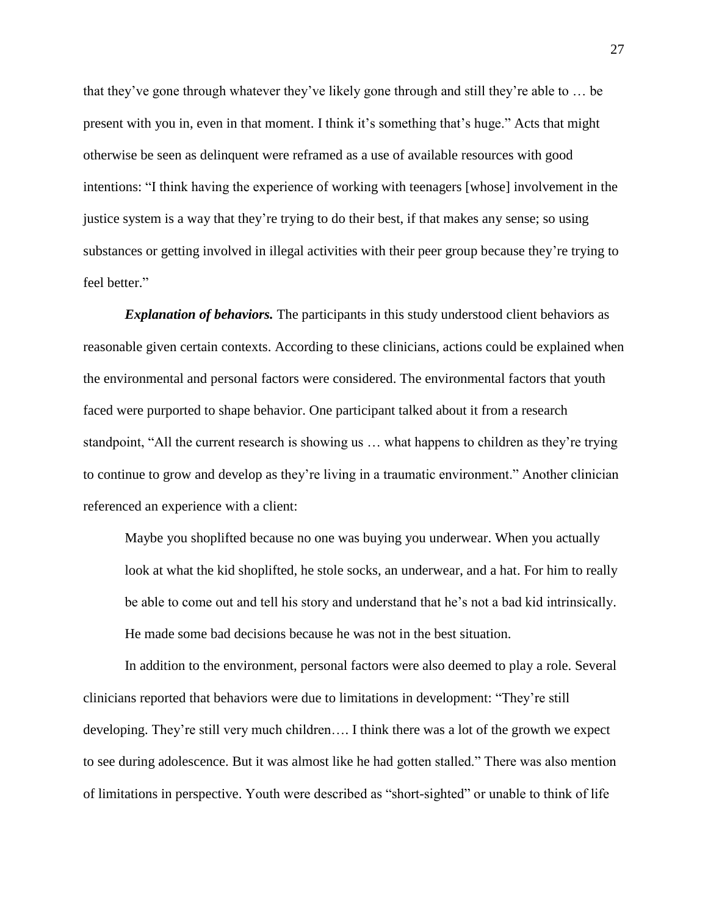that they've gone through whatever they've likely gone through and still they're able to … be present with you in, even in that moment. I think it's something that's huge." Acts that might otherwise be seen as delinquent were reframed as a use of available resources with good intentions: "I think having the experience of working with teenagers [whose] involvement in the justice system is a way that they're trying to do their best, if that makes any sense; so using substances or getting involved in illegal activities with their peer group because they're trying to feel better."

***Explanation of behaviors.*** The participants in this study understood client behaviors as reasonable given certain contexts. According to these clinicians, actions could be explained when the environmental and personal factors were considered. The environmental factors that youth faced were purported to shape behavior. One participant talked about it from a research standpoint, "All the current research is showing us … what happens to children as they're trying to continue to grow and develop as they're living in a traumatic environment." Another clinician referenced an experience with a client:

> Maybe you shoplifted because no one was buying you underwear. When you actually look at what the kid shoplifted, he stole socks, an underwear, and a hat. For him to really be able to come out and tell his story and understand that he's not a bad kid intrinsically. He made some bad decisions because he was not in the best situation.

In addition to the environment, personal factors were also deemed to play a role. Several clinicians reported that behaviors were due to limitations in development: "They're still developing. They're still very much children…. I think there was a lot of the growth we expect to see during adolescence. But it was almost like he had gotten stalled." There was also mention of limitations in perspective. Youth were described as "short-sighted" or unable to think of life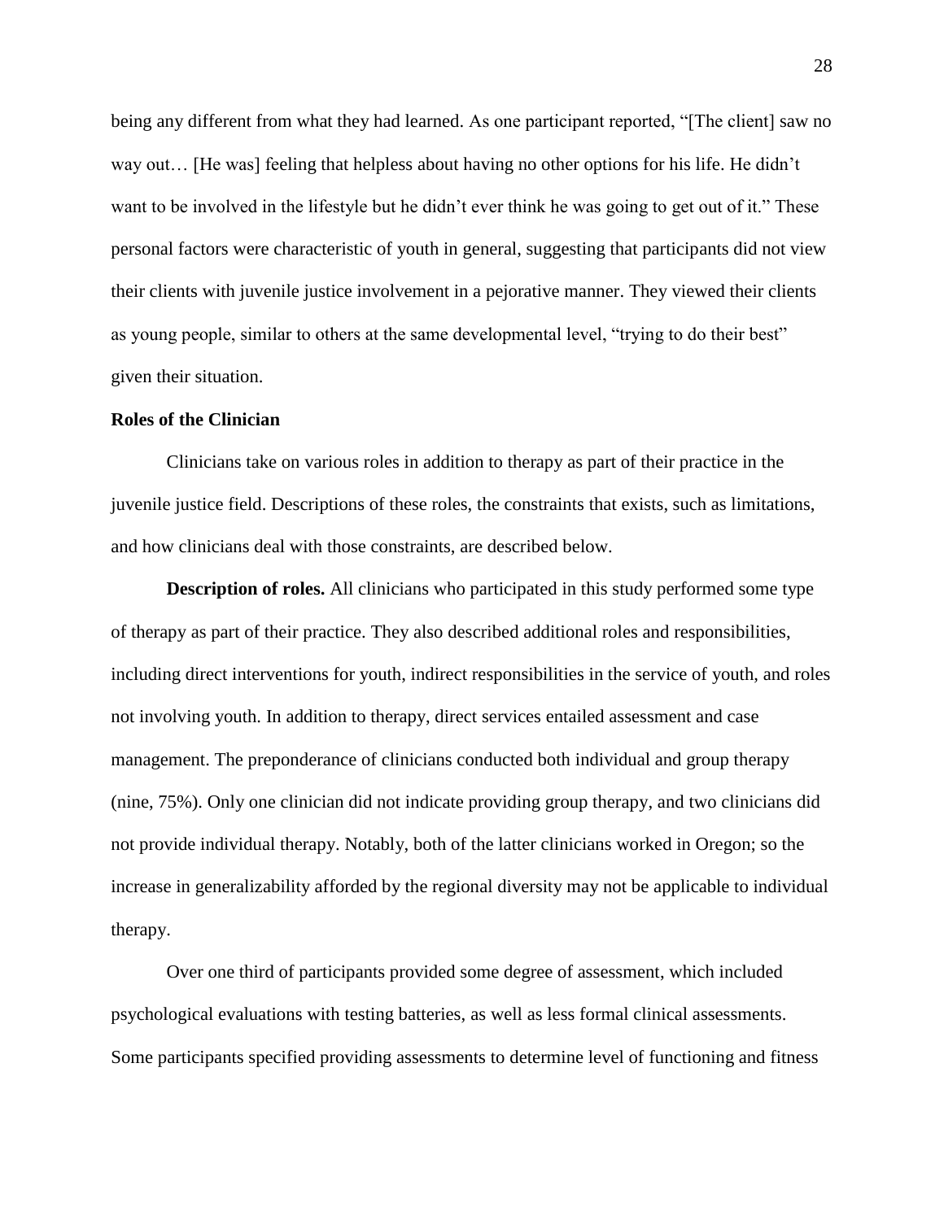being any different from what they had learned. As one participant reported, "[The client] saw no way out… [He was] feeling that helpless about having no other options for his life. He didn't want to be involved in the lifestyle but he didn't ever think he was going to get out of it." These personal factors were characteristic of youth in general, suggesting that participants did not view their clients with juvenile justice involvement in a pejorative manner. They viewed their clients as young people, similar to others at the same developmental level, "trying to do their best" given their situation.

## Roles of the Clinician

Clinicians take on various roles in addition to therapy as part of their practice in the juvenile justice field. Descriptions of these roles, the constraints that exists, such as limitations, and how clinicians deal with those constraints, are described below.

**Description of roles.** All clinicians who participated in this study performed some type of therapy as part of their practice. They also described additional roles and responsibilities, including direct interventions for youth, indirect responsibilities in the service of youth, and roles not involving youth. In addition to therapy, direct services entailed assessment and case management. The preponderance of clinicians conducted both individual and group therapy (nine, 75%). Only one clinician did not indicate providing group therapy, and two clinicians did not provide individual therapy. Notably, both of the latter clinicians worked in Oregon; so the increase in generalizability afforded by the regional diversity may not be applicable to individual therapy.

Over one third of participants provided some degree of assessment, which included psychological evaluations with testing batteries, as well as less formal clinical assessments. Some participants specified providing assessments to determine level of functioning and fitness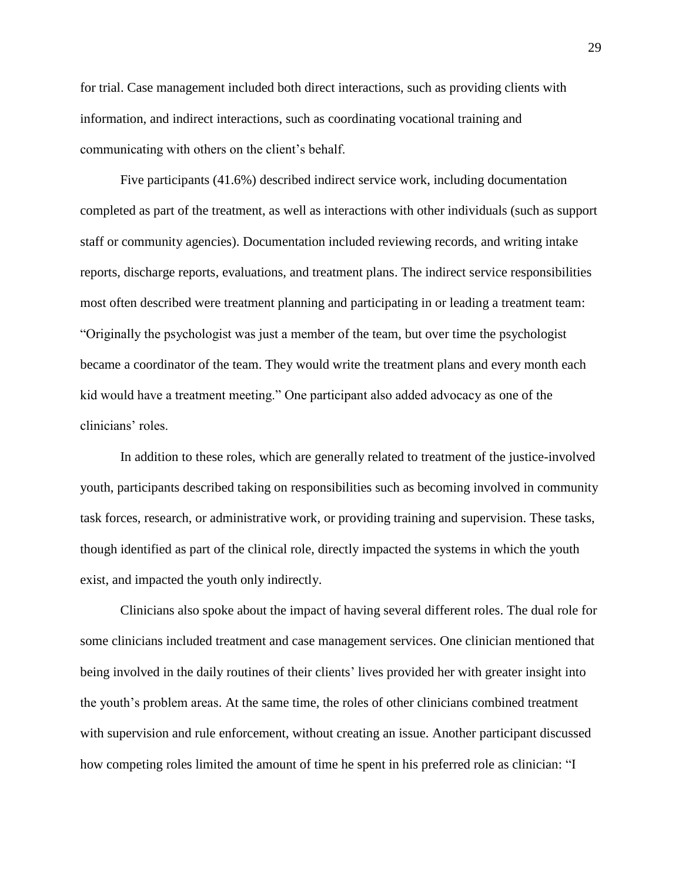for trial. Case management included both direct interactions, such as providing clients with information, and indirect interactions, such as coordinating vocational training and communicating with others on the client's behalf.

Five participants (41.6%) described indirect service work, including documentation completed as part of the treatment, as well as interactions with other individuals (such as support staff or community agencies). Documentation included reviewing records, and writing intake reports, discharge reports, evaluations, and treatment plans. The indirect service responsibilities most often described were treatment planning and participating in or leading a treatment team: "Originally the psychologist was just a member of the team, but over time the psychologist became a coordinator of the team. They would write the treatment plans and every month each kid would have a treatment meeting." One participant also added advocacy as one of the clinicians' roles.

In addition to these roles, which are generally related to treatment of the justice-involved youth, participants described taking on responsibilities such as becoming involved in community task forces, research, or administrative work, or providing training and supervision. These tasks, though identified as part of the clinical role, directly impacted the systems in which the youth exist, and impacted the youth only indirectly.

Clinicians also spoke about the impact of having several different roles. The dual role for some clinicians included treatment and case management services. One clinician mentioned that being involved in the daily routines of their clients' lives provided her with greater insight into the youth's problem areas. At the same time, the roles of other clinicians combined treatment with supervision and rule enforcement, without creating an issue. Another participant discussed how competing roles limited the amount of time he spent in his preferred role as clinician: "I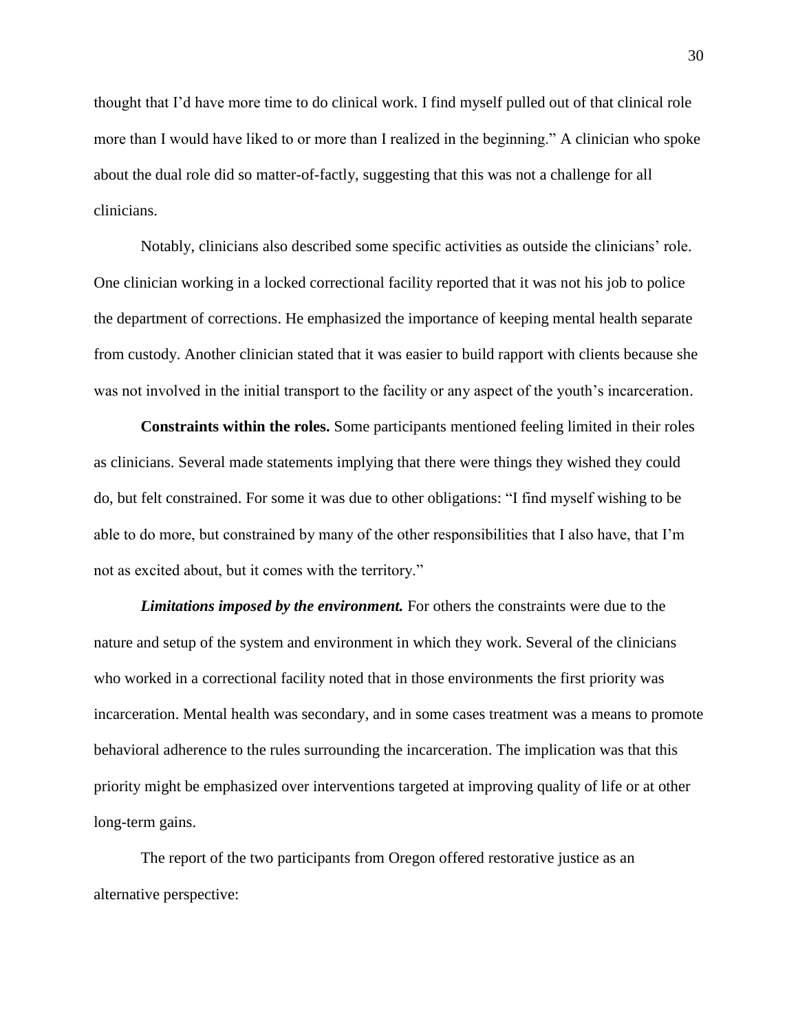thought that I'd have more time to do clinical work. I find myself pulled out of that clinical role more than I would have liked to or more than I realized in the beginning." A clinician who spoke about the dual role did so matter-of-factly, suggesting that this was not a challenge for all clinicians.

Notably, clinicians also described some specific activities as outside the clinicians' role. One clinician working in a locked correctional facility reported that it was not his job to police the department of corrections. He emphasized the importance of keeping mental health separate from custody. Another clinician stated that it was easier to build rapport with clients because she was not involved in the initial transport to the facility or any aspect of the youth's incarceration.

**Constraints within the roles.** Some participants mentioned feeling limited in their roles as clinicians. Several made statements implying that there were things they wished they could do, but felt constrained. For some it was due to other obligations: "I find myself wishing to be able to do more, but constrained by many of the other responsibilities that I also have, that I'm not as excited about, but it comes with the territory."

***Limitations imposed by the environment.*** For others the constraints were due to the nature and setup of the system and environment in which they work. Several of the clinicians who worked in a correctional facility noted that in those environments the first priority was incarceration. Mental health was secondary, and in some cases treatment was a means to promote behavioral adherence to the rules surrounding the incarceration. The implication was that this priority might be emphasized over interventions targeted at improving quality of life or at other long-term gains.

The report of the two participants from Oregon offered restorative justice as an alternative perspective: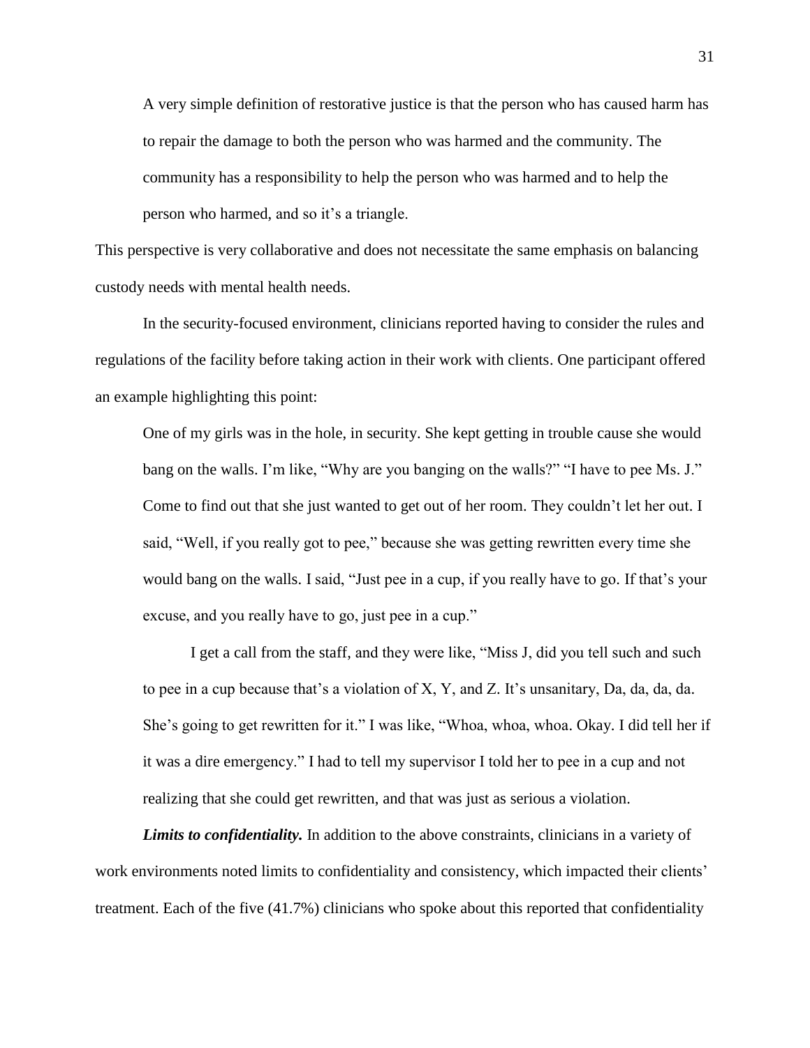> A very simple definition of restorative justice is that the person who has caused harm has to repair the damage to both the person who was harmed and the community. The community has a responsibility to help the person who was harmed and to help the person who harmed, and so it's a triangle.

This perspective is very collaborative and does not necessitate the same emphasis on balancing custody needs with mental health needs.

In the security-focused environment, clinicians reported having to consider the rules and regulations of the facility before taking action in their work with clients. One participant offered an example highlighting this point:

> One of my girls was in the hole, in security. She kept getting in trouble cause she would bang on the walls. I'm like, "Why are you banging on the walls?" "I have to pee Ms. J." Come to find out that she just wanted to get out of her room. They couldn't let her out. I said, "Well, if you really got to pee," because she was getting rewritten every time she would bang on the walls. I said, "Just pee in a cup, if you really have to go. If that's your excuse, and you really have to go, just pee in a cup."
>
> I get a call from the staff, and they were like, "Miss J, did you tell such and such to pee in a cup because that's a violation of X, Y, and Z. It's unsanitary, Da, da, da, da. She's going to get rewritten for it." I was like, "Whoa, whoa, whoa. Okay. I did tell her if it was a dire emergency." I had to tell my supervisor I told her to pee in a cup and not realizing that she could get rewritten, and that was just as serious a violation.

***Limits to confidentiality.*** In addition to the above constraints, clinicians in a variety of work environments noted limits to confidentiality and consistency, which impacted their clients' treatment. Each of the five (41.7%) clinicians who spoke about this reported that confidentiality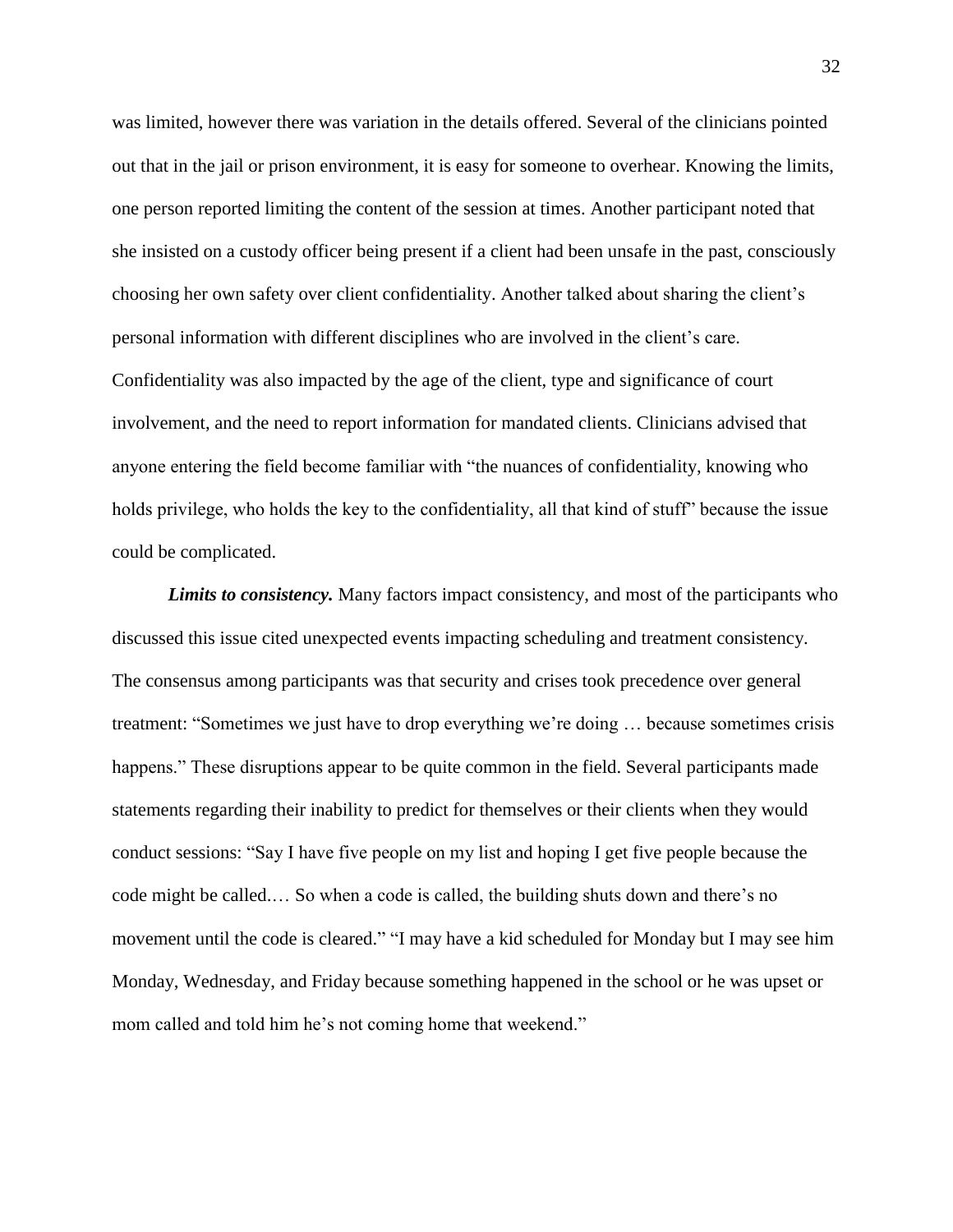was limited, however there was variation in the details offered. Several of the clinicians pointed out that in the jail or prison environment, it is easy for someone to overhear. Knowing the limits, one person reported limiting the content of the session at times. Another participant noted that she insisted on a custody officer being present if a client had been unsafe in the past, consciously choosing her own safety over client confidentiality. Another talked about sharing the client's personal information with different disciplines who are involved in the client's care. Confidentiality was also impacted by the age of the client, type and significance of court involvement, and the need to report information for mandated clients. Clinicians advised that anyone entering the field become familiar with "the nuances of confidentiality, knowing who holds privilege, who holds the key to the confidentiality, all that kind of stuff" because the issue could be complicated.

***Limits to consistency.*** Many factors impact consistency, and most of the participants who discussed this issue cited unexpected events impacting scheduling and treatment consistency. The consensus among participants was that security and crises took precedence over general treatment: "Sometimes we just have to drop everything we're doing … because sometimes crisis happens." These disruptions appear to be quite common in the field. Several participants made statements regarding their inability to predict for themselves or their clients when they would conduct sessions: "Say I have five people on my list and hoping I get five people because the code might be called.… So when a code is called, the building shuts down and there's no movement until the code is cleared." "I may have a kid scheduled for Monday but I may see him Monday, Wednesday, and Friday because something happened in the school or he was upset or mom called and told him he's not coming home that weekend."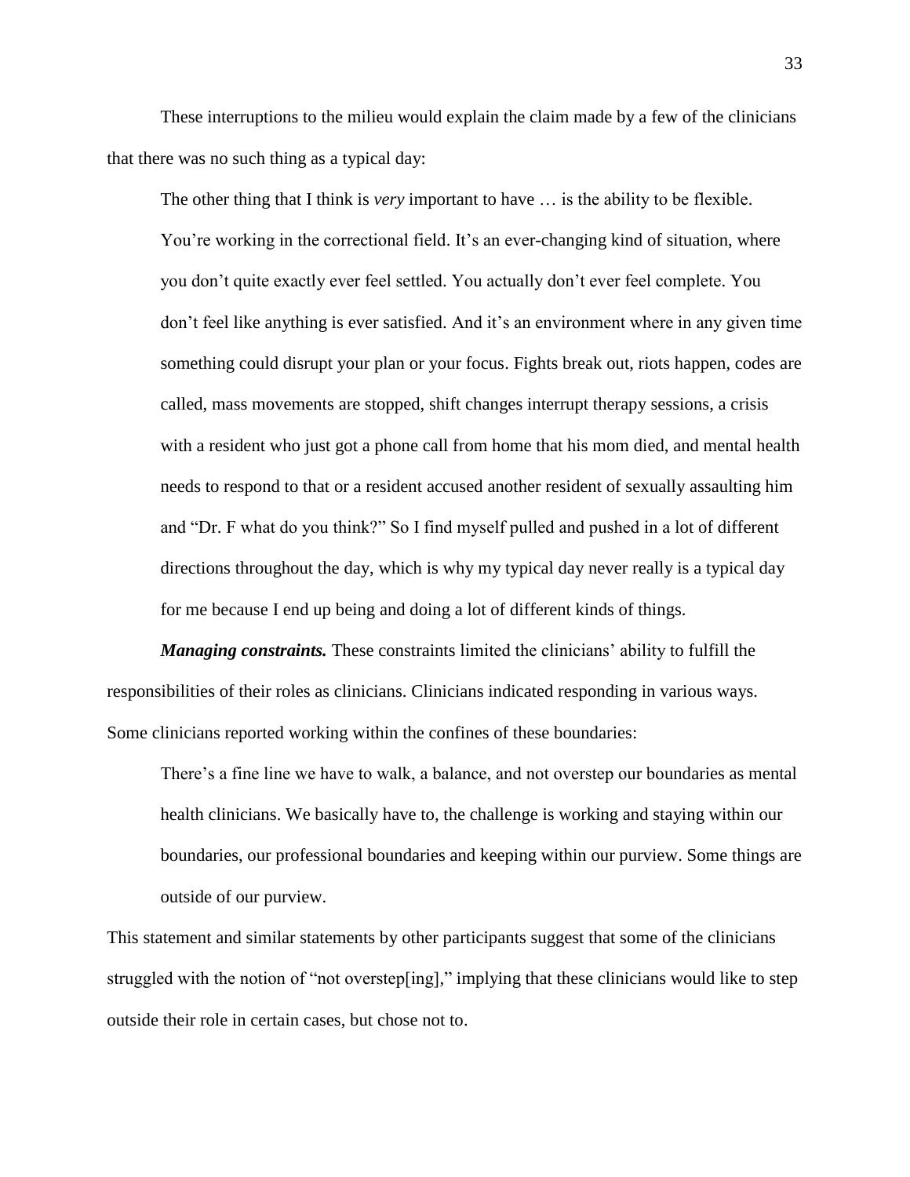These interruptions to the milieu would explain the claim made by a few of the clinicians that there was no such thing as a typical day:

> The other thing that I think is *very* important to have … is the ability to be flexible. You're working in the correctional field. It's an ever-changing kind of situation, where you don't quite exactly ever feel settled. You actually don't ever feel complete. You don't feel like anything is ever satisfied. And it's an environment where in any given time something could disrupt your plan or your focus. Fights break out, riots happen, codes are called, mass movements are stopped, shift changes interrupt therapy sessions, a crisis with a resident who just got a phone call from home that his mom died, and mental health needs to respond to that or a resident accused another resident of sexually assaulting him and "Dr. F what do you think?" So I find myself pulled and pushed in a lot of different directions throughout the day, which is why my typical day never really is a typical day for me because I end up being and doing a lot of different kinds of things.

***Managing constraints.*** These constraints limited the clinicians' ability to fulfill the responsibilities of their roles as clinicians. Clinicians indicated responding in various ways. Some clinicians reported working within the confines of these boundaries:

> There's a fine line we have to walk, a balance, and not overstep our boundaries as mental health clinicians. We basically have to, the challenge is working and staying within our boundaries, our professional boundaries and keeping within our purview. Some things are outside of our purview.

This statement and similar statements by other participants suggest that some of the clinicians struggled with the notion of "not overstep[ing]," implying that these clinicians would like to step outside their role in certain cases, but chose not to.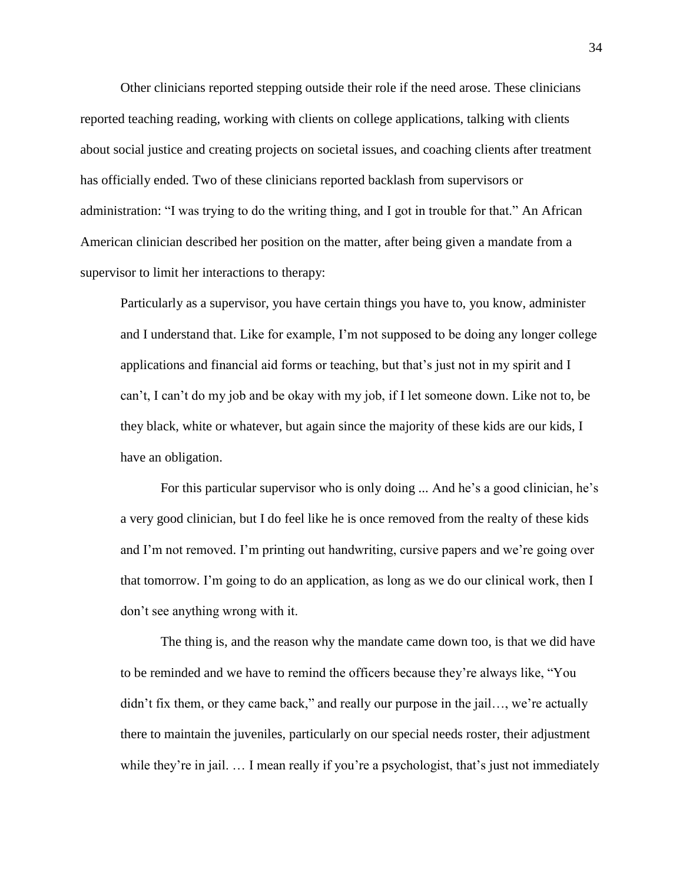Other clinicians reported stepping outside their role if the need arose. These clinicians reported teaching reading, working with clients on college applications, talking with clients about social justice and creating projects on societal issues, and coaching clients after treatment has officially ended. Two of these clinicians reported backlash from supervisors or administration: "I was trying to do the writing thing, and I got in trouble for that." An African American clinician described her position on the matter, after being given a mandate from a supervisor to limit her interactions to therapy:

> Particularly as a supervisor, you have certain things you have to, you know, administer and I understand that. Like for example, I'm not supposed to be doing any longer college applications and financial aid forms or teaching, but that's just not in my spirit and I can't, I can't do my job and be okay with my job, if I let someone down. Like not to, be they black, white or whatever, but again since the majority of these kids are our kids, I have an obligation.
>
> For this particular supervisor who is only doing ... And he's a good clinician, he's a very good clinician, but I do feel like he is once removed from the realty of these kids and I'm not removed. I'm printing out handwriting, cursive papers and we're going over that tomorrow. I'm going to do an application, as long as we do our clinical work, then I don't see anything wrong with it.
>
> The thing is, and the reason why the mandate came down too, is that we did have to be reminded and we have to remind the officers because they're always like, "You didn't fix them, or they came back," and really our purpose in the jail…, we're actually there to maintain the juveniles, particularly on our special needs roster, their adjustment while they're in jail. … I mean really if you're a psychologist, that's just not immediately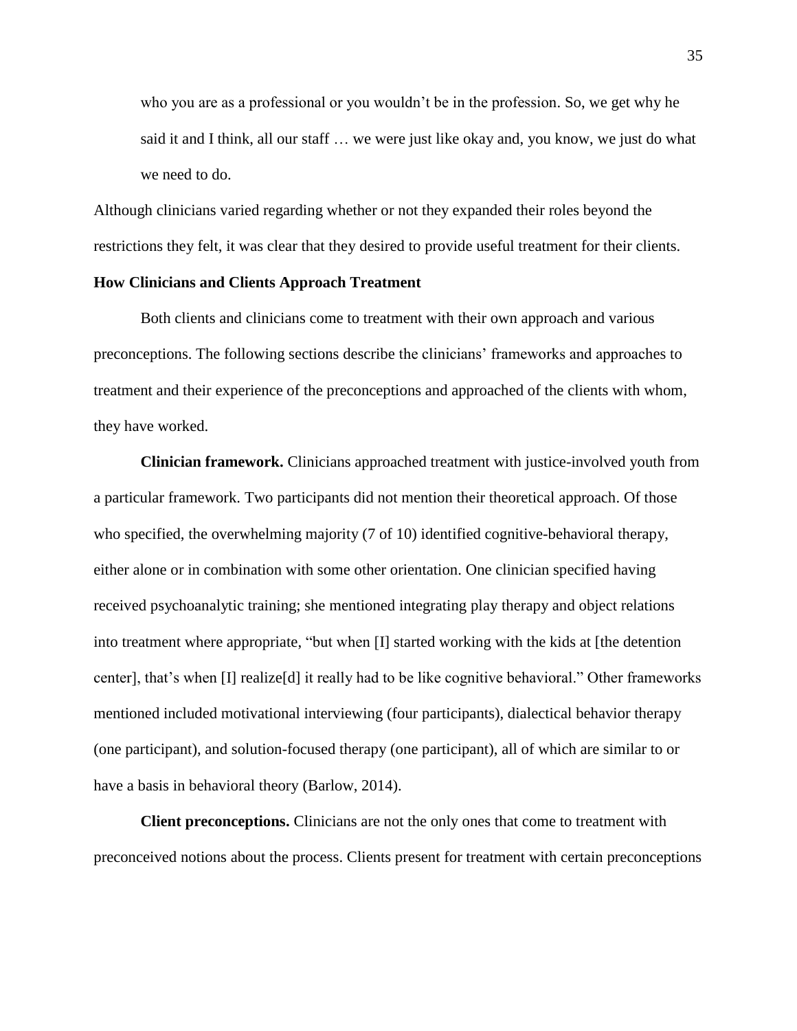> who you are as a professional or you wouldn't be in the profession. So, we get why he said it and I think, all our staff … we were just like okay and, you know, we just do what we need to do.

Although clinicians varied regarding whether or not they expanded their roles beyond the restrictions they felt, it was clear that they desired to provide useful treatment for their clients.

### How Clinicians and Clients Approach Treatment

Both clients and clinicians come to treatment with their own approach and various preconceptions. The following sections describe the clinicians' frameworks and approaches to treatment and their experience of the preconceptions and approached of the clients with whom, they have worked.

**Clinician framework.** Clinicians approached treatment with justice-involved youth from a particular framework. Two participants did not mention their theoretical approach. Of those who specified, the overwhelming majority (7 of 10) identified cognitive-behavioral therapy, either alone or in combination with some other orientation. One clinician specified having received psychoanalytic training; she mentioned integrating play therapy and object relations into treatment where appropriate, "but when [I] started working with the kids at [the detention center], that's when [I] realize[d] it really had to be like cognitive behavioral." Other frameworks mentioned included motivational interviewing (four participants), dialectical behavior therapy (one participant), and solution-focused therapy (one participant), all of which are similar to or have a basis in behavioral theory (Barlow, 2014).

**Client preconceptions.** Clinicians are not the only ones that come to treatment with preconceived notions about the process. Clients present for treatment with certain preconceptions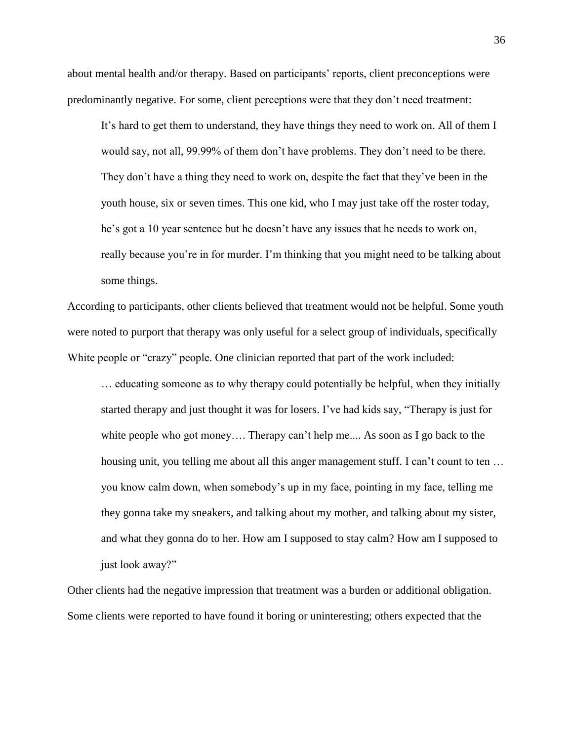about mental health and/or therapy. Based on participants' reports, client preconceptions were predominantly negative. For some, client perceptions were that they don't need treatment:

> It's hard to get them to understand, they have things they need to work on. All of them I would say, not all, 99.99% of them don't have problems. They don't need to be there. They don't have a thing they need to work on, despite the fact that they've been in the youth house, six or seven times. This one kid, who I may just take off the roster today, he's got a 10 year sentence but he doesn't have any issues that he needs to work on, really because you're in for murder. I'm thinking that you might need to be talking about some things.

According to participants, other clients believed that treatment would not be helpful. Some youth were noted to purport that therapy was only useful for a select group of individuals, specifically White people or "crazy" people. One clinician reported that part of the work included:

> … educating someone as to why therapy could potentially be helpful, when they initially started therapy and just thought it was for losers. I've had kids say, "Therapy is just for white people who got money…. Therapy can't help me.... As soon as I go back to the housing unit, you telling me about all this anger management stuff. I can't count to ten … you know calm down, when somebody's up in my face, pointing in my face, telling me they gonna take my sneakers, and talking about my mother, and talking about my sister, and what they gonna do to her. How am I supposed to stay calm? How am I supposed to just look away?"

Other clients had the negative impression that treatment was a burden or additional obligation. Some clients were reported to have found it boring or uninteresting; others expected that the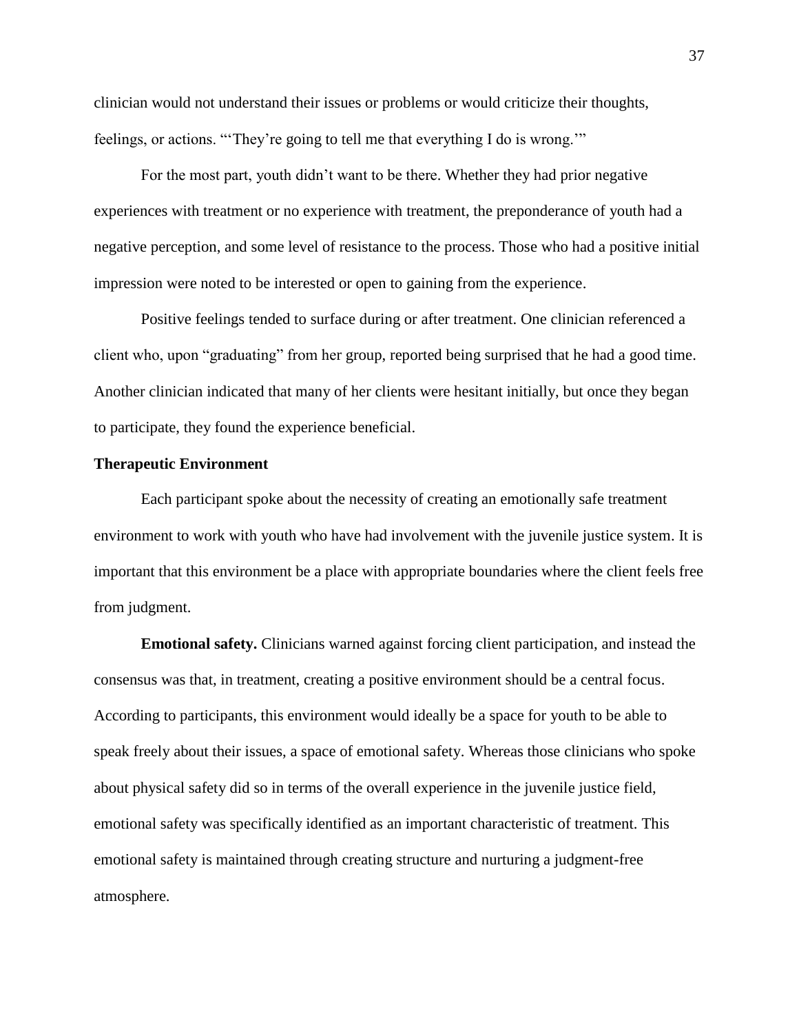clinician would not understand their issues or problems or would criticize their thoughts, feelings, or actions. "'They're going to tell me that everything I do is wrong.'"

For the most part, youth didn't want to be there. Whether they had prior negative experiences with treatment or no experience with treatment, the preponderance of youth had a negative perception, and some level of resistance to the process. Those who had a positive initial impression were noted to be interested or open to gaining from the experience.

Positive feelings tended to surface during or after treatment. One clinician referenced a client who, upon "graduating" from her group, reported being surprised that he had a good time. Another clinician indicated that many of her clients were hesitant initially, but once they began to participate, they found the experience beneficial.

### Therapeutic Environment

Each participant spoke about the necessity of creating an emotionally safe treatment environment to work with youth who have had involvement with the juvenile justice system. It is important that this environment be a place with appropriate boundaries where the client feels free from judgment.

**Emotional safety.** Clinicians warned against forcing client participation, and instead the consensus was that, in treatment, creating a positive environment should be a central focus. According to participants, this environment would ideally be a space for youth to be able to speak freely about their issues, a space of emotional safety. Whereas those clinicians who spoke about physical safety did so in terms of the overall experience in the juvenile justice field, emotional safety was specifically identified as an important characteristic of treatment. This emotional safety is maintained through creating structure and nurturing a judgment-free atmosphere.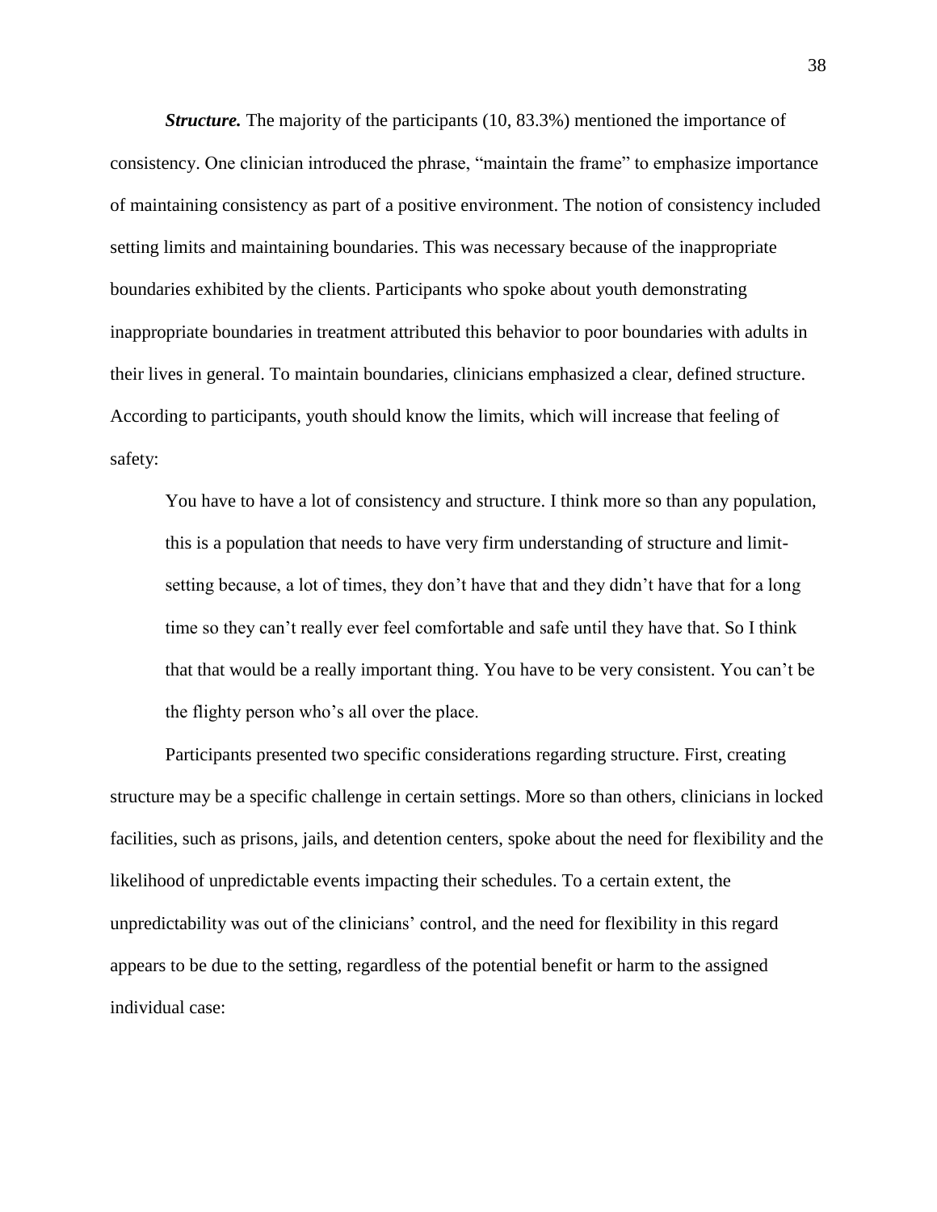***Structure.*** The majority of the participants (10, 83.3%) mentioned the importance of consistency. One clinician introduced the phrase, "maintain the frame" to emphasize importance of maintaining consistency as part of a positive environment. The notion of consistency included setting limits and maintaining boundaries. This was necessary because of the inappropriate boundaries exhibited by the clients. Participants who spoke about youth demonstrating inappropriate boundaries in treatment attributed this behavior to poor boundaries with adults in their lives in general. To maintain boundaries, clinicians emphasized a clear, defined structure. According to participants, youth should know the limits, which will increase that feeling of safety:

> You have to have a lot of consistency and structure. I think more so than any population, this is a population that needs to have very firm understanding of structure and limit-setting because, a lot of times, they don't have that and they didn't have that for a long time so they can't really ever feel comfortable and safe until they have that. So I think that that would be a really important thing. You have to be very consistent. You can't be the flighty person who's all over the place.

Participants presented two specific considerations regarding structure. First, creating structure may be a specific challenge in certain settings. More so than others, clinicians in locked facilities, such as prisons, jails, and detention centers, spoke about the need for flexibility and the likelihood of unpredictable events impacting their schedules. To a certain extent, the unpredictability was out of the clinicians' control, and the need for flexibility in this regard appears to be due to the setting, regardless of the potential benefit or harm to the assigned individual case: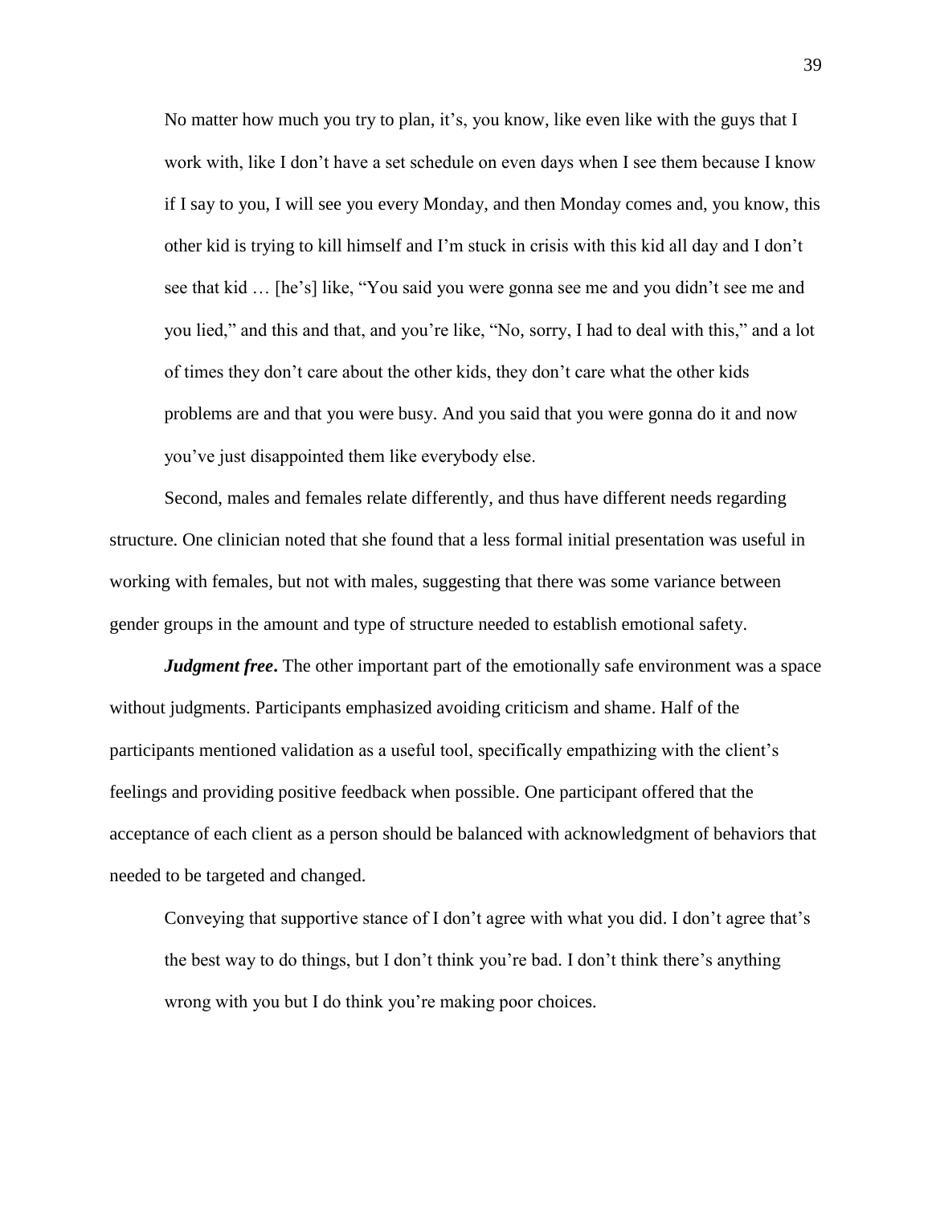> No matter how much you try to plan, it's, you know, like even like with the guys that I work with, like I don't have a set schedule on even days when I see them because I know if I say to you, I will see you every Monday, and then Monday comes and, you know, this other kid is trying to kill himself and I'm stuck in crisis with this kid all day and I don't see that kid … [he's] like, "You said you were gonna see me and you didn't see me and you lied," and this and that, and you're like, "No, sorry, I had to deal with this," and a lot of times they don't care about the other kids, they don't care what the other kids problems are and that you were busy. And you said that you were gonna do it and now you've just disappointed them like everybody else.

Second, males and females relate differently, and thus have different needs regarding structure. One clinician noted that she found that a less formal initial presentation was useful in working with females, but not with males, suggesting that there was some variance between gender groups in the amount and type of structure needed to establish emotional safety.

***Judgment free*.** The other important part of the emotionally safe environment was a space without judgments. Participants emphasized avoiding criticism and shame. Half of the participants mentioned validation as a useful tool, specifically empathizing with the client's feelings and providing positive feedback when possible. One participant offered that the acceptance of each client as a person should be balanced with acknowledgment of behaviors that needed to be targeted and changed.

> Conveying that supportive stance of I don't agree with what you did. I don't agree that's the best way to do things, but I don't think you're bad. I don't think there's anything wrong with you but I do think you're making poor choices.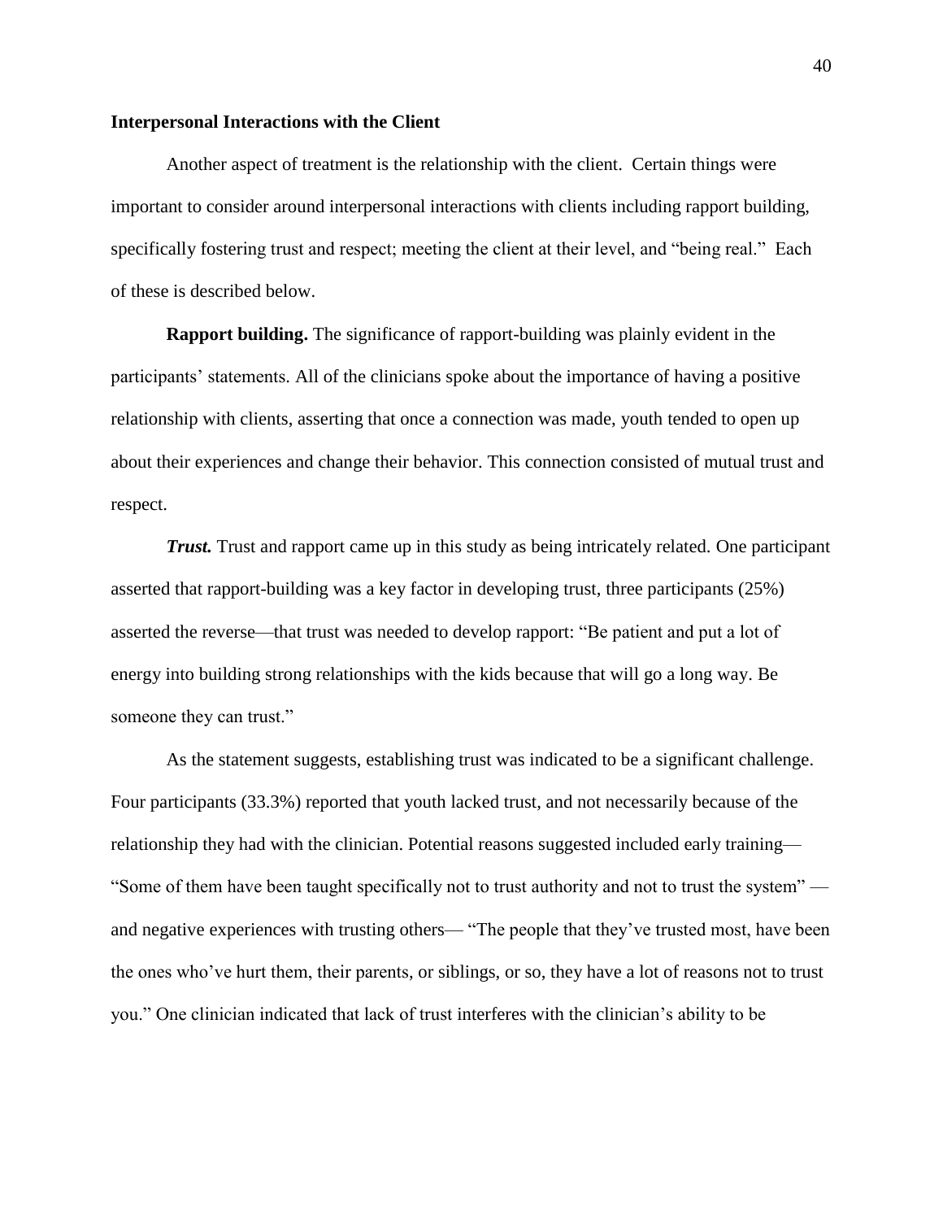### Interpersonal Interactions with the Client

Another aspect of treatment is the relationship with the client. Certain things were important to consider around interpersonal interactions with clients including rapport building, specifically fostering trust and respect; meeting the client at their level, and "being real." Each of these is described below.

**Rapport building.** The significance of rapport-building was plainly evident in the participants' statements. All of the clinicians spoke about the importance of having a positive relationship with clients, asserting that once a connection was made, youth tended to open up about their experiences and change their behavior. This connection consisted of mutual trust and respect.

***Trust.*** Trust and rapport came up in this study as being intricately related. One participant asserted that rapport-building was a key factor in developing trust, three participants (25%) asserted the reverse—that trust was needed to develop rapport: "Be patient and put a lot of energy into building strong relationships with the kids because that will go a long way. Be someone they can trust."

As the statement suggests, establishing trust was indicated to be a significant challenge. Four participants (33.3%) reported that youth lacked trust, and not necessarily because of the relationship they had with the clinician. Potential reasons suggested included early training— "Some of them have been taught specifically not to trust authority and not to trust the system" — and negative experiences with trusting others— "The people that they've trusted most, have been the ones who've hurt them, their parents, or siblings, or so, they have a lot of reasons not to trust you." One clinician indicated that lack of trust interferes with the clinician's ability to be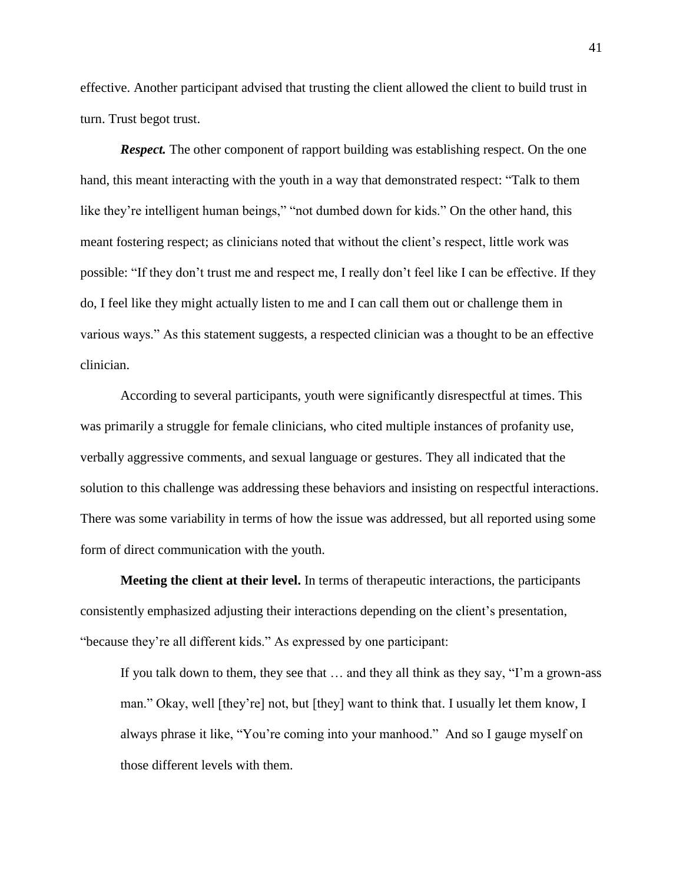effective. Another participant advised that trusting the client allowed the client to build trust in turn. Trust begot trust.

***Respect.*** The other component of rapport building was establishing respect. On the one hand, this meant interacting with the youth in a way that demonstrated respect: "Talk to them like they're intelligent human beings," "not dumbed down for kids." On the other hand, this meant fostering respect; as clinicians noted that without the client's respect, little work was possible: "If they don't trust me and respect me, I really don't feel like I can be effective. If they do, I feel like they might actually listen to me and I can call them out or challenge them in various ways." As this statement suggests, a respected clinician was a thought to be an effective clinician.

According to several participants, youth were significantly disrespectful at times. This was primarily a struggle for female clinicians, who cited multiple instances of profanity use, verbally aggressive comments, and sexual language or gestures. They all indicated that the solution to this challenge was addressing these behaviors and insisting on respectful interactions. There was some variability in terms of how the issue was addressed, but all reported using some form of direct communication with the youth.

**Meeting the client at their level.** In terms of therapeutic interactions, the participants consistently emphasized adjusting their interactions depending on the client's presentation, "because they're all different kids." As expressed by one participant:

> If you talk down to them, they see that … and they all think as they say, "I'm a grown-ass man." Okay, well [they're] not, but [they] want to think that. I usually let them know, I always phrase it like, "You're coming into your manhood." And so I gauge myself on those different levels with them.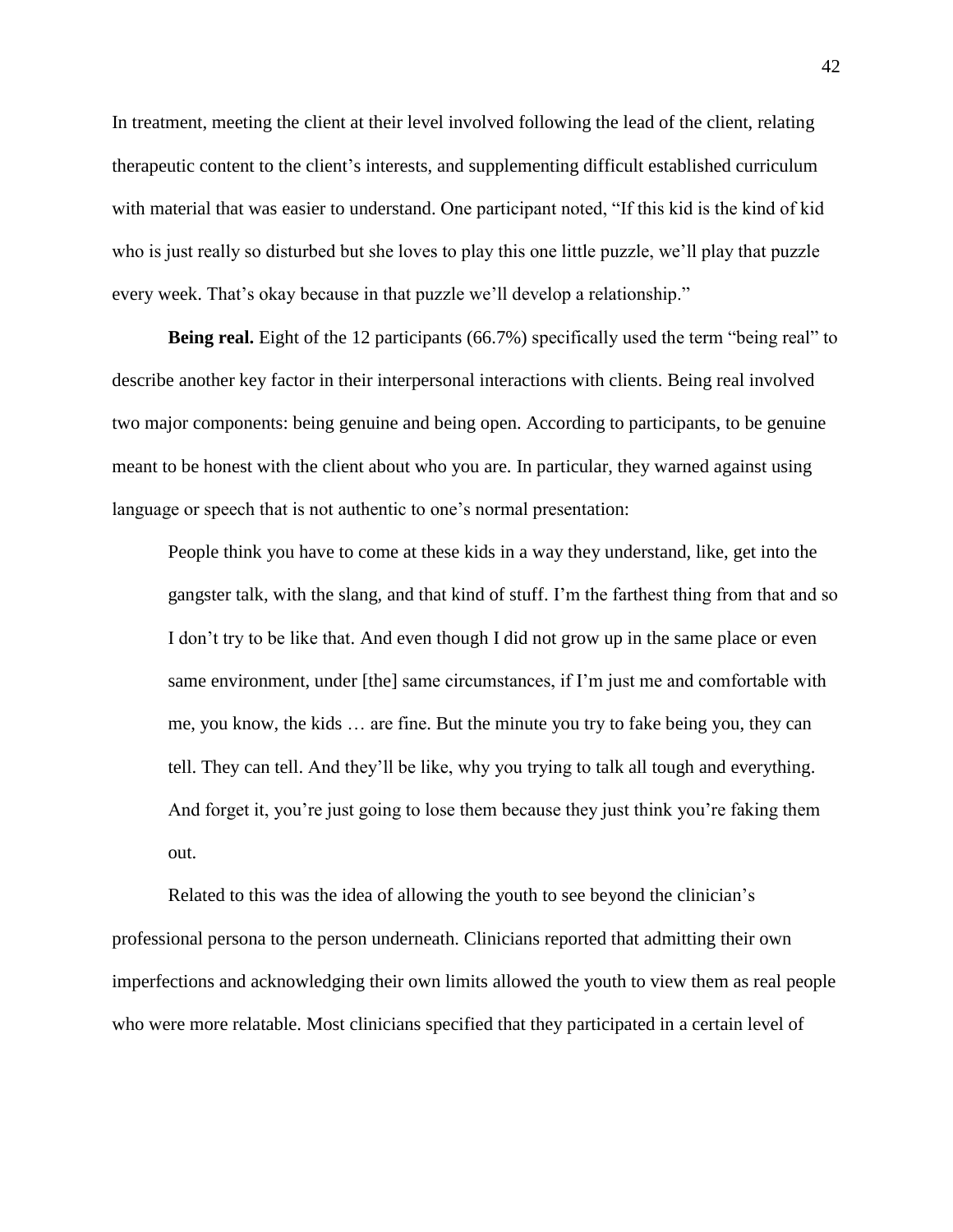In treatment, meeting the client at their level involved following the lead of the client, relating therapeutic content to the client's interests, and supplementing difficult established curriculum with material that was easier to understand. One participant noted, "If this kid is the kind of kid who is just really so disturbed but she loves to play this one little puzzle, we'll play that puzzle every week. That's okay because in that puzzle we'll develop a relationship."

**Being real.** Eight of the 12 participants (66.7%) specifically used the term "being real" to describe another key factor in their interpersonal interactions with clients. Being real involved two major components: being genuine and being open. According to participants, to be genuine meant to be honest with the client about who you are. In particular, they warned against using language or speech that is not authentic to one's normal presentation:

> People think you have to come at these kids in a way they understand, like, get into the gangster talk, with the slang, and that kind of stuff. I'm the farthest thing from that and so I don't try to be like that. And even though I did not grow up in the same place or even same environment, under [the] same circumstances, if I'm just me and comfortable with me, you know, the kids … are fine. But the minute you try to fake being you, they can tell. They can tell. And they'll be like, why you trying to talk all tough and everything. And forget it, you're just going to lose them because they just think you're faking them out.

Related to this was the idea of allowing the youth to see beyond the clinician's professional persona to the person underneath. Clinicians reported that admitting their own imperfections and acknowledging their own limits allowed the youth to view them as real people who were more relatable. Most clinicians specified that they participated in a certain level of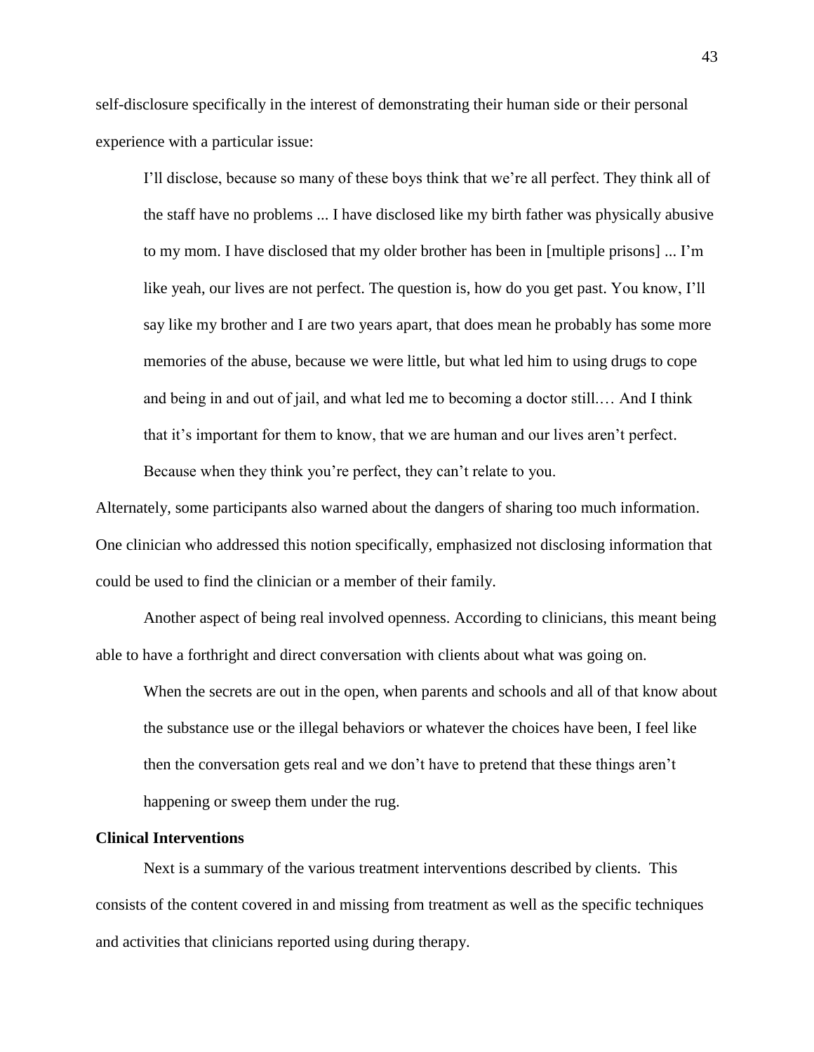self-disclosure specifically in the interest of demonstrating their human side or their personal experience with a particular issue:

> I'll disclose, because so many of these boys think that we're all perfect. They think all of the staff have no problems ... I have disclosed like my birth father was physically abusive to my mom. I have disclosed that my older brother has been in [multiple prisons] ... I'm like yeah, our lives are not perfect. The question is, how do you get past. You know, I'll say like my brother and I are two years apart, that does mean he probably has some more memories of the abuse, because we were little, but what led him to using drugs to cope and being in and out of jail, and what led me to becoming a doctor still.… And I think that it's important for them to know, that we are human and our lives aren't perfect. Because when they think you're perfect, they can't relate to you.

Alternately, some participants also warned about the dangers of sharing too much information. One clinician who addressed this notion specifically, emphasized not disclosing information that could be used to find the clinician or a member of their family.

Another aspect of being real involved openness. According to clinicians, this meant being able to have a forthright and direct conversation with clients about what was going on.

> When the secrets are out in the open, when parents and schools and all of that know about the substance use or the illegal behaviors or whatever the choices have been, I feel like then the conversation gets real and we don't have to pretend that these things aren't happening or sweep them under the rug.

**Clinical Interventions**

Next is a summary of the various treatment interventions described by clients. This consists of the content covered in and missing from treatment as well as the specific techniques and activities that clinicians reported using during therapy.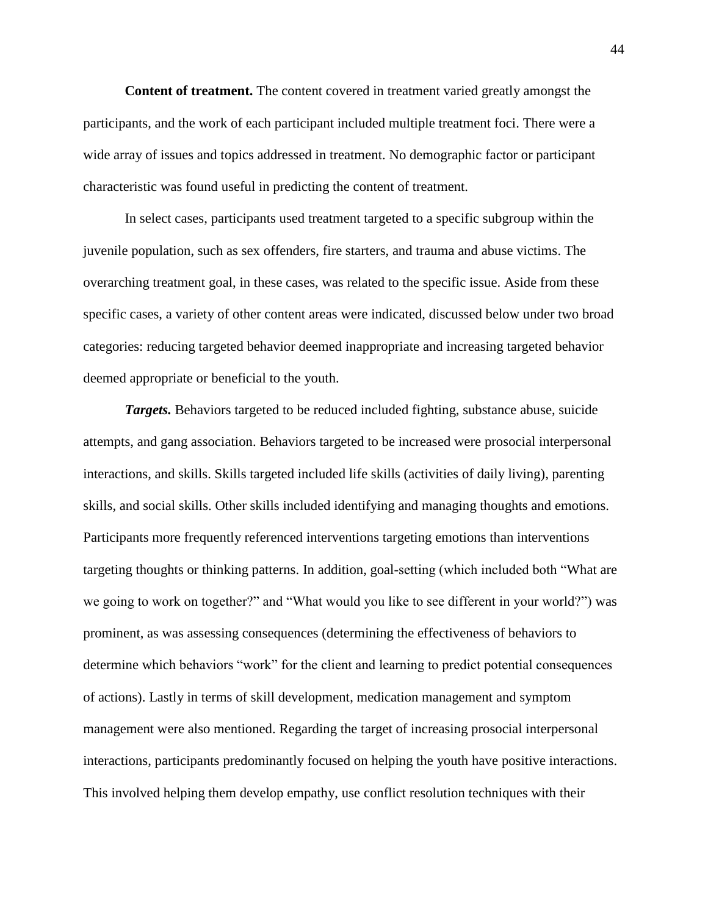**Content of treatment.** The content covered in treatment varied greatly amongst the participants, and the work of each participant included multiple treatment foci. There were a wide array of issues and topics addressed in treatment. No demographic factor or participant characteristic was found useful in predicting the content of treatment.

In select cases, participants used treatment targeted to a specific subgroup within the juvenile population, such as sex offenders, fire starters, and trauma and abuse victims. The overarching treatment goal, in these cases, was related to the specific issue. Aside from these specific cases, a variety of other content areas were indicated, discussed below under two broad categories: reducing targeted behavior deemed inappropriate and increasing targeted behavior deemed appropriate or beneficial to the youth.

***Targets.*** Behaviors targeted to be reduced included fighting, substance abuse, suicide attempts, and gang association. Behaviors targeted to be increased were prosocial interpersonal interactions, and skills. Skills targeted included life skills (activities of daily living), parenting skills, and social skills. Other skills included identifying and managing thoughts and emotions. Participants more frequently referenced interventions targeting emotions than interventions targeting thoughts or thinking patterns. In addition, goal-setting (which included both "What are we going to work on together?" and "What would you like to see different in your world?") was prominent, as was assessing consequences (determining the effectiveness of behaviors to determine which behaviors "work" for the client and learning to predict potential consequences of actions). Lastly in terms of skill development, medication management and symptom management were also mentioned. Regarding the target of increasing prosocial interpersonal interactions, participants predominantly focused on helping the youth have positive interactions. This involved helping them develop empathy, use conflict resolution techniques with their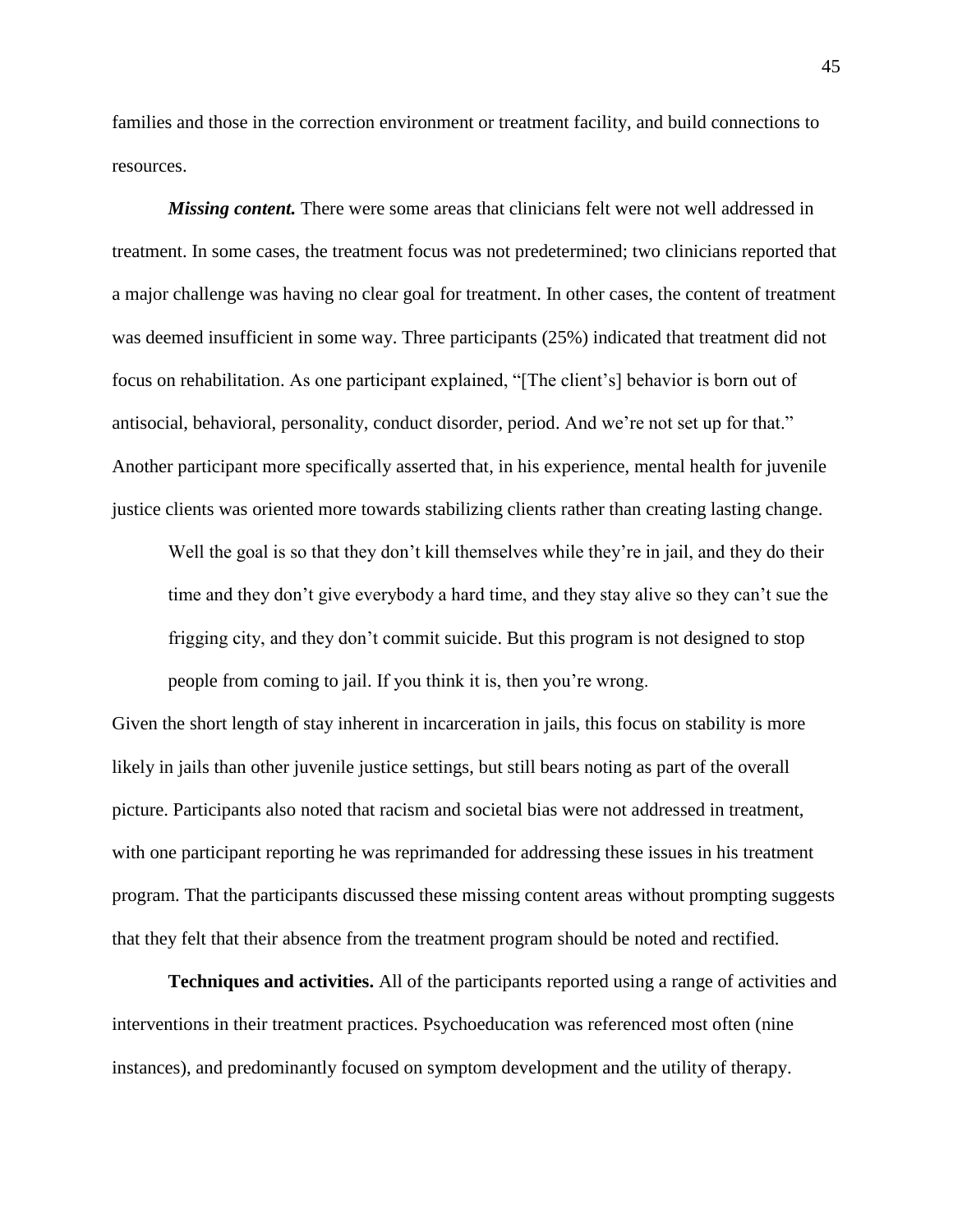families and those in the correction environment or treatment facility, and build connections to resources.

***Missing content.*** There were some areas that clinicians felt were not well addressed in treatment. In some cases, the treatment focus was not predetermined; two clinicians reported that a major challenge was having no clear goal for treatment. In other cases, the content of treatment was deemed insufficient in some way. Three participants (25%) indicated that treatment did not focus on rehabilitation. As one participant explained, "[The client's] behavior is born out of antisocial, behavioral, personality, conduct disorder, period. And we're not set up for that." Another participant more specifically asserted that, in his experience, mental health for juvenile justice clients was oriented more towards stabilizing clients rather than creating lasting change.

> Well the goal is so that they don't kill themselves while they're in jail, and they do their time and they don't give everybody a hard time, and they stay alive so they can't sue the frigging city, and they don't commit suicide. But this program is not designed to stop people from coming to jail. If you think it is, then you're wrong.

Given the short length of stay inherent in incarceration in jails, this focus on stability is more likely in jails than other juvenile justice settings, but still bears noting as part of the overall picture. Participants also noted that racism and societal bias were not addressed in treatment, with one participant reporting he was reprimanded for addressing these issues in his treatment program. That the participants discussed these missing content areas without prompting suggests that they felt that their absence from the treatment program should be noted and rectified.

**Techniques and activities.** All of the participants reported using a range of activities and interventions in their treatment practices. Psychoeducation was referenced most often (nine instances), and predominantly focused on symptom development and the utility of therapy.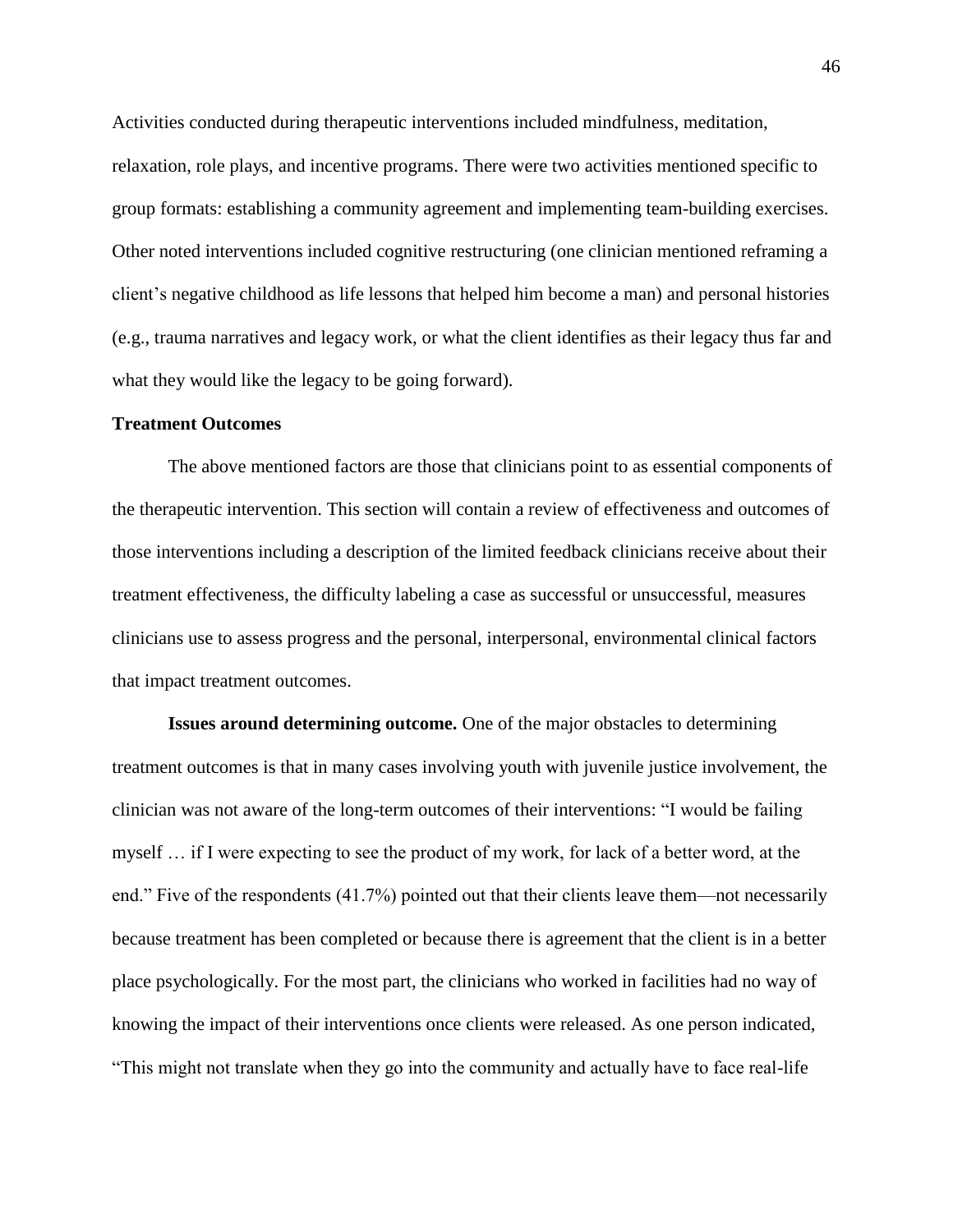Activities conducted during therapeutic interventions included mindfulness, meditation, relaxation, role plays, and incentive programs. There were two activities mentioned specific to group formats: establishing a community agreement and implementing team-building exercises. Other noted interventions included cognitive restructuring (one clinician mentioned reframing a client's negative childhood as life lessons that helped him become a man) and personal histories (e.g., trauma narratives and legacy work, or what the client identifies as their legacy thus far and what they would like the legacy to be going forward).

## Treatment Outcomes

The above mentioned factors are those that clinicians point to as essential components of the therapeutic intervention. This section will contain a review of effectiveness and outcomes of those interventions including a description of the limited feedback clinicians receive about their treatment effectiveness, the difficulty labeling a case as successful or unsuccessful, measures clinicians use to assess progress and the personal, interpersonal, environmental clinical factors that impact treatment outcomes.

**Issues around determining outcome.** One of the major obstacles to determining treatment outcomes is that in many cases involving youth with juvenile justice involvement, the clinician was not aware of the long-term outcomes of their interventions: "I would be failing myself … if I were expecting to see the product of my work, for lack of a better word, at the end." Five of the respondents (41.7%) pointed out that their clients leave them—not necessarily because treatment has been completed or because there is agreement that the client is in a better place psychologically. For the most part, the clinicians who worked in facilities had no way of knowing the impact of their interventions once clients were released. As one person indicated, "This might not translate when they go into the community and actually have to face real-life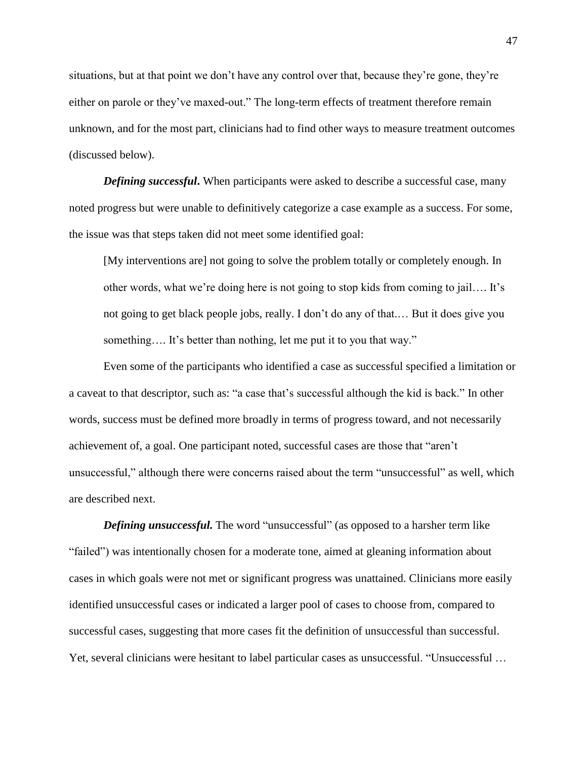situations, but at that point we don't have any control over that, because they're gone, they're either on parole or they've maxed-out." The long-term effects of treatment therefore remain unknown, and for the most part, clinicians had to find other ways to measure treatment outcomes (discussed below).

***Defining successful*.** When participants were asked to describe a successful case, many noted progress but were unable to definitively categorize a case example as a success. For some, the issue was that steps taken did not meet some identified goal:

> [My interventions are] not going to solve the problem totally or completely enough. In other words, what we're doing here is not going to stop kids from coming to jail…. It's not going to get black people jobs, really. I don't do any of that.… But it does give you something…. It's better than nothing, let me put it to you that way."

Even some of the participants who identified a case as successful specified a limitation or a caveat to that descriptor, such as: "a case that's successful although the kid is back." In other words, success must be defined more broadly in terms of progress toward, and not necessarily achievement of, a goal. One participant noted, successful cases are those that "aren't unsuccessful," although there were concerns raised about the term "unsuccessful" as well, which are described next.

***Defining unsuccessful.*** The word "unsuccessful" (as opposed to a harsher term like "failed") was intentionally chosen for a moderate tone, aimed at gleaning information about cases in which goals were not met or significant progress was unattained. Clinicians more easily identified unsuccessful cases or indicated a larger pool of cases to choose from, compared to successful cases, suggesting that more cases fit the definition of unsuccessful than successful. Yet, several clinicians were hesitant to label particular cases as unsuccessful. "Unsuccessful …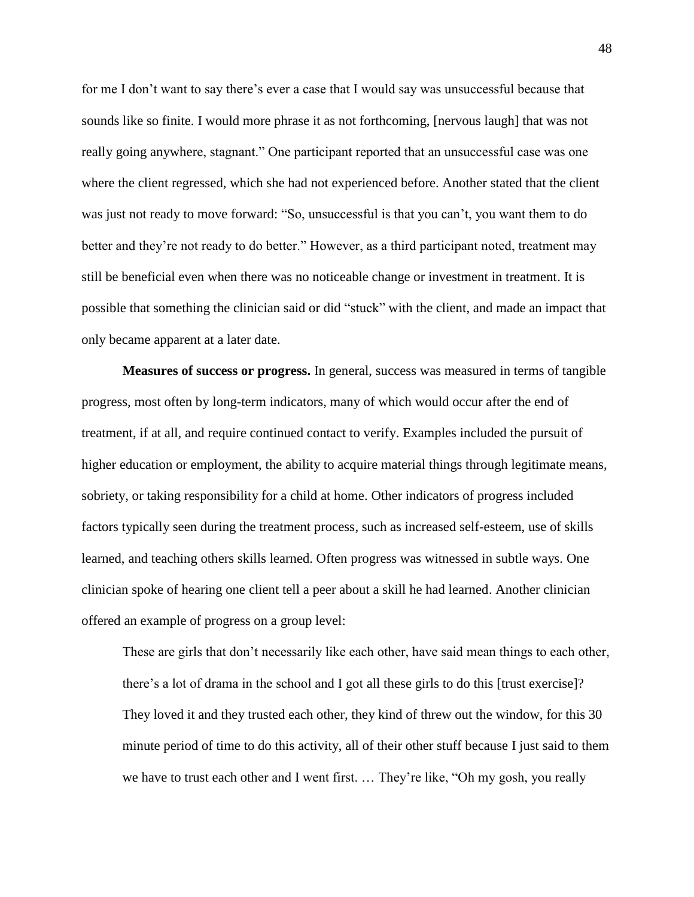for me I don't want to say there's ever a case that I would say was unsuccessful because that sounds like so finite. I would more phrase it as not forthcoming, [nervous laugh] that was not really going anywhere, stagnant." One participant reported that an unsuccessful case was one where the client regressed, which she had not experienced before. Another stated that the client was just not ready to move forward: "So, unsuccessful is that you can't, you want them to do better and they're not ready to do better." However, as a third participant noted, treatment may still be beneficial even when there was no noticeable change or investment in treatment. It is possible that something the clinician said or did "stuck" with the client, and made an impact that only became apparent at a later date.

**Measures of success or progress.** In general, success was measured in terms of tangible progress, most often by long-term indicators, many of which would occur after the end of treatment, if at all, and require continued contact to verify. Examples included the pursuit of higher education or employment, the ability to acquire material things through legitimate means, sobriety, or taking responsibility for a child at home. Other indicators of progress included factors typically seen during the treatment process, such as increased self-esteem, use of skills learned, and teaching others skills learned. Often progress was witnessed in subtle ways. One clinician spoke of hearing one client tell a peer about a skill he had learned. Another clinician offered an example of progress on a group level:

> These are girls that don't necessarily like each other, have said mean things to each other, there's a lot of drama in the school and I got all these girls to do this [trust exercise]? They loved it and they trusted each other, they kind of threw out the window, for this 30 minute period of time to do this activity, all of their other stuff because I just said to them we have to trust each other and I went first. … They're like, "Oh my gosh, you really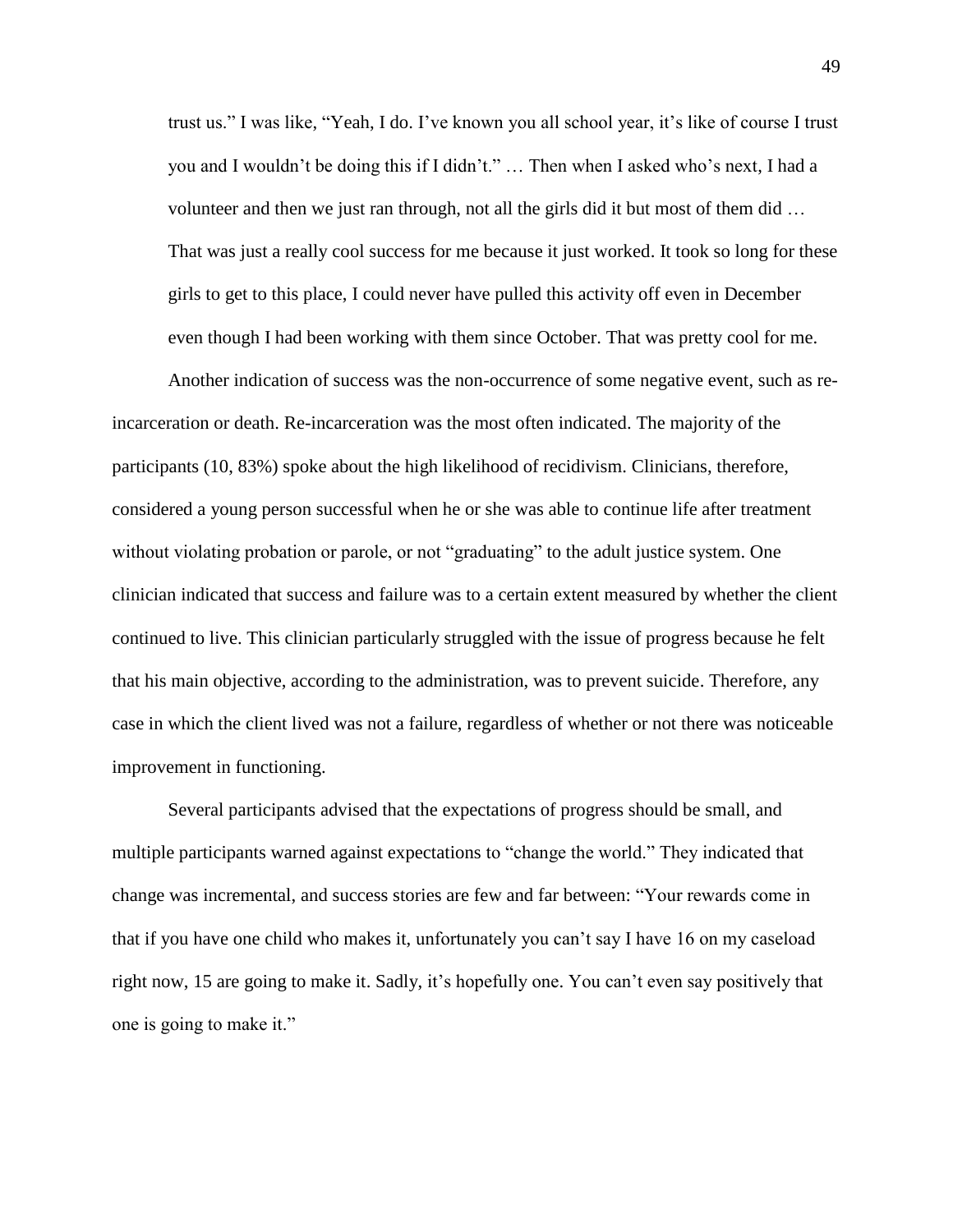> trust us." I was like, "Yeah, I do. I've known you all school year, it's like of course I trust you and I wouldn't be doing this if I didn't." … Then when I asked who's next, I had a volunteer and then we just ran through, not all the girls did it but most of them did … That was just a really cool success for me because it just worked. It took so long for these girls to get to this place, I could never have pulled this activity off even in December even though I had been working with them since October. That was pretty cool for me.

Another indication of success was the non-occurrence of some negative event, such as re-incarceration or death. Re-incarceration was the most often indicated. The majority of the participants (10, 83%) spoke about the high likelihood of recidivism. Clinicians, therefore, considered a young person successful when he or she was able to continue life after treatment without violating probation or parole, or not "graduating" to the adult justice system. One clinician indicated that success and failure was to a certain extent measured by whether the client continued to live. This clinician particularly struggled with the issue of progress because he felt that his main objective, according to the administration, was to prevent suicide. Therefore, any case in which the client lived was not a failure, regardless of whether or not there was noticeable improvement in functioning.

Several participants advised that the expectations of progress should be small, and multiple participants warned against expectations to "change the world." They indicated that change was incremental, and success stories are few and far between: "Your rewards come in that if you have one child who makes it, unfortunately you can't say I have 16 on my caseload right now, 15 are going to make it. Sadly, it's hopefully one. You can't even say positively that one is going to make it."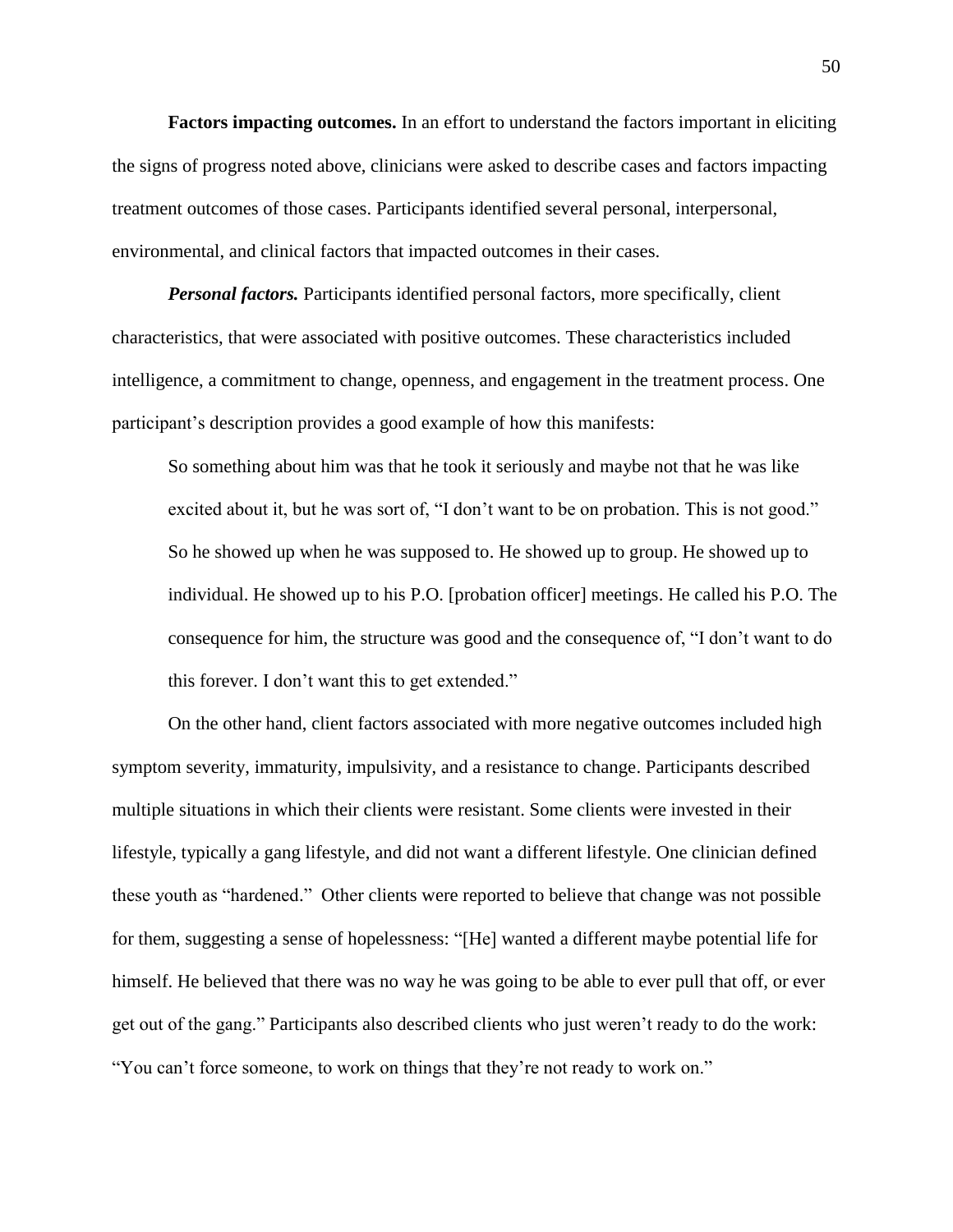**Factors impacting outcomes.** In an effort to understand the factors important in eliciting the signs of progress noted above, clinicians were asked to describe cases and factors impacting treatment outcomes of those cases. Participants identified several personal, interpersonal, environmental, and clinical factors that impacted outcomes in their cases.

***Personal factors.*** Participants identified personal factors, more specifically, client characteristics, that were associated with positive outcomes. These characteristics included intelligence, a commitment to change, openness, and engagement in the treatment process. One participant's description provides a good example of how this manifests:

> So something about him was that he took it seriously and maybe not that he was like excited about it, but he was sort of, "I don't want to be on probation. This is not good." So he showed up when he was supposed to. He showed up to group. He showed up to individual. He showed up to his P.O. [probation officer] meetings. He called his P.O. The consequence for him, the structure was good and the consequence of, "I don't want to do this forever. I don't want this to get extended."

On the other hand, client factors associated with more negative outcomes included high symptom severity, immaturity, impulsivity, and a resistance to change. Participants described multiple situations in which their clients were resistant. Some clients were invested in their lifestyle, typically a gang lifestyle, and did not want a different lifestyle. One clinician defined these youth as "hardened." Other clients were reported to believe that change was not possible for them, suggesting a sense of hopelessness: "[He] wanted a different maybe potential life for himself. He believed that there was no way he was going to be able to ever pull that off, or ever get out of the gang." Participants also described clients who just weren't ready to do the work: "You can't force someone, to work on things that they're not ready to work on."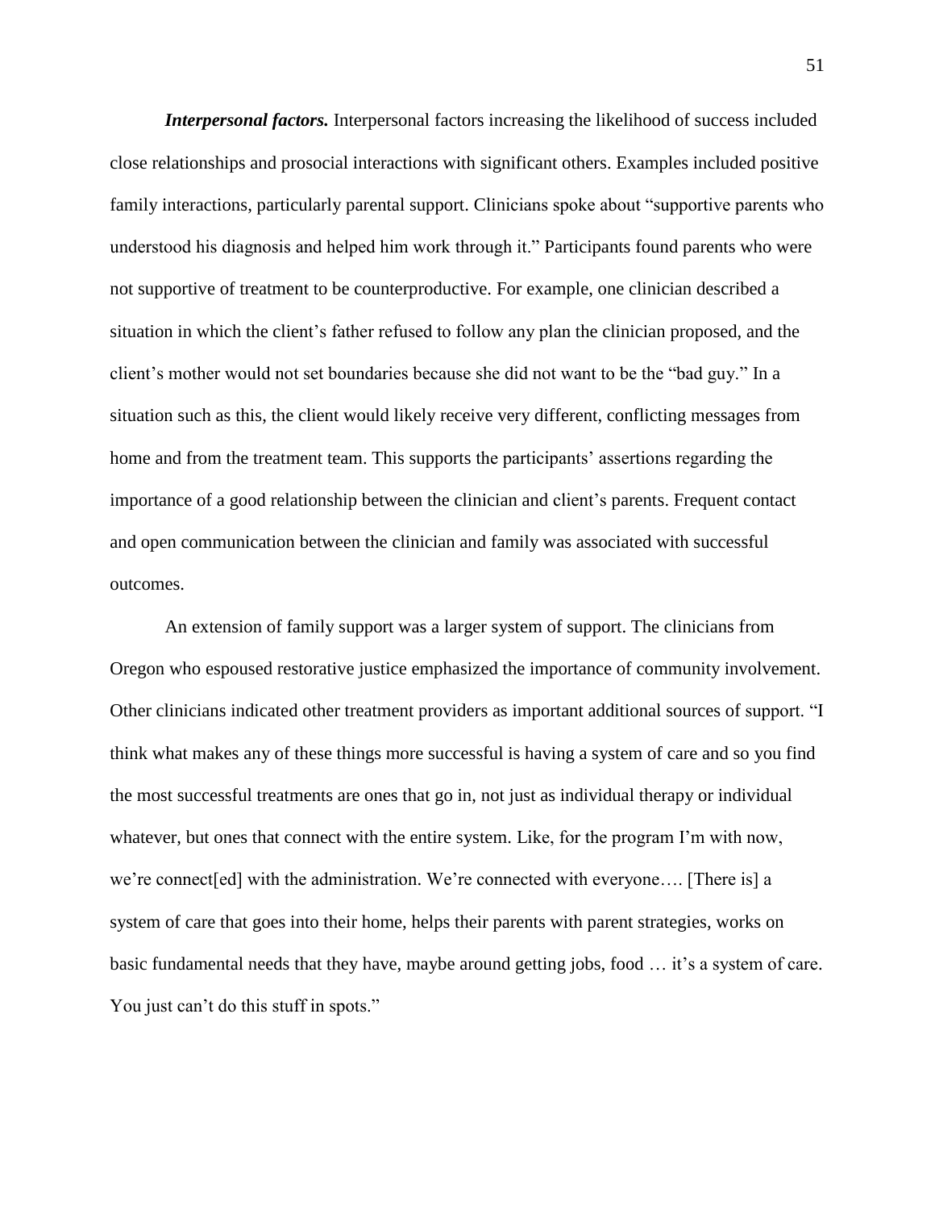***Interpersonal factors.*** Interpersonal factors increasing the likelihood of success included close relationships and prosocial interactions with significant others. Examples included positive family interactions, particularly parental support. Clinicians spoke about "supportive parents who understood his diagnosis and helped him work through it." Participants found parents who were not supportive of treatment to be counterproductive. For example, one clinician described a situation in which the client's father refused to follow any plan the clinician proposed, and the client's mother would not set boundaries because she did not want to be the "bad guy." In a situation such as this, the client would likely receive very different, conflicting messages from home and from the treatment team. This supports the participants' assertions regarding the importance of a good relationship between the clinician and client's parents. Frequent contact and open communication between the clinician and family was associated with successful outcomes.

An extension of family support was a larger system of support. The clinicians from Oregon who espoused restorative justice emphasized the importance of community involvement. Other clinicians indicated other treatment providers as important additional sources of support. "I think what makes any of these things more successful is having a system of care and so you find the most successful treatments are ones that go in, not just as individual therapy or individual whatever, but ones that connect with the entire system. Like, for the program I'm with now, we're connect[ed] with the administration. We're connected with everyone…. [There is] a system of care that goes into their home, helps their parents with parent strategies, works on basic fundamental needs that they have, maybe around getting jobs, food … it's a system of care. You just can't do this stuff in spots."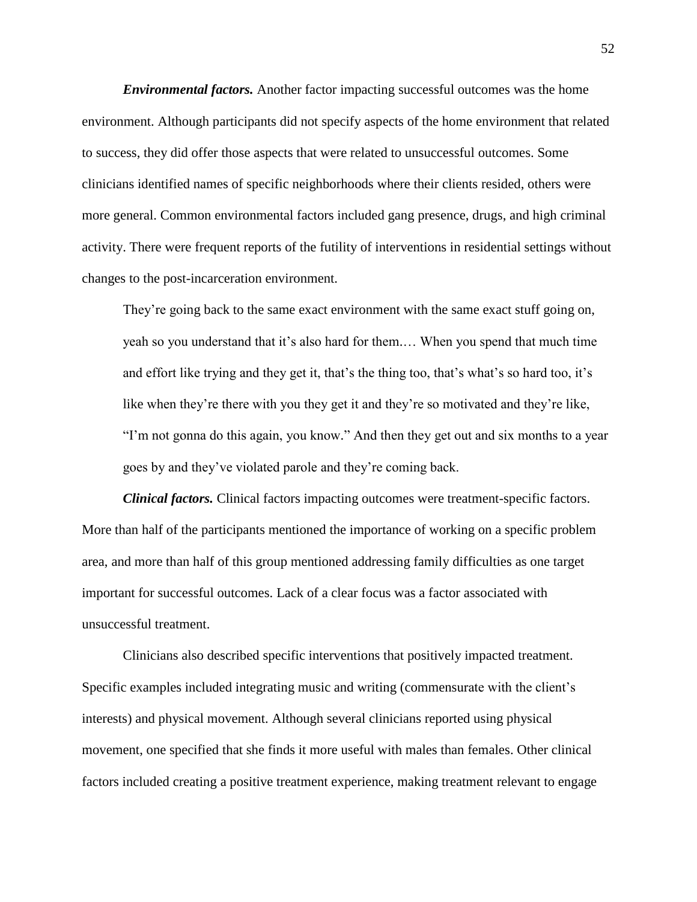***Environmental factors.*** Another factor impacting successful outcomes was the home environment. Although participants did not specify aspects of the home environment that related to success, they did offer those aspects that were related to unsuccessful outcomes. Some clinicians identified names of specific neighborhoods where their clients resided, others were more general. Common environmental factors included gang presence, drugs, and high criminal activity. There were frequent reports of the futility of interventions in residential settings without changes to the post-incarceration environment.

> They're going back to the same exact environment with the same exact stuff going on, yeah so you understand that it's also hard for them.… When you spend that much time and effort like trying and they get it, that's the thing too, that's what's so hard too, it's like when they're there with you they get it and they're so motivated and they're like, "I'm not gonna do this again, you know." And then they get out and six months to a year goes by and they've violated parole and they're coming back.

***Clinical factors.*** Clinical factors impacting outcomes were treatment-specific factors. More than half of the participants mentioned the importance of working on a specific problem area, and more than half of this group mentioned addressing family difficulties as one target important for successful outcomes. Lack of a clear focus was a factor associated with unsuccessful treatment.

Clinicians also described specific interventions that positively impacted treatment. Specific examples included integrating music and writing (commensurate with the client's interests) and physical movement. Although several clinicians reported using physical movement, one specified that she finds it more useful with males than females. Other clinical factors included creating a positive treatment experience, making treatment relevant to engage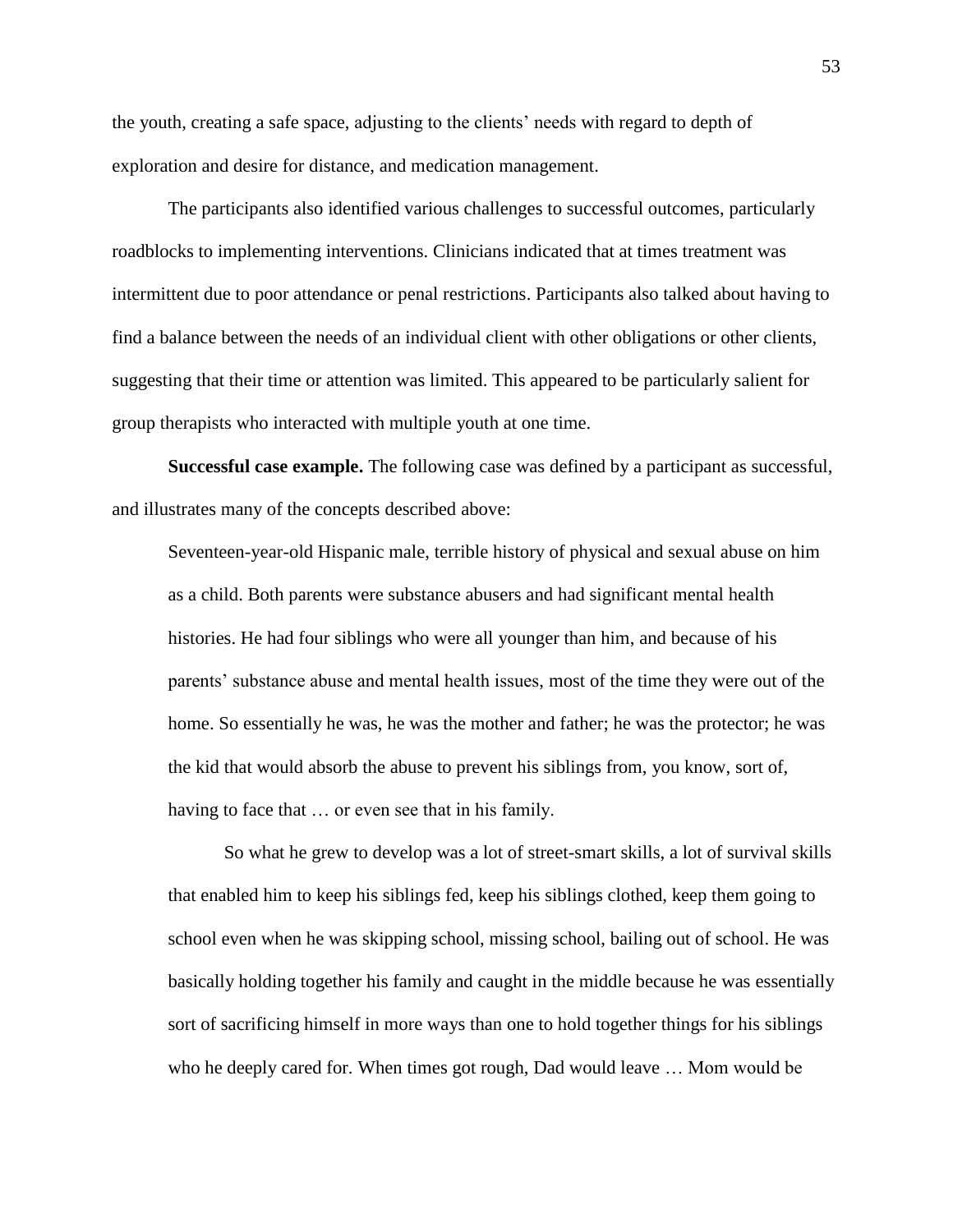the youth, creating a safe space, adjusting to the clients' needs with regard to depth of exploration and desire for distance, and medication management.

The participants also identified various challenges to successful outcomes, particularly roadblocks to implementing interventions. Clinicians indicated that at times treatment was intermittent due to poor attendance or penal restrictions. Participants also talked about having to find a balance between the needs of an individual client with other obligations or other clients, suggesting that their time or attention was limited. This appeared to be particularly salient for group therapists who interacted with multiple youth at one time.

**Successful case example.** The following case was defined by a participant as successful, and illustrates many of the concepts described above:

> Seventeen-year-old Hispanic male, terrible history of physical and sexual abuse on him as a child. Both parents were substance abusers and had significant mental health histories. He had four siblings who were all younger than him, and because of his parents' substance abuse and mental health issues, most of the time they were out of the home. So essentially he was, he was the mother and father; he was the protector; he was the kid that would absorb the abuse to prevent his siblings from, you know, sort of, having to face that … or even see that in his family.
>
> So what he grew to develop was a lot of street-smart skills, a lot of survival skills that enabled him to keep his siblings fed, keep his siblings clothed, keep them going to school even when he was skipping school, missing school, bailing out of school. He was basically holding together his family and caught in the middle because he was essentially sort of sacrificing himself in more ways than one to hold together things for his siblings who he deeply cared for. When times got rough, Dad would leave … Mom would be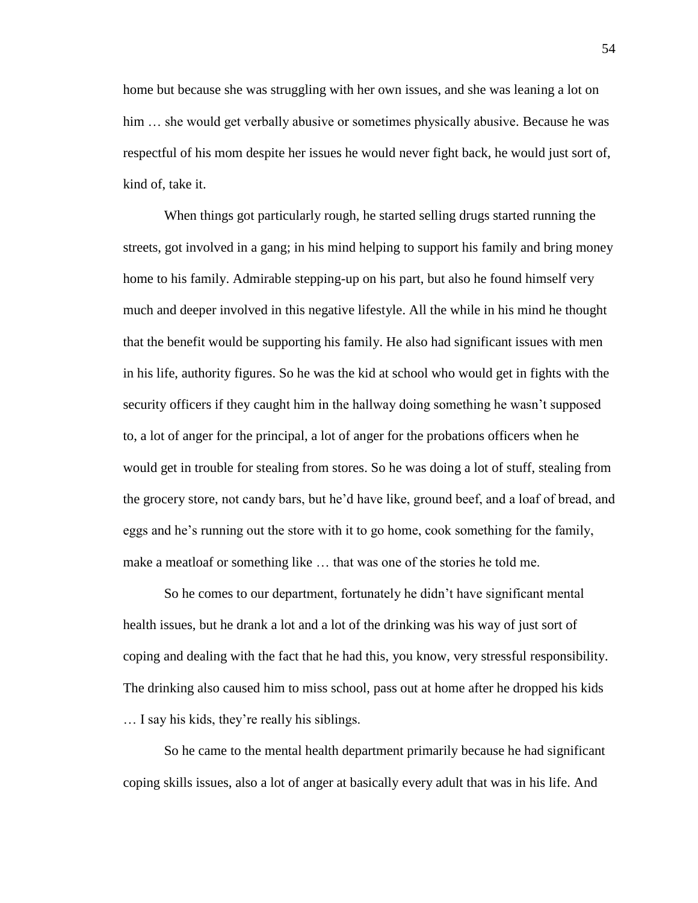home but because she was struggling with her own issues, and she was leaning a lot on him … she would get verbally abusive or sometimes physically abusive. Because he was respectful of his mom despite her issues he would never fight back, he would just sort of, kind of, take it.

When things got particularly rough, he started selling drugs started running the streets, got involved in a gang; in his mind helping to support his family and bring money home to his family. Admirable stepping-up on his part, but also he found himself very much and deeper involved in this negative lifestyle. All the while in his mind he thought that the benefit would be supporting his family. He also had significant issues with men in his life, authority figures. So he was the kid at school who would get in fights with the security officers if they caught him in the hallway doing something he wasn't supposed to, a lot of anger for the principal, a lot of anger for the probations officers when he would get in trouble for stealing from stores. So he was doing a lot of stuff, stealing from the grocery store, not candy bars, but he'd have like, ground beef, and a loaf of bread, and eggs and he's running out the store with it to go home, cook something for the family, make a meatloaf or something like … that was one of the stories he told me.

So he comes to our department, fortunately he didn't have significant mental health issues, but he drank a lot and a lot of the drinking was his way of just sort of coping and dealing with the fact that he had this, you know, very stressful responsibility. The drinking also caused him to miss school, pass out at home after he dropped his kids … I say his kids, they're really his siblings.

So he came to the mental health department primarily because he had significant coping skills issues, also a lot of anger at basically every adult that was in his life. And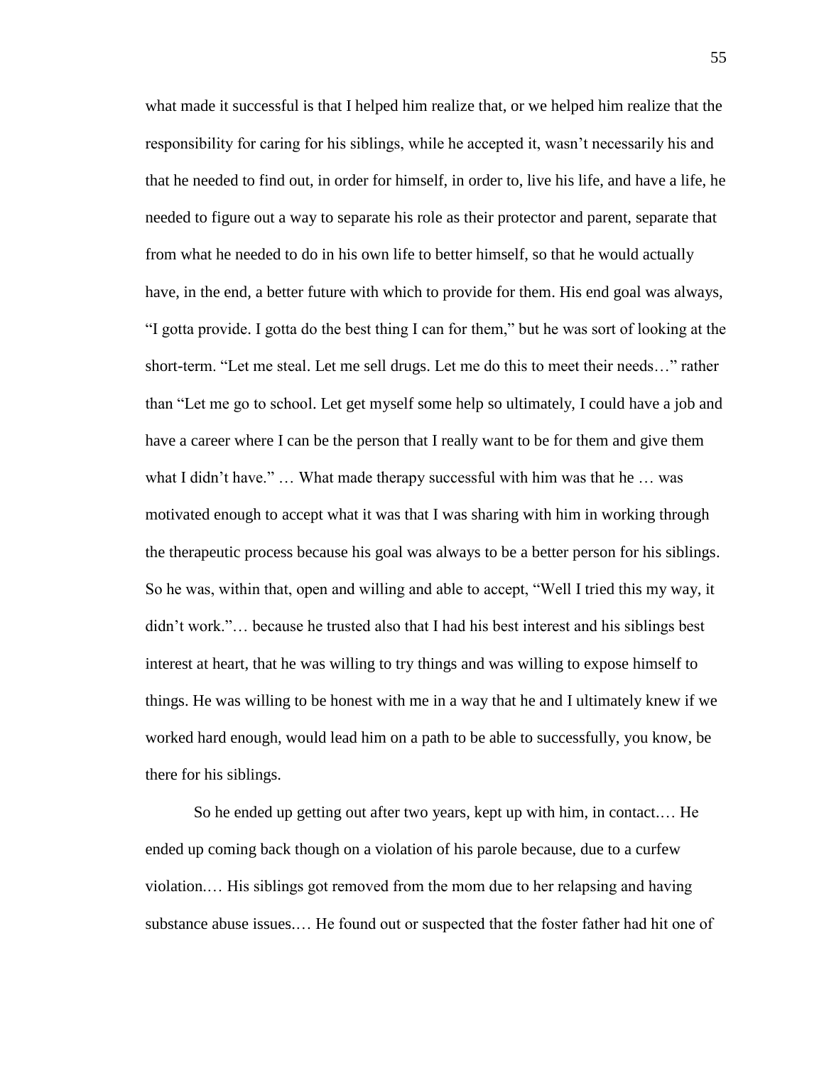what made it successful is that I helped him realize that, or we helped him realize that the responsibility for caring for his siblings, while he accepted it, wasn't necessarily his and that he needed to find out, in order for himself, in order to, live his life, and have a life, he needed to figure out a way to separate his role as their protector and parent, separate that from what he needed to do in his own life to better himself, so that he would actually have, in the end, a better future with which to provide for them. His end goal was always, "I gotta provide. I gotta do the best thing I can for them," but he was sort of looking at the short-term. "Let me steal. Let me sell drugs. Let me do this to meet their needs…" rather than "Let me go to school. Let get myself some help so ultimately, I could have a job and have a career where I can be the person that I really want to be for them and give them what I didn't have." … What made therapy successful with him was that he … was motivated enough to accept what it was that I was sharing with him in working through the therapeutic process because his goal was always to be a better person for his siblings. So he was, within that, open and willing and able to accept, "Well I tried this my way, it didn't work."… because he trusted also that I had his best interest and his siblings best interest at heart, that he was willing to try things and was willing to expose himself to things. He was willing to be honest with me in a way that he and I ultimately knew if we worked hard enough, would lead him on a path to be able to successfully, you know, be there for his siblings.

So he ended up getting out after two years, kept up with him, in contact.… He ended up coming back though on a violation of his parole because, due to a curfew violation.… His siblings got removed from the mom due to her relapsing and having substance abuse issues.… He found out or suspected that the foster father had hit one of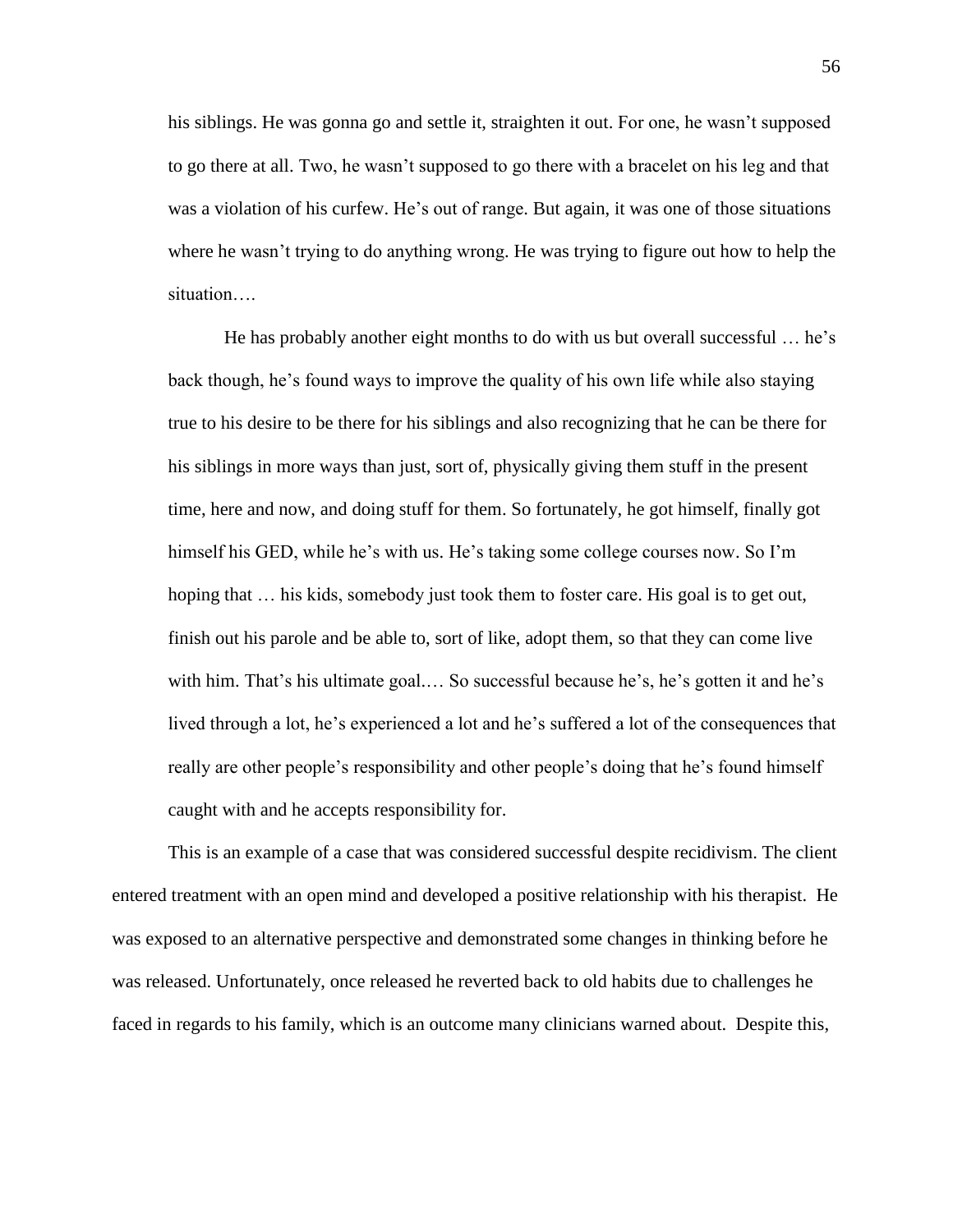his siblings. He was gonna go and settle it, straighten it out. For one, he wasn't supposed to go there at all. Two, he wasn't supposed to go there with a bracelet on his leg and that was a violation of his curfew. He's out of range. But again, it was one of those situations where he wasn't trying to do anything wrong. He was trying to figure out how to help the situation….

He has probably another eight months to do with us but overall successful … he's back though, he's found ways to improve the quality of his own life while also staying true to his desire to be there for his siblings and also recognizing that he can be there for his siblings in more ways than just, sort of, physically giving them stuff in the present time, here and now, and doing stuff for them. So fortunately, he got himself, finally got himself his GED, while he's with us. He's taking some college courses now. So I'm hoping that … his kids, somebody just took them to foster care. His goal is to get out, finish out his parole and be able to, sort of like, adopt them, so that they can come live with him. That's his ultimate goal.… So successful because he's, he's gotten it and he's lived through a lot, he's experienced a lot and he's suffered a lot of the consequences that really are other people's responsibility and other people's doing that he's found himself caught with and he accepts responsibility for.

This is an example of a case that was considered successful despite recidivism. The client entered treatment with an open mind and developed a positive relationship with his therapist. He was exposed to an alternative perspective and demonstrated some changes in thinking before he was released. Unfortunately, once released he reverted back to old habits due to challenges he faced in regards to his family, which is an outcome many clinicians warned about. Despite this,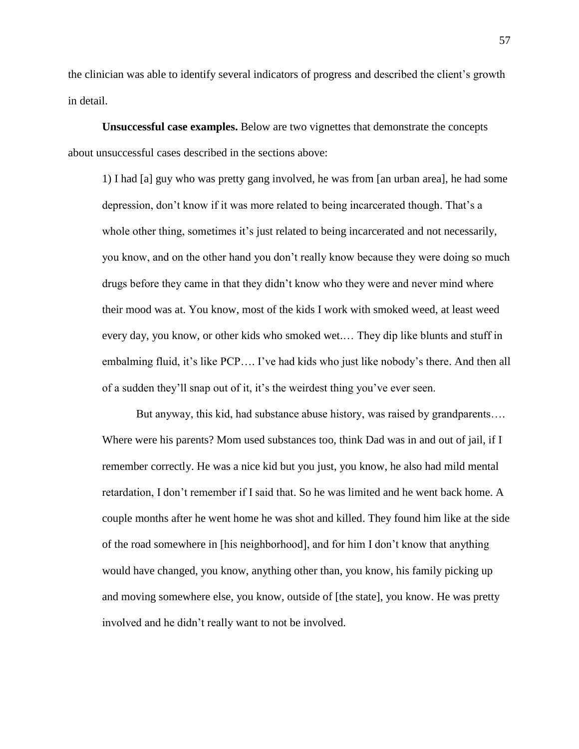the clinician was able to identify several indicators of progress and described the client's growth in detail.

**Unsuccessful case examples.** Below are two vignettes that demonstrate the concepts about unsuccessful cases described in the sections above:

> 1) I had [a] guy who was pretty gang involved, he was from [an urban area], he had some depression, don't know if it was more related to being incarcerated though. That's a whole other thing, sometimes it's just related to being incarcerated and not necessarily, you know, and on the other hand you don't really know because they were doing so much drugs before they came in that they didn't know who they were and never mind where their mood was at. You know, most of the kids I work with smoked weed, at least weed every day, you know, or other kids who smoked wet.… They dip like blunts and stuff in embalming fluid, it's like PCP…. I've had kids who just like nobody's there. And then all of a sudden they'll snap out of it, it's the weirdest thing you've ever seen.
>
> But anyway, this kid, had substance abuse history, was raised by grandparents…. Where were his parents? Mom used substances too, think Dad was in and out of jail, if I remember correctly. He was a nice kid but you just, you know, he also had mild mental retardation, I don't remember if I said that. So he was limited and he went back home. A couple months after he went home he was shot and killed. They found him like at the side of the road somewhere in [his neighborhood], and for him I don't know that anything would have changed, you know, anything other than, you know, his family picking up and moving somewhere else, you know, outside of [the state], you know. He was pretty involved and he didn't really want to not be involved.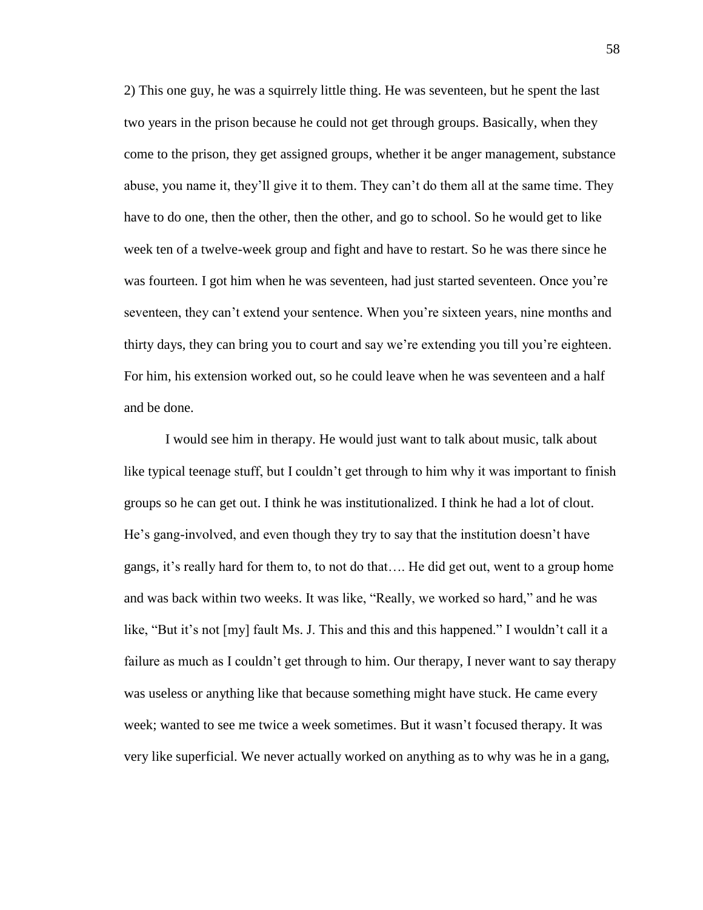2) This one guy, he was a squirrely little thing. He was seventeen, but he spent the last two years in the prison because he could not get through groups. Basically, when they come to the prison, they get assigned groups, whether it be anger management, substance abuse, you name it, they'll give it to them. They can't do them all at the same time. They have to do one, then the other, then the other, and go to school. So he would get to like week ten of a twelve-week group and fight and have to restart. So he was there since he was fourteen. I got him when he was seventeen, had just started seventeen. Once you're seventeen, they can't extend your sentence. When you're sixteen years, nine months and thirty days, they can bring you to court and say we're extending you till you're eighteen. For him, his extension worked out, so he could leave when he was seventeen and a half and be done.

I would see him in therapy. He would just want to talk about music, talk about like typical teenage stuff, but I couldn't get through to him why it was important to finish groups so he can get out. I think he was institutionalized. I think he had a lot of clout. He's gang-involved, and even though they try to say that the institution doesn't have gangs, it's really hard for them to, to not do that…. He did get out, went to a group home and was back within two weeks. It was like, "Really, we worked so hard," and he was like, "But it's not [my] fault Ms. J. This and this and this happened." I wouldn't call it a failure as much as I couldn't get through to him. Our therapy, I never want to say therapy was useless or anything like that because something might have stuck. He came every week; wanted to see me twice a week sometimes. But it wasn't focused therapy. It was very like superficial. We never actually worked on anything as to why was he in a gang,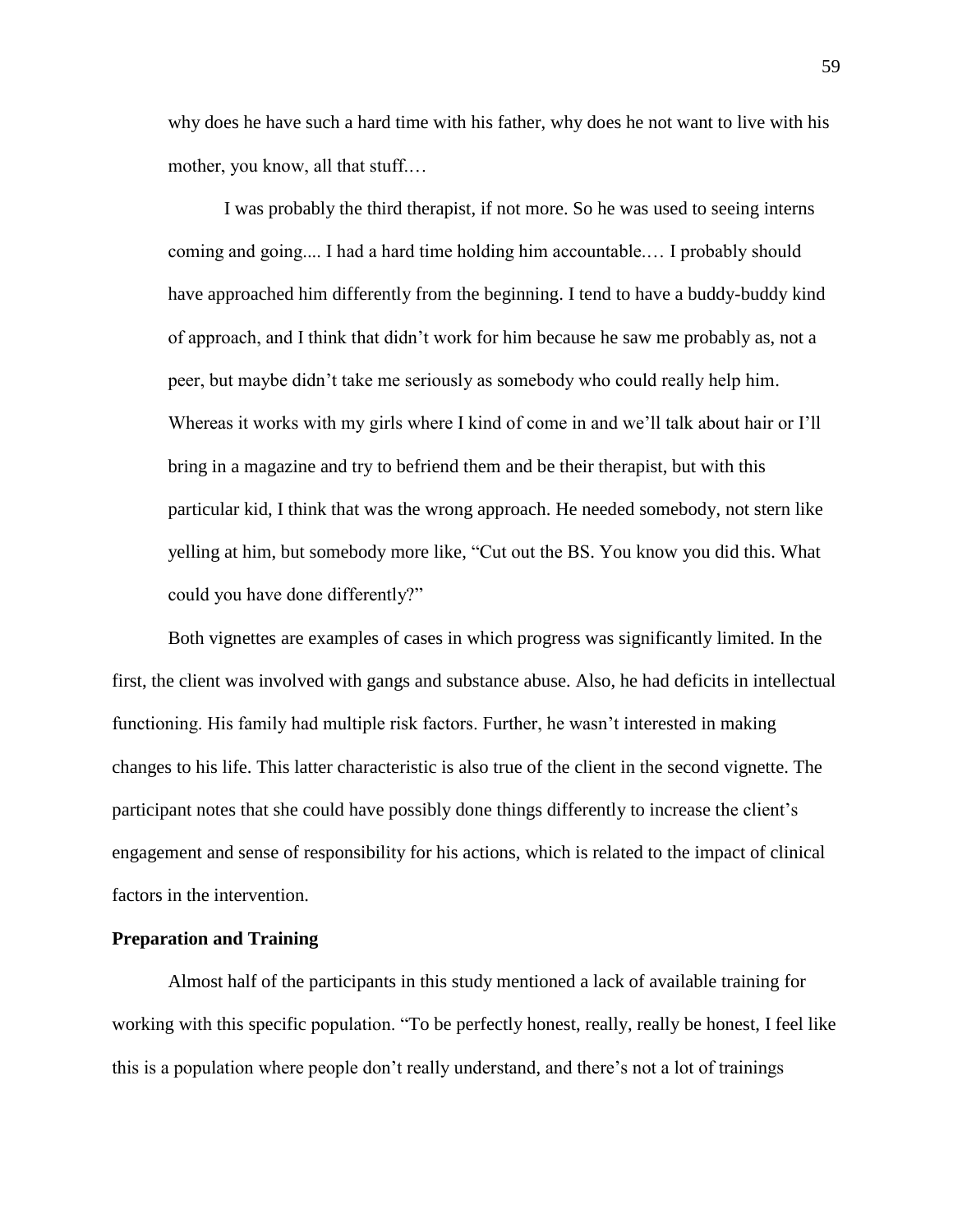> why does he have such a hard time with his father, why does he not want to live with his mother, you know, all that stuff.…
>
> I was probably the third therapist, if not more. So he was used to seeing interns coming and going.... I had a hard time holding him accountable.… I probably should have approached him differently from the beginning. I tend to have a buddy-buddy kind of approach, and I think that didn't work for him because he saw me probably as, not a peer, but maybe didn't take me seriously as somebody who could really help him. Whereas it works with my girls where I kind of come in and we'll talk about hair or I'll bring in a magazine and try to befriend them and be their therapist, but with this particular kid, I think that was the wrong approach. He needed somebody, not stern like yelling at him, but somebody more like, "Cut out the BS. You know you did this. What could you have done differently?"

Both vignettes are examples of cases in which progress was significantly limited. In the first, the client was involved with gangs and substance abuse. Also, he had deficits in intellectual functioning. His family had multiple risk factors. Further, he wasn't interested in making changes to his life. This latter characteristic is also true of the client in the second vignette. The participant notes that she could have possibly done things differently to increase the client's engagement and sense of responsibility for his actions, which is related to the impact of clinical factors in the intervention.

**Preparation and Training**

Almost half of the participants in this study mentioned a lack of available training for working with this specific population. "To be perfectly honest, really, really be honest, I feel like this is a population where people don't really understand, and there's not a lot of trainings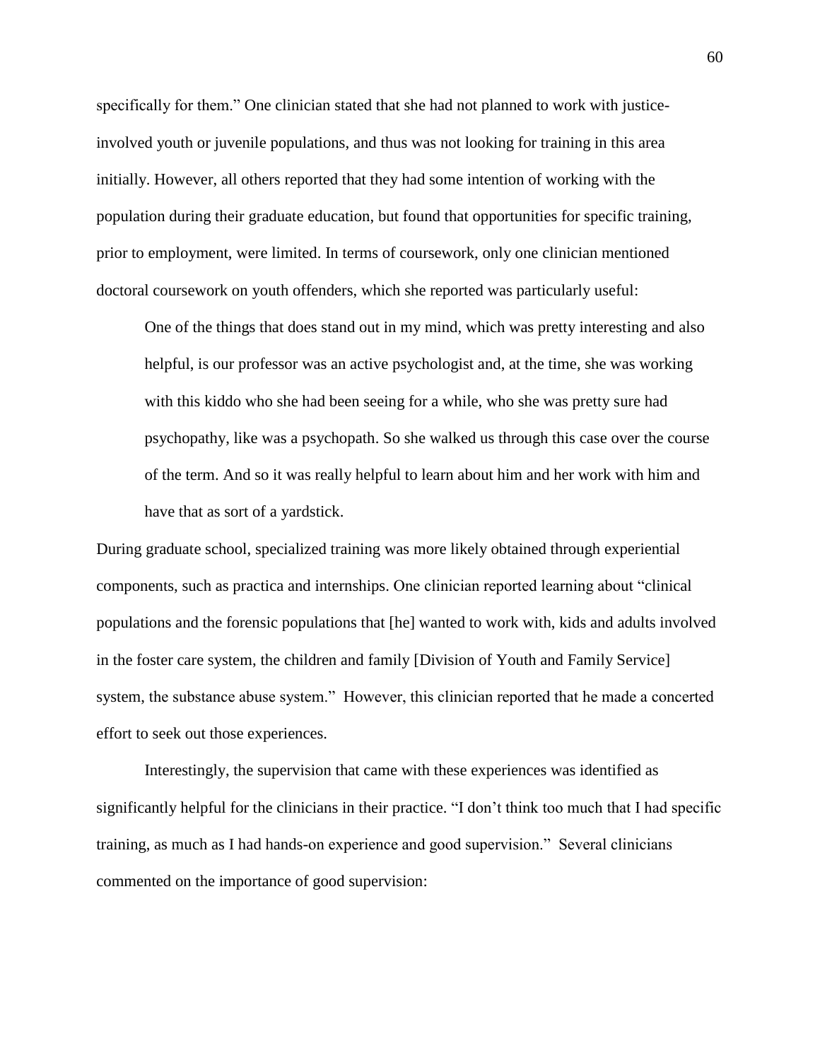specifically for them." One clinician stated that she had not planned to work with justice-involved youth or juvenile populations, and thus was not looking for training in this area initially. However, all others reported that they had some intention of working with the population during their graduate education, but found that opportunities for specific training, prior to employment, were limited. In terms of coursework, only one clinician mentioned doctoral coursework on youth offenders, which she reported was particularly useful:

> One of the things that does stand out in my mind, which was pretty interesting and also helpful, is our professor was an active psychologist and, at the time, she was working with this kiddo who she had been seeing for a while, who she was pretty sure had psychopathy, like was a psychopath. So she walked us through this case over the course of the term. And so it was really helpful to learn about him and her work with him and have that as sort of a yardstick.

During graduate school, specialized training was more likely obtained through experiential components, such as practica and internships. One clinician reported learning about "clinical populations and the forensic populations that [he] wanted to work with, kids and adults involved in the foster care system, the children and family [Division of Youth and Family Service] system, the substance abuse system." However, this clinician reported that he made a concerted effort to seek out those experiences.

Interestingly, the supervision that came with these experiences was identified as significantly helpful for the clinicians in their practice. "I don't think too much that I had specific training, as much as I had hands-on experience and good supervision." Several clinicians commented on the importance of good supervision: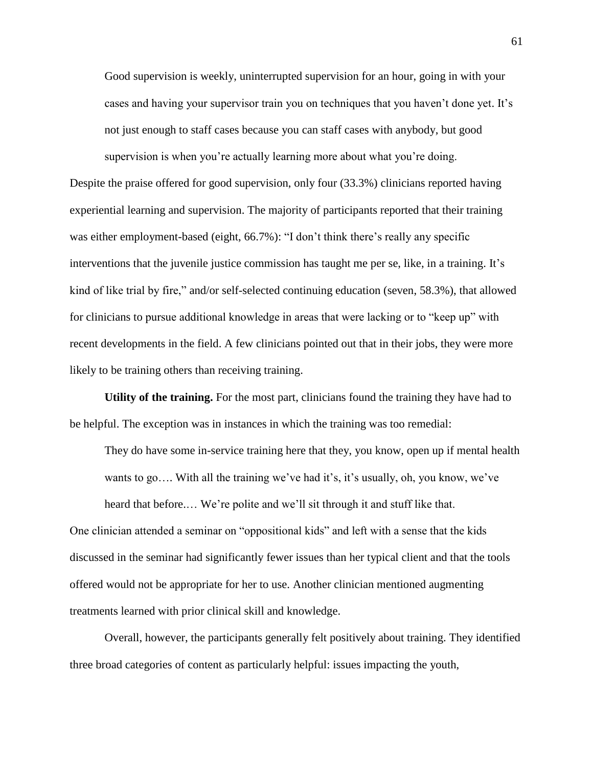> Good supervision is weekly, uninterrupted supervision for an hour, going in with your cases and having your supervisor train you on techniques that you haven't done yet. It's not just enough to staff cases because you can staff cases with anybody, but good supervision is when you're actually learning more about what you're doing.

Despite the praise offered for good supervision, only four (33.3%) clinicians reported having experiential learning and supervision. The majority of participants reported that their training was either employment-based (eight, 66.7%): "I don't think there's really any specific interventions that the juvenile justice commission has taught me per se, like, in a training. It's kind of like trial by fire," and/or self-selected continuing education (seven, 58.3%), that allowed for clinicians to pursue additional knowledge in areas that were lacking or to "keep up" with recent developments in the field. A few clinicians pointed out that in their jobs, they were more likely to be training others than receiving training.

**Utility of the training.** For the most part, clinicians found the training they have had to be helpful. The exception was in instances in which the training was too remedial:

> They do have some in-service training here that they, you know, open up if mental health wants to go…. With all the training we've had it's, it's usually, oh, you know, we've heard that before.… We're polite and we'll sit through it and stuff like that.

One clinician attended a seminar on "oppositional kids" and left with a sense that the kids discussed in the seminar had significantly fewer issues than her typical client and that the tools offered would not be appropriate for her to use. Another clinician mentioned augmenting treatments learned with prior clinical skill and knowledge.

Overall, however, the participants generally felt positively about training. They identified three broad categories of content as particularly helpful: issues impacting the youth,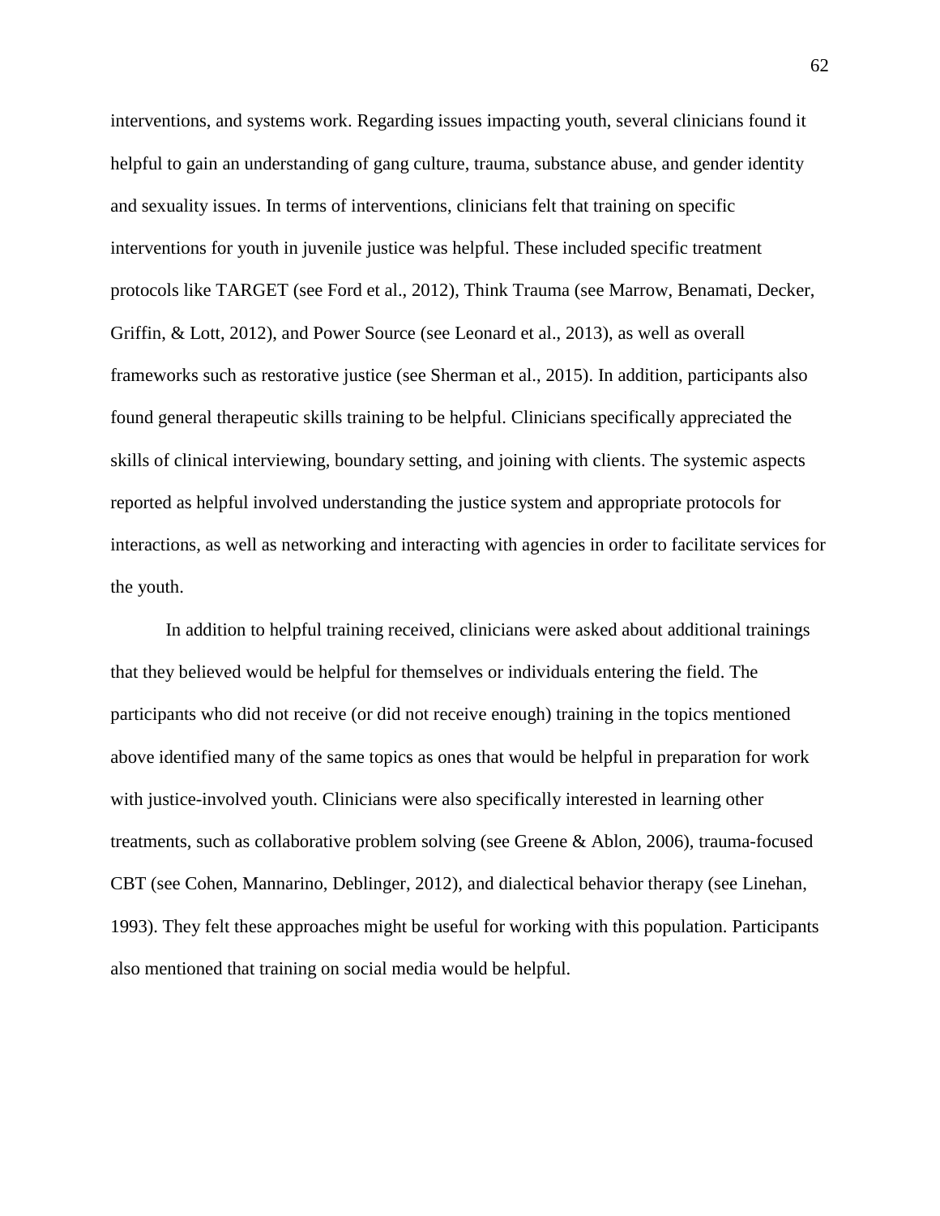interventions, and systems work. Regarding issues impacting youth, several clinicians found it helpful to gain an understanding of gang culture, trauma, substance abuse, and gender identity and sexuality issues. In terms of interventions, clinicians felt that training on specific interventions for youth in juvenile justice was helpful. These included specific treatment protocols like TARGET (see Ford et al., 2012), Think Trauma (see Marrow, Benamati, Decker, Griffin, & Lott, 2012), and Power Source (see Leonard et al., 2013), as well as overall frameworks such as restorative justice (see Sherman et al., 2015). In addition, participants also found general therapeutic skills training to be helpful. Clinicians specifically appreciated the skills of clinical interviewing, boundary setting, and joining with clients. The systemic aspects reported as helpful involved understanding the justice system and appropriate protocols for interactions, as well as networking and interacting with agencies in order to facilitate services for the youth.

In addition to helpful training received, clinicians were asked about additional trainings that they believed would be helpful for themselves or individuals entering the field. The participants who did not receive (or did not receive enough) training in the topics mentioned above identified many of the same topics as ones that would be helpful in preparation for work with justice-involved youth. Clinicians were also specifically interested in learning other treatments, such as collaborative problem solving (see Greene & Ablon, 2006), trauma-focused CBT (see Cohen, Mannarino, Deblinger, 2012), and dialectical behavior therapy (see Linehan, 1993). They felt these approaches might be useful for working with this population. Participants also mentioned that training on social media would be helpful.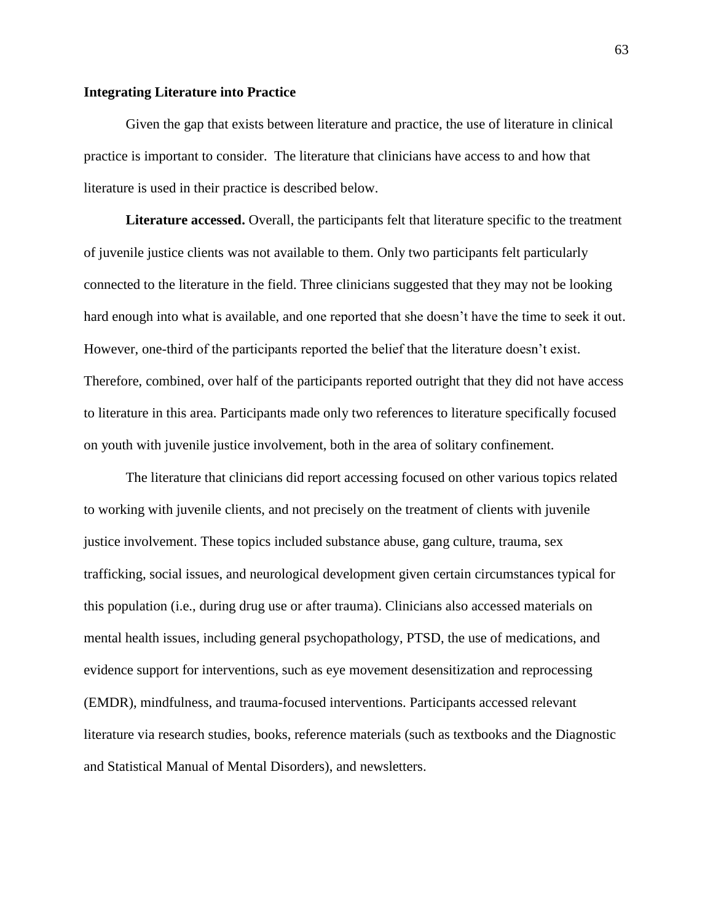## Integrating Literature into Practice

Given the gap that exists between literature and practice, the use of literature in clinical practice is important to consider. The literature that clinicians have access to and how that literature is used in their practice is described below.

**Literature accessed.** Overall, the participants felt that literature specific to the treatment of juvenile justice clients was not available to them. Only two participants felt particularly connected to the literature in the field. Three clinicians suggested that they may not be looking hard enough into what is available, and one reported that she doesn't have the time to seek it out. However, one-third of the participants reported the belief that the literature doesn't exist. Therefore, combined, over half of the participants reported outright that they did not have access to literature in this area. Participants made only two references to literature specifically focused on youth with juvenile justice involvement, both in the area of solitary confinement.

The literature that clinicians did report accessing focused on other various topics related to working with juvenile clients, and not precisely on the treatment of clients with juvenile justice involvement. These topics included substance abuse, gang culture, trauma, sex trafficking, social issues, and neurological development given certain circumstances typical for this population (i.e., during drug use or after trauma). Clinicians also accessed materials on mental health issues, including general psychopathology, PTSD, the use of medications, and evidence support for interventions, such as eye movement desensitization and reprocessing (EMDR), mindfulness, and trauma-focused interventions. Participants accessed relevant literature via research studies, books, reference materials (such as textbooks and the Diagnostic and Statistical Manual of Mental Disorders), and newsletters.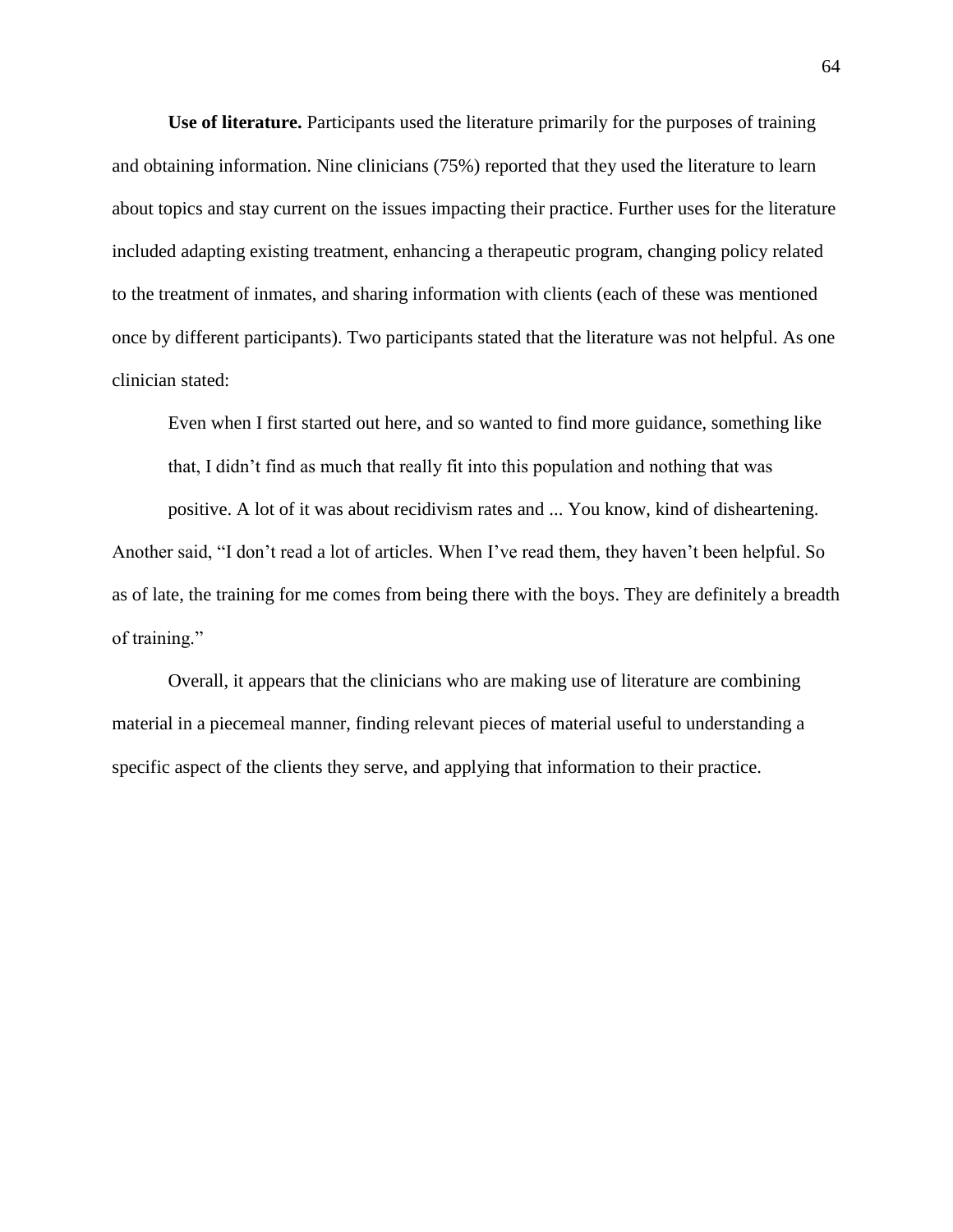**Use of literature.** Participants used the literature primarily for the purposes of training and obtaining information. Nine clinicians (75%) reported that they used the literature to learn about topics and stay current on the issues impacting their practice. Further uses for the literature included adapting existing treatment, enhancing a therapeutic program, changing policy related to the treatment of inmates, and sharing information with clients (each of these was mentioned once by different participants). Two participants stated that the literature was not helpful. As one clinician stated:

> Even when I first started out here, and so wanted to find more guidance, something like that, I didn't find as much that really fit into this population and nothing that was positive. A lot of it was about recidivism rates and ... You know, kind of disheartening.

Another said, "I don't read a lot of articles. When I've read them, they haven't been helpful. So as of late, the training for me comes from being there with the boys. They are definitely a breadth of training."

Overall, it appears that the clinicians who are making use of literature are combining material in a piecemeal manner, finding relevant pieces of material useful to understanding a specific aspect of the clients they serve, and applying that information to their practice.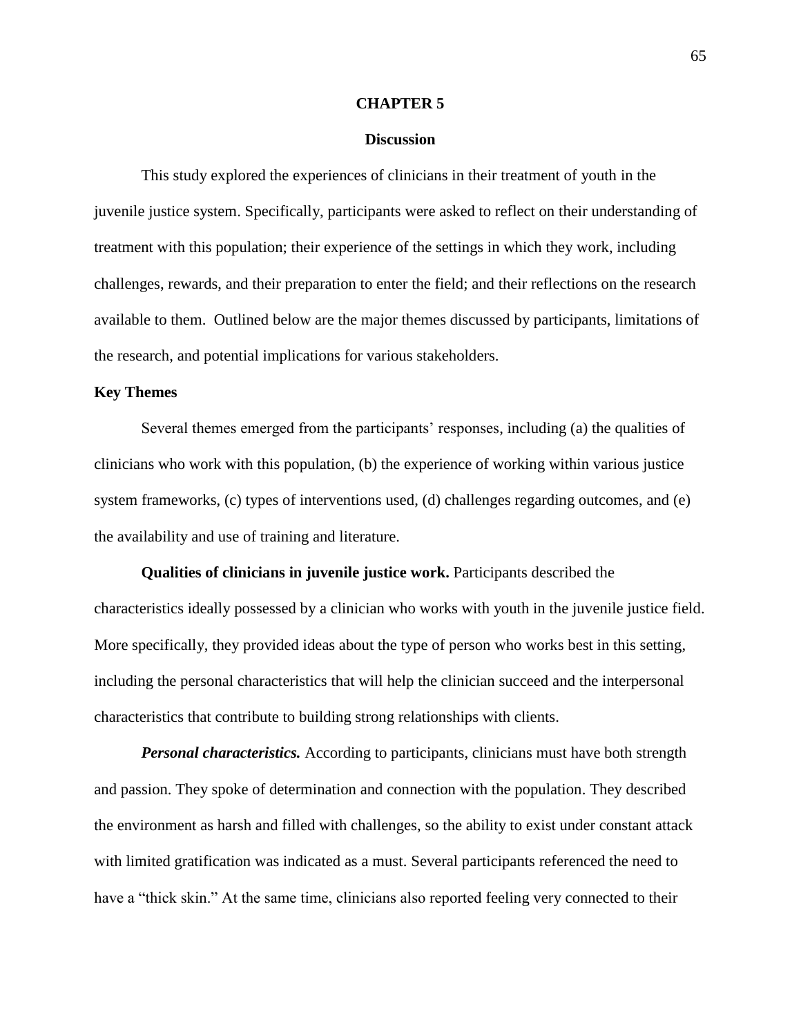# CHAPTER 5

## Discussion

This study explored the experiences of clinicians in their treatment of youth in the juvenile justice system. Specifically, participants were asked to reflect on their understanding of treatment with this population; their experience of the settings in which they work, including challenges, rewards, and their preparation to enter the field; and their reflections on the research available to them. Outlined below are the major themes discussed by participants, limitations of the research, and potential implications for various stakeholders.

### Key Themes

Several themes emerged from the participants' responses, including (a) the qualities of clinicians who work with this population, (b) the experience of working within various justice system frameworks, (c) types of interventions used, (d) challenges regarding outcomes, and (e) the availability and use of training and literature.

**Qualities of clinicians in juvenile justice work.** Participants described the characteristics ideally possessed by a clinician who works with youth in the juvenile justice field. More specifically, they provided ideas about the type of person who works best in this setting, including the personal characteristics that will help the clinician succeed and the interpersonal characteristics that contribute to building strong relationships with clients.

***Personal characteristics.*** According to participants, clinicians must have both strength and passion. They spoke of determination and connection with the population. They described the environment as harsh and filled with challenges, so the ability to exist under constant attack with limited gratification was indicated as a must. Several participants referenced the need to have a "thick skin." At the same time, clinicians also reported feeling very connected to their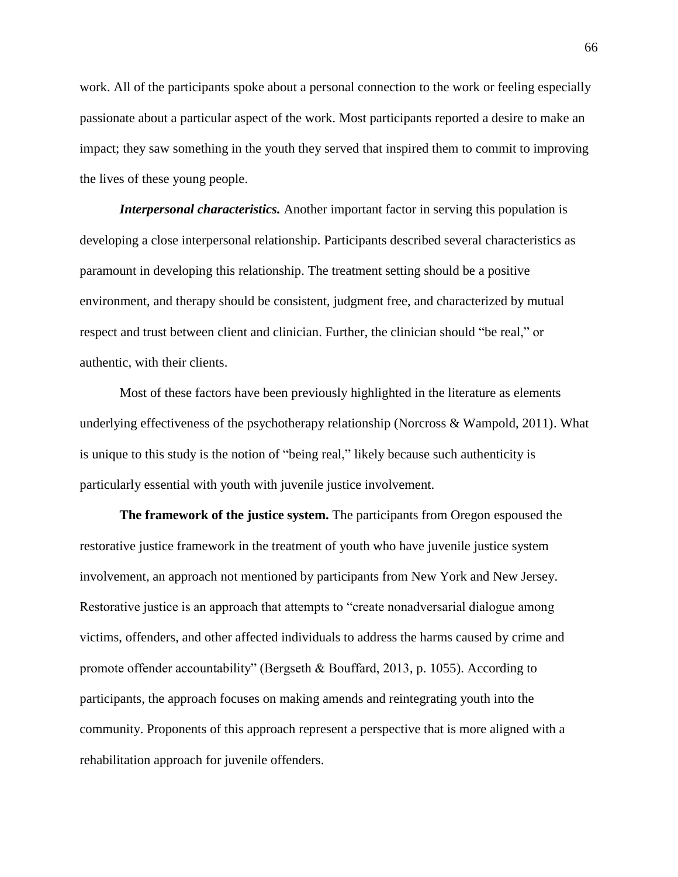work. All of the participants spoke about a personal connection to the work or feeling especially passionate about a particular aspect of the work. Most participants reported a desire to make an impact; they saw something in the youth they served that inspired them to commit to improving the lives of these young people.

***Interpersonal characteristics.*** Another important factor in serving this population is developing a close interpersonal relationship. Participants described several characteristics as paramount in developing this relationship. The treatment setting should be a positive environment, and therapy should be consistent, judgment free, and characterized by mutual respect and trust between client and clinician. Further, the clinician should "be real," or authentic, with their clients.

Most of these factors have been previously highlighted in the literature as elements underlying effectiveness of the psychotherapy relationship (Norcross & Wampold, 2011). What is unique to this study is the notion of "being real," likely because such authenticity is particularly essential with youth with juvenile justice involvement.

**The framework of the justice system.** The participants from Oregon espoused the restorative justice framework in the treatment of youth who have juvenile justice system involvement, an approach not mentioned by participants from New York and New Jersey. Restorative justice is an approach that attempts to "create nonadversarial dialogue among victims, offenders, and other affected individuals to address the harms caused by crime and promote offender accountability" (Bergseth & Bouffard, 2013, p. 1055). According to participants, the approach focuses on making amends and reintegrating youth into the community. Proponents of this approach represent a perspective that is more aligned with a rehabilitation approach for juvenile offenders.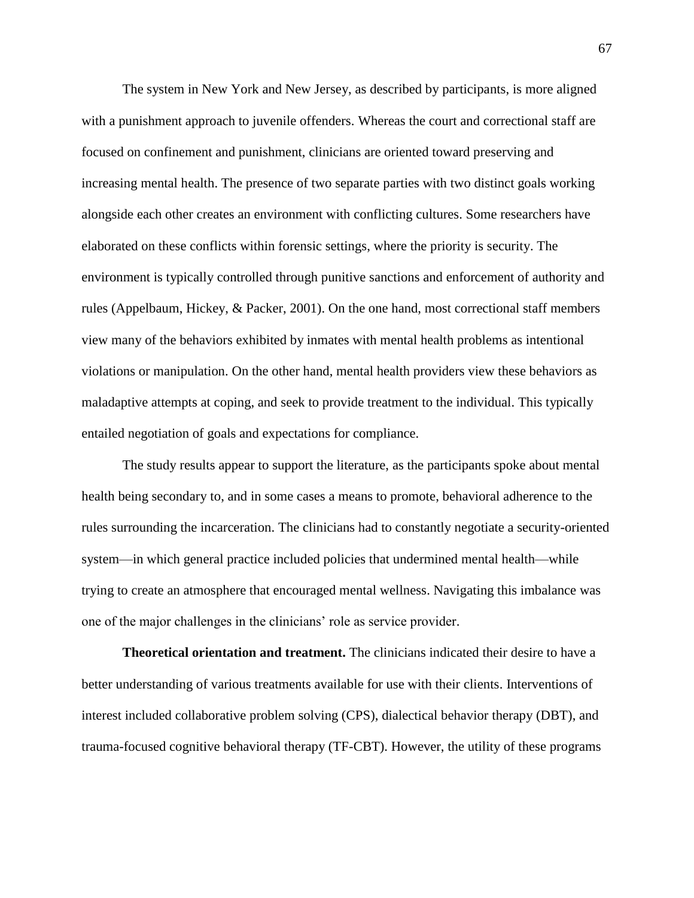The system in New York and New Jersey, as described by participants, is more aligned with a punishment approach to juvenile offenders. Whereas the court and correctional staff are focused on confinement and punishment, clinicians are oriented toward preserving and increasing mental health. The presence of two separate parties with two distinct goals working alongside each other creates an environment with conflicting cultures. Some researchers have elaborated on these conflicts within forensic settings, where the priority is security. The environment is typically controlled through punitive sanctions and enforcement of authority and rules (Appelbaum, Hickey, & Packer, 2001). On the one hand, most correctional staff members view many of the behaviors exhibited by inmates with mental health problems as intentional violations or manipulation. On the other hand, mental health providers view these behaviors as maladaptive attempts at coping, and seek to provide treatment to the individual. This typically entailed negotiation of goals and expectations for compliance.

The study results appear to support the literature, as the participants spoke about mental health being secondary to, and in some cases a means to promote, behavioral adherence to the rules surrounding the incarceration. The clinicians had to constantly negotiate a security-oriented system—in which general practice included policies that undermined mental health—while trying to create an atmosphere that encouraged mental wellness. Navigating this imbalance was one of the major challenges in the clinicians' role as service provider.

**Theoretical orientation and treatment.** The clinicians indicated their desire to have a better understanding of various treatments available for use with their clients. Interventions of interest included collaborative problem solving (CPS), dialectical behavior therapy (DBT), and trauma-focused cognitive behavioral therapy (TF-CBT). However, the utility of these programs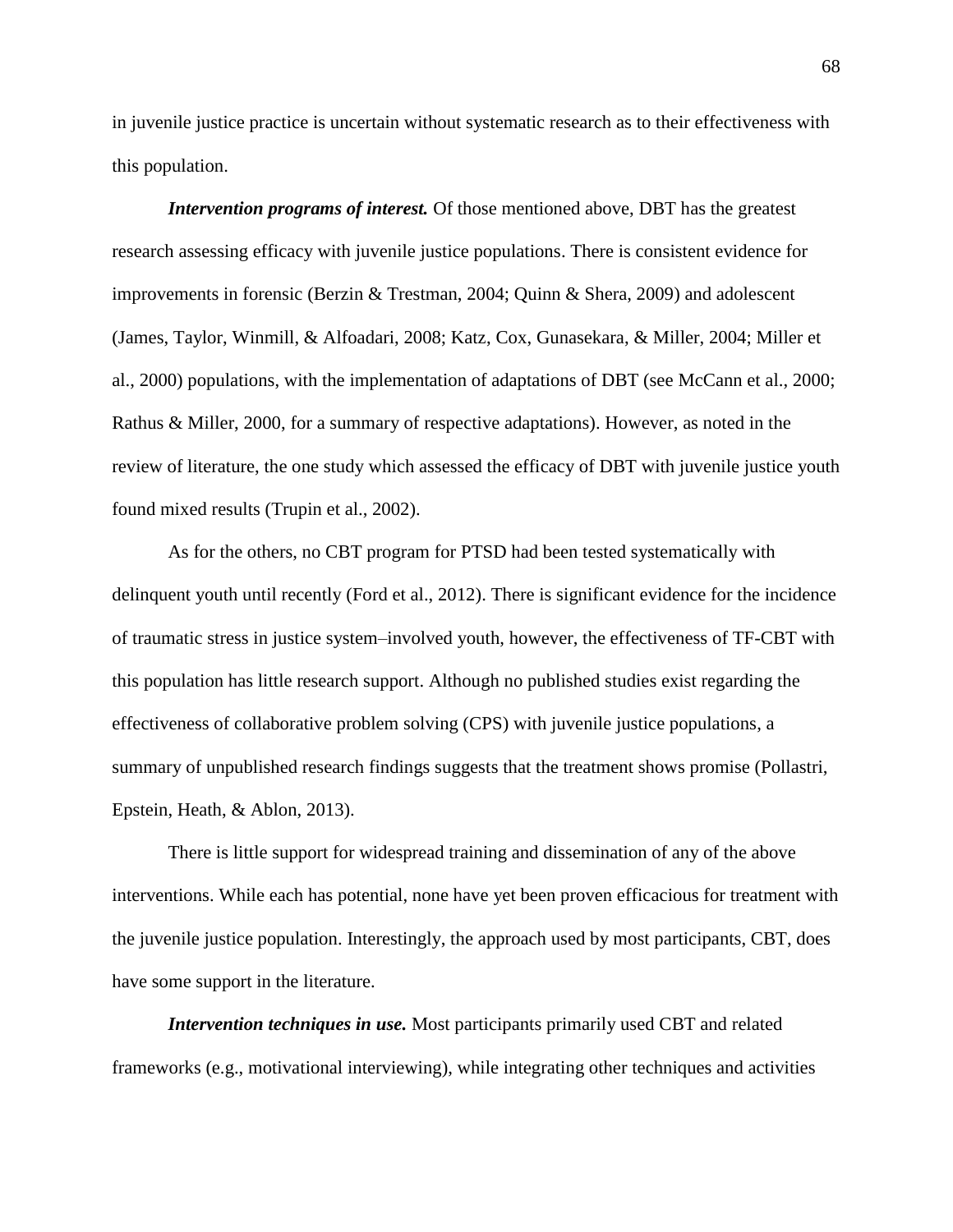in juvenile justice practice is uncertain without systematic research as to their effectiveness with this population.

***Intervention programs of interest.*** Of those mentioned above, DBT has the greatest research assessing efficacy with juvenile justice populations. There is consistent evidence for improvements in forensic (Berzin & Trestman, 2004; Quinn & Shera, 2009) and adolescent (James, Taylor, Winmill, & Alfoadari, 2008; Katz, Cox, Gunasekara, & Miller, 2004; Miller et al., 2000) populations, with the implementation of adaptations of DBT (see McCann et al., 2000; Rathus & Miller, 2000, for a summary of respective adaptations). However, as noted in the review of literature, the one study which assessed the efficacy of DBT with juvenile justice youth found mixed results (Trupin et al., 2002).

As for the others, no CBT program for PTSD had been tested systematically with delinquent youth until recently (Ford et al., 2012). There is significant evidence for the incidence of traumatic stress in justice system–involved youth, however, the effectiveness of TF-CBT with this population has little research support. Although no published studies exist regarding the effectiveness of collaborative problem solving (CPS) with juvenile justice populations, a summary of unpublished research findings suggests that the treatment shows promise (Pollastri, Epstein, Heath, & Ablon, 2013).

There is little support for widespread training and dissemination of any of the above interventions. While each has potential, none have yet been proven efficacious for treatment with the juvenile justice population. Interestingly, the approach used by most participants, CBT, does have some support in the literature.

***Intervention techniques in use.*** Most participants primarily used CBT and related frameworks (e.g., motivational interviewing), while integrating other techniques and activities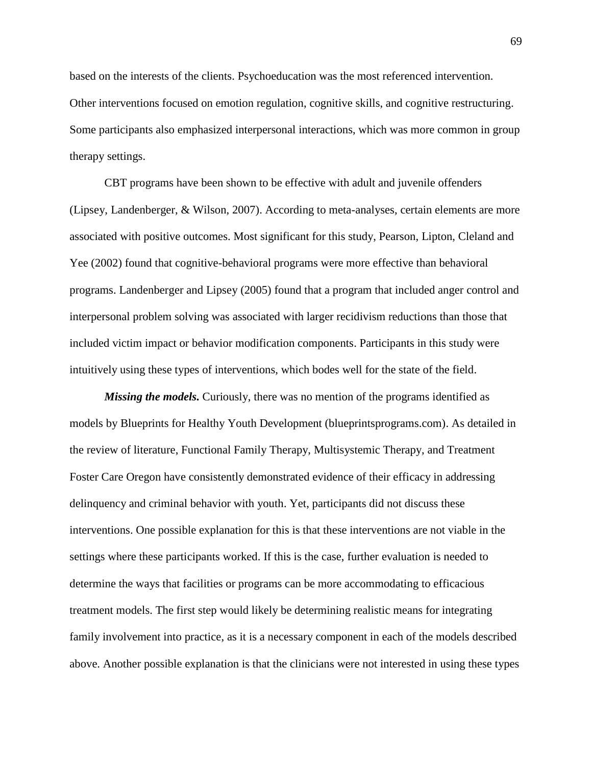based on the interests of the clients. Psychoeducation was the most referenced intervention. Other interventions focused on emotion regulation, cognitive skills, and cognitive restructuring. Some participants also emphasized interpersonal interactions, which was more common in group therapy settings.

CBT programs have been shown to be effective with adult and juvenile offenders (Lipsey, Landenberger, & Wilson, 2007). According to meta-analyses, certain elements are more associated with positive outcomes. Most significant for this study, Pearson, Lipton, Cleland and Yee (2002) found that cognitive-behavioral programs were more effective than behavioral programs. Landenberger and Lipsey (2005) found that a program that included anger control and interpersonal problem solving was associated with larger recidivism reductions than those that included victim impact or behavior modification components. Participants in this study were intuitively using these types of interventions, which bodes well for the state of the field.

***Missing the models.*** Curiously, there was no mention of the programs identified as models by Blueprints for Healthy Youth Development (blueprintsprograms.com). As detailed in the review of literature, Functional Family Therapy, Multisystemic Therapy, and Treatment Foster Care Oregon have consistently demonstrated evidence of their efficacy in addressing delinquency and criminal behavior with youth. Yet, participants did not discuss these interventions. One possible explanation for this is that these interventions are not viable in the settings where these participants worked. If this is the case, further evaluation is needed to determine the ways that facilities or programs can be more accommodating to efficacious treatment models. The first step would likely be determining realistic means for integrating family involvement into practice, as it is a necessary component in each of the models described above. Another possible explanation is that the clinicians were not interested in using these types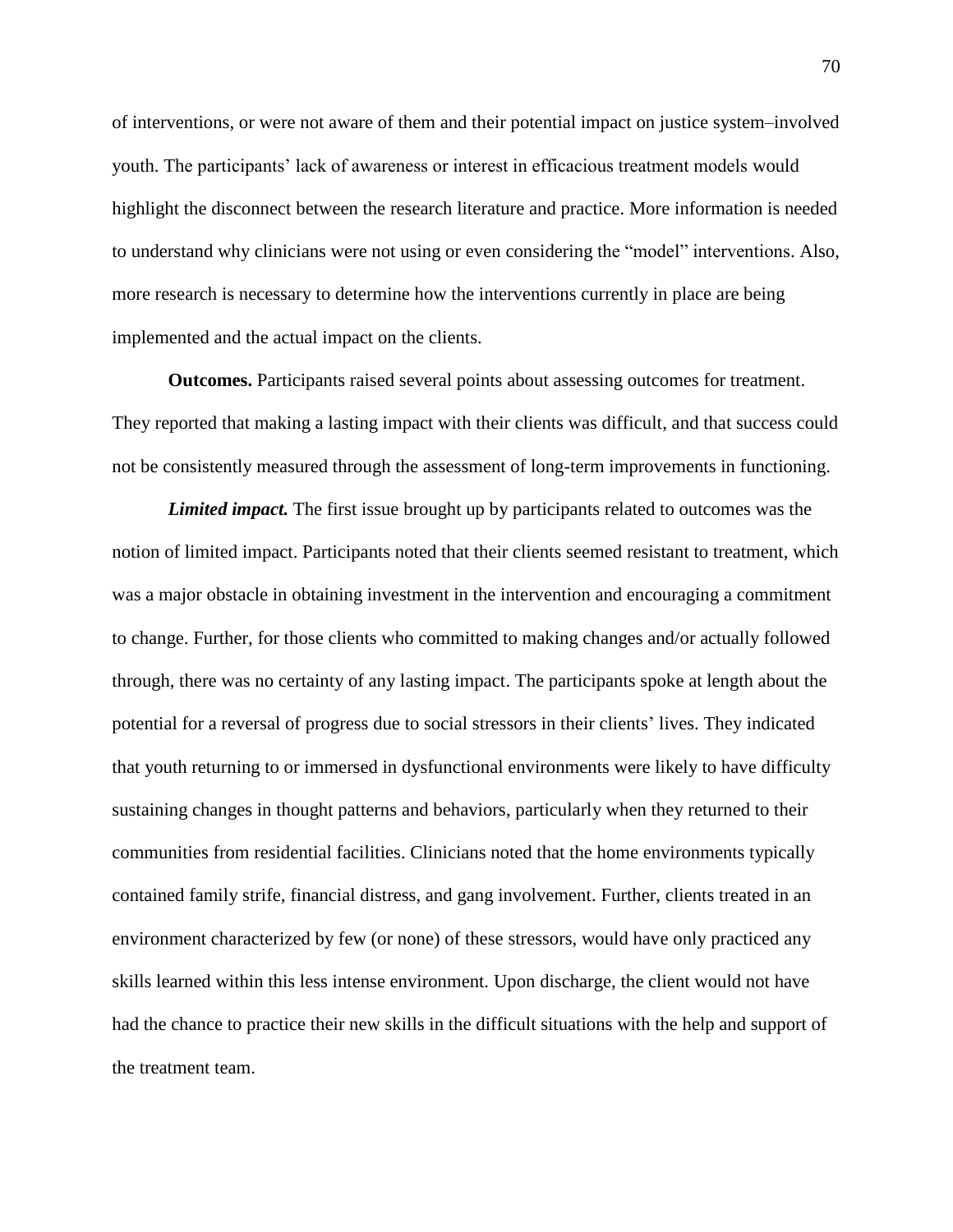of interventions, or were not aware of them and their potential impact on justice system–involved youth. The participants' lack of awareness or interest in efficacious treatment models would highlight the disconnect between the research literature and practice. More information is needed to understand why clinicians were not using or even considering the "model" interventions. Also, more research is necessary to determine how the interventions currently in place are being implemented and the actual impact on the clients.

**Outcomes.** Participants raised several points about assessing outcomes for treatment. They reported that making a lasting impact with their clients was difficult, and that success could not be consistently measured through the assessment of long-term improvements in functioning.

***Limited impact.*** The first issue brought up by participants related to outcomes was the notion of limited impact. Participants noted that their clients seemed resistant to treatment, which was a major obstacle in obtaining investment in the intervention and encouraging a commitment to change. Further, for those clients who committed to making changes and/or actually followed through, there was no certainty of any lasting impact. The participants spoke at length about the potential for a reversal of progress due to social stressors in their clients' lives. They indicated that youth returning to or immersed in dysfunctional environments were likely to have difficulty sustaining changes in thought patterns and behaviors, particularly when they returned to their communities from residential facilities. Clinicians noted that the home environments typically contained family strife, financial distress, and gang involvement. Further, clients treated in an environment characterized by few (or none) of these stressors, would have only practiced any skills learned within this less intense environment. Upon discharge, the client would not have had the chance to practice their new skills in the difficult situations with the help and support of the treatment team.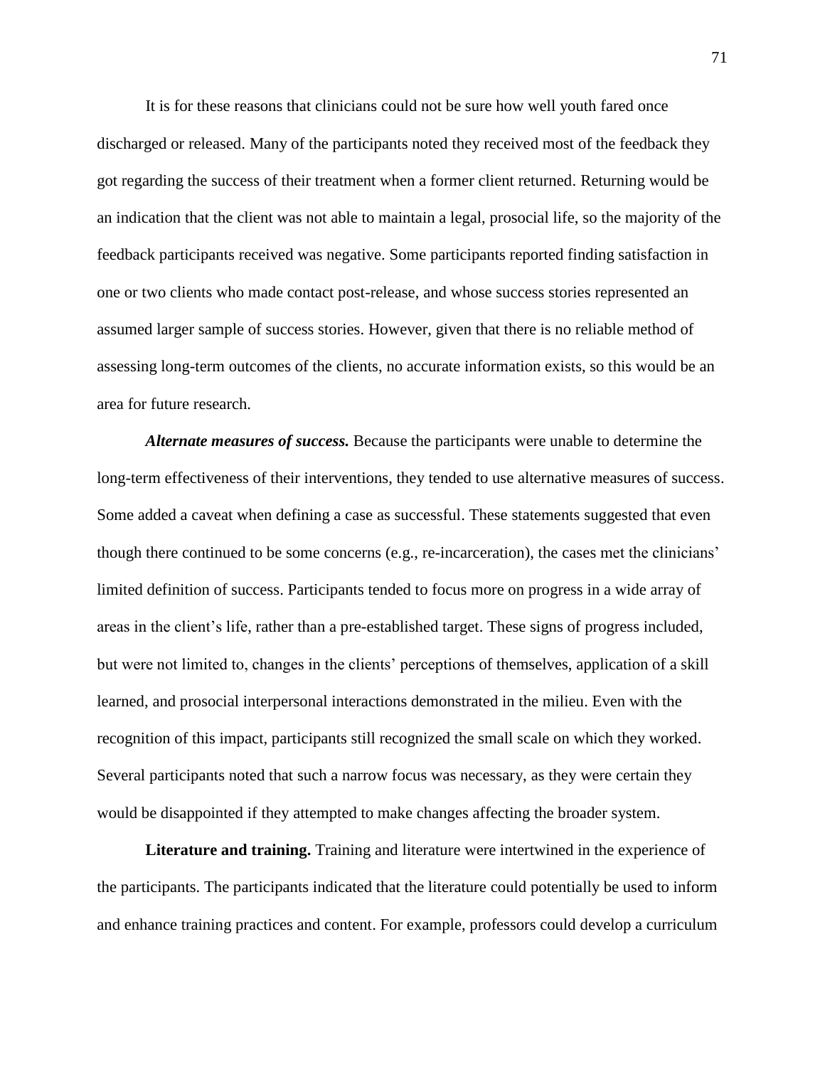It is for these reasons that clinicians could not be sure how well youth fared once discharged or released. Many of the participants noted they received most of the feedback they got regarding the success of their treatment when a former client returned. Returning would be an indication that the client was not able to maintain a legal, prosocial life, so the majority of the feedback participants received was negative. Some participants reported finding satisfaction in one or two clients who made contact post-release, and whose success stories represented an assumed larger sample of success stories. However, given that there is no reliable method of assessing long-term outcomes of the clients, no accurate information exists, so this would be an area for future research.

***Alternate measures of success.*** Because the participants were unable to determine the long-term effectiveness of their interventions, they tended to use alternative measures of success. Some added a caveat when defining a case as successful. These statements suggested that even though there continued to be some concerns (e.g., re-incarceration), the cases met the clinicians' limited definition of success. Participants tended to focus more on progress in a wide array of areas in the client's life, rather than a pre-established target. These signs of progress included, but were not limited to, changes in the clients' perceptions of themselves, application of a skill learned, and prosocial interpersonal interactions demonstrated in the milieu. Even with the recognition of this impact, participants still recognized the small scale on which they worked. Several participants noted that such a narrow focus was necessary, as they were certain they would be disappointed if they attempted to make changes affecting the broader system.

**Literature and training.** Training and literature were intertwined in the experience of the participants. The participants indicated that the literature could potentially be used to inform and enhance training practices and content. For example, professors could develop a curriculum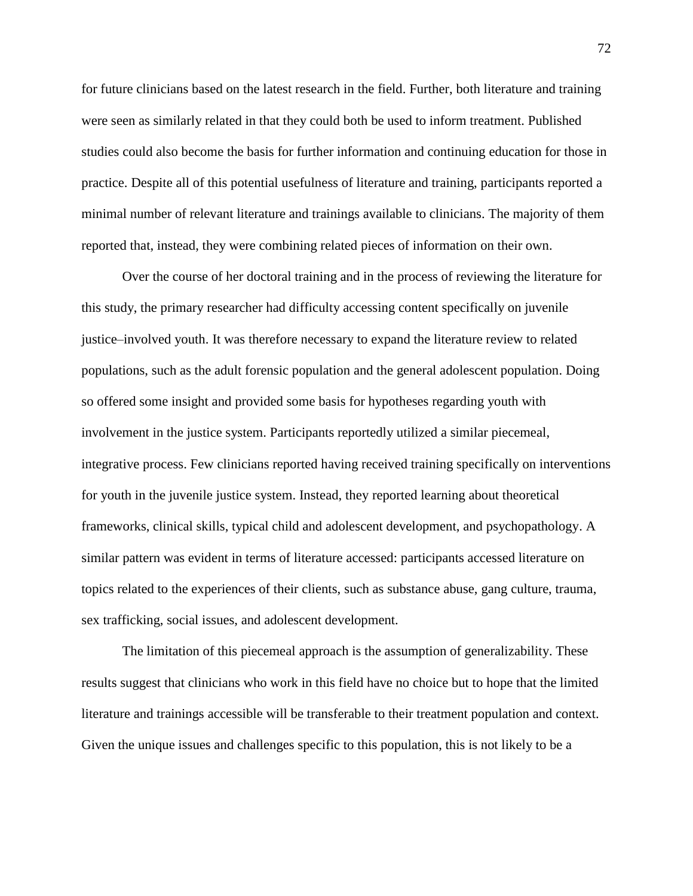for future clinicians based on the latest research in the field. Further, both literature and training were seen as similarly related in that they could both be used to inform treatment. Published studies could also become the basis for further information and continuing education for those in practice. Despite all of this potential usefulness of literature and training, participants reported a minimal number of relevant literature and trainings available to clinicians. The majority of them reported that, instead, they were combining related pieces of information on their own.

Over the course of her doctoral training and in the process of reviewing the literature for this study, the primary researcher had difficulty accessing content specifically on juvenile justice–involved youth. It was therefore necessary to expand the literature review to related populations, such as the adult forensic population and the general adolescent population. Doing so offered some insight and provided some basis for hypotheses regarding youth with involvement in the justice system. Participants reportedly utilized a similar piecemeal, integrative process. Few clinicians reported having received training specifically on interventions for youth in the juvenile justice system. Instead, they reported learning about theoretical frameworks, clinical skills, typical child and adolescent development, and psychopathology. A similar pattern was evident in terms of literature accessed: participants accessed literature on topics related to the experiences of their clients, such as substance abuse, gang culture, trauma, sex trafficking, social issues, and adolescent development.

The limitation of this piecemeal approach is the assumption of generalizability. These results suggest that clinicians who work in this field have no choice but to hope that the limited literature and trainings accessible will be transferable to their treatment population and context. Given the unique issues and challenges specific to this population, this is not likely to be a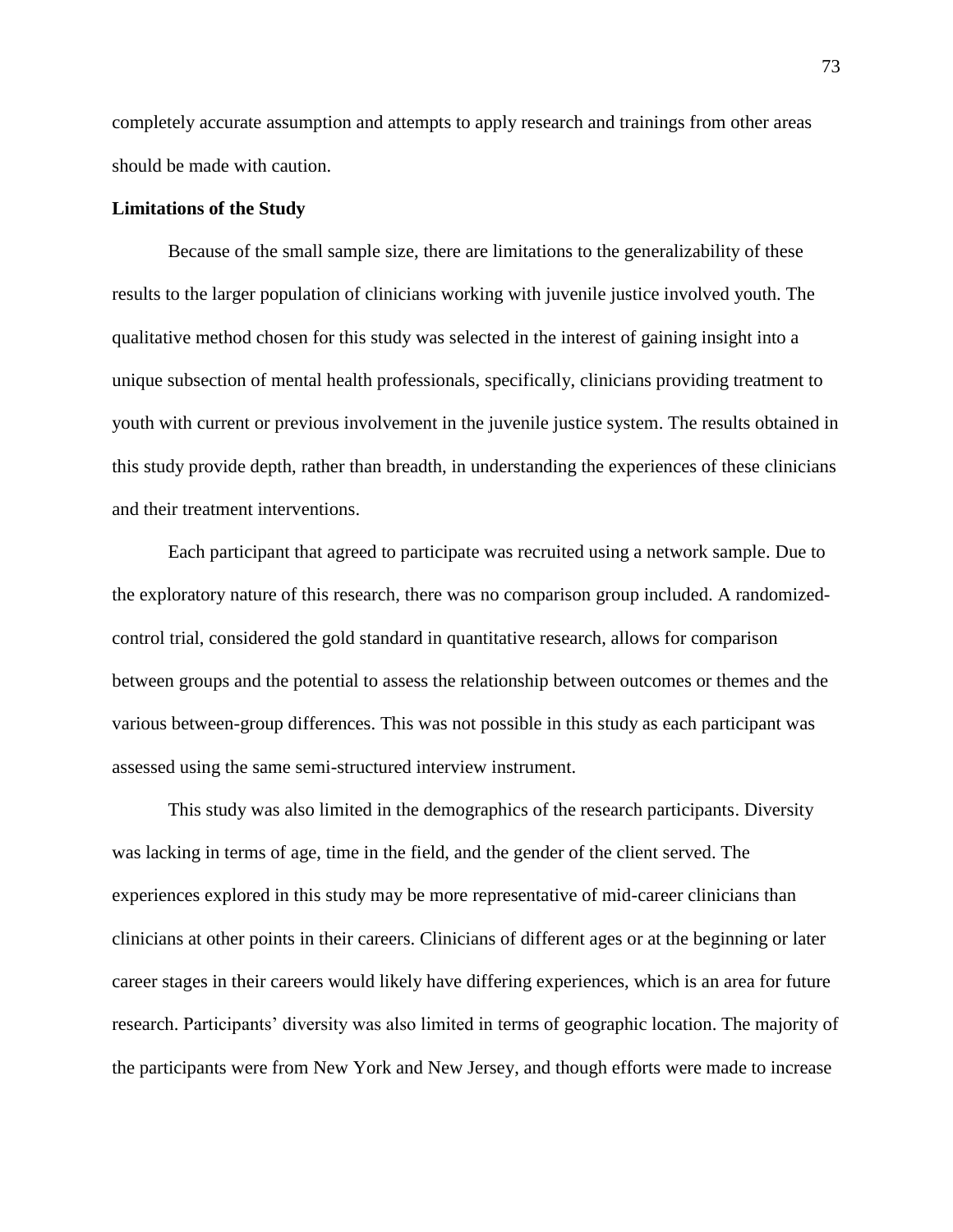completely accurate assumption and attempts to apply research and trainings from other areas should be made with caution.

**Limitations of the Study**

Because of the small sample size, there are limitations to the generalizability of these results to the larger population of clinicians working with juvenile justice involved youth. The qualitative method chosen for this study was selected in the interest of gaining insight into a unique subsection of mental health professionals, specifically, clinicians providing treatment to youth with current or previous involvement in the juvenile justice system. The results obtained in this study provide depth, rather than breadth, in understanding the experiences of these clinicians and their treatment interventions.

Each participant that agreed to participate was recruited using a network sample. Due to the exploratory nature of this research, there was no comparison group included. A randomized-control trial, considered the gold standard in quantitative research, allows for comparison between groups and the potential to assess the relationship between outcomes or themes and the various between-group differences. This was not possible in this study as each participant was assessed using the same semi-structured interview instrument.

This study was also limited in the demographics of the research participants. Diversity was lacking in terms of age, time in the field, and the gender of the client served. The experiences explored in this study may be more representative of mid-career clinicians than clinicians at other points in their careers. Clinicians of different ages or at the beginning or later career stages in their careers would likely have differing experiences, which is an area for future research. Participants' diversity was also limited in terms of geographic location. The majority of the participants were from New York and New Jersey, and though efforts were made to increase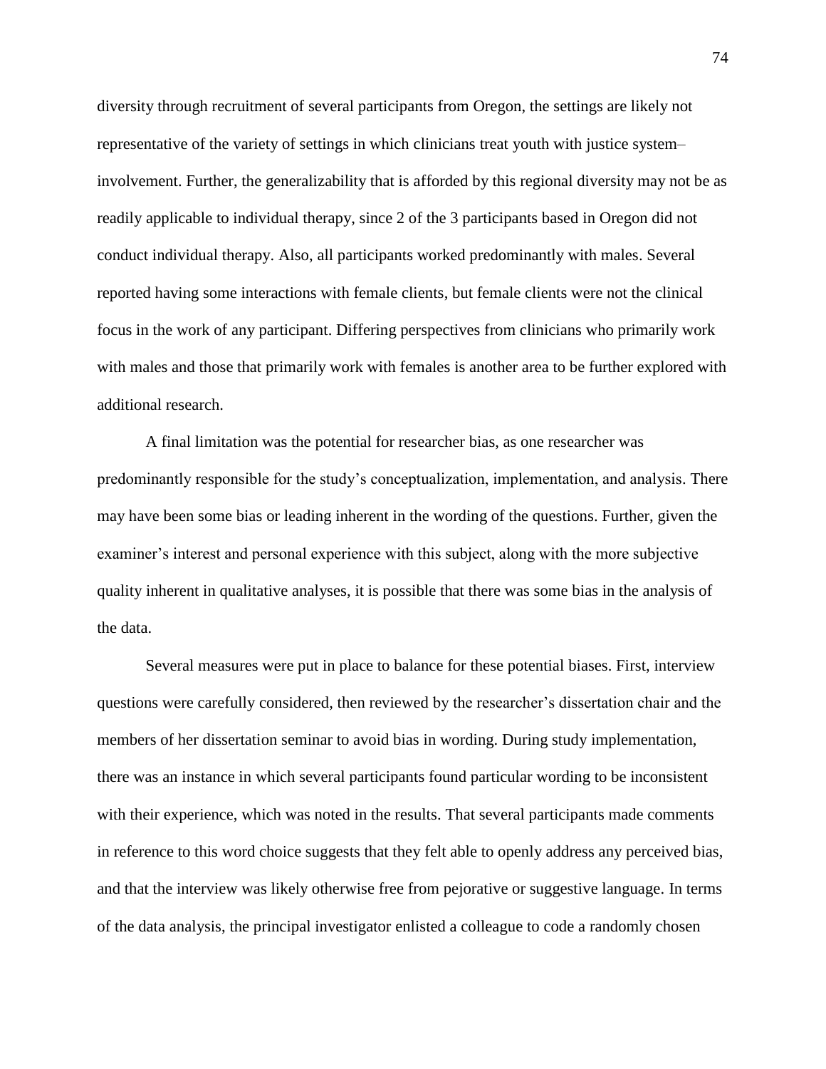diversity through recruitment of several participants from Oregon, the settings are likely not representative of the variety of settings in which clinicians treat youth with justice system–involvement. Further, the generalizability that is afforded by this regional diversity may not be as readily applicable to individual therapy, since 2 of the 3 participants based in Oregon did not conduct individual therapy. Also, all participants worked predominantly with males. Several reported having some interactions with female clients, but female clients were not the clinical focus in the work of any participant. Differing perspectives from clinicians who primarily work with males and those that primarily work with females is another area to be further explored with additional research.

A final limitation was the potential for researcher bias, as one researcher was predominantly responsible for the study's conceptualization, implementation, and analysis. There may have been some bias or leading inherent in the wording of the questions. Further, given the examiner's interest and personal experience with this subject, along with the more subjective quality inherent in qualitative analyses, it is possible that there was some bias in the analysis of the data.

Several measures were put in place to balance for these potential biases. First, interview questions were carefully considered, then reviewed by the researcher's dissertation chair and the members of her dissertation seminar to avoid bias in wording. During study implementation, there was an instance in which several participants found particular wording to be inconsistent with their experience, which was noted in the results. That several participants made comments in reference to this word choice suggests that they felt able to openly address any perceived bias, and that the interview was likely otherwise free from pejorative or suggestive language. In terms of the data analysis, the principal investigator enlisted a colleague to code a randomly chosen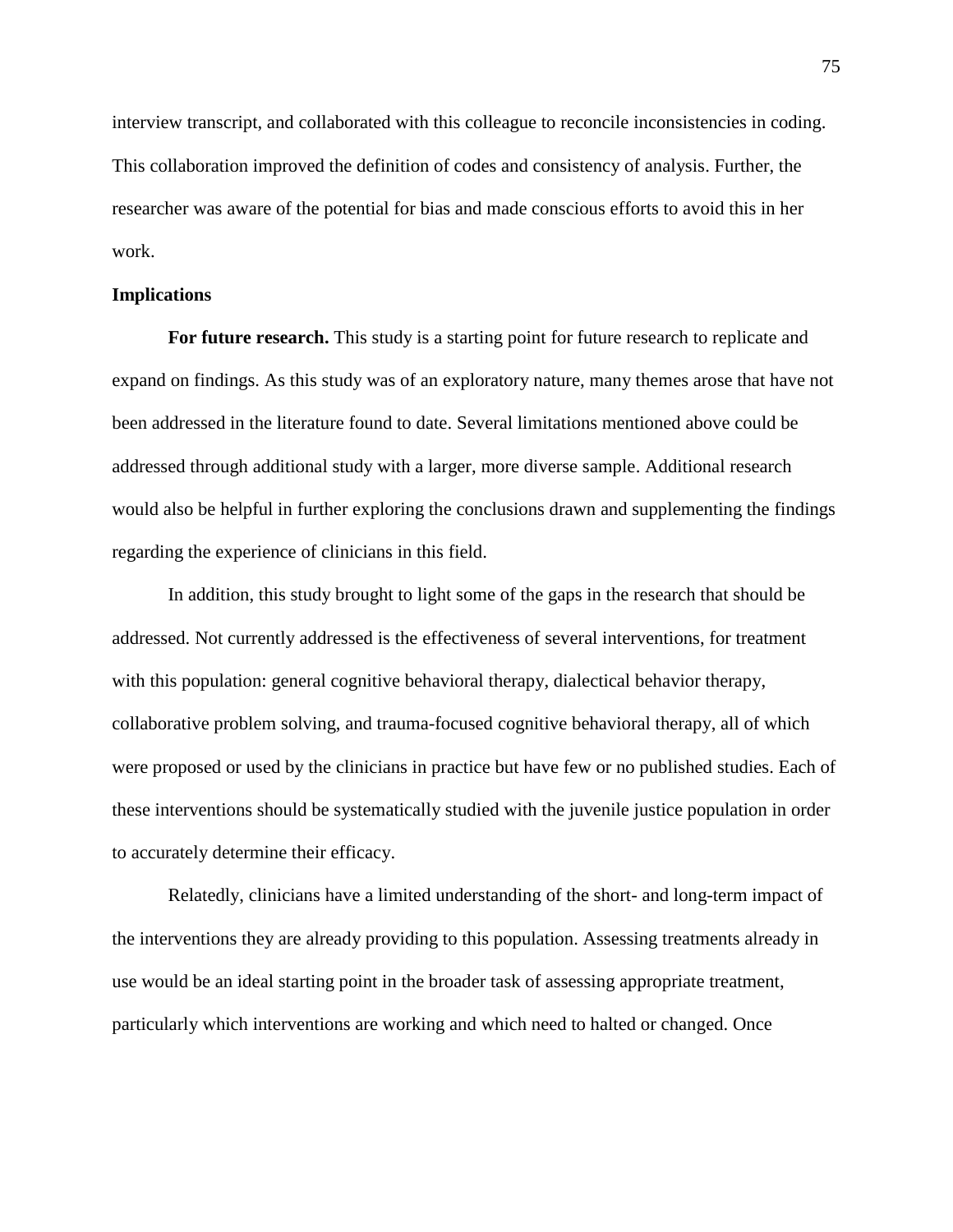interview transcript, and collaborated with this colleague to reconcile inconsistencies in coding. This collaboration improved the definition of codes and consistency of analysis. Further, the researcher was aware of the potential for bias and made conscious efforts to avoid this in her work.

## Implications

**For future research.** This study is a starting point for future research to replicate and expand on findings. As this study was of an exploratory nature, many themes arose that have not been addressed in the literature found to date. Several limitations mentioned above could be addressed through additional study with a larger, more diverse sample. Additional research would also be helpful in further exploring the conclusions drawn and supplementing the findings regarding the experience of clinicians in this field.

In addition, this study brought to light some of the gaps in the research that should be addressed. Not currently addressed is the effectiveness of several interventions, for treatment with this population: general cognitive behavioral therapy, dialectical behavior therapy, collaborative problem solving, and trauma-focused cognitive behavioral therapy, all of which were proposed or used by the clinicians in practice but have few or no published studies. Each of these interventions should be systematically studied with the juvenile justice population in order to accurately determine their efficacy.

Relatedly, clinicians have a limited understanding of the short- and long-term impact of the interventions they are already providing to this population. Assessing treatments already in use would be an ideal starting point in the broader task of assessing appropriate treatment, particularly which interventions are working and which need to halted or changed. Once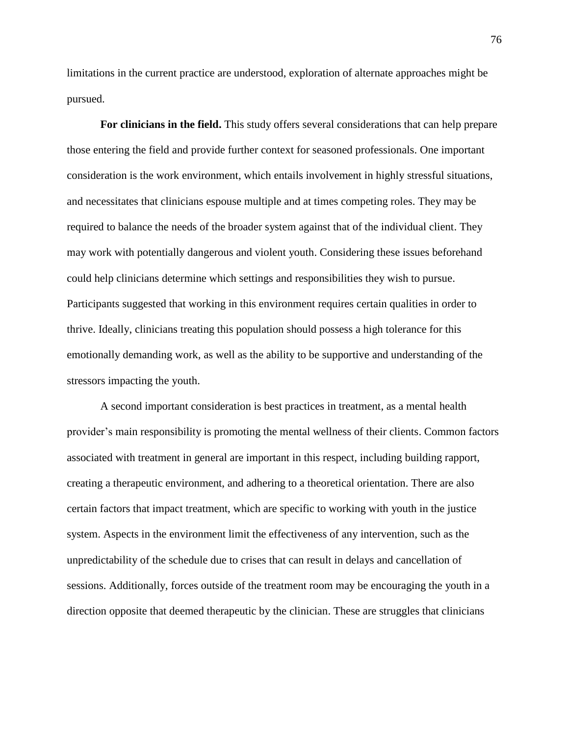limitations in the current practice are understood, exploration of alternate approaches might be pursued.

**For clinicians in the field.** This study offers several considerations that can help prepare those entering the field and provide further context for seasoned professionals. One important consideration is the work environment, which entails involvement in highly stressful situations, and necessitates that clinicians espouse multiple and at times competing roles. They may be required to balance the needs of the broader system against that of the individual client. They may work with potentially dangerous and violent youth. Considering these issues beforehand could help clinicians determine which settings and responsibilities they wish to pursue. Participants suggested that working in this environment requires certain qualities in order to thrive. Ideally, clinicians treating this population should possess a high tolerance for this emotionally demanding work, as well as the ability to be supportive and understanding of the stressors impacting the youth.

A second important consideration is best practices in treatment, as a mental health provider's main responsibility is promoting the mental wellness of their clients. Common factors associated with treatment in general are important in this respect, including building rapport, creating a therapeutic environment, and adhering to a theoretical orientation. There are also certain factors that impact treatment, which are specific to working with youth in the justice system. Aspects in the environment limit the effectiveness of any intervention, such as the unpredictability of the schedule due to crises that can result in delays and cancellation of sessions. Additionally, forces outside of the treatment room may be encouraging the youth in a direction opposite that deemed therapeutic by the clinician. These are struggles that clinicians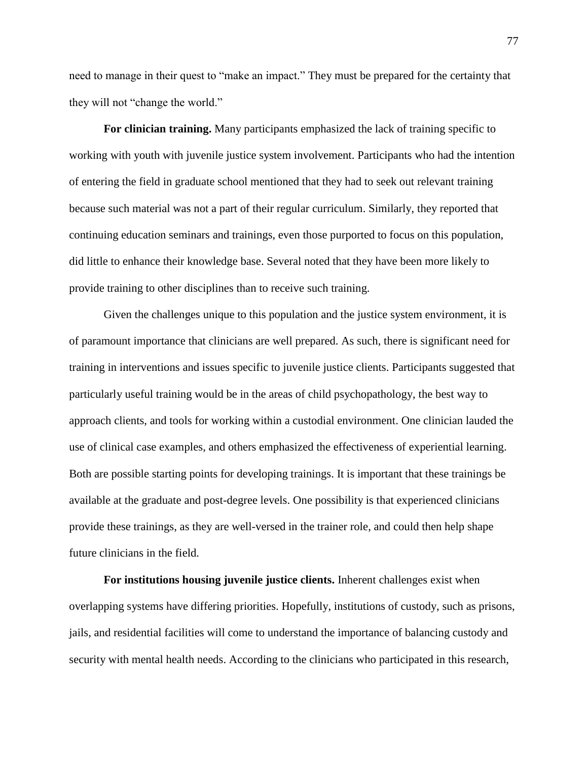need to manage in their quest to "make an impact." They must be prepared for the certainty that they will not "change the world."

**For clinician training.** Many participants emphasized the lack of training specific to working with youth with juvenile justice system involvement. Participants who had the intention of entering the field in graduate school mentioned that they had to seek out relevant training because such material was not a part of their regular curriculum. Similarly, they reported that continuing education seminars and trainings, even those purported to focus on this population, did little to enhance their knowledge base. Several noted that they have been more likely to provide training to other disciplines than to receive such training.

Given the challenges unique to this population and the justice system environment, it is of paramount importance that clinicians are well prepared. As such, there is significant need for training in interventions and issues specific to juvenile justice clients. Participants suggested that particularly useful training would be in the areas of child psychopathology, the best way to approach clients, and tools for working within a custodial environment. One clinician lauded the use of clinical case examples, and others emphasized the effectiveness of experiential learning. Both are possible starting points for developing trainings. It is important that these trainings be available at the graduate and post-degree levels. One possibility is that experienced clinicians provide these trainings, as they are well-versed in the trainer role, and could then help shape future clinicians in the field.

**For institutions housing juvenile justice clients.** Inherent challenges exist when overlapping systems have differing priorities. Hopefully, institutions of custody, such as prisons, jails, and residential facilities will come to understand the importance of balancing custody and security with mental health needs. According to the clinicians who participated in this research,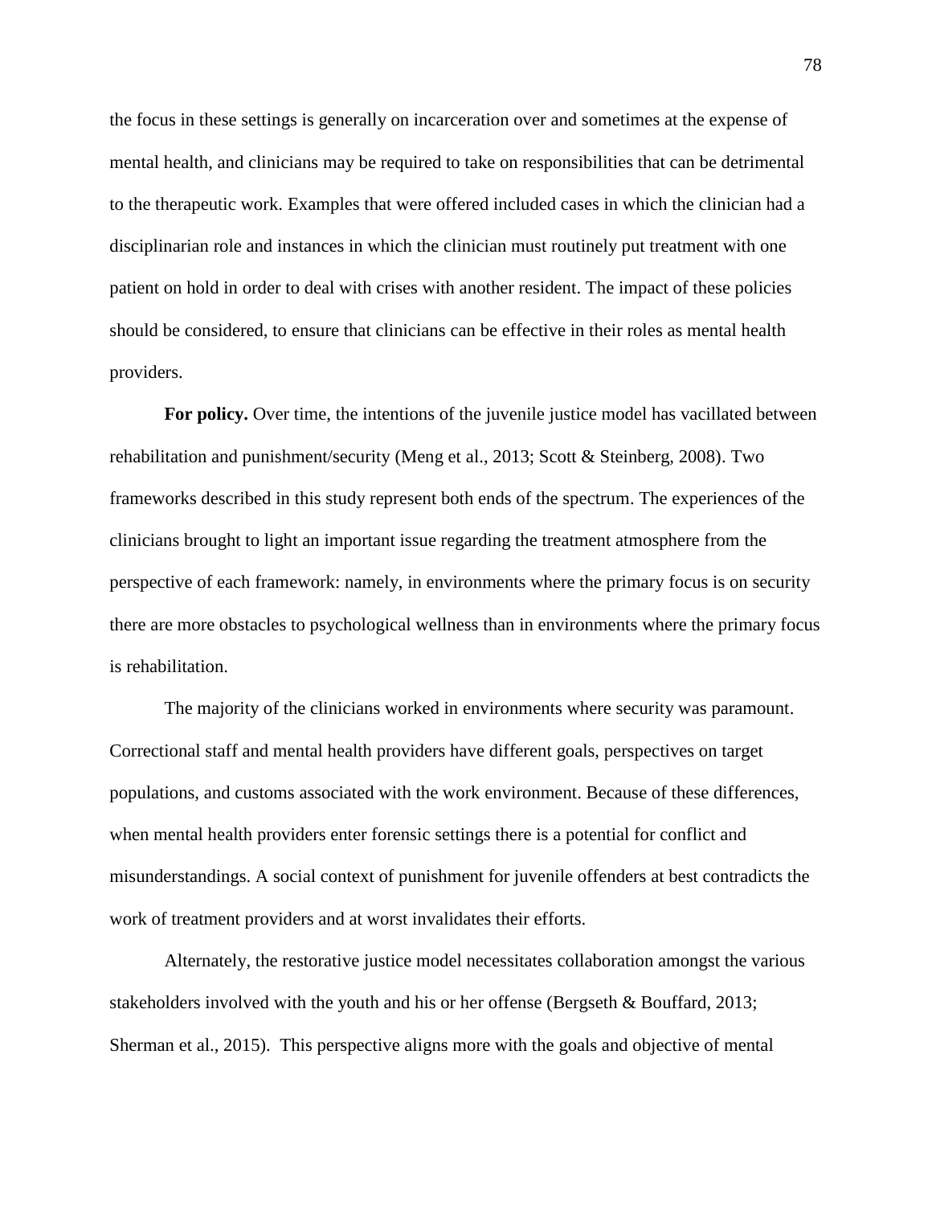the focus in these settings is generally on incarceration over and sometimes at the expense of mental health, and clinicians may be required to take on responsibilities that can be detrimental to the therapeutic work. Examples that were offered included cases in which the clinician had a disciplinarian role and instances in which the clinician must routinely put treatment with one patient on hold in order to deal with crises with another resident. The impact of these policies should be considered, to ensure that clinicians can be effective in their roles as mental health providers.

**For policy.** Over time, the intentions of the juvenile justice model has vacillated between rehabilitation and punishment/security (Meng et al., 2013; Scott & Steinberg, 2008). Two frameworks described in this study represent both ends of the spectrum. The experiences of the clinicians brought to light an important issue regarding the treatment atmosphere from the perspective of each framework: namely, in environments where the primary focus is on security there are more obstacles to psychological wellness than in environments where the primary focus is rehabilitation.

The majority of the clinicians worked in environments where security was paramount. Correctional staff and mental health providers have different goals, perspectives on target populations, and customs associated with the work environment. Because of these differences, when mental health providers enter forensic settings there is a potential for conflict and misunderstandings. A social context of punishment for juvenile offenders at best contradicts the work of treatment providers and at worst invalidates their efforts.

Alternately, the restorative justice model necessitates collaboration amongst the various stakeholders involved with the youth and his or her offense (Bergseth & Bouffard, 2013; Sherman et al., 2015). This perspective aligns more with the goals and objective of mental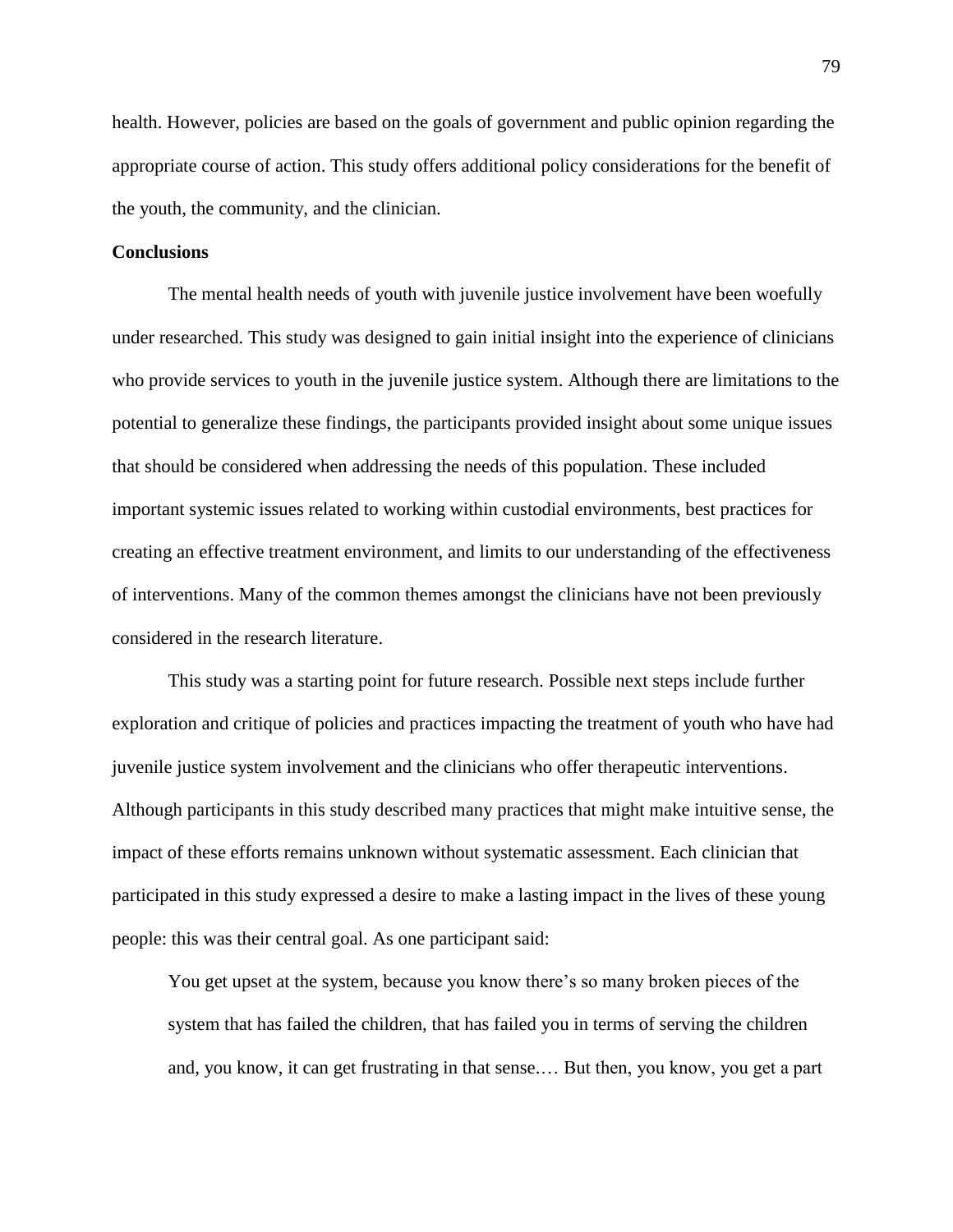health. However, policies are based on the goals of government and public opinion regarding the appropriate course of action. This study offers additional policy considerations for the benefit of the youth, the community, and the clinician.

**Conclusions**

The mental health needs of youth with juvenile justice involvement have been woefully under researched. This study was designed to gain initial insight into the experience of clinicians who provide services to youth in the juvenile justice system. Although there are limitations to the potential to generalize these findings, the participants provided insight about some unique issues that should be considered when addressing the needs of this population. These included important systemic issues related to working within custodial environments, best practices for creating an effective treatment environment, and limits to our understanding of the effectiveness of interventions. Many of the common themes amongst the clinicians have not been previously considered in the research literature.

This study was a starting point for future research. Possible next steps include further exploration and critique of policies and practices impacting the treatment of youth who have had juvenile justice system involvement and the clinicians who offer therapeutic interventions. Although participants in this study described many practices that might make intuitive sense, the impact of these efforts remains unknown without systematic assessment. Each clinician that participated in this study expressed a desire to make a lasting impact in the lives of these young people: this was their central goal. As one participant said:

> You get upset at the system, because you know there's so many broken pieces of the system that has failed the children, that has failed you in terms of serving the children and, you know, it can get frustrating in that sense.… But then, you know, you get a part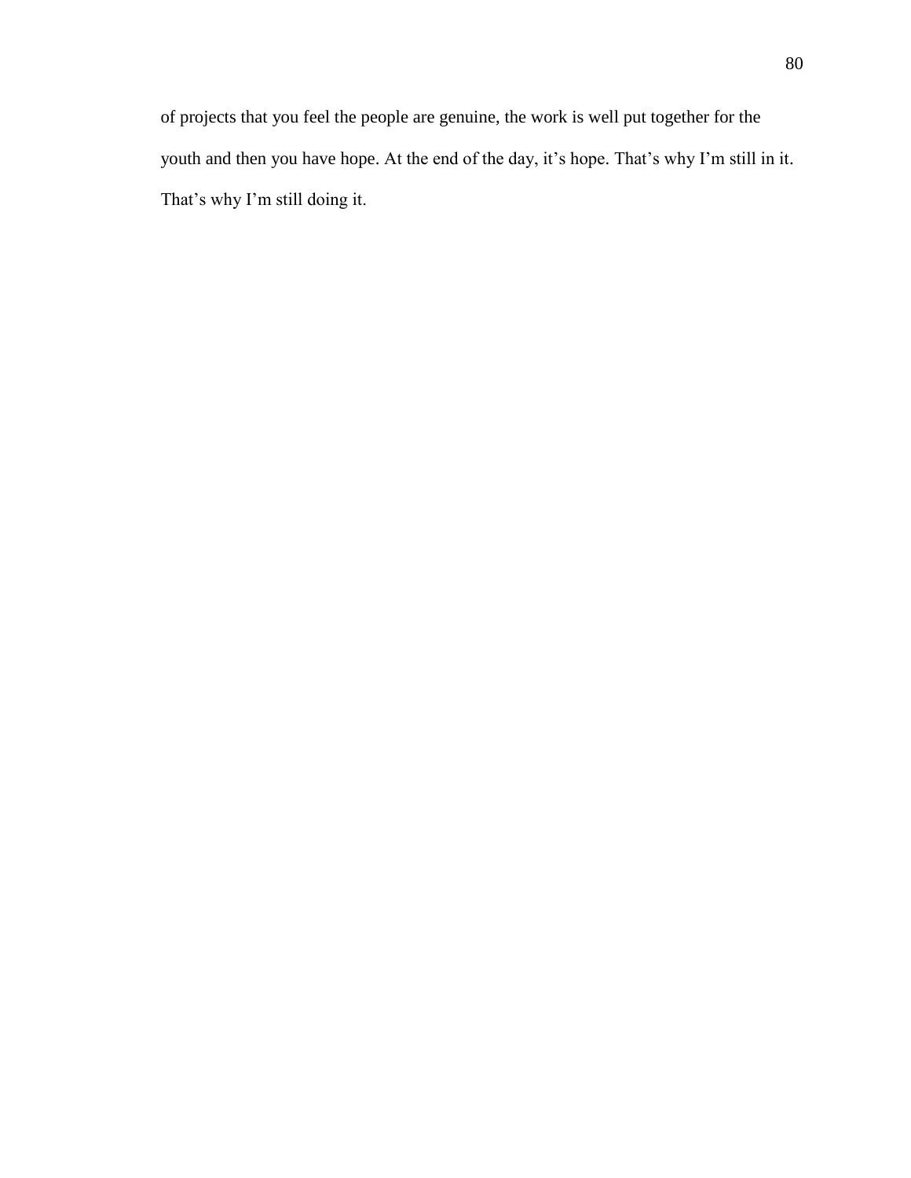of projects that you feel the people are genuine, the work is well put together for the youth and then you have hope. At the end of the day, it’s hope. That’s why I’m still in it. That’s why I’m still doing it.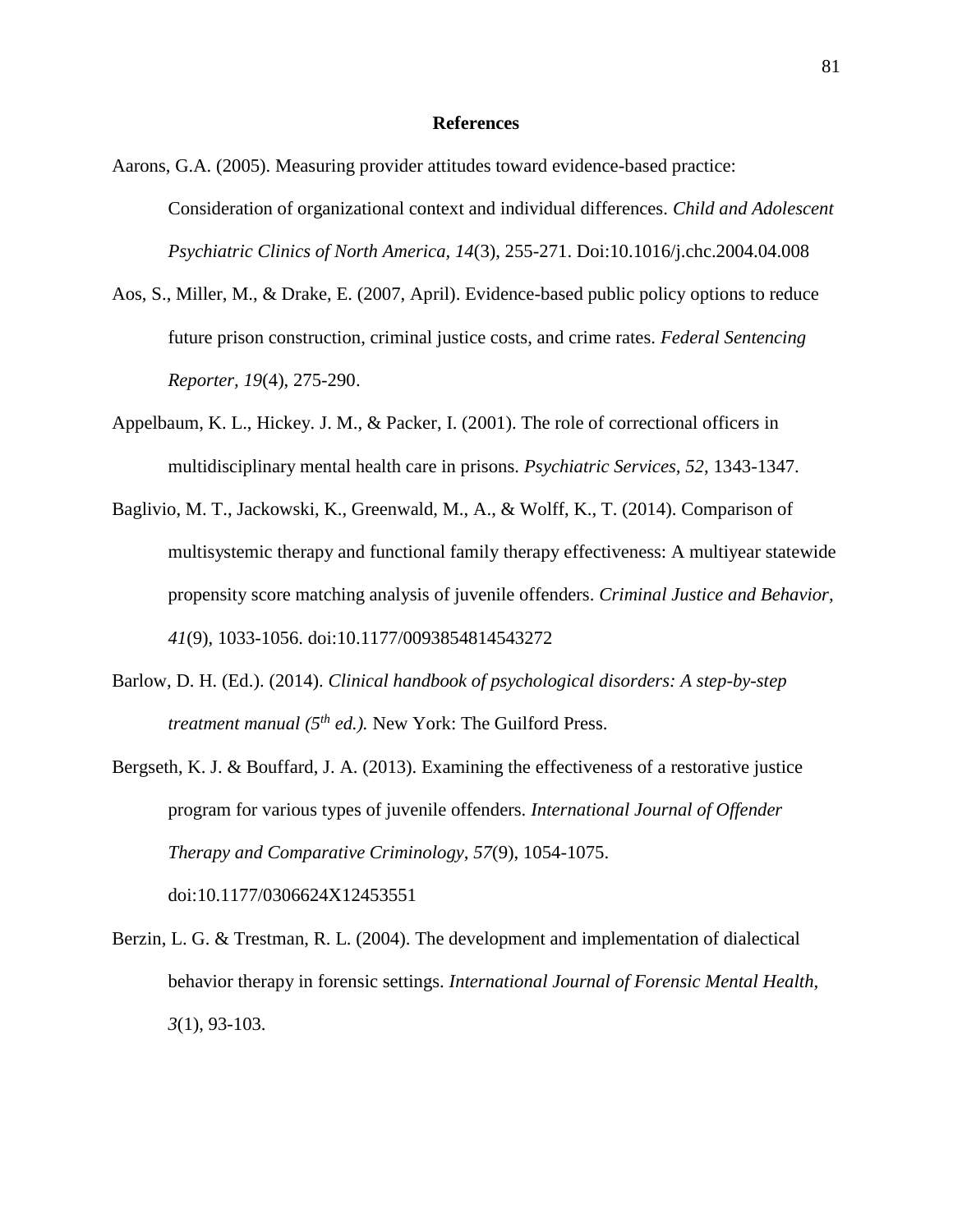# References

Aarons, G.A. (2005). Measuring provider attitudes toward evidence-based practice: Consideration of organizational context and individual differences. *Child and Adolescent Psychiatric Clinics of North America, 14*(3), 255-271. Doi:10.1016/j.chc.2004.04.008

Aos, S., Miller, M., & Drake, E. (2007, April). Evidence-based public policy options to reduce future prison construction, criminal justice costs, and crime rates. *Federal Sentencing Reporter, 19*(4), 275-290.

Appelbaum, K. L., Hickey. J. M., & Packer, I. (2001). The role of correctional officers in multidisciplinary mental health care in prisons. *Psychiatric Services, 52*, 1343-1347.

Baglivio, M. T., Jackowski, K., Greenwald, M., A., & Wolff, K., T. (2014). Comparison of multisystemic therapy and functional family therapy effectiveness: A multiyear statewide propensity score matching analysis of juvenile offenders. *Criminal Justice and Behavior, 41*(9), 1033-1056. doi:10.1177/0093854814543272

Barlow, D. H. (Ed.). (2014). *Clinical handbook of psychological disorders: A step-by-step treatment manual (5th ed.).* New York: The Guilford Press.

Bergseth, K. J. & Bouffard, J. A. (2013). Examining the effectiveness of a restorative justice program for various types of juvenile offenders. *International Journal of Offender Therapy and Comparative Criminology, 57*(9), 1054-1075. doi:10.1177/0306624X12453551

Berzin, L. G. & Trestman, R. L. (2004). The development and implementation of dialectical behavior therapy in forensic settings. *International Journal of Forensic Mental Health, 3*(1), 93-103.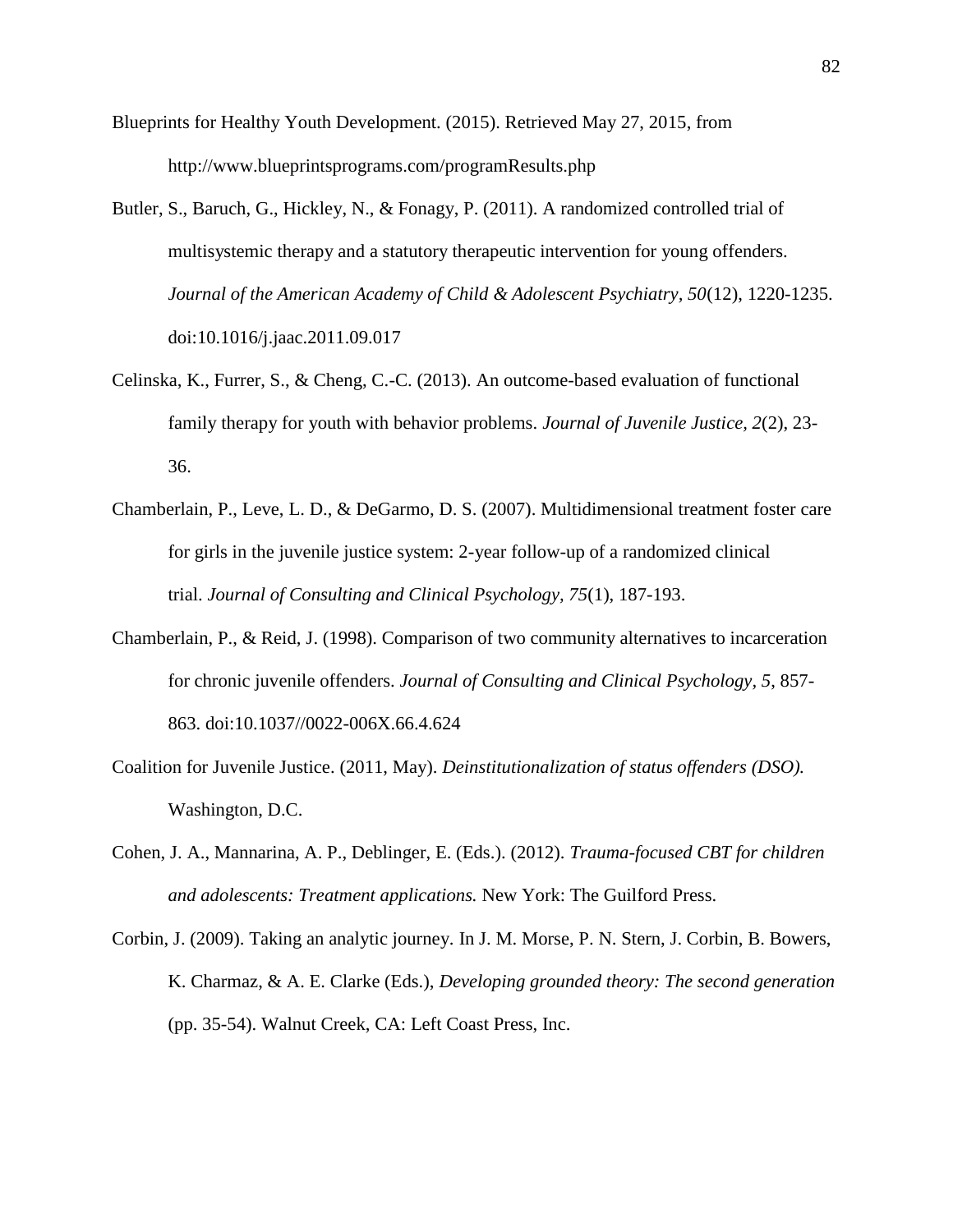Blueprints for Healthy Youth Development. (2015). Retrieved May 27, 2015, from http://www.blueprintsprograms.com/programResults.php

Butler, S., Baruch, G., Hickley, N., & Fonagy, P. (2011). A randomized controlled trial of multisystemic therapy and a statutory therapeutic intervention for young offenders. *Journal of the American Academy of Child & Adolescent Psychiatry, 50*(12), 1220-1235. doi:10.1016/j.jaac.2011.09.017

Celinska, K., Furrer, S., & Cheng, C.-C. (2013). An outcome-based evaluation of functional family therapy for youth with behavior problems. *Journal of Juvenile Justice, 2*(2), 23-36.

Chamberlain, P., Leve, L. D., & DeGarmo, D. S. (2007). Multidimensional treatment foster care for girls in the juvenile justice system: 2-year follow-up of a randomized clinical trial. *Journal of Consulting and Clinical Psychology, 75*(1), 187-193.

Chamberlain, P., & Reid, J. (1998). Comparison of two community alternatives to incarceration for chronic juvenile offenders. *Journal of Consulting and Clinical Psychology, 5*, 857-863. doi:10.1037//0022-006X.66.4.624

Coalition for Juvenile Justice. (2011, May). *Deinstitutionalization of status offenders (DSO).* Washington, D.C.

Cohen, J. A., Mannarina, A. P., Deblinger, E. (Eds.). (2012). *Trauma-focused CBT for children and adolescents: Treatment applications.* New York: The Guilford Press.

Corbin, J. (2009). Taking an analytic journey. In J. M. Morse, P. N. Stern, J. Corbin, B. Bowers, K. Charmaz, & A. E. Clarke (Eds.), *Developing grounded theory: The second generation* (pp. 35-54). Walnut Creek, CA: Left Coast Press, Inc.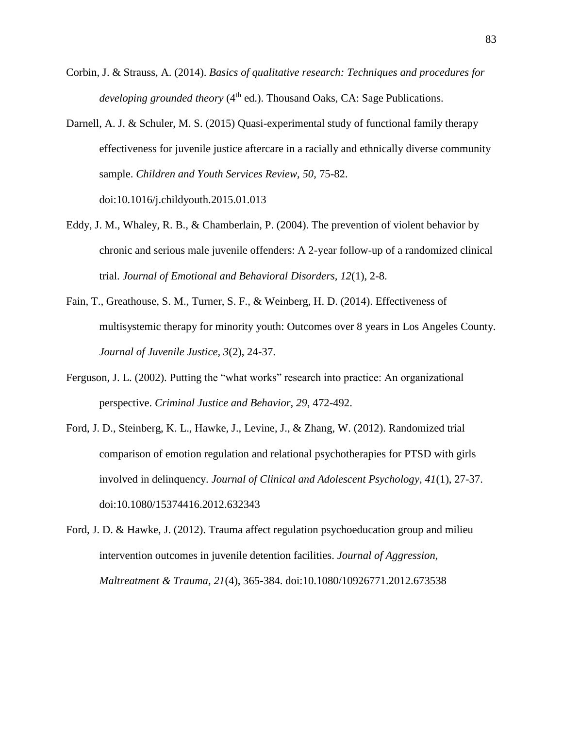Corbin, J. & Strauss, A. (2014). *Basics of qualitative research: Techniques and procedures for developing grounded theory* (4th ed.). Thousand Oaks, CA: Sage Publications.

Darnell, A. J. & Schuler, M. S. (2015) Quasi-experimental study of functional family therapy effectiveness for juvenile justice aftercare in a racially and ethnically diverse community sample. *Children and Youth Services Review, 50*, 75-82. doi:10.1016/j.childyouth.2015.01.013

Eddy, J. M., Whaley, R. B., & Chamberlain, P. (2004). The prevention of violent behavior by chronic and serious male juvenile offenders: A 2-year follow-up of a randomized clinical trial. *Journal of Emotional and Behavioral Disorders, 12*(1), 2-8.

Fain, T., Greathouse, S. M., Turner, S. F., & Weinberg, H. D. (2014). Effectiveness of multisystemic therapy for minority youth: Outcomes over 8 years in Los Angeles County. *Journal of Juvenile Justice, 3*(2), 24-37.

Ferguson, J. L. (2002). Putting the "what works" research into practice: An organizational perspective. *Criminal Justice and Behavior, 29*, 472-492.

Ford, J. D., Steinberg, K. L., Hawke, J., Levine, J., & Zhang, W. (2012). Randomized trial comparison of emotion regulation and relational psychotherapies for PTSD with girls involved in delinquency. *Journal of Clinical and Adolescent Psychology, 41*(1), 27-37. doi:10.1080/15374416.2012.632343

Ford, J. D. & Hawke, J. (2012). Trauma affect regulation psychoeducation group and milieu intervention outcomes in juvenile detention facilities. *Journal of Aggression, Maltreatment & Trauma, 21*(4), 365-384. doi:10.1080/10926771.2012.673538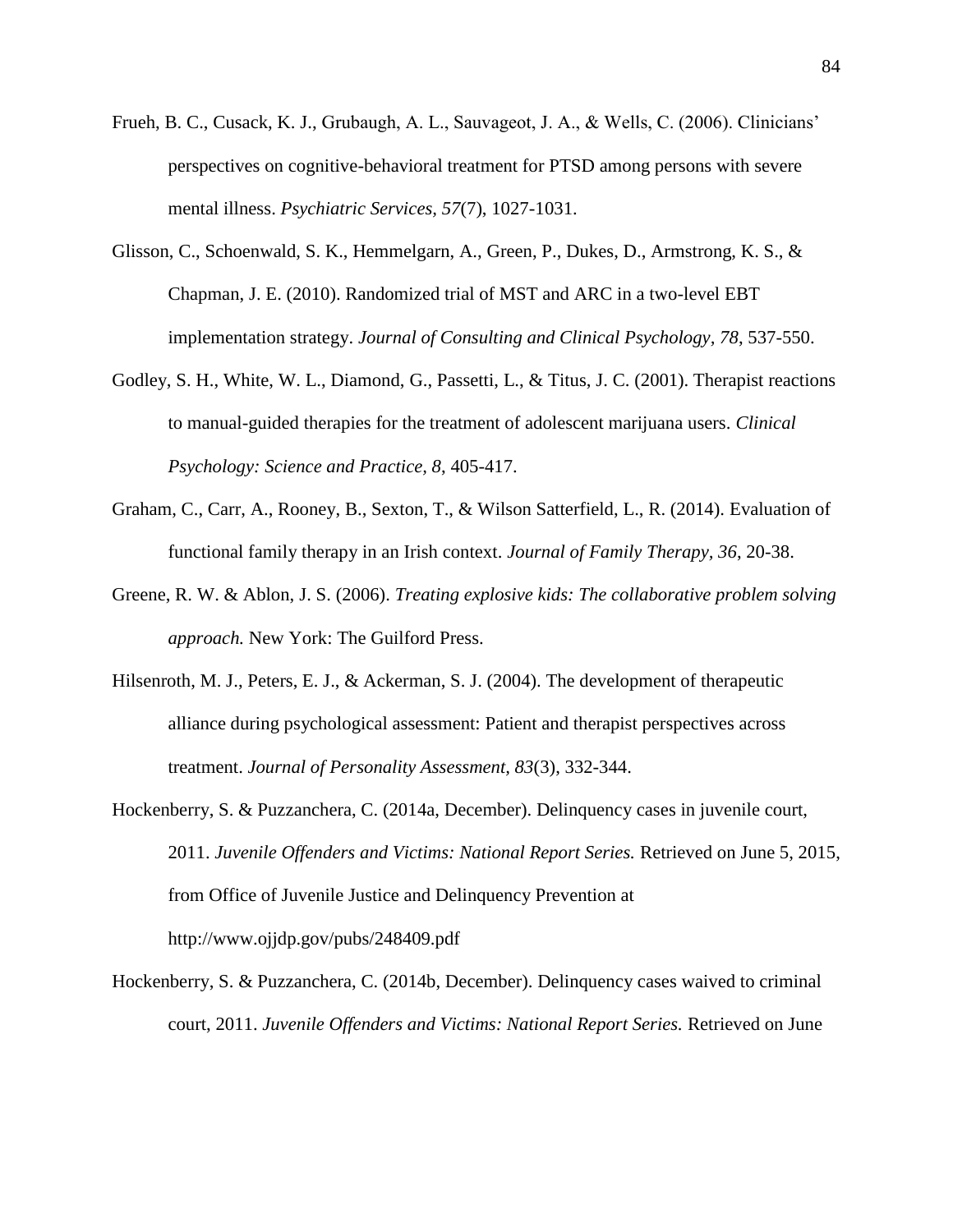Frueh, B. C., Cusack, K. J., Grubaugh, A. L., Sauvageot, J. A., & Wells, C. (2006). Clinicians' perspectives on cognitive-behavioral treatment for PTSD among persons with severe mental illness. *Psychiatric Services, 57*(7), 1027-1031.

Glisson, C., Schoenwald, S. K., Hemmelgarn, A., Green, P., Dukes, D., Armstrong, K. S., & Chapman, J. E. (2010). Randomized trial of MST and ARC in a two-level EBT implementation strategy. *Journal of Consulting and Clinical Psychology, 78*, 537-550.

Godley, S. H., White, W. L., Diamond, G., Passetti, L., & Titus, J. C. (2001). Therapist reactions to manual-guided therapies for the treatment of adolescent marijuana users. *Clinical Psychology: Science and Practice, 8*, 405-417.

Graham, C., Carr, A., Rooney, B., Sexton, T., & Wilson Satterfield, L., R. (2014). Evaluation of functional family therapy in an Irish context. *Journal of Family Therapy, 36*, 20-38.

Greene, R. W. & Ablon, J. S. (2006). *Treating explosive kids: The collaborative problem solving approach.* New York: The Guilford Press.

Hilsenroth, M. J., Peters, E. J., & Ackerman, S. J. (2004). The development of therapeutic alliance during psychological assessment: Patient and therapist perspectives across treatment. *Journal of Personality Assessment, 83*(3), 332-344.

Hockenberry, S. & Puzzanchera, C. (2014a, December). Delinquency cases in juvenile court, 2011. *Juvenile Offenders and Victims: National Report Series.* Retrieved on June 5, 2015, from Office of Juvenile Justice and Delinquency Prevention at http://www.ojjdp.gov/pubs/248409.pdf

Hockenberry, S. & Puzzanchera, C. (2014b, December). Delinquency cases waived to criminal court, 2011. *Juvenile Offenders and Victims: National Report Series.* Retrieved on June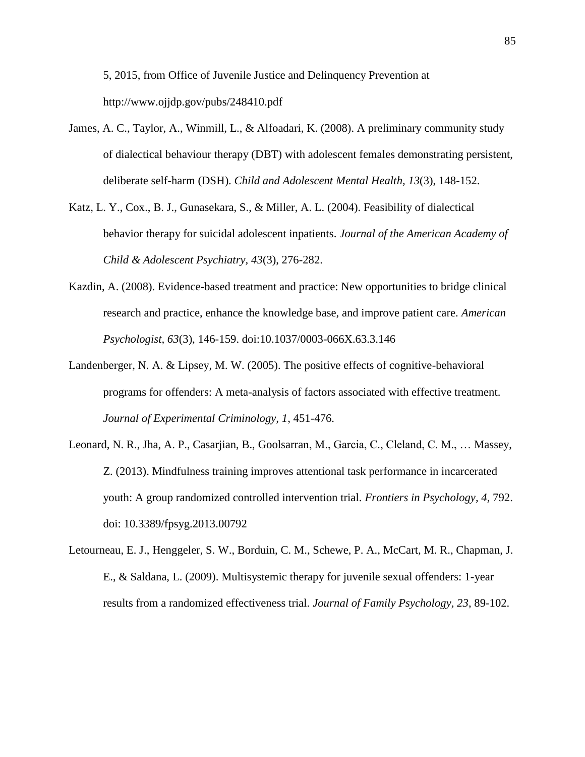5, 2015, from Office of Juvenile Justice and Delinquency Prevention at http://www.ojjdp.gov/pubs/248410.pdf

James, A. C., Taylor, A., Winmill, L., & Alfoadari, K. (2008). A preliminary community study of dialectical behaviour therapy (DBT) with adolescent females demonstrating persistent, deliberate self-harm (DSH). *Child and Adolescent Mental Health, 13*(3), 148-152.

Katz, L. Y., Cox., B. J., Gunasekara, S., & Miller, A. L. (2004). Feasibility of dialectical behavior therapy for suicidal adolescent inpatients. *Journal of the American Academy of Child & Adolescent Psychiatry, 43*(3), 276-282.

Kazdin, A. (2008). Evidence-based treatment and practice: New opportunities to bridge clinical research and practice, enhance the knowledge base, and improve patient care. *American Psychologist, 63*(3), 146-159. doi:10.1037/0003-066X.63.3.146

Landenberger, N. A. & Lipsey, M. W. (2005). The positive effects of cognitive-behavioral programs for offenders: A meta-analysis of factors associated with effective treatment. *Journal of Experimental Criminology, 1*, 451-476.

Leonard, N. R., Jha, A. P., Casarjian, B., Goolsarran, M., Garcia, C., Cleland, C. M., … Massey, Z. (2013). Mindfulness training improves attentional task performance in incarcerated youth: A group randomized controlled intervention trial. *Frontiers in Psychology, 4*, 792. doi: 10.3389/fpsyg.2013.00792

Letourneau, E. J., Henggeler, S. W., Borduin, C. M., Schewe, P. A., McCart, M. R., Chapman, J. E., & Saldana, L. (2009). Multisystemic therapy for juvenile sexual offenders: 1-year results from a randomized effectiveness trial. *Journal of Family Psychology, 23*, 89-102.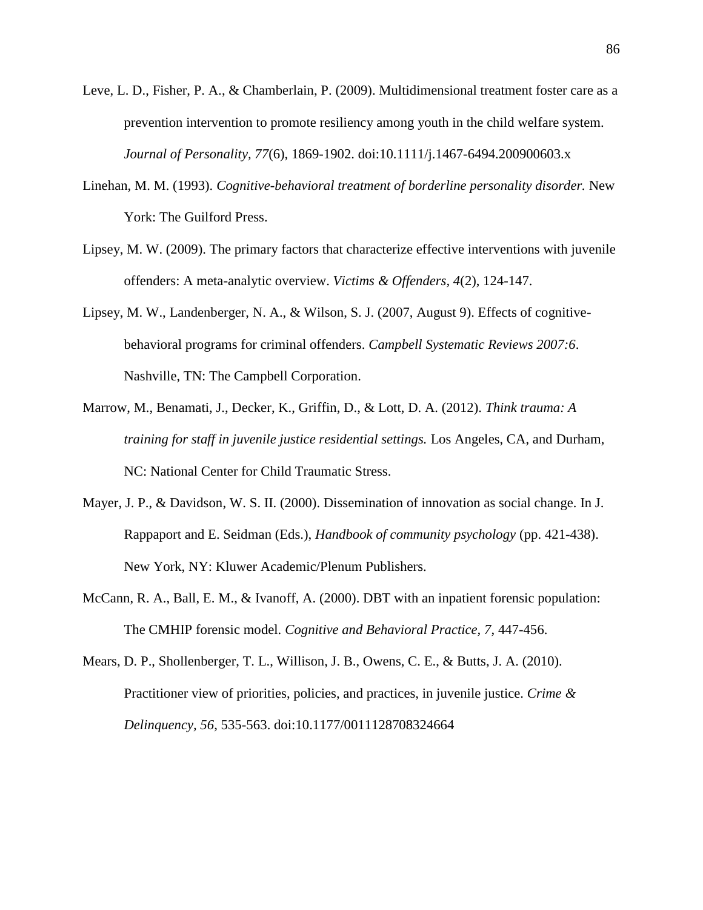Leve, L. D., Fisher, P. A., & Chamberlain, P. (2009). Multidimensional treatment foster care as a prevention intervention to promote resiliency among youth in the child welfare system. *Journal of Personality, 77*(6), 1869-1902. doi:10.1111/j.1467-6494.200900603.x

Linehan, M. M. (1993). *Cognitive-behavioral treatment of borderline personality disorder.* New York: The Guilford Press.

Lipsey, M. W. (2009). The primary factors that characterize effective interventions with juvenile offenders: A meta-analytic overview. *Victims & Offenders, 4*(2), 124-147.

Lipsey, M. W., Landenberger, N. A., & Wilson, S. J. (2007, August 9). Effects of cognitive-behavioral programs for criminal offenders. *Campbell Systematic Reviews 2007:6*. Nashville, TN: The Campbell Corporation.

Marrow, M., Benamati, J., Decker, K., Griffin, D., & Lott, D. A. (2012). *Think trauma: A training for staff in juvenile justice residential settings.* Los Angeles, CA, and Durham, NC: National Center for Child Traumatic Stress.

Mayer, J. P., & Davidson, W. S. II. (2000). Dissemination of innovation as social change. In J. Rappaport and E. Seidman (Eds.), *Handbook of community psychology* (pp. 421-438). New York, NY: Kluwer Academic/Plenum Publishers.

McCann, R. A., Ball, E. M., & Ivanoff, A. (2000). DBT with an inpatient forensic population: The CMHIP forensic model. *Cognitive and Behavioral Practice, 7*, 447-456.

Mears, D. P., Shollenberger, T. L., Willison, J. B., Owens, C. E., & Butts, J. A. (2010). Practitioner view of priorities, policies, and practices, in juvenile justice. *Crime & Delinquency, 56*, 535-563. doi:10.1177/0011128708324664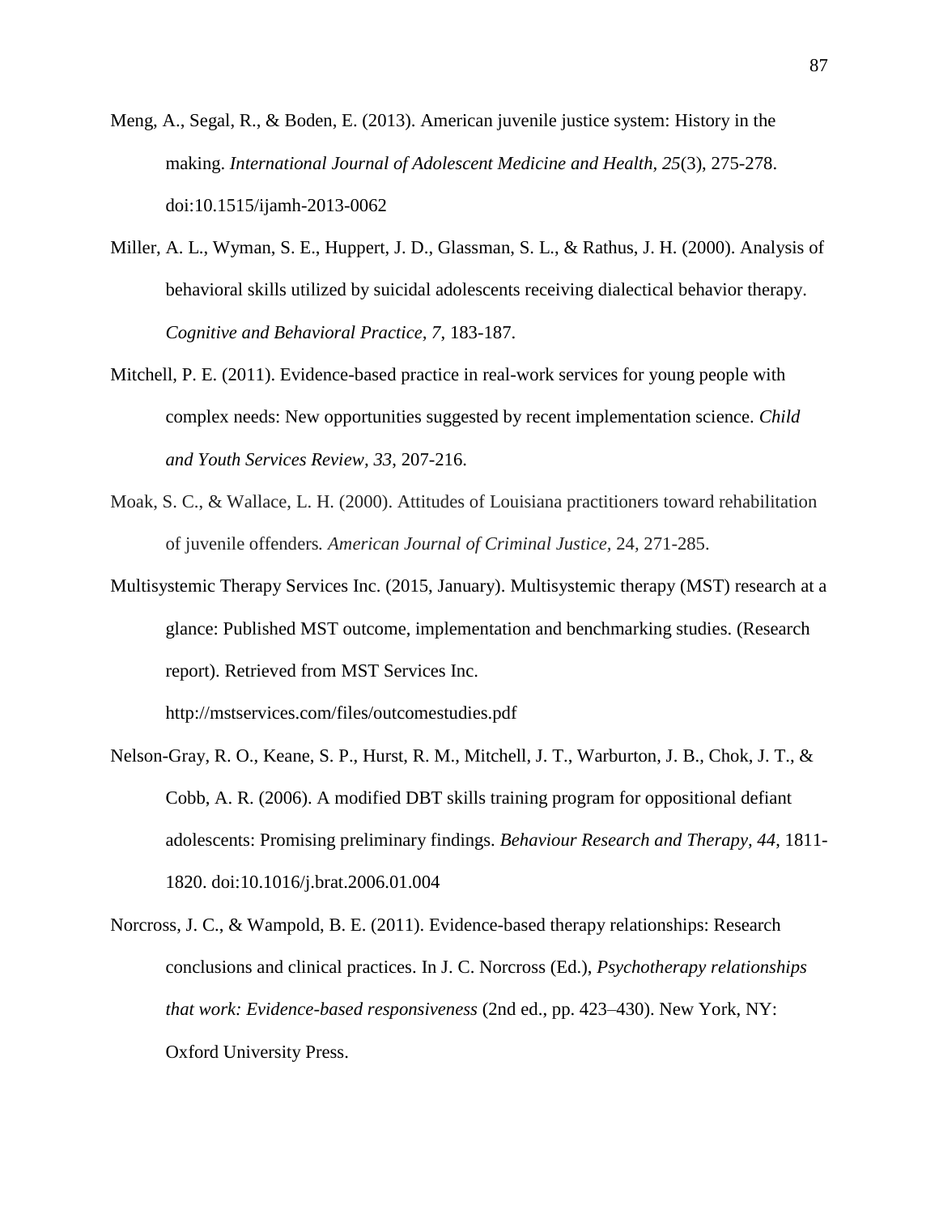Meng, A., Segal, R., & Boden, E. (2013). American juvenile justice system: History in the making. *International Journal of Adolescent Medicine and Health, 25*(3), 275-278. doi:10.1515/ijamh-2013-0062

Miller, A. L., Wyman, S. E., Huppert, J. D., Glassman, S. L., & Rathus, J. H. (2000). Analysis of behavioral skills utilized by suicidal adolescents receiving dialectical behavior therapy. *Cognitive and Behavioral Practice*, *7*, 183-187.

Mitchell, P. E. (2011). Evidence-based practice in real-work services for young people with complex needs: New opportunities suggested by recent implementation science. *Child and Youth Services Review, 33*, 207-216.

Moak, S. C., & Wallace, L. H. (2000). Attitudes of Louisiana practitioners toward rehabilitation of juvenile offenders*. American Journal of Criminal Justice*, 24, 271-285.

Multisystemic Therapy Services Inc. (2015, January). Multisystemic therapy (MST) research at a glance: Published MST outcome, implementation and benchmarking studies. (Research report). Retrieved from MST Services Inc. http://mstservices.com/files/outcomestudies.pdf

Nelson-Gray, R. O., Keane, S. P., Hurst, R. M., Mitchell, J. T., Warburton, J. B., Chok, J. T., & Cobb, A. R. (2006). A modified DBT skills training program for oppositional defiant adolescents: Promising preliminary findings. *Behaviour Research and Therapy, 44*, 1811-1820. doi:10.1016/j.brat.2006.01.004

Norcross, J. C., & Wampold, B. E. (2011). Evidence-based therapy relationships: Research conclusions and clinical practices. In J. C. Norcross (Ed.), *Psychotherapy relationships that work: Evidence-based responsiveness* (2nd ed., pp. 423–430). New York, NY: Oxford University Press.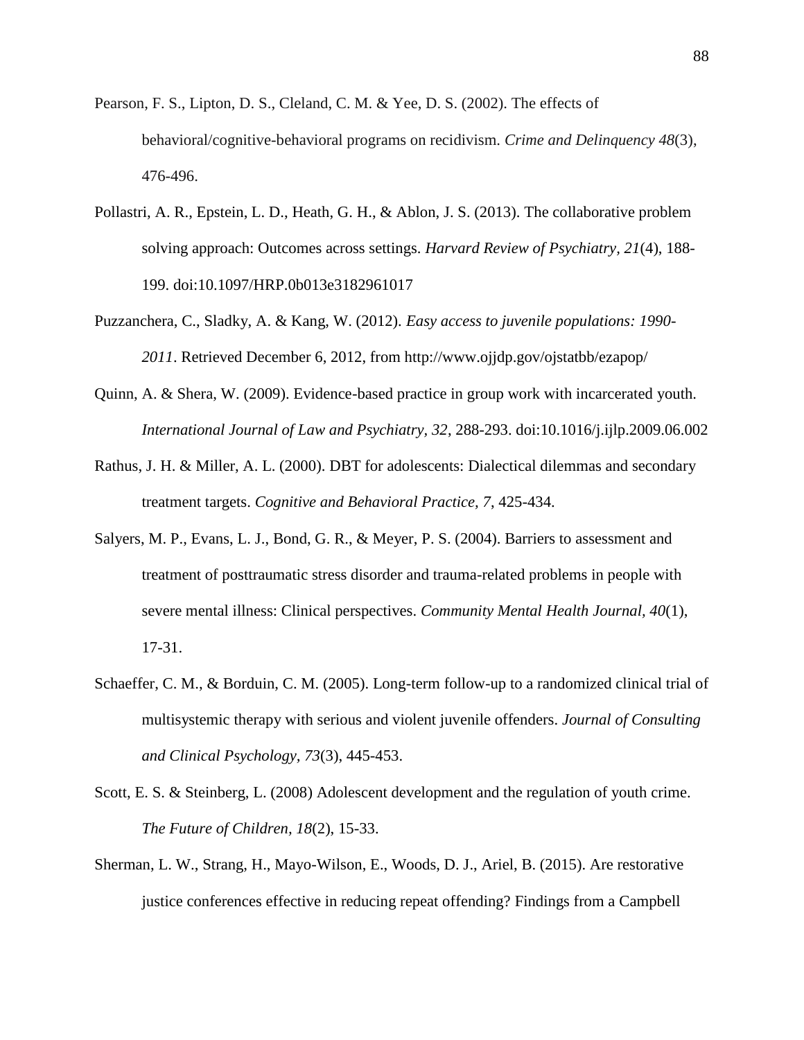Pearson, F. S., Lipton, D. S., Cleland, C. M. & Yee, D. S. (2002). The effects of behavioral/cognitive-behavioral programs on recidivism. *Crime and Delinquency 48*(3), 476-496.

Pollastri, A. R., Epstein, L. D., Heath, G. H., & Ablon, J. S. (2013). The collaborative problem solving approach: Outcomes across settings. *Harvard Review of Psychiatry, 21*(4), 188-199. doi:10.1097/HRP.0b013e3182961017

Puzzanchera, C., Sladky, A. & Kang, W. (2012). *Easy access to juvenile populations: 1990-2011*. Retrieved December 6, 2012, from http://www.ojjdp.gov/ojstatbb/ezapop/

Quinn, A. & Shera, W. (2009). Evidence-based practice in group work with incarcerated youth. *International Journal of Law and Psychiatry, 32*, 288-293. doi:10.1016/j.ijlp.2009.06.002

Rathus, J. H. & Miller, A. L. (2000). DBT for adolescents: Dialectical dilemmas and secondary treatment targets. *Cognitive and Behavioral Practice, 7*, 425-434.

Salyers, M. P., Evans, L. J., Bond, G. R., & Meyer, P. S. (2004). Barriers to assessment and treatment of posttraumatic stress disorder and trauma-related problems in people with severe mental illness: Clinical perspectives. *Community Mental Health Journal, 40*(1), 17-31.

Schaeffer, C. M., & Borduin, C. M. (2005). Long-term follow-up to a randomized clinical trial of multisystemic therapy with serious and violent juvenile offenders. *Journal of Consulting and Clinical Psychology, 73*(3), 445-453.

Scott, E. S. & Steinberg, L. (2008) Adolescent development and the regulation of youth crime. *The Future of Children, 18*(2), 15-33.

Sherman, L. W., Strang, H., Mayo-Wilson, E., Woods, D. J., Ariel, B. (2015). Are restorative justice conferences effective in reducing repeat offending? Findings from a Campbell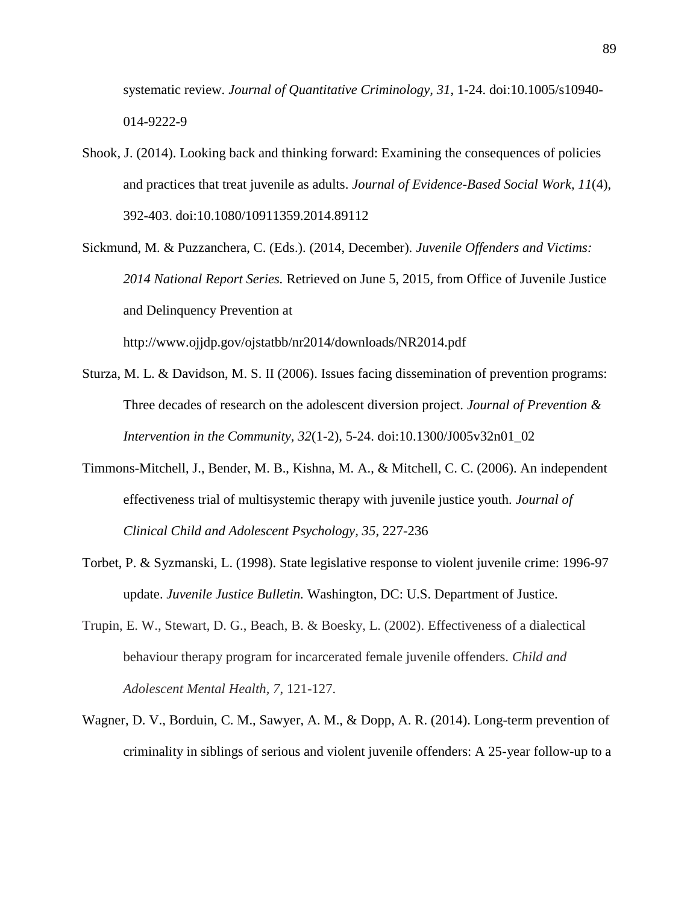systematic review. *Journal of Quantitative Criminology, 31*, 1-24. doi:10.1005/s10940-014-9222-9

Shook, J. (2014). Looking back and thinking forward: Examining the consequences of policies and practices that treat juvenile as adults. *Journal of Evidence-Based Social Work, 11*(4), 392-403. doi:10.1080/10911359.2014.89112

Sickmund, M. & Puzzanchera, C. (Eds.). (2014, December). *Juvenile Offenders and Victims: 2014 National Report Series.* Retrieved on June 5, 2015, from Office of Juvenile Justice and Delinquency Prevention at http://www.ojjdp.gov/ojstatbb/nr2014/downloads/NR2014.pdf

Sturza, M. L. & Davidson, M. S. II (2006). Issues facing dissemination of prevention programs: Three decades of research on the adolescent diversion project. *Journal of Prevention & Intervention in the Community, 32*(1-2), 5-24. doi:10.1300/J005v32n01_02

Timmons-Mitchell, J., Bender, M. B., Kishna, M. A., & Mitchell, C. C. (2006). An independent effectiveness trial of multisystemic therapy with juvenile justice youth. *Journal of Clinical Child and Adolescent Psychology, 35*, 227-236

Torbet, P. & Syzmanski, L. (1998). State legislative response to violent juvenile crime: 1996-97 update. *Juvenile Justice Bulletin.* Washington, DC: U.S. Department of Justice.

Trupin, E. W., Stewart, D. G., Beach, B. & Boesky, L. (2002). Effectiveness of a dialectical behaviour therapy program for incarcerated female juvenile offenders. *Child and Adolescent Mental Health, 7*, 121-127.

Wagner, D. V., Borduin, C. M., Sawyer, A. M., & Dopp, A. R. (2014). Long-term prevention of criminality in siblings of serious and violent juvenile offenders: A 25-year follow-up to a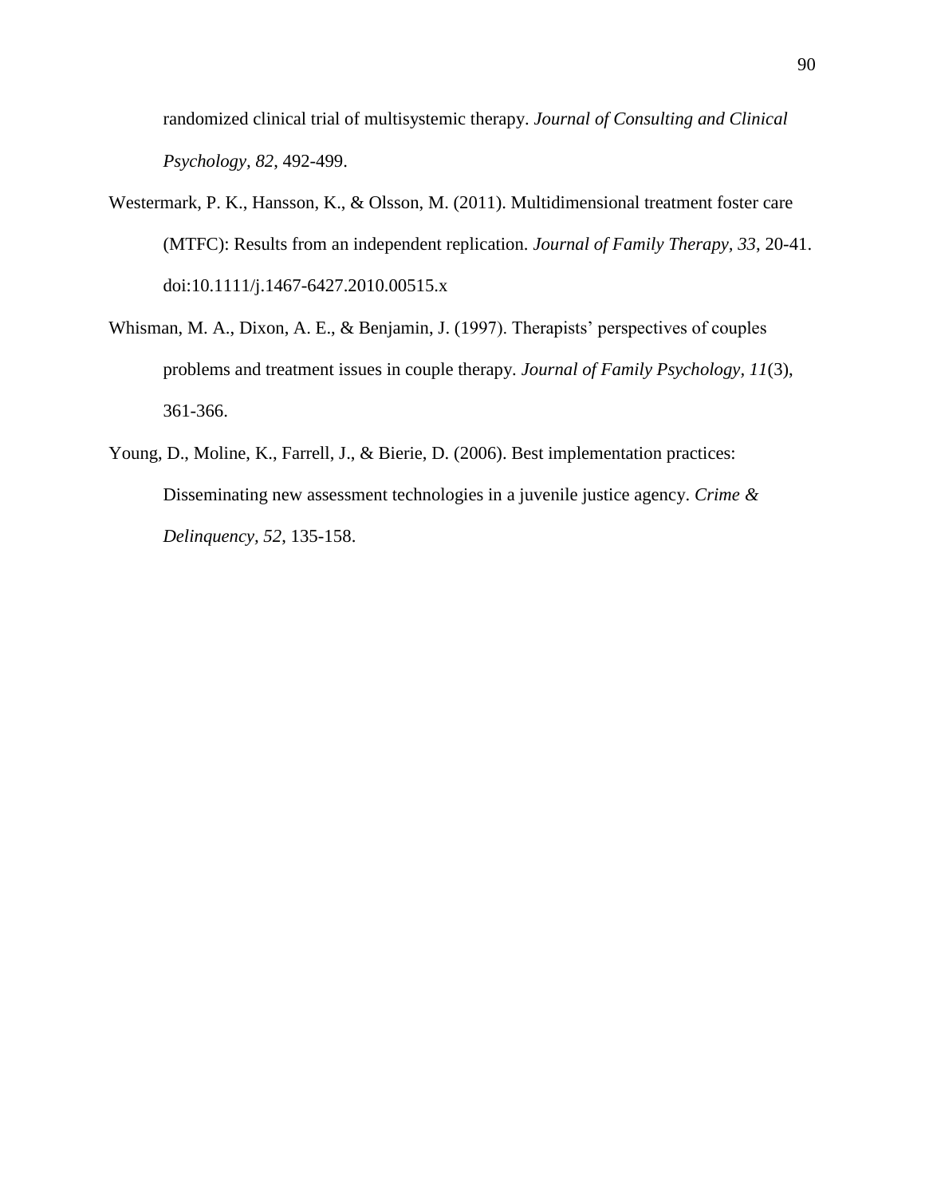randomized clinical trial of multisystemic therapy. *Journal of Consulting and Clinical Psychology, 82*, 492-499.

Westermark, P. K., Hansson, K., & Olsson, M. (2011). Multidimensional treatment foster care (MTFC): Results from an independent replication. *Journal of Family Therapy, 33*, 20-41. doi:10.1111/j.1467-6427.2010.00515.x

Whisman, M. A., Dixon, A. E., & Benjamin, J. (1997). Therapists' perspectives of couples problems and treatment issues in couple therapy. *Journal of Family Psychology, 11*(3), 361-366.

Young, D., Moline, K., Farrell, J., & Bierie, D. (2006). Best implementation practices: Disseminating new assessment technologies in a juvenile justice agency. *Crime & Delinquency*, *52*, 135-158.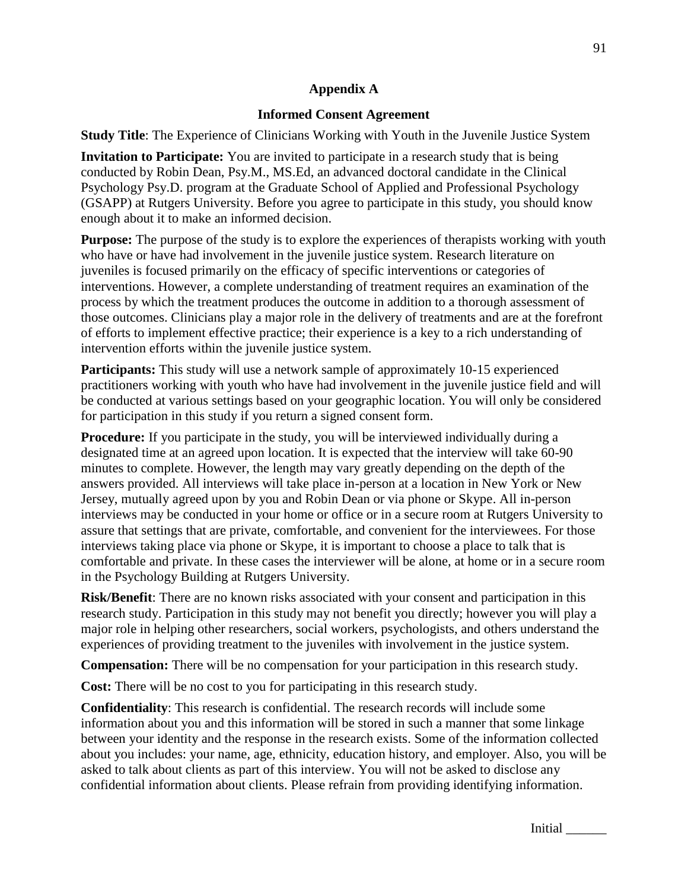## Appendix A

### Informed Consent Agreement

**Study Title**: The Experience of Clinicians Working with Youth in the Juvenile Justice System

**Invitation to Participate:** You are invited to participate in a research study that is being conducted by Robin Dean, Psy.M., MS.Ed, an advanced doctoral candidate in the Clinical Psychology Psy.D. program at the Graduate School of Applied and Professional Psychology (GSAPP) at Rutgers University. Before you agree to participate in this study, you should know enough about it to make an informed decision.

**Purpose:** The purpose of the study is to explore the experiences of therapists working with youth who have or have had involvement in the juvenile justice system. Research literature on juveniles is focused primarily on the efficacy of specific interventions or categories of interventions. However, a complete understanding of treatment requires an examination of the process by which the treatment produces the outcome in addition to a thorough assessment of those outcomes. Clinicians play a major role in the delivery of treatments and are at the forefront of efforts to implement effective practice; their experience is a key to a rich understanding of intervention efforts within the juvenile justice system.

**Participants:** This study will use a network sample of approximately 10-15 experienced practitioners working with youth who have had involvement in the juvenile justice field and will be conducted at various settings based on your geographic location. You will only be considered for participation in this study if you return a signed consent form.

**Procedure:** If you participate in the study, you will be interviewed individually during a designated time at an agreed upon location. It is expected that the interview will take 60-90 minutes to complete. However, the length may vary greatly depending on the depth of the answers provided. All interviews will take place in-person at a location in New York or New Jersey, mutually agreed upon by you and Robin Dean or via phone or Skype. All in-person interviews may be conducted in your home or office or in a secure room at Rutgers University to assure that settings that are private, comfortable, and convenient for the interviewees. For those interviews taking place via phone or Skype, it is important to choose a place to talk that is comfortable and private. In these cases the interviewer will be alone, at home or in a secure room in the Psychology Building at Rutgers University.

**Risk/Benefit**: There are no known risks associated with your consent and participation in this research study. Participation in this study may not benefit you directly; however you will play a major role in helping other researchers, social workers, psychologists, and others understand the experiences of providing treatment to the juveniles with involvement in the justice system.

**Compensation:** There will be no compensation for your participation in this research study.

**Cost:** There will be no cost to you for participating in this research study.

**Confidentiality**: This research is confidential. The research records will include some information about you and this information will be stored in such a manner that some linkage between your identity and the response in the research exists. Some of the information collected about you includes: your name, age, ethnicity, education history, and employer. Also, you will be asked to talk about clients as part of this interview. You will not be asked to disclose any confidential information about clients. Please refrain from providing identifying information.

Initial ______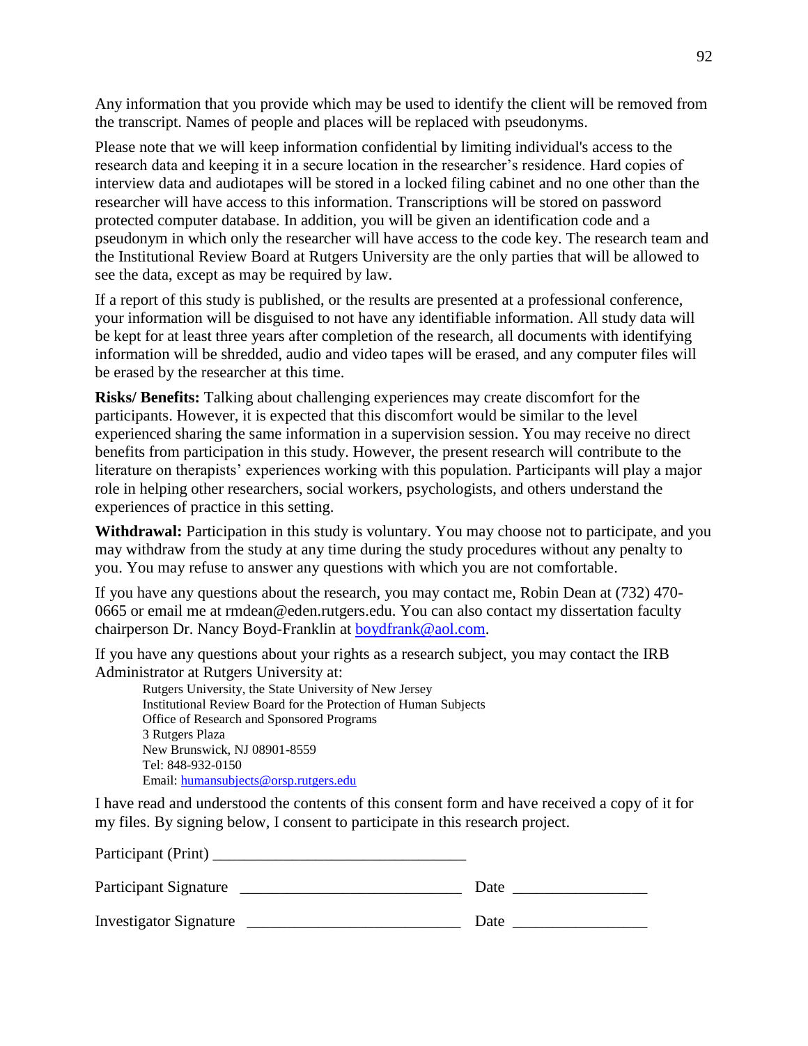Any information that you provide which may be used to identify the client will be removed from the transcript. Names of people and places will be replaced with pseudonyms.

Please note that we will keep information confidential by limiting individual's access to the research data and keeping it in a secure location in the researcher's residence. Hard copies of interview data and audiotapes will be stored in a locked filing cabinet and no one other than the researcher will have access to this information. Transcriptions will be stored on password protected computer database. In addition, you will be given an identification code and a pseudonym in which only the researcher will have access to the code key. The research team and the Institutional Review Board at Rutgers University are the only parties that will be allowed to see the data, except as may be required by law.

If a report of this study is published, or the results are presented at a professional conference, your information will be disguised to not have any identifiable information. All study data will be kept for at least three years after completion of the research, all documents with identifying information will be shredded, audio and video tapes will be erased, and any computer files will be erased by the researcher at this time.

**Risks/ Benefits:** Talking about challenging experiences may create discomfort for the participants. However, it is expected that this discomfort would be similar to the level experienced sharing the same information in a supervision session. You may receive no direct benefits from participation in this study. However, the present research will contribute to the literature on therapists' experiences working with this population. Participants will play a major role in helping other researchers, social workers, psychologists, and others understand the experiences of practice in this setting.

**Withdrawal:** Participation in this study is voluntary. You may choose not to participate, and you may withdraw from the study at any time during the study procedures without any penalty to you. You may refuse to answer any questions with which you are not comfortable.

If you have any questions about the research, you may contact me, Robin Dean at (732) 470-0665 or email me at rmdean@eden.rutgers.edu. You can also contact my dissertation faculty chairperson Dr. Nancy Boyd-Franklin at boydfrank@aol.com.

If you have any questions about your rights as a research subject, you may contact the IRB Administrator at Rutgers University at:

Rutgers University, the State University of New Jersey
Institutional Review Board for the Protection of Human Subjects
Office of Research and Sponsored Programs
3 Rutgers Plaza
New Brunswick, NJ 08901-8559
Tel: 848-932-0150
Email: humansubjects@orsp.rutgers.edu

I have read and understood the contents of this consent form and have received a copy of it for my files. By signing below, I consent to participate in this research project.

Participant (Print) ________________________________

Participant Signature ___________________________ Date ________________

Investigator Signature ___________________________ Date ________________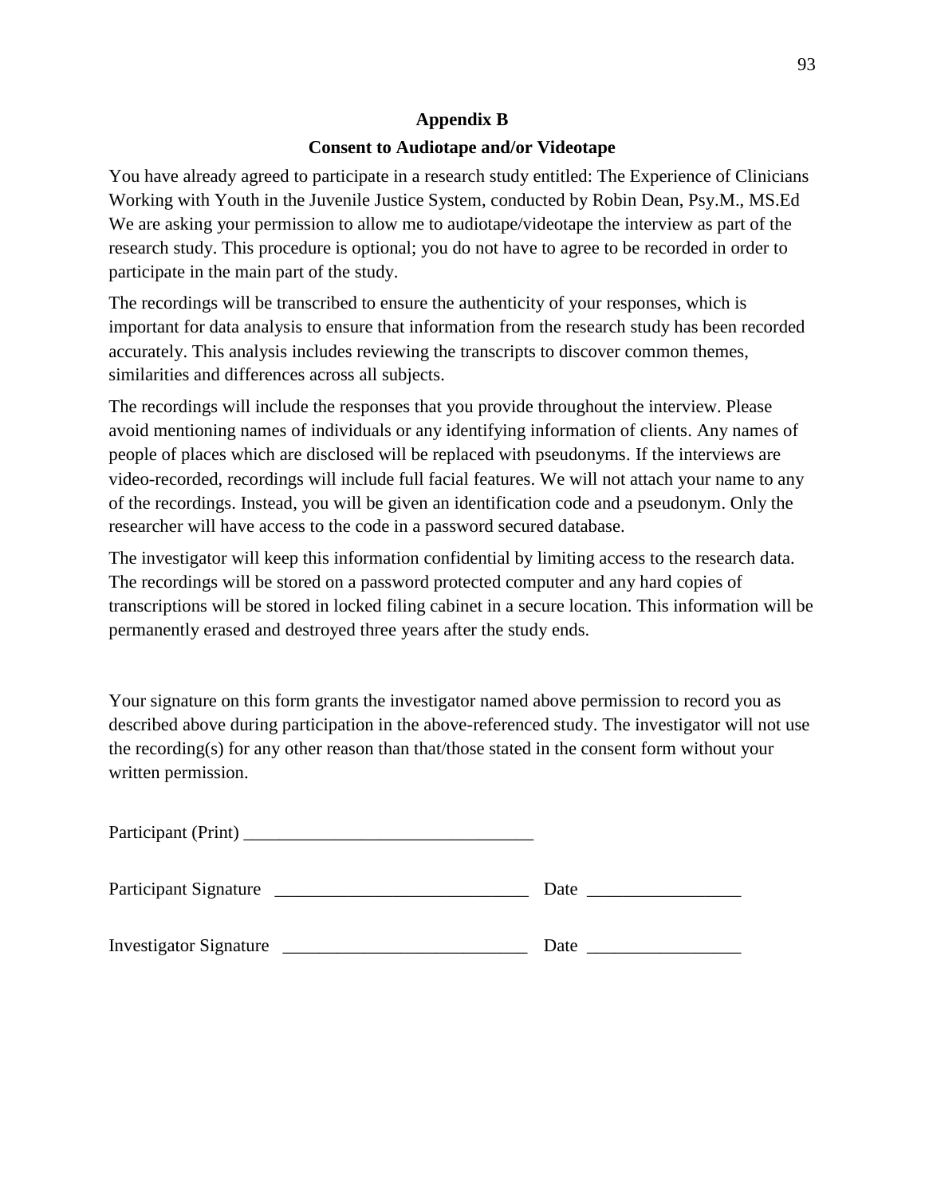# Appendix B

## Consent to Audiotape and/or Videotape

You have already agreed to participate in a research study entitled: The Experience of Clinicians Working with Youth in the Juvenile Justice System, conducted by Robin Dean, Psy.M., MS.Ed We are asking your permission to allow me to audiotape/videotape the interview as part of the research study. This procedure is optional; you do not have to agree to be recorded in order to participate in the main part of the study.

The recordings will be transcribed to ensure the authenticity of your responses, which is important for data analysis to ensure that information from the research study has been recorded accurately. This analysis includes reviewing the transcripts to discover common themes, similarities and differences across all subjects.

The recordings will include the responses that you provide throughout the interview. Please avoid mentioning names of individuals or any identifying information of clients. Any names of people of places which are disclosed will be replaced with pseudonyms. If the interviews are video-recorded, recordings will include full facial features. We will not attach your name to any of the recordings. Instead, you will be given an identification code and a pseudonym. Only the researcher will have access to the code in a password secured database.

The investigator will keep this information confidential by limiting access to the research data. The recordings will be stored on a password protected computer and any hard copies of transcriptions will be stored in locked filing cabinet in a secure location. This information will be permanently erased and destroyed three years after the study ends.

Your signature on this form grants the investigator named above permission to record you as described above during participation in the above-referenced study. The investigator will not use the recording(s) for any other reason than that/those stated in the consent form without your written permission.

Participant (Print) ________________________________

Participant Signature ____________________________ Date _________________

Investigator Signature ___________________________ Date _________________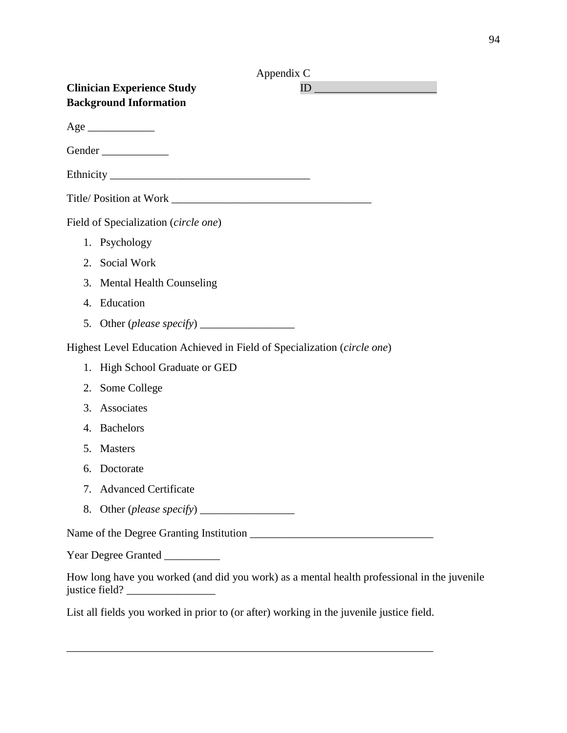Appendix C

**Clinician Experience Study** ID _____________________

**Background Information**

Age ____________

Gender ____________

Ethnicity ____________________________________

Title/ Position at Work ____________________________________

Field of Specialization (*circle one*)

1. Psychology
2. Social Work
3. Mental Health Counseling
4. Education
5. Other (*please specify*) _________________

Highest Level Education Achieved in Field of Specialization (*circle one*)

1. High School Graduate or GED
2. Some College
3. Associates
4. Bachelors
5. Masters
6. Doctorate
7. Advanced Certificate
8. Other (*please specify*) _________________

Name of the Degree Granting Institution _________________________________

Year Degree Granted __________

How long have you worked (and did you work) as a mental health professional in the juvenile justice field? ________________

List all fields you worked in prior to (or after) working in the juvenile justice field.

____________________________________________________________________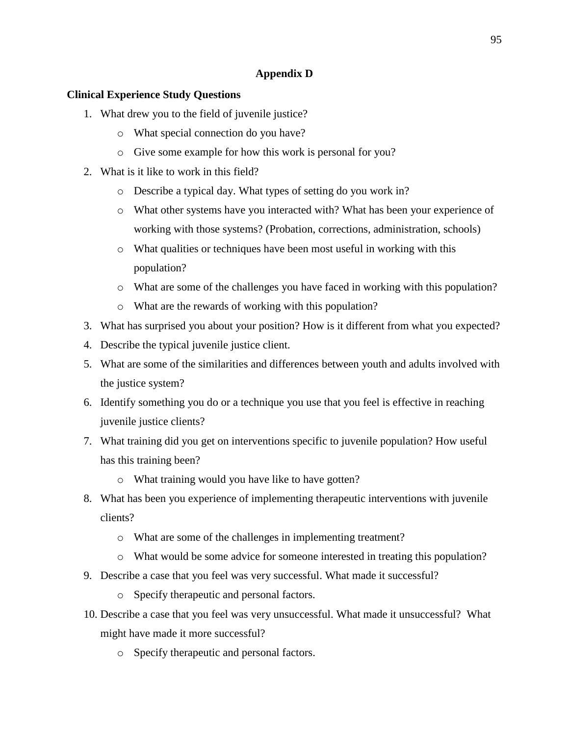# Appendix D

**Clinical Experience Study Questions**

1. What drew you to the field of juvenile justice?
    - What special connection do you have?
    - Give some example for how this work is personal for you?
2. What is it like to work in this field?
    - Describe a typical day. What types of setting do you work in?
    - What other systems have you interacted with? What has been your experience of working with those systems? (Probation, corrections, administration, schools)
    - What qualities or techniques have been most useful in working with this population?
    - What are some of the challenges you have faced in working with this population?
    - What are the rewards of working with this population?
3. What has surprised you about your position? How is it different from what you expected?
4. Describe the typical juvenile justice client.
5. What are some of the similarities and differences between youth and adults involved with the justice system?
6. Identify something you do or a technique you use that you feel is effective in reaching juvenile justice clients?
7. What training did you get on interventions specific to juvenile population? How useful has this training been?
    - What training would you have like to have gotten?
8. What has been you experience of implementing therapeutic interventions with juvenile clients?
    - What are some of the challenges in implementing treatment?
    - What would be some advice for someone interested in treating this population?
9. Describe a case that you feel was very successful. What made it successful?
    - Specify therapeutic and personal factors.
10. Describe a case that you feel was very unsuccessful. What made it unsuccessful? What might have made it more successful?
    - Specify therapeutic and personal factors.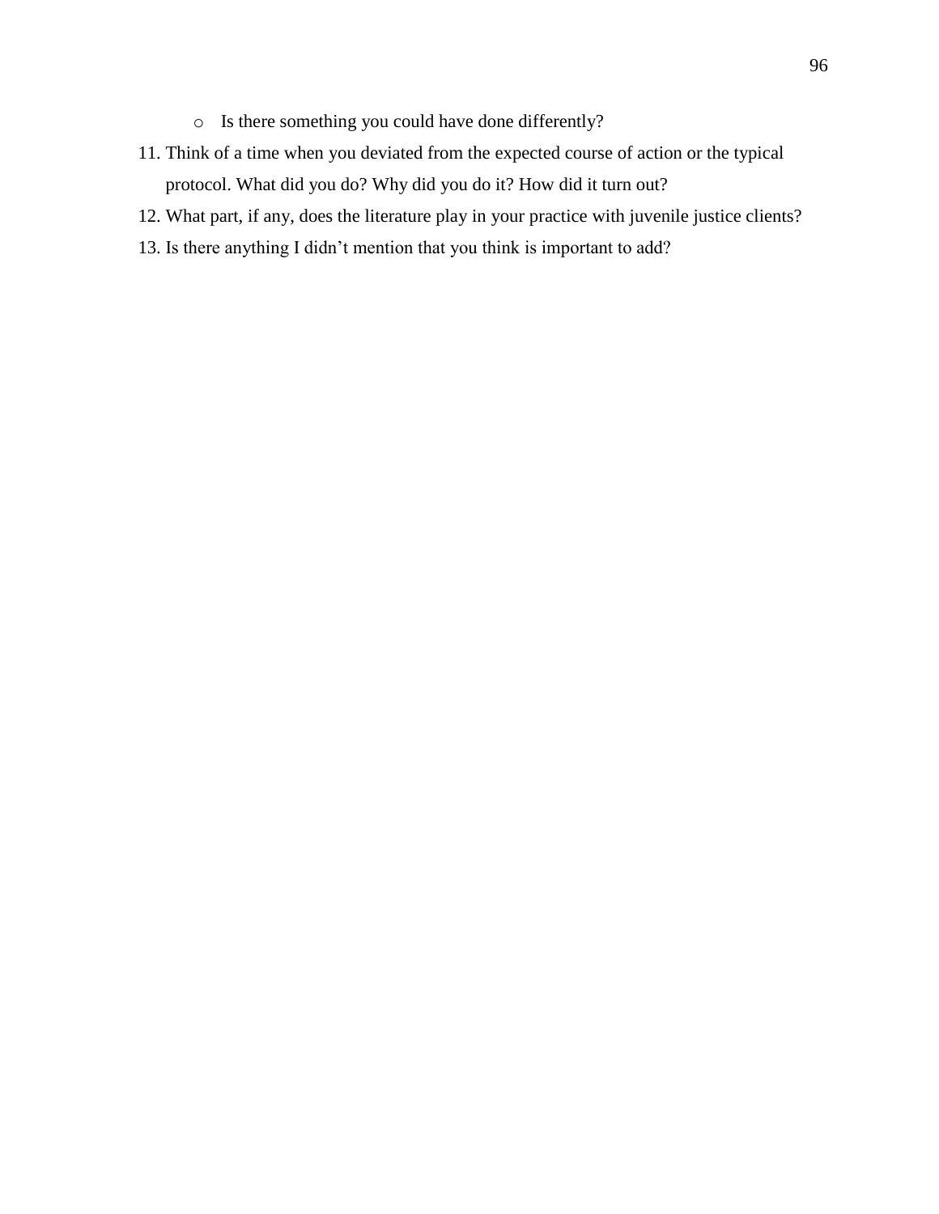- Is there something you could have done differently?

11. Think of a time when you deviated from the expected course of action or the typical protocol. What did you do? Why did you do it? How did it turn out?
12. What part, if any, does the literature play in your practice with juvenile justice clients?
13. Is there anything I didn't mention that you think is important to add?